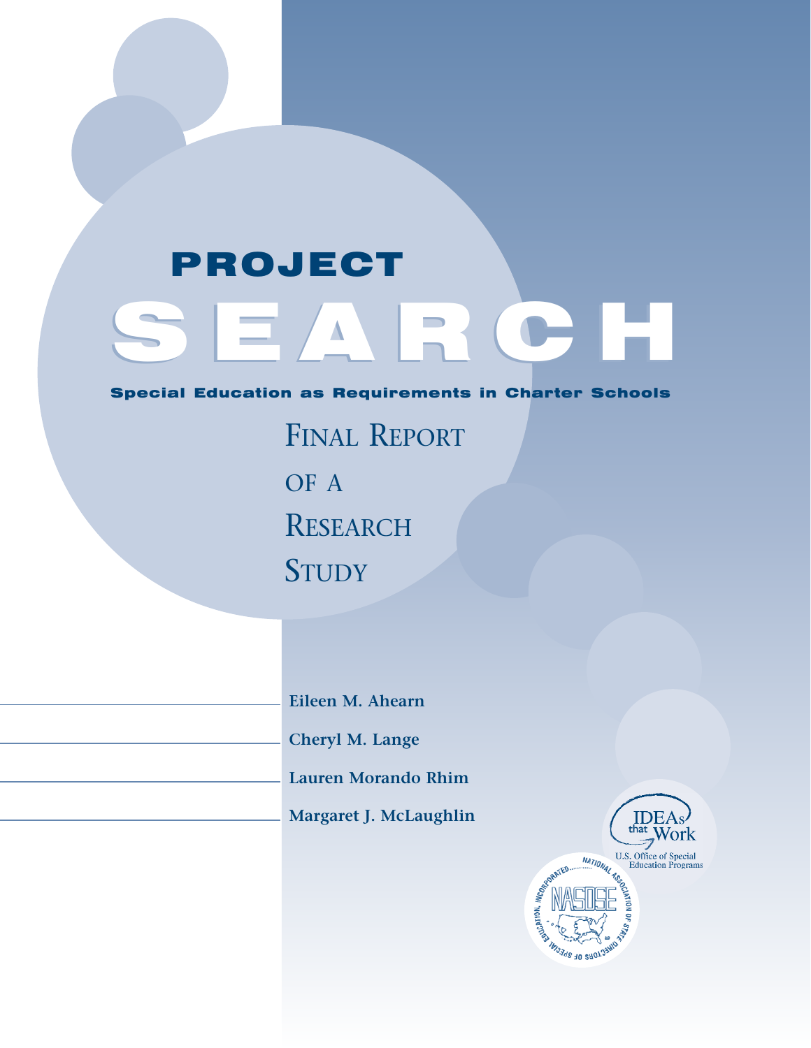# PROJECT SEARCH

**Special Education as Requirements in Charter Schools**

## Final Report of a Research Study

Eileen M. Ahearn

Cheryl M. Lange

Lauren Morando Rhim

Margaret J. McLaughlin

IDEAs that Work

U.S. Office of Special Education Programs

National Association of State Directors of Special Education, Incorporated

NASDSE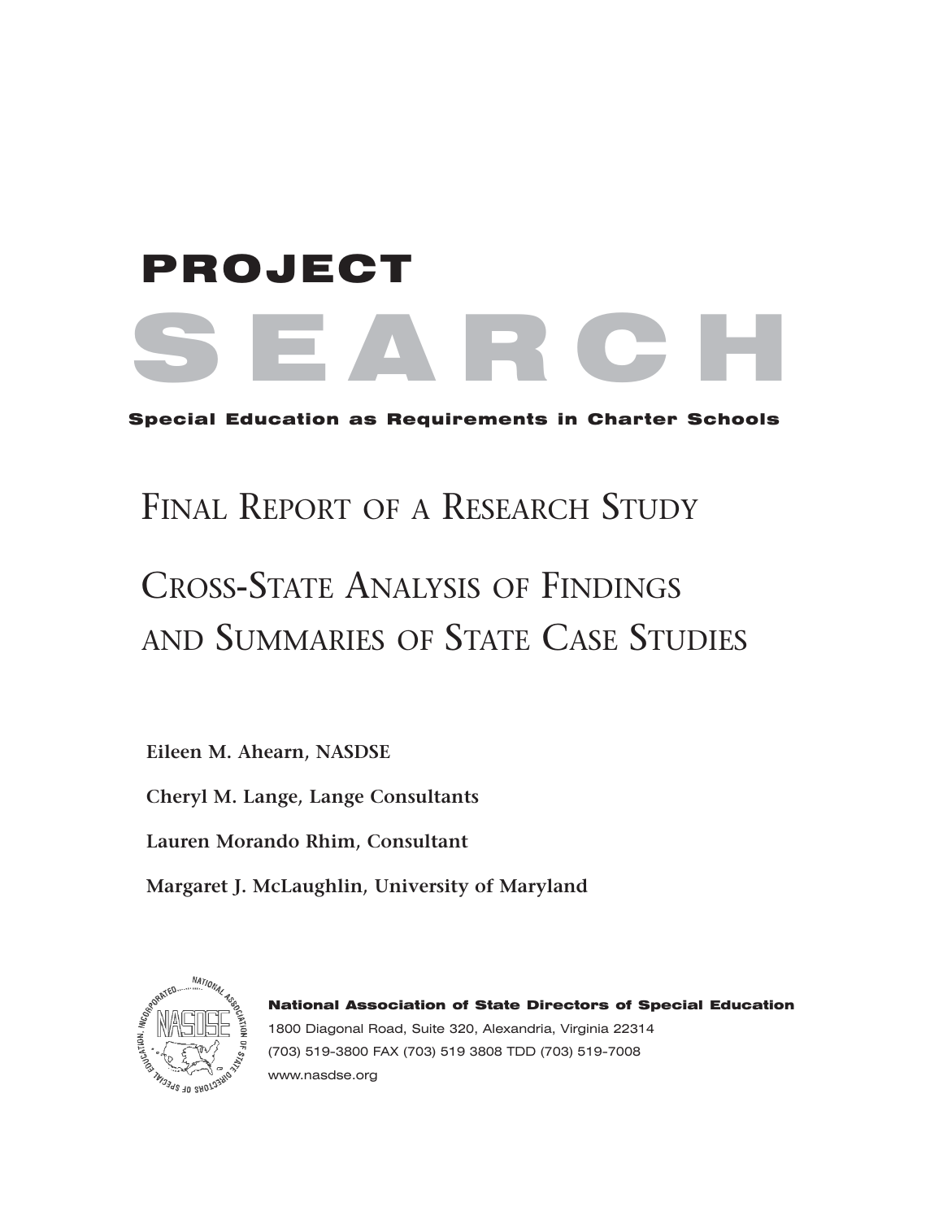# PROJECT SEARCH

**Special Education as Requirements in Charter Schools**

## Final Report of a Research Study

## Cross-State Analysis of Findings and Summaries of State Case Studies

**Eileen M. Ahearn, NASDSE**

**Cheryl M. Lange, Lange Consultants**

**Lauren Morando Rhim, Consultant**

**Margaret J. McLaughlin, University of Maryland**

**National Association of State Directors of Special Education**

1800 Diagonal Road, Suite 320, Alexandria, Virginia 22314

(703) 519-3800 FAX (703) 519 3808 TDD (703) 519-7008

www.nasdse.org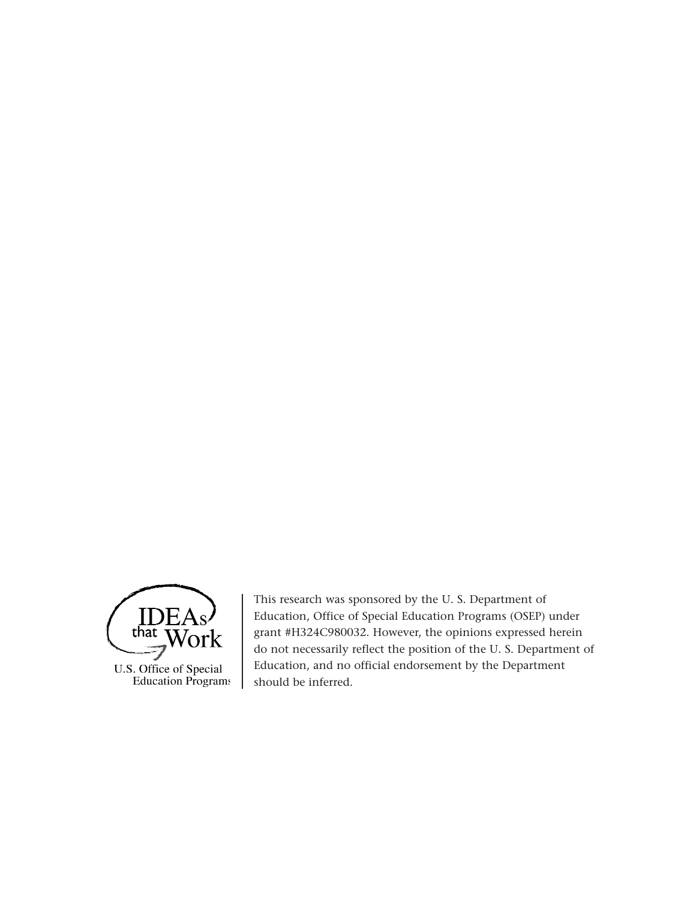IDEAs that Work

U.S. Office of Special Education Programs

This research was sponsored by the U. S. Department of Education, Office of Special Education Programs (OSEP) under grant #H324C980032. However, the opinions expressed herein do not necessarily reflect the position of the U. S. Department of Education, and no official endorsement by the Department should be inferred.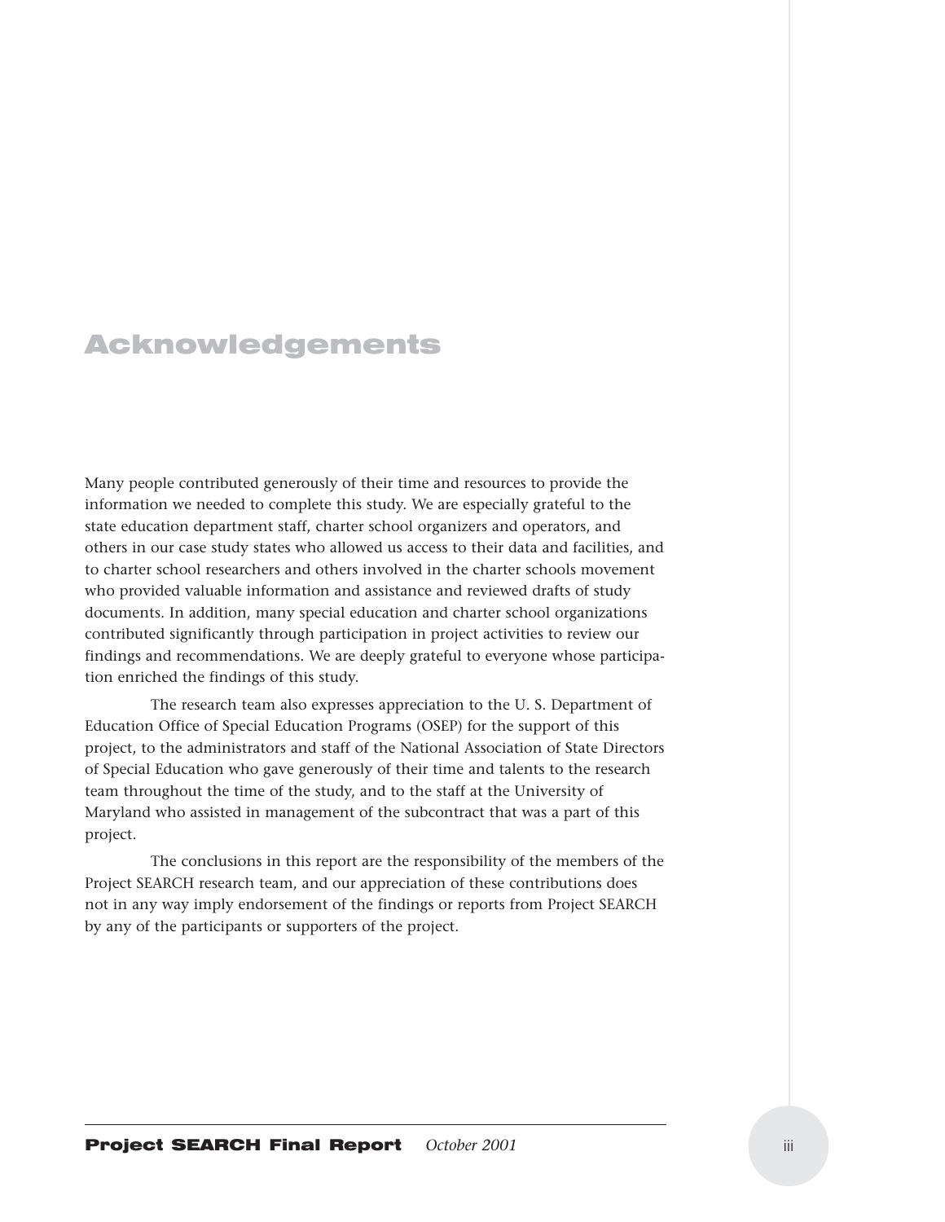# Acknowledgements

Many people contributed generously of their time and resources to provide the information we needed to complete this study. We are especially grateful to the state education department staff, charter school organizers and operators, and others in our case study states who allowed us access to their data and facilities, and to charter school researchers and others involved in the charter schools movement who provided valuable information and assistance and reviewed drafts of study documents. In addition, many special education and charter school organizations contributed significantly through participation in project activities to review our findings and recommendations. We are deeply grateful to everyone whose participation enriched the findings of this study.

The research team also expresses appreciation to the U. S. Department of Education Office of Special Education Programs (OSEP) for the support of this project, to the administrators and staff of the National Association of State Directors of Special Education who gave generously of their time and talents to the research team throughout the time of the study, and to the staff at the University of Maryland who assisted in management of the subcontract that was a part of this project.

The conclusions in this report are the responsibility of the members of the Project SEARCH research team, and our appreciation of these contributions does not in any way imply endorsement of the findings or reports from Project SEARCH by any of the participants or supporters of the project.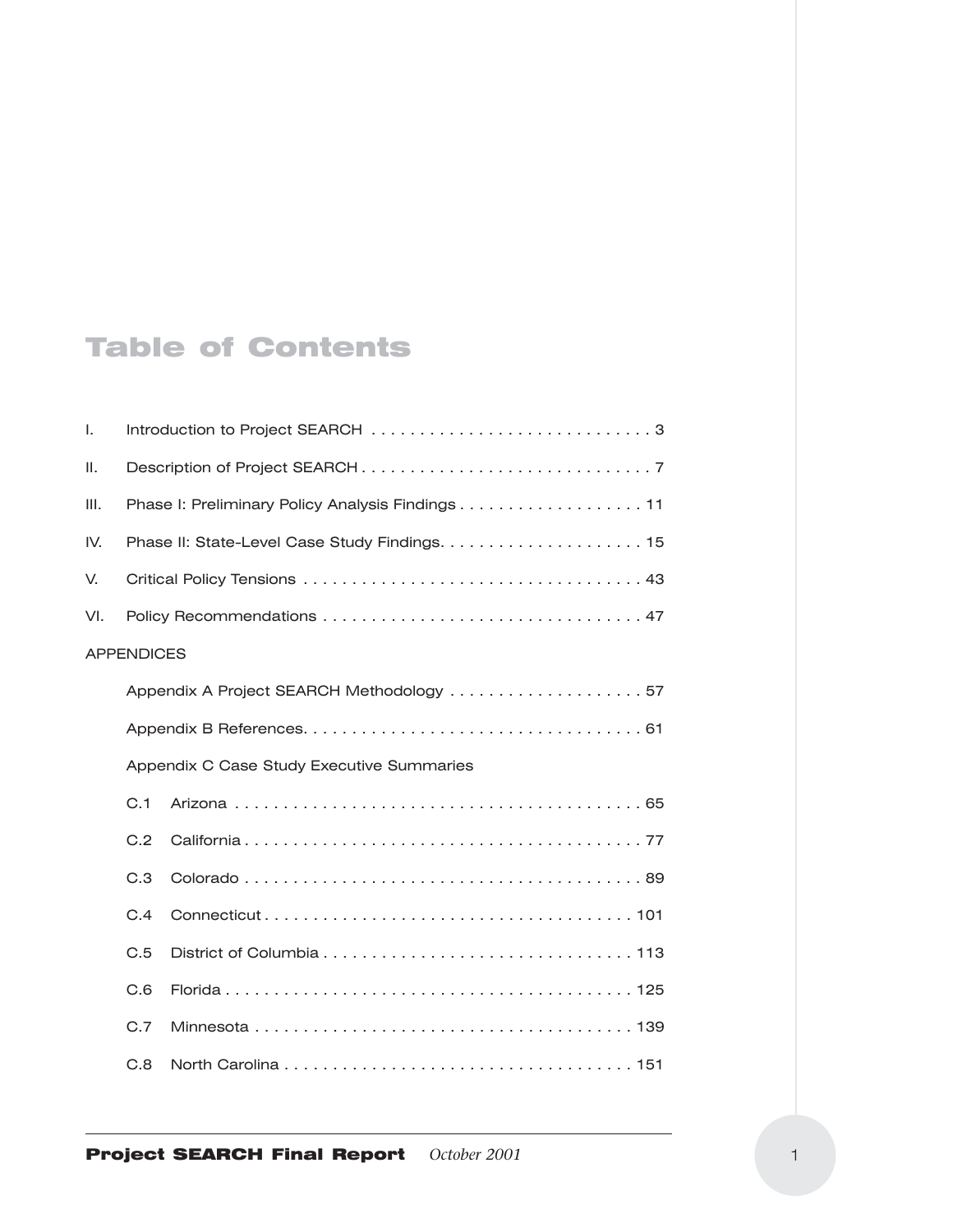# Table of Contents

I. Introduction to Project SEARCH . . . . . . . . . . . . . . . . . . . . . . . . . . . . . 3

II. Description of Project SEARCH . . . . . . . . . . . . . . . . . . . . . . . . . . . . . . 7

III. Phase I: Preliminary Policy Analysis Findings . . . . . . . . . . . . . . . . . . . 11

IV. Phase II: State-Level Case Study Findings. . . . . . . . . . . . . . . . . . . . . 15

V. Critical Policy Tensions . . . . . . . . . . . . . . . . . . . . . . . . . . . . . . . . . . . 43

VI. Policy Recommendations . . . . . . . . . . . . . . . . . . . . . . . . . . . . . . . . . 47

APPENDICES

- Appendix A Project SEARCH Methodology . . . . . . . . . . . . . . . . . . . . 57
- Appendix B References. . . . . . . . . . . . . . . . . . . . . . . . . . . . . . . . . . 61
- Appendix C Case Study Executive Summaries
  - C.1 Arizona . . . . . . . . . . . . . . . . . . . . . . . . . . . . . . . . . . . . . . . . . 65
  - C.2 California . . . . . . . . . . . . . . . . . . . . . . . . . . . . . . . . . . . . . . . 77
  - C.3 Colorado . . . . . . . . . . . . . . . . . . . . . . . . . . . . . . . . . . . . . . . . 89
  - C.4 Connecticut . . . . . . . . . . . . . . . . . . . . . . . . . . . . . . . . . . . . . 101
  - C.5 District of Columbia . . . . . . . . . . . . . . . . . . . . . . . . . . . . . . . 113
  - C.6 Florida . . . . . . . . . . . . . . . . . . . . . . . . . . . . . . . . . . . . . . . . . 125
  - C.7 Minnesota . . . . . . . . . . . . . . . . . . . . . . . . . . . . . . . . . . . . . . 139
  - C.8 North Carolina . . . . . . . . . . . . . . . . . . . . . . . . . . . . . . . . . . . 151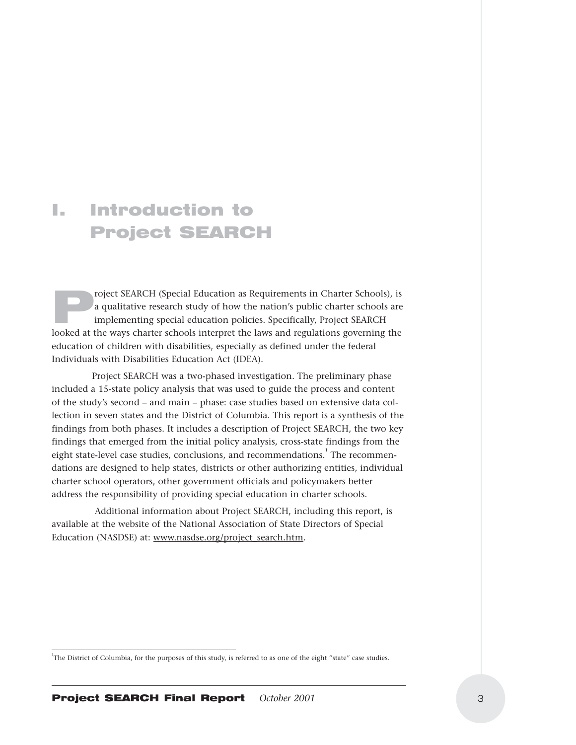# I. Introduction to Project SEARCH

Project SEARCH (Special Education as Requirements in Charter Schools), is a qualitative research study of how the nation's public charter schools are implementing special education policies. Specifically, Project SEARCH looked at the ways charter schools interpret the laws and regulations governing the education of children with disabilities, especially as defined under the federal Individuals with Disabilities Education Act (IDEA).

Project SEARCH was a two-phased investigation. The preliminary phase included a 15-state policy analysis that was used to guide the process and content of the study's second – and main – phase: case studies based on extensive data collection in seven states and the District of Columbia. This report is a synthesis of the findings from both phases. It includes a description of Project SEARCH, the two key findings that emerged from the initial policy analysis, cross-state findings from the eight state-level case studies, conclusions, and recommendations.[1] The recommendations are designed to help states, districts or other authorizing entities, individual charter school operators, other government officials and policymakers better address the responsibility of providing special education in charter schools.

Additional information about Project SEARCH, including this report, is available at the website of the National Association of State Directors of Special Education (NASDSE) at: www.nasdse.org/project_search.htm.

[1] The District of Columbia, for the purposes of this study, is referred to as one of the eight "state" case studies.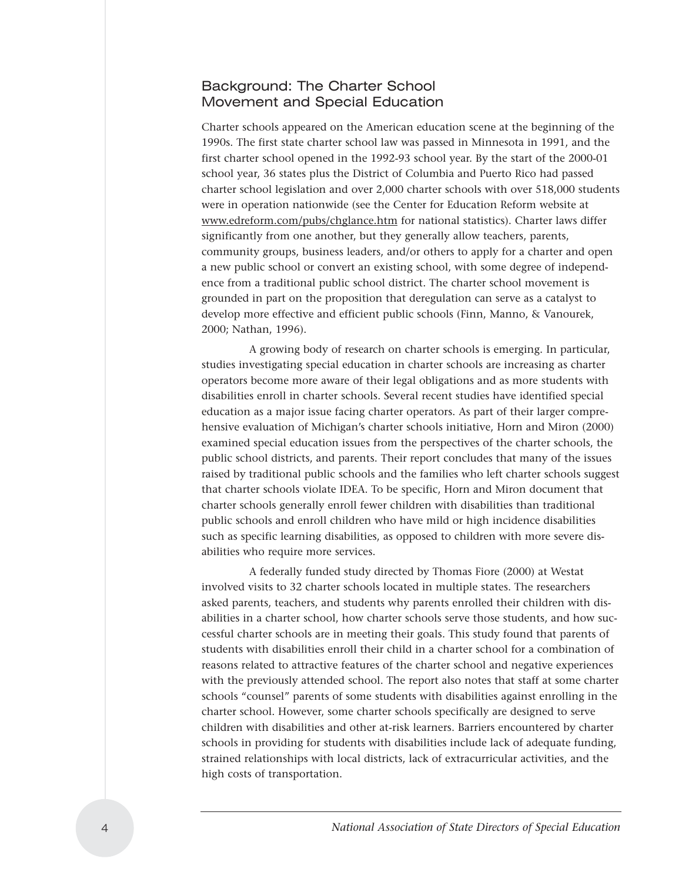## Background: The Charter School Movement and Special Education

Charter schools appeared on the American education scene at the beginning of the 1990s. The first state charter school law was passed in Minnesota in 1991, and the first charter school opened in the 1992-93 school year. By the start of the 2000-01 school year, 36 states plus the District of Columbia and Puerto Rico had passed charter school legislation and over 2,000 charter schools with over 518,000 students were in operation nationwide (see the Center for Education Reform website at www.edreform.com/pubs/chglance.htm for national statistics). Charter laws differ significantly from one another, but they generally allow teachers, parents, community groups, business leaders, and/or others to apply for a charter and open a new public school or convert an existing school, with some degree of independence from a traditional public school district. The charter school movement is grounded in part on the proposition that deregulation can serve as a catalyst to develop more effective and efficient public schools (Finn, Manno, & Vanourek, 2000; Nathan, 1996).

A growing body of research on charter schools is emerging. In particular, studies investigating special education in charter schools are increasing as charter operators become more aware of their legal obligations and as more students with disabilities enroll in charter schools. Several recent studies have identified special education as a major issue facing charter operators. As part of their larger comprehensive evaluation of Michigan's charter schools initiative, Horn and Miron (2000) examined special education issues from the perspectives of the charter schools, the public school districts, and parents. Their report concludes that many of the issues raised by traditional public schools and the families who left charter schools suggest that charter schools violate IDEA. To be specific, Horn and Miron document that charter schools generally enroll fewer children with disabilities than traditional public schools and enroll children who have mild or high incidence disabilities such as specific learning disabilities, as opposed to children with more severe disabilities who require more services.

A federally funded study directed by Thomas Fiore (2000) at Westat involved visits to 32 charter schools located in multiple states. The researchers asked parents, teachers, and students why parents enrolled their children with disabilities in a charter school, how charter schools serve those students, and how successful charter schools are in meeting their goals. This study found that parents of students with disabilities enroll their child in a charter school for a combination of reasons related to attractive features of the charter school and negative experiences with the previously attended school. The report also notes that staff at some charter schools "counsel" parents of some students with disabilities against enrolling in the charter school. However, some charter schools specifically are designed to serve children with disabilities and other at-risk learners. Barriers encountered by charter schools in providing for students with disabilities include lack of adequate funding, strained relationships with local districts, lack of extracurricular activities, and the high costs of transportation.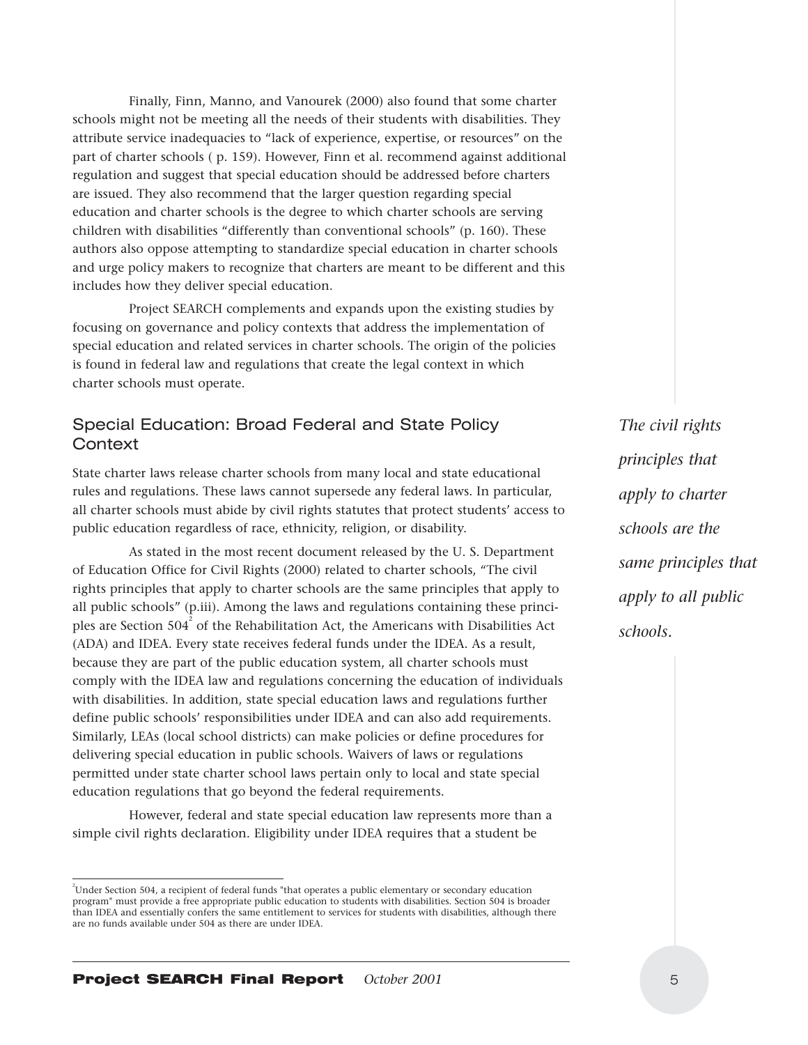Finally, Finn, Manno, and Vanourek (2000) also found that some charter schools might not be meeting all the needs of their students with disabilities. They attribute service inadequacies to "lack of experience, expertise, or resources" on the part of charter schools ( p. 159). However, Finn et al. recommend against additional regulation and suggest that special education should be addressed before charters are issued. They also recommend that the larger question regarding special education and charter schools is the degree to which charter schools are serving children with disabilities "differently than conventional schools" (p. 160). These authors also oppose attempting to standardize special education in charter schools and urge policy makers to recognize that charters are meant to be different and this includes how they deliver special education.

Project SEARCH complements and expands upon the existing studies by focusing on governance and policy contexts that address the implementation of special education and related services in charter schools. The origin of the policies is found in federal law and regulations that create the legal context in which charter schools must operate.

## Special Education: Broad Federal and State Policy Context

State charter laws release charter schools from many local and state educational rules and regulations. These laws cannot supersede any federal laws. In particular, all charter schools must abide by civil rights statutes that protect students' access to public education regardless of race, ethnicity, religion, or disability.

*The civil rights principles that apply to charter schools are the same principles that apply to all public schools.*

As stated in the most recent document released by the U. S. Department of Education Office for Civil Rights (2000) related to charter schools, "The civil rights principles that apply to charter schools are the same principles that apply to all public schools" (p.iii). Among the laws and regulations containing these principles are Section 504[2] of the Rehabilitation Act, the Americans with Disabilities Act (ADA) and IDEA. Every state receives federal funds under the IDEA. As a result, because they are part of the public education system, all charter schools must comply with the IDEA law and regulations concerning the education of individuals with disabilities. In addition, state special education laws and regulations further define public schools' responsibilities under IDEA and can also add requirements. Similarly, LEAs (local school districts) can make policies or define procedures for delivering special education in public schools. Waivers of laws or regulations permitted under state charter school laws pertain only to local and state special education regulations that go beyond the federal requirements.

However, federal and state special education law represents more than a simple civil rights declaration. Eligibility under IDEA requires that a student be

[2] Under Section 504, a recipient of federal funds "that operates a public elementary or secondary education program" must provide a free appropriate public education to students with disabilities. Section 504 is broader than IDEA and essentially confers the same entitlement to services for students with disabilities, although there are no funds available under 504 as there are under IDEA.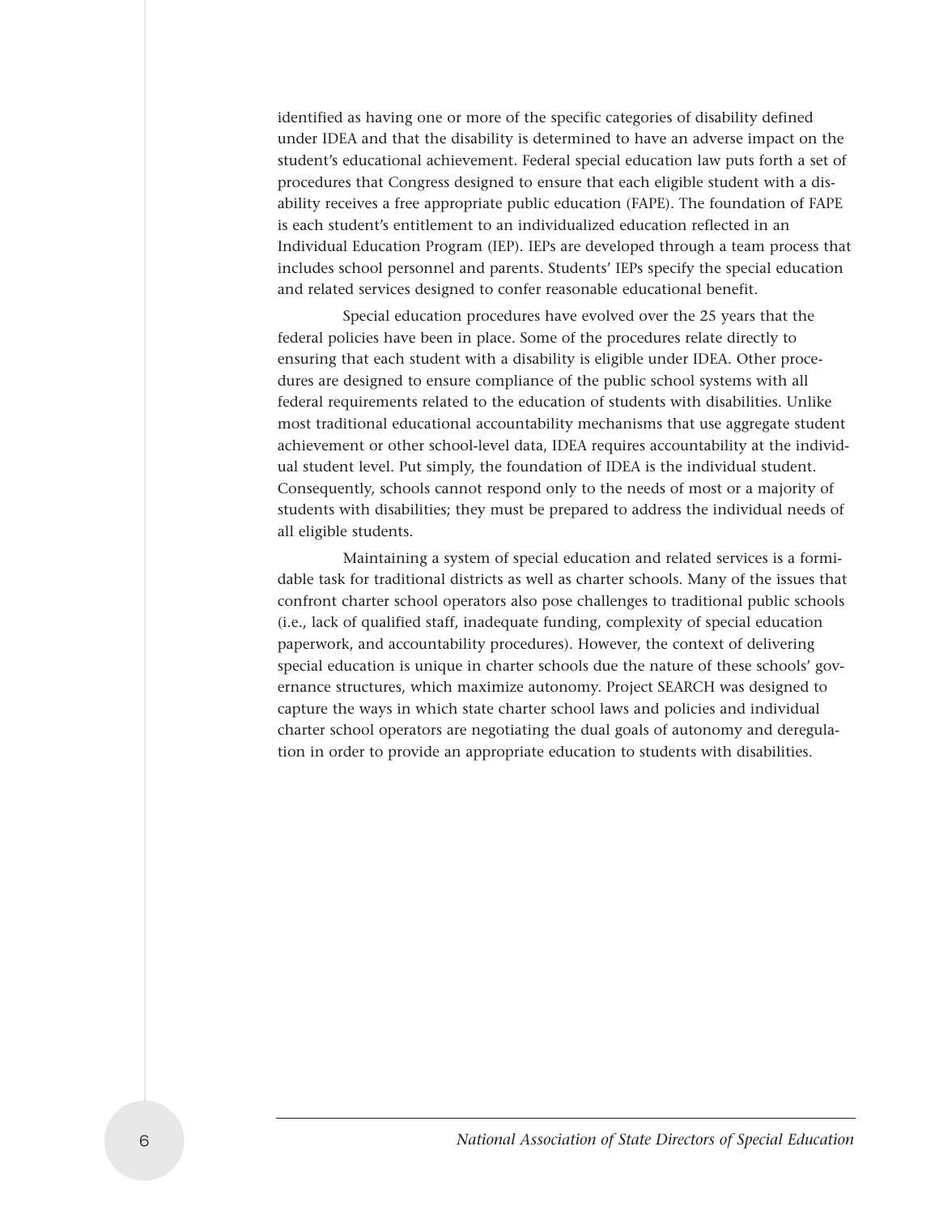identified as having one or more of the specific categories of disability defined under IDEA and that the disability is determined to have an adverse impact on the student's educational achievement. Federal special education law puts forth a set of procedures that Congress designed to ensure that each eligible student with a disability receives a free appropriate public education (FAPE). The foundation of FAPE is each student's entitlement to an individualized education reflected in an Individual Education Program (IEP). IEPs are developed through a team process that includes school personnel and parents. Students' IEPs specify the special education and related services designed to confer reasonable educational benefit.

Special education procedures have evolved over the 25 years that the federal policies have been in place. Some of the procedures relate directly to ensuring that each student with a disability is eligible under IDEA. Other procedures are designed to ensure compliance of the public school systems with all federal requirements related to the education of students with disabilities. Unlike most traditional educational accountability mechanisms that use aggregate student achievement or other school-level data, IDEA requires accountability at the individual student level. Put simply, the foundation of IDEA is the individual student. Consequently, schools cannot respond only to the needs of most or a majority of students with disabilities; they must be prepared to address the individual needs of all eligible students.

Maintaining a system of special education and related services is a formidable task for traditional districts as well as charter schools. Many of the issues that confront charter school operators also pose challenges to traditional public schools (i.e., lack of qualified staff, inadequate funding, complexity of special education paperwork, and accountability procedures). However, the context of delivering special education is unique in charter schools due the nature of these schools' governance structures, which maximize autonomy. Project SEARCH was designed to capture the ways in which state charter school laws and policies and individual charter school operators are negotiating the dual goals of autonomy and deregulation in order to provide an appropriate education to students with disabilities.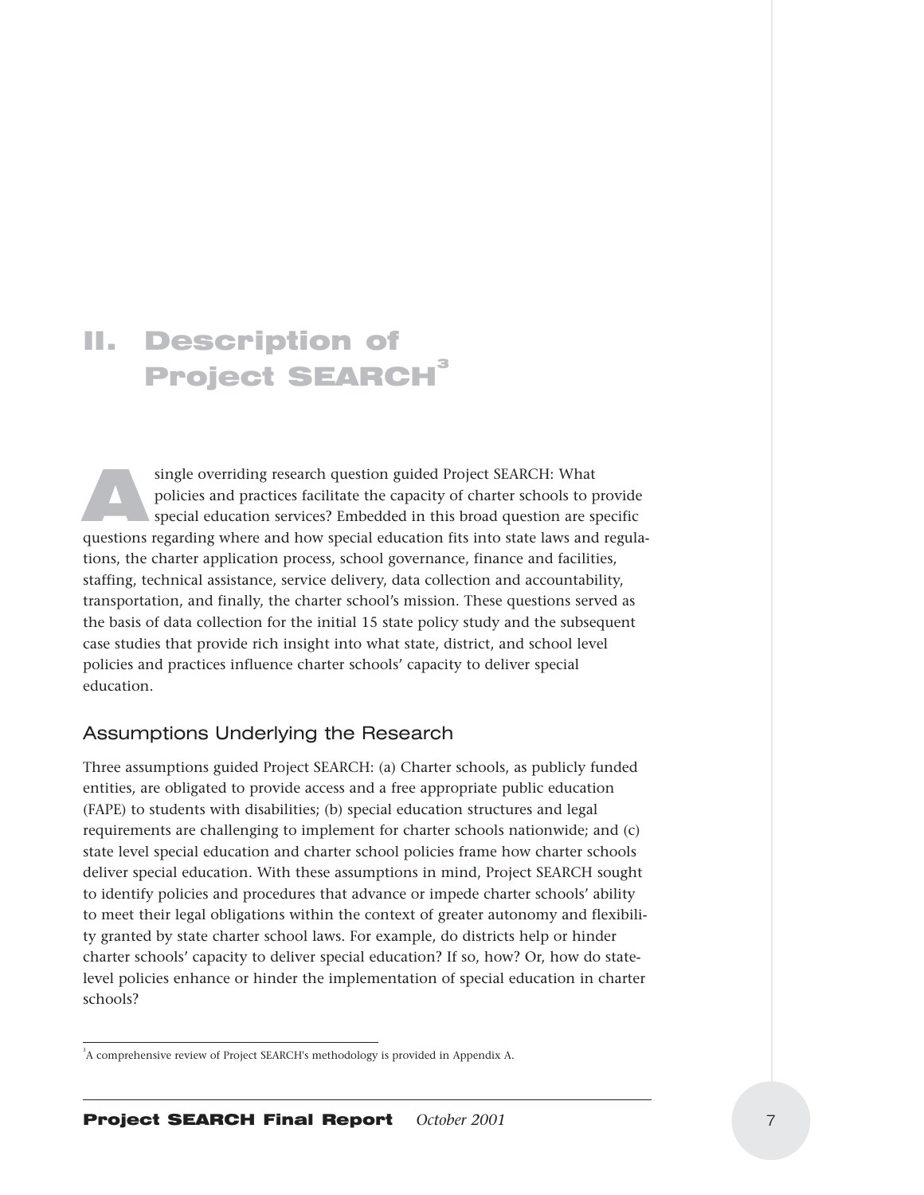# II. Description of Project SEARCH[3]

A single overriding research question guided Project SEARCH: What policies and practices facilitate the capacity of charter schools to provide special education services? Embedded in this broad question are specific questions regarding where and how special education fits into state laws and regulations, the charter application process, school governance, finance and facilities, staffing, technical assistance, service delivery, data collection and accountability, transportation, and finally, the charter school's mission. These questions served as the basis of data collection for the initial 15 state policy study and the subsequent case studies that provide rich insight into what state, district, and school level policies and practices influence charter schools' capacity to deliver special education.

## Assumptions Underlying the Research

Three assumptions guided Project SEARCH: (a) Charter schools, as publicly funded entities, are obligated to provide access and a free appropriate public education (FAPE) to students with disabilities; (b) special education structures and legal requirements are challenging to implement for charter schools nationwide; and (c) state level special education and charter school policies frame how charter schools deliver special education. With these assumptions in mind, Project SEARCH sought to identify policies and procedures that advance or impede charter schools' ability to meet their legal obligations within the context of greater autonomy and flexibility granted by state charter school laws. For example, do districts help or hinder charter schools' capacity to deliver special education? If so, how? Or, how do state-level policies enhance or hinder the implementation of special education in charter schools?

---

[3] A comprehensive review of Project SEARCH's methodology is provided in Appendix A.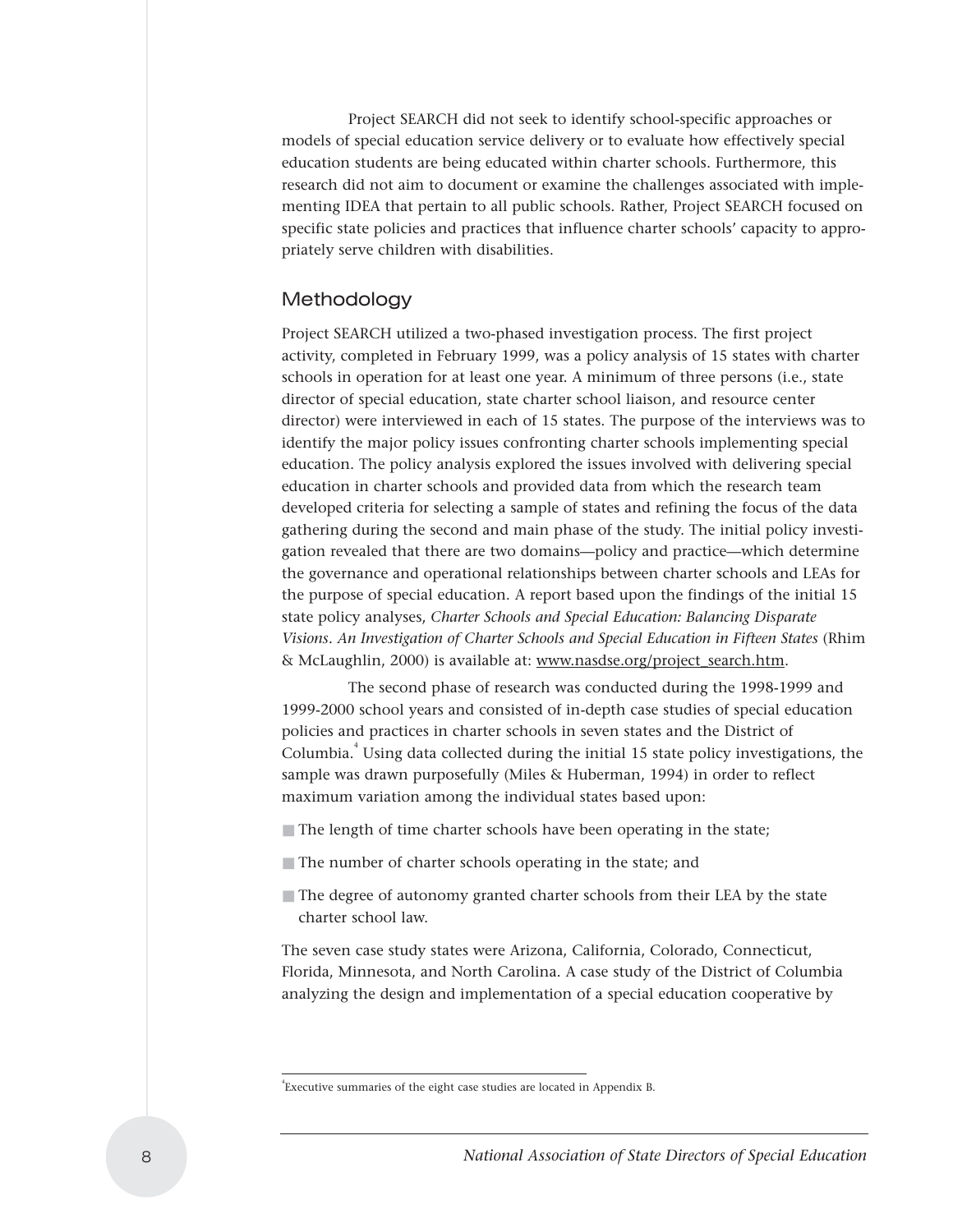Project SEARCH did not seek to identify school-specific approaches or models of special education service delivery or to evaluate how effectively special education students are being educated within charter schools. Furthermore, this research did not aim to document or examine the challenges associated with implementing IDEA that pertain to all public schools. Rather, Project SEARCH focused on specific state policies and practices that influence charter schools' capacity to appropriately serve children with disabilities.

## Methodology

Project SEARCH utilized a two-phased investigation process. The first project activity, completed in February 1999, was a policy analysis of 15 states with charter schools in operation for at least one year. A minimum of three persons (i.e., state director of special education, state charter school liaison, and resource center director) were interviewed in each of 15 states. The purpose of the interviews was to identify the major policy issues confronting charter schools implementing special education. The policy analysis explored the issues involved with delivering special education in charter schools and provided data from which the research team developed criteria for selecting a sample of states and refining the focus of the data gathering during the second and main phase of the study. The initial policy investigation revealed that there are two domains—policy and practice—which determine the governance and operational relationships between charter schools and LEAs for the purpose of special education. A report based upon the findings of the initial 15 state policy analyses, *Charter Schools and Special Education: Balancing Disparate Visions. An Investigation of Charter Schools and Special Education in Fifteen States* (Rhim & McLaughlin, 2000) is available at: www.nasdse.org/project_search.htm.

The second phase of research was conducted during the 1998-1999 and 1999-2000 school years and consisted of in-depth case studies of special education policies and practices in charter schools in seven states and the District of Columbia.[4] Using data collected during the initial 15 state policy investigations, the sample was drawn purposefully (Miles & Huberman, 1994) in order to reflect maximum variation among the individual states based upon:

- The length of time charter schools have been operating in the state;
- The number of charter schools operating in the state; and
- The degree of autonomy granted charter schools from their LEA by the state charter school law.

The seven case study states were Arizona, California, Colorado, Connecticut, Florida, Minnesota, and North Carolina. A case study of the District of Columbia analyzing the design and implementation of a special education cooperative by

[4]Executive summaries of the eight case studies are located in Appendix B.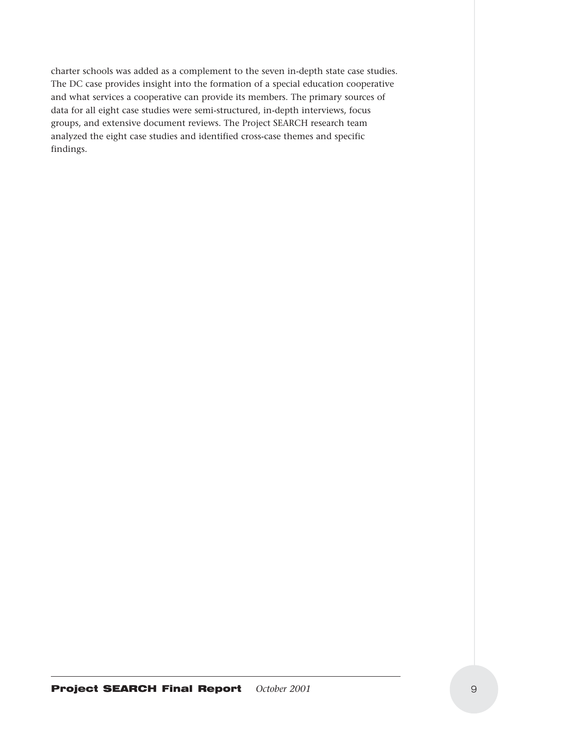charter schools was added as a complement to the seven in-depth state case studies. The DC case provides insight into the formation of a special education cooperative and what services a cooperative can provide its members. The primary sources of data for all eight case studies were semi-structured, in-depth interviews, focus groups, and extensive document reviews. The Project SEARCH research team analyzed the eight case studies and identified cross-case themes and specific findings.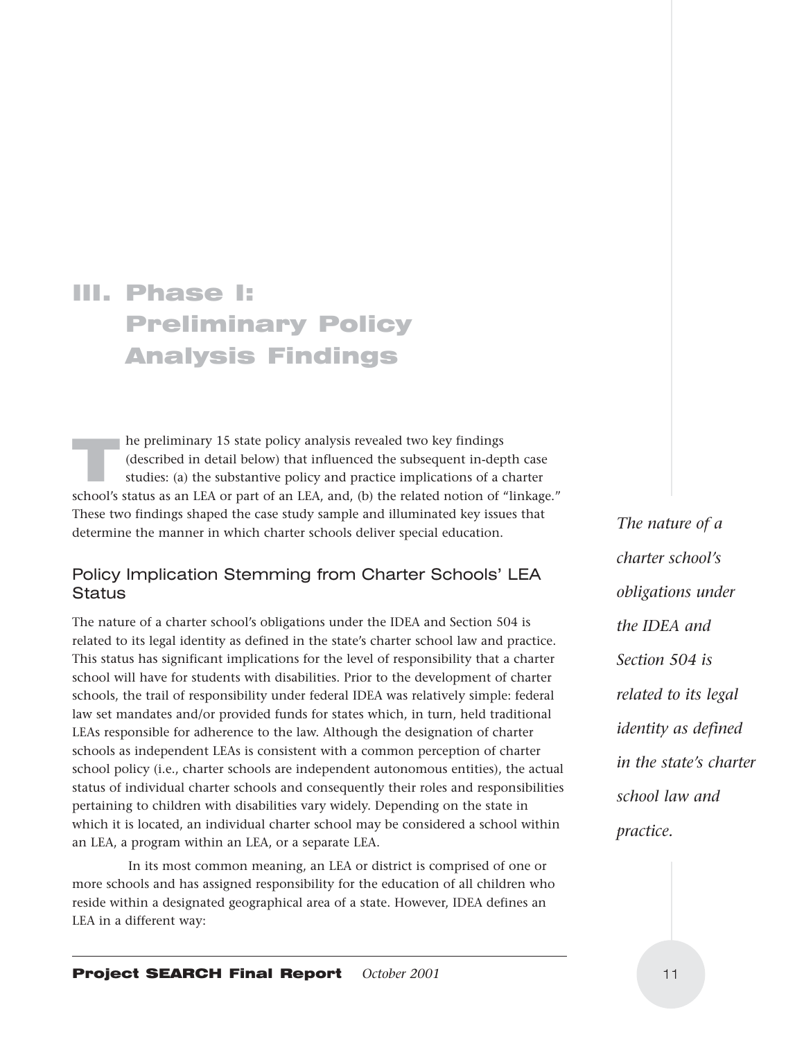# III. Phase I: Preliminary Policy Analysis Findings

The preliminary 15 state policy analysis revealed two key findings (described in detail below) that influenced the subsequent in-depth case studies: (a) the substantive policy and practice implications of a charter school's status as an LEA or part of an LEA, and, (b) the related notion of "linkage." These two findings shaped the case study sample and illuminated key issues that determine the manner in which charter schools deliver special education.

## Policy Implication Stemming from Charter Schools' LEA Status

The nature of a charter school's obligations under the IDEA and Section 504 is related to its legal identity as defined in the state's charter school law and practice. This status has significant implications for the level of responsibility that a charter school will have for students with disabilities. Prior to the development of charter schools, the trail of responsibility under federal IDEA was relatively simple: federal law set mandates and/or provided funds for states which, in turn, held traditional LEAs responsible for adherence to the law. Although the designation of charter schools as independent LEAs is consistent with a common perception of charter school policy (i.e., charter schools are independent autonomous entities), the actual status of individual charter schools and consequently their roles and responsibilities pertaining to children with disabilities vary widely. Depending on the state in which it is located, an individual charter school may be considered a school within an LEA, a program within an LEA, or a separate LEA.

*The nature of a charter school's obligations under the IDEA and Section 504 is related to its legal identity as defined in the state's charter school law and practice.*

In its most common meaning, an LEA or district is comprised of one or more schools and has assigned responsibility for the education of all children who reside within a designated geographical area of a state. However, IDEA defines an LEA in a different way: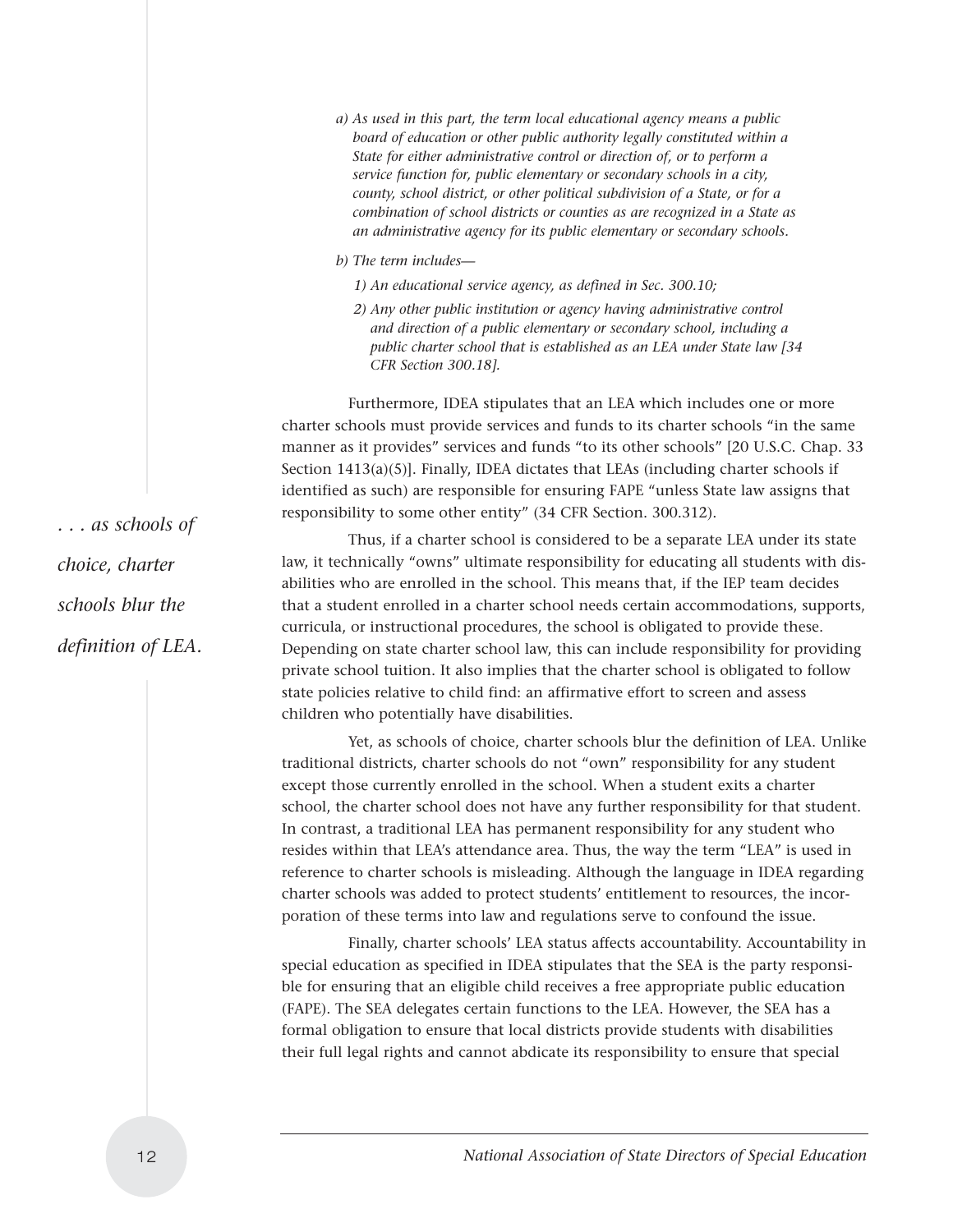*a) As used in this part, the term local educational agency means a public board of education or other public authority legally constituted within a State for either administrative control or direction of, or to perform a service function for, public elementary or secondary schools in a city, county, school district, or other political subdivision of a State, or for a combination of school districts or counties as are recognized in a State as an administrative agency for its public elementary or secondary schools.*

*b) The term includes—*

*1) An educational service agency, as defined in Sec. 300.10;*

*2) Any other public institution or agency having administrative control and direction of a public elementary or secondary school, including a public charter school that is established as an LEA under State law [34 CFR Section 300.18].*

Furthermore, IDEA stipulates that an LEA which includes one or more charter schools must provide services and funds to its charter schools "in the same manner as it provides" services and funds "to its other schools" [20 U.S.C. Chap. 33 Section 1413(a)(5)]. Finally, IDEA dictates that LEAs (including charter schools if identified as such) are responsible for ensuring FAPE "unless State law assigns that responsibility to some other entity" (34 CFR Section. 300.312).

*. . . as schools of choice, charter schools blur the definition of LEA.*

Thus, if a charter school is considered to be a separate LEA under its state law, it technically "owns" ultimate responsibility for educating all students with disabilities who are enrolled in the school. This means that, if the IEP team decides that a student enrolled in a charter school needs certain accommodations, supports, curricula, or instructional procedures, the school is obligated to provide these. Depending on state charter school law, this can include responsibility for providing private school tuition. It also implies that the charter school is obligated to follow state policies relative to child find: an affirmative effort to screen and assess children who potentially have disabilities.

Yet, as schools of choice, charter schools blur the definition of LEA. Unlike traditional districts, charter schools do not "own" responsibility for any student except those currently enrolled in the school. When a student exits a charter school, the charter school does not have any further responsibility for that student. In contrast, a traditional LEA has permanent responsibility for any student who resides within that LEA's attendance area. Thus, the way the term "LEA" is used in reference to charter schools is misleading. Although the language in IDEA regarding charter schools was added to protect students' entitlement to resources, the incorporation of these terms into law and regulations serve to confound the issue.

Finally, charter schools' LEA status affects accountability. Accountability in special education as specified in IDEA stipulates that the SEA is the party responsible for ensuring that an eligible child receives a free appropriate public education (FAPE). The SEA delegates certain functions to the LEA. However, the SEA has a formal obligation to ensure that local districts provide students with disabilities their full legal rights and cannot abdicate its responsibility to ensure that special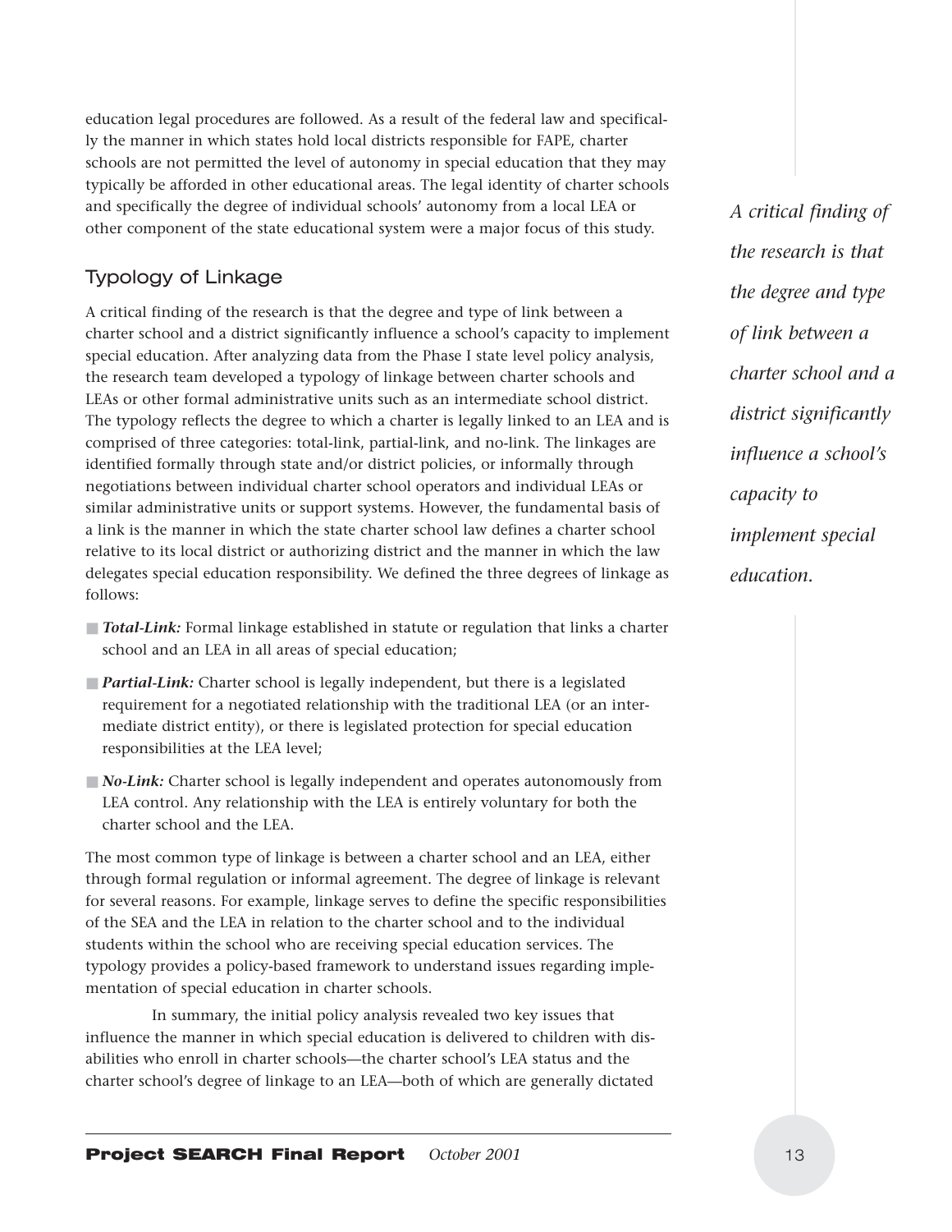education legal procedures are followed. As a result of the federal law and specifically the manner in which states hold local districts responsible for FAPE, charter schools are not permitted the level of autonomy in special education that they may typically be afforded in other educational areas. The legal identity of charter schools and specifically the degree of individual schools' autonomy from a local LEA or other component of the state educational system were a major focus of this study.

## Typology of Linkage

A critical finding of the research is that the degree and type of link between a charter school and a district significantly influence a school's capacity to implement special education. After analyzing data from the Phase I state level policy analysis, the research team developed a typology of linkage between charter schools and LEAs or other formal administrative units such as an intermediate school district. The typology reflects the degree to which a charter is legally linked to an LEA and is comprised of three categories: total-link, partial-link, and no-link. The linkages are identified formally through state and/or district policies, or informally through negotiations between individual charter school operators and individual LEAs or similar administrative units or support systems. However, the fundamental basis of a link is the manner in which the state charter school law defines a charter school relative to its local district or authorizing district and the manner in which the law delegates special education responsibility. We defined the three degrees of linkage as follows:

*A critical finding of the research is that the degree and type of link between a charter school and a district significantly influence a school's capacity to implement special education.*

- ***Total-Link:*** Formal linkage established in statute or regulation that links a charter school and an LEA in all areas of special education;
- ***Partial-Link:*** Charter school is legally independent, but there is a legislated requirement for a negotiated relationship with the traditional LEA (or an intermediate district entity), or there is legislated protection for special education responsibilities at the LEA level;
- ***No-Link:*** Charter school is legally independent and operates autonomously from LEA control. Any relationship with the LEA is entirely voluntary for both the charter school and the LEA.

The most common type of linkage is between a charter school and an LEA, either through formal regulation or informal agreement. The degree of linkage is relevant for several reasons. For example, linkage serves to define the specific responsibilities of the SEA and the LEA in relation to the charter school and to the individual students within the school who are receiving special education services. The typology provides a policy-based framework to understand issues regarding implementation of special education in charter schools.

In summary, the initial policy analysis revealed two key issues that influence the manner in which special education is delivered to children with disabilities who enroll in charter schools—the charter school's LEA status and the charter school's degree of linkage to an LEA—both of which are generally dictated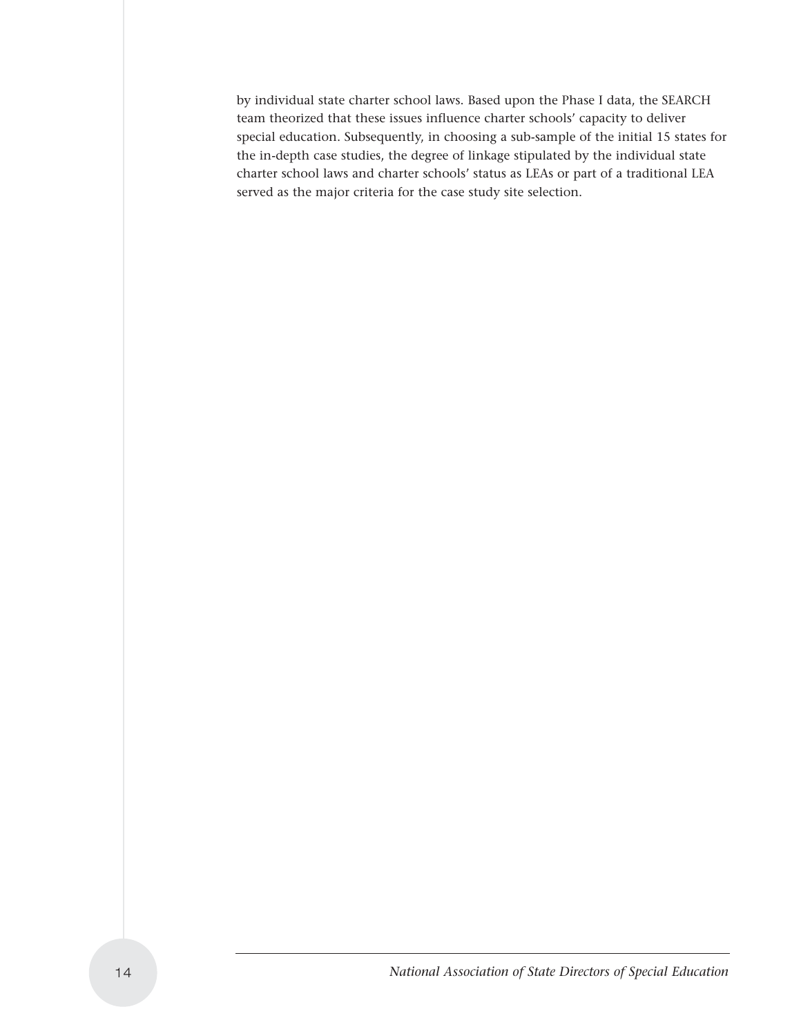by individual state charter school laws. Based upon the Phase I data, the SEARCH team theorized that these issues influence charter schools' capacity to deliver special education. Subsequently, in choosing a sub-sample of the initial 15 states for the in-depth case studies, the degree of linkage stipulated by the individual state charter school laws and charter schools' status as LEAs or part of a traditional LEA served as the major criteria for the case study site selection.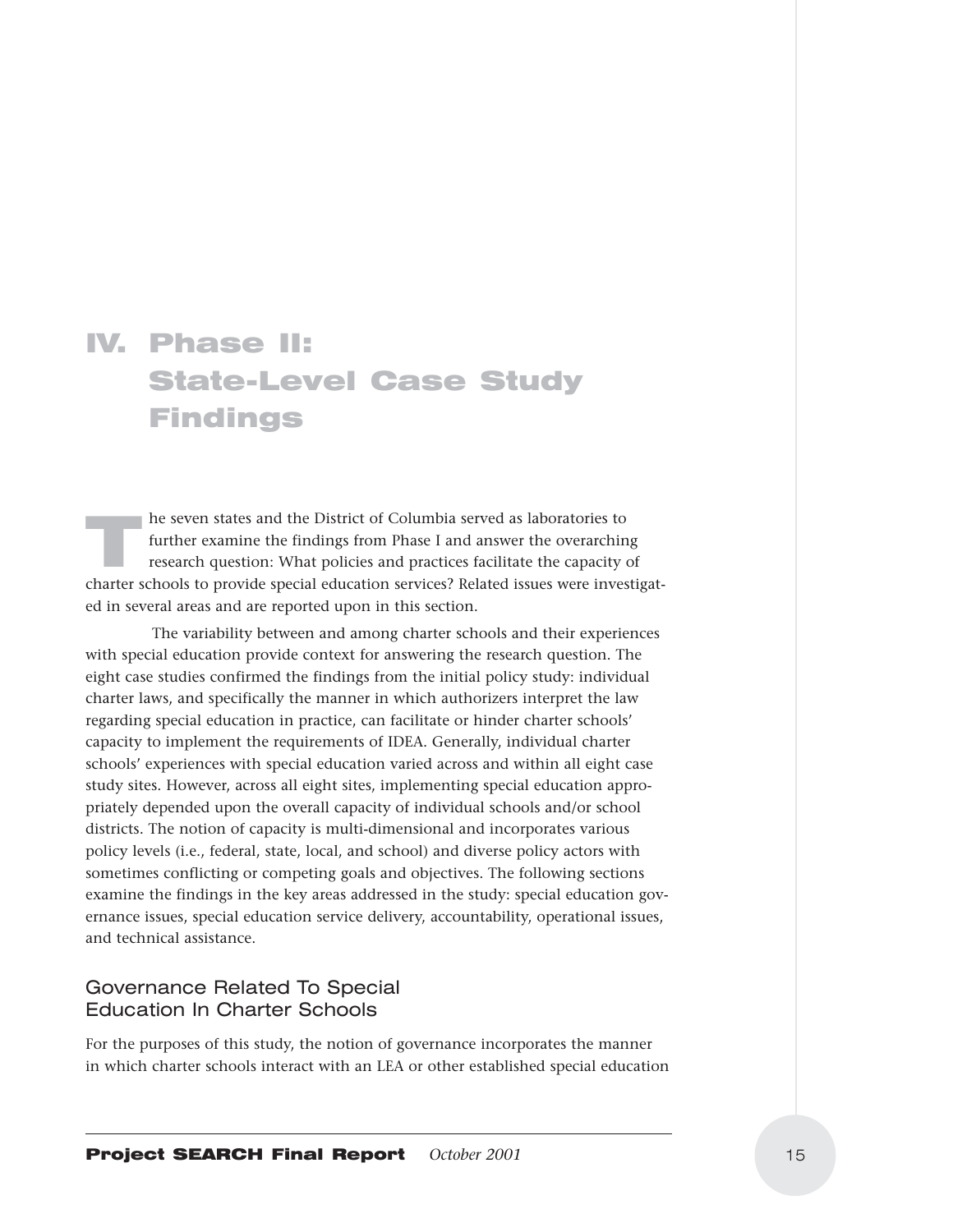# IV. Phase II: State-Level Case Study Findings

The seven states and the District of Columbia served as laboratories to further examine the findings from Phase I and answer the overarching research question: What policies and practices facilitate the capacity of charter schools to provide special education services? Related issues were investigated in several areas and are reported upon in this section.

The variability between and among charter schools and their experiences with special education provide context for answering the research question. The eight case studies confirmed the findings from the initial policy study: individual charter laws, and specifically the manner in which authorizers interpret the law regarding special education in practice, can facilitate or hinder charter schools' capacity to implement the requirements of IDEA. Generally, individual charter schools' experiences with special education varied across and within all eight case study sites. However, across all eight sites, implementing special education appropriately depended upon the overall capacity of individual schools and/or school districts. The notion of capacity is multi-dimensional and incorporates various policy levels (i.e., federal, state, local, and school) and diverse policy actors with sometimes conflicting or competing goals and objectives. The following sections examine the findings in the key areas addressed in the study: special education governance issues, special education service delivery, accountability, operational issues, and technical assistance.

## Governance Related To Special Education In Charter Schools

For the purposes of this study, the notion of governance incorporates the manner in which charter schools interact with an LEA or other established special education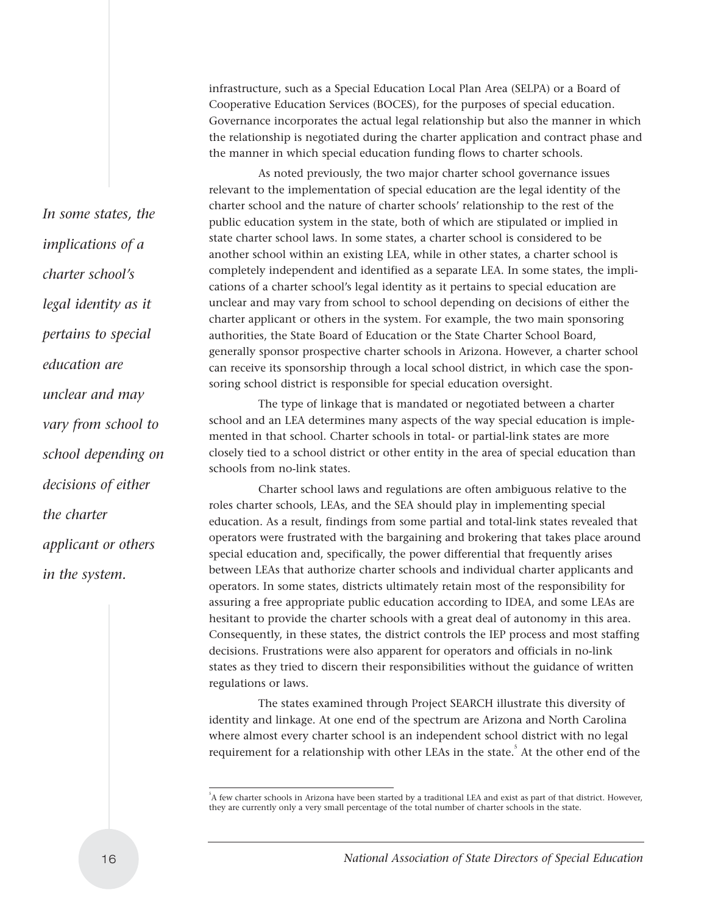infrastructure, such as a Special Education Local Plan Area (SELPA) or a Board of Cooperative Education Services (BOCES), for the purposes of special education. Governance incorporates the actual legal relationship but also the manner in which the relationship is negotiated during the charter application and contract phase and the manner in which special education funding flows to charter schools.

*In some states, the implications of a charter school's legal identity as it pertains to special education are unclear and may vary from school to school depending on decisions of either the charter applicant or others in the system.*

As noted previously, the two major charter school governance issues relevant to the implementation of special education are the legal identity of the charter school and the nature of charter schools' relationship to the rest of the public education system in the state, both of which are stipulated or implied in state charter school laws. In some states, a charter school is considered to be another school within an existing LEA, while in other states, a charter school is completely independent and identified as a separate LEA. In some states, the implications of a charter school's legal identity as it pertains to special education are unclear and may vary from school to school depending on decisions of either the charter applicant or others in the system. For example, the two main sponsoring authorities, the State Board of Education or the State Charter School Board, generally sponsor prospective charter schools in Arizona. However, a charter school can receive its sponsorship through a local school district, in which case the sponsoring school district is responsible for special education oversight.

The type of linkage that is mandated or negotiated between a charter school and an LEA determines many aspects of the way special education is implemented in that school. Charter schools in total- or partial-link states are more closely tied to a school district or other entity in the area of special education than schools from no-link states.

Charter school laws and regulations are often ambiguous relative to the roles charter schools, LEAs, and the SEA should play in implementing special education. As a result, findings from some partial and total-link states revealed that operators were frustrated with the bargaining and brokering that takes place around special education and, specifically, the power differential that frequently arises between LEAs that authorize charter schools and individual charter applicants and operators. In some states, districts ultimately retain most of the responsibility for assuring a free appropriate public education according to IDEA, and some LEAs are hesitant to provide the charter schools with a great deal of autonomy in this area. Consequently, in these states, the district controls the IEP process and most staffing decisions. Frustrations were also apparent for operators and officials in no-link states as they tried to discern their responsibilities without the guidance of written regulations or laws.

The states examined through Project SEARCH illustrate this diversity of identity and linkage. At one end of the spectrum are Arizona and North Carolina where almost every charter school is an independent school district with no legal requirement for a relationship with other LEAs in the state.[5] At the other end of the

---

[5] A few charter schools in Arizona have been started by a traditional LEA and exist as part of that district. However, they are currently only a very small percentage of the total number of charter schools in the state.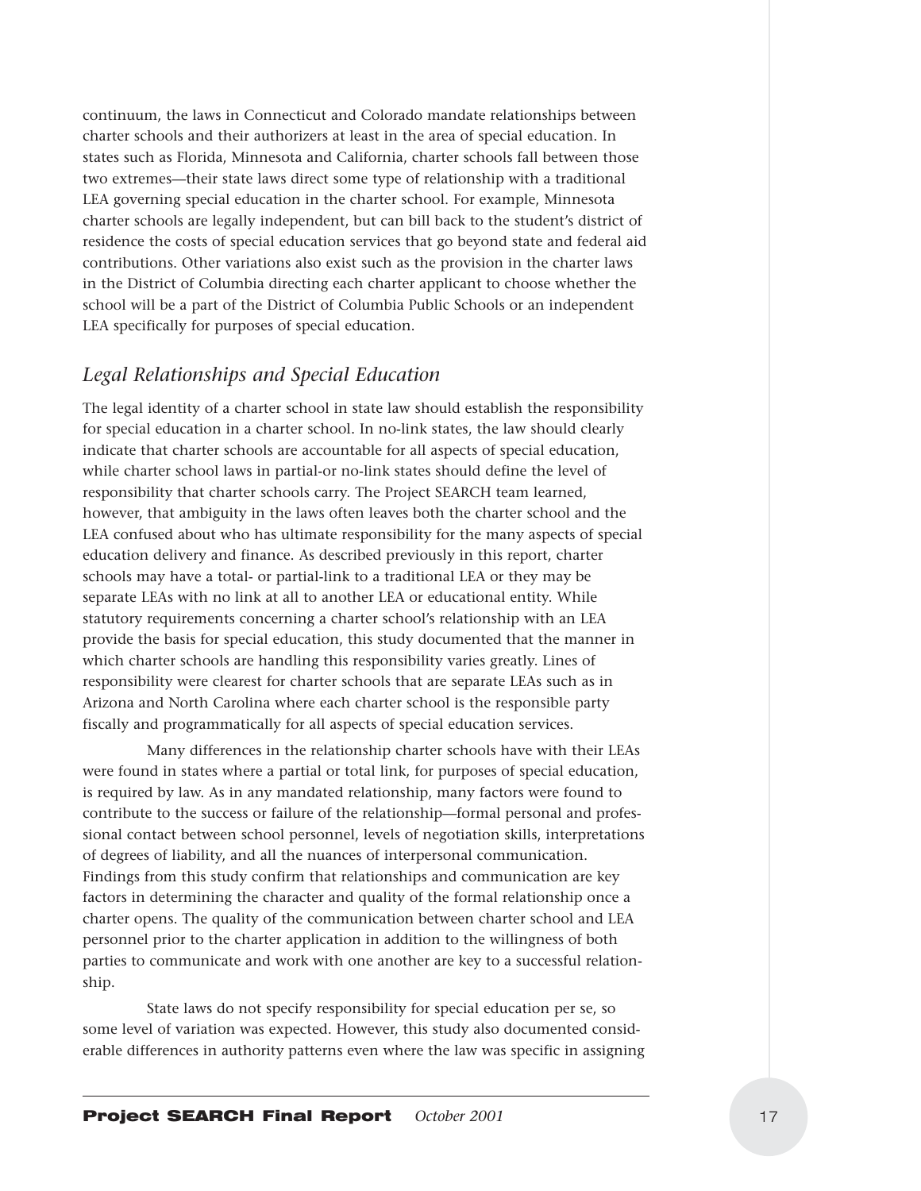continuum, the laws in Connecticut and Colorado mandate relationships between charter schools and their authorizers at least in the area of special education. In states such as Florida, Minnesota and California, charter schools fall between those two extremes—their state laws direct some type of relationship with a traditional LEA governing special education in the charter school. For example, Minnesota charter schools are legally independent, but can bill back to the student's district of residence the costs of special education services that go beyond state and federal aid contributions. Other variations also exist such as the provision in the charter laws in the District of Columbia directing each charter applicant to choose whether the school will be a part of the District of Columbia Public Schools or an independent LEA specifically for purposes of special education.

## *Legal Relationships and Special Education*

The legal identity of a charter school in state law should establish the responsibility for special education in a charter school. In no-link states, the law should clearly indicate that charter schools are accountable for all aspects of special education, while charter school laws in partial-or no-link states should define the level of responsibility that charter schools carry. The Project SEARCH team learned, however, that ambiguity in the laws often leaves both the charter school and the LEA confused about who has ultimate responsibility for the many aspects of special education delivery and finance. As described previously in this report, charter schools may have a total- or partial-link to a traditional LEA or they may be separate LEAs with no link at all to another LEA or educational entity. While statutory requirements concerning a charter school's relationship with an LEA provide the basis for special education, this study documented that the manner in which charter schools are handling this responsibility varies greatly. Lines of responsibility were clearest for charter schools that are separate LEAs such as in Arizona and North Carolina where each charter school is the responsible party fiscally and programmatically for all aspects of special education services.

Many differences in the relationship charter schools have with their LEAs were found in states where a partial or total link, for purposes of special education, is required by law. As in any mandated relationship, many factors were found to contribute to the success or failure of the relationship—formal personal and professional contact between school personnel, levels of negotiation skills, interpretations of degrees of liability, and all the nuances of interpersonal communication. Findings from this study confirm that relationships and communication are key factors in determining the character and quality of the formal relationship once a charter opens. The quality of the communication between charter school and LEA personnel prior to the charter application in addition to the willingness of both parties to communicate and work with one another are key to a successful relationship.

State laws do not specify responsibility for special education per se, so some level of variation was expected. However, this study also documented considerable differences in authority patterns even where the law was specific in assigning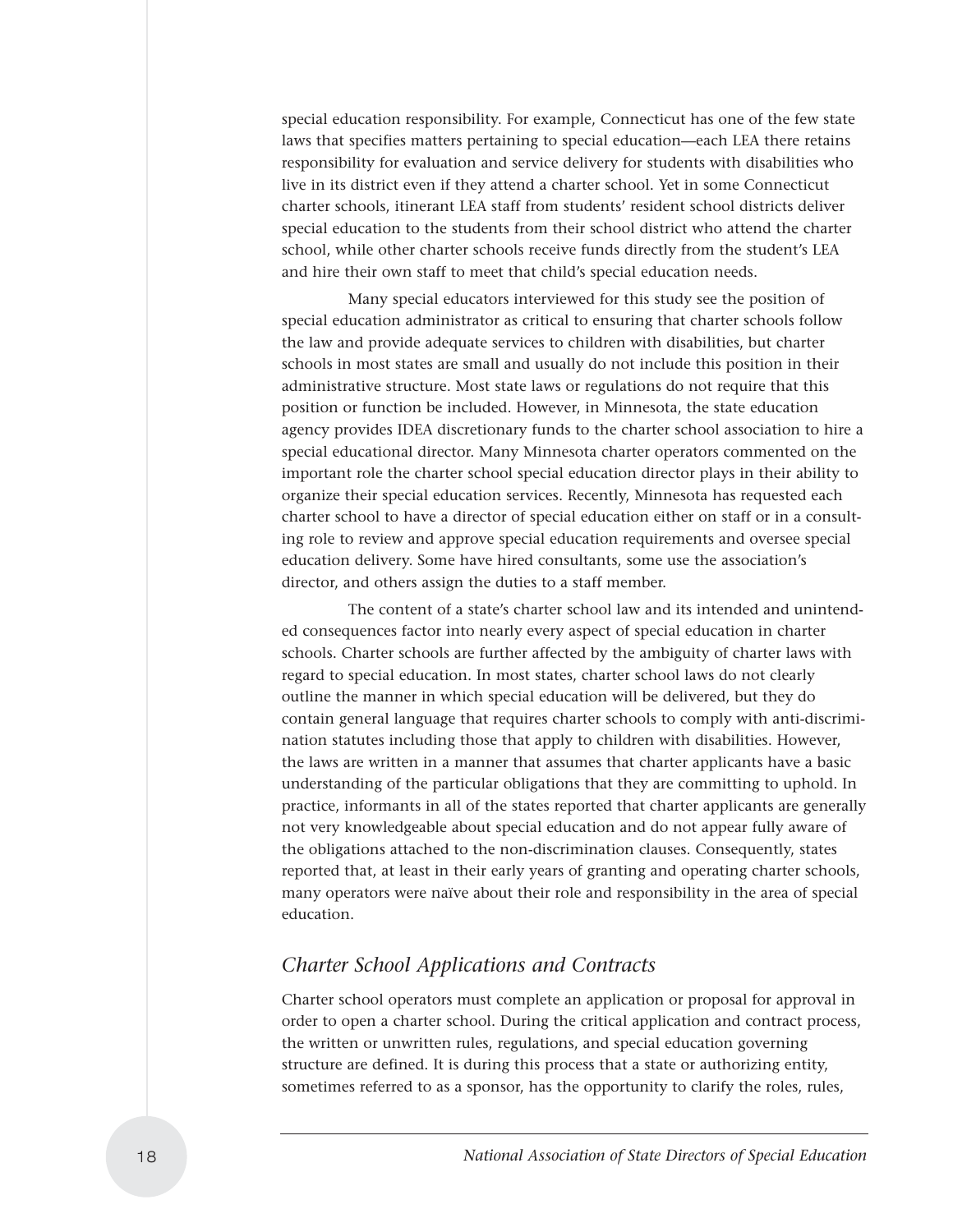special education responsibility. For example, Connecticut has one of the few state laws that specifies matters pertaining to special education—each LEA there retains responsibility for evaluation and service delivery for students with disabilities who live in its district even if they attend a charter school. Yet in some Connecticut charter schools, itinerant LEA staff from students' resident school districts deliver special education to the students from their school district who attend the charter school, while other charter schools receive funds directly from the student's LEA and hire their own staff to meet that child's special education needs.

Many special educators interviewed for this study see the position of special education administrator as critical to ensuring that charter schools follow the law and provide adequate services to children with disabilities, but charter schools in most states are small and usually do not include this position in their administrative structure. Most state laws or regulations do not require that this position or function be included. However, in Minnesota, the state education agency provides IDEA discretionary funds to the charter school association to hire a special educational director. Many Minnesota charter operators commented on the important role the charter school special education director plays in their ability to organize their special education services. Recently, Minnesota has requested each charter school to have a director of special education either on staff or in a consulting role to review and approve special education requirements and oversee special education delivery. Some have hired consultants, some use the association's director, and others assign the duties to a staff member.

The content of a state's charter school law and its intended and unintended consequences factor into nearly every aspect of special education in charter schools. Charter schools are further affected by the ambiguity of charter laws with regard to special education. In most states, charter school laws do not clearly outline the manner in which special education will be delivered, but they do contain general language that requires charter schools to comply with anti-discrimination statutes including those that apply to children with disabilities. However, the laws are written in a manner that assumes that charter applicants have a basic understanding of the particular obligations that they are committing to uphold. In practice, informants in all of the states reported that charter applicants are generally not very knowledgeable about special education and do not appear fully aware of the obligations attached to the non-discrimination clauses. Consequently, states reported that, at least in their early years of granting and operating charter schools, many operators were naïve about their role and responsibility in the area of special education.

## *Charter School Applications and Contracts*

Charter school operators must complete an application or proposal for approval in order to open a charter school. During the critical application and contract process, the written or unwritten rules, regulations, and special education governing structure are defined. It is during this process that a state or authorizing entity, sometimes referred to as a sponsor, has the opportunity to clarify the roles, rules,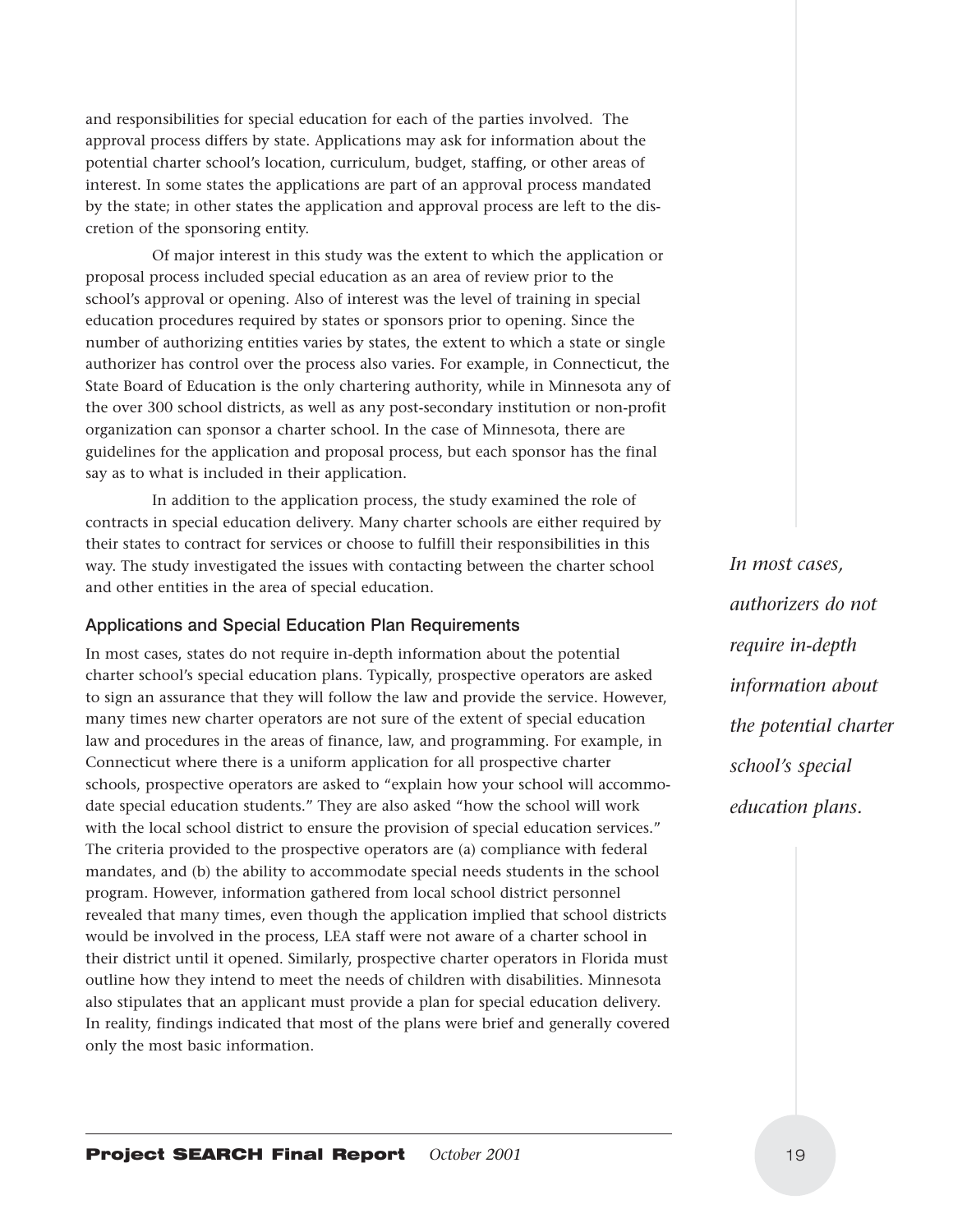and responsibilities for special education for each of the parties involved. The approval process differs by state. Applications may ask for information about the potential charter school's location, curriculum, budget, staffing, or other areas of interest. In some states the applications are part of an approval process mandated by the state; in other states the application and approval process are left to the discretion of the sponsoring entity.

Of major interest in this study was the extent to which the application or proposal process included special education as an area of review prior to the school's approval or opening. Also of interest was the level of training in special education procedures required by states or sponsors prior to opening. Since the number of authorizing entities varies by states, the extent to which a state or single authorizer has control over the process also varies. For example, in Connecticut, the State Board of Education is the only chartering authority, while in Minnesota any of the over 300 school districts, as well as any post-secondary institution or non-profit organization can sponsor a charter school. In the case of Minnesota, there are guidelines for the application and proposal process, but each sponsor has the final say as to what is included in their application.

In addition to the application process, the study examined the role of contracts in special education delivery. Many charter schools are either required by their states to contract for services or choose to fulfill their responsibilities in this way. The study investigated the issues with contacting between the charter school and other entities in the area of special education.

### Applications and Special Education Plan Requirements

In most cases, states do not require in-depth information about the potential charter school's special education plans. Typically, prospective operators are asked to sign an assurance that they will follow the law and provide the service. However, many times new charter operators are not sure of the extent of special education law and procedures in the areas of finance, law, and programming. For example, in Connecticut where there is a uniform application for all prospective charter schools, prospective operators are asked to "explain how your school will accommodate special education students." They are also asked "how the school will work with the local school district to ensure the provision of special education services." The criteria provided to the prospective operators are (a) compliance with federal mandates, and (b) the ability to accommodate special needs students in the school program. However, information gathered from local school district personnel revealed that many times, even though the application implied that school districts would be involved in the process, LEA staff were not aware of a charter school in their district until it opened. Similarly, prospective charter operators in Florida must outline how they intend to meet the needs of children with disabilities. Minnesota also stipulates that an applicant must provide a plan for special education delivery. In reality, findings indicated that most of the plans were brief and generally covered only the most basic information.

*In most cases, authorizers do not require in-depth information about the potential charter school's special education plans.*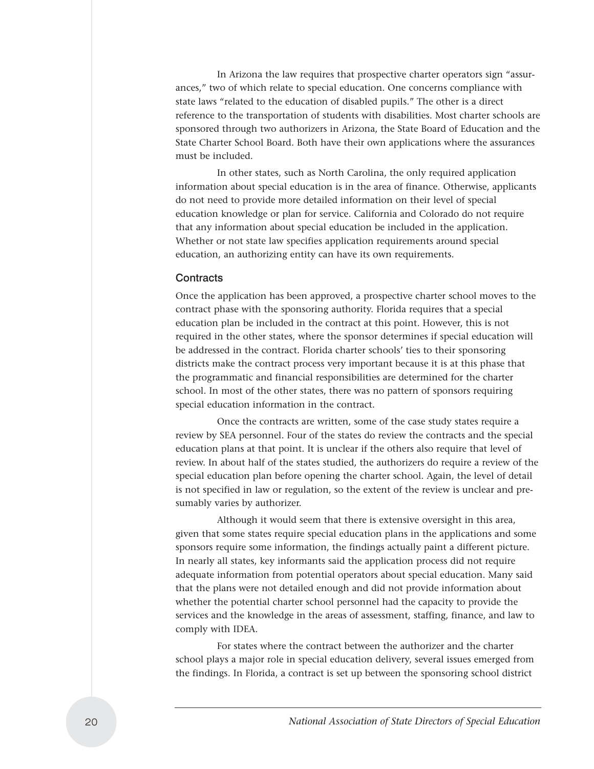In Arizona the law requires that prospective charter operators sign "assurances," two of which relate to special education. One concerns compliance with state laws "related to the education of disabled pupils." The other is a direct reference to the transportation of students with disabilities. Most charter schools are sponsored through two authorizers in Arizona, the State Board of Education and the State Charter School Board. Both have their own applications where the assurances must be included.

In other states, such as North Carolina, the only required application information about special education is in the area of finance. Otherwise, applicants do not need to provide more detailed information on their level of special education knowledge or plan for service. California and Colorado do not require that any information about special education be included in the application. Whether or not state law specifies application requirements around special education, an authorizing entity can have its own requirements.

### Contracts

Once the application has been approved, a prospective charter school moves to the contract phase with the sponsoring authority. Florida requires that a special education plan be included in the contract at this point. However, this is not required in the other states, where the sponsor determines if special education will be addressed in the contract. Florida charter schools' ties to their sponsoring districts make the contract process very important because it is at this phase that the programmatic and financial responsibilities are determined for the charter school. In most of the other states, there was no pattern of sponsors requiring special education information in the contract.

Once the contracts are written, some of the case study states require a review by SEA personnel. Four of the states do review the contracts and the special education plans at that point. It is unclear if the others also require that level of review. In about half of the states studied, the authorizers do require a review of the special education plan before opening the charter school. Again, the level of detail is not specified in law or regulation, so the extent of the review is unclear and presumably varies by authorizer.

Although it would seem that there is extensive oversight in this area, given that some states require special education plans in the applications and some sponsors require some information, the findings actually paint a different picture. In nearly all states, key informants said the application process did not require adequate information from potential operators about special education. Many said that the plans were not detailed enough and did not provide information about whether the potential charter school personnel had the capacity to provide the services and the knowledge in the areas of assessment, staffing, finance, and law to comply with IDEA.

For states where the contract between the authorizer and the charter school plays a major role in special education delivery, several issues emerged from the findings. In Florida, a contract is set up between the sponsoring school district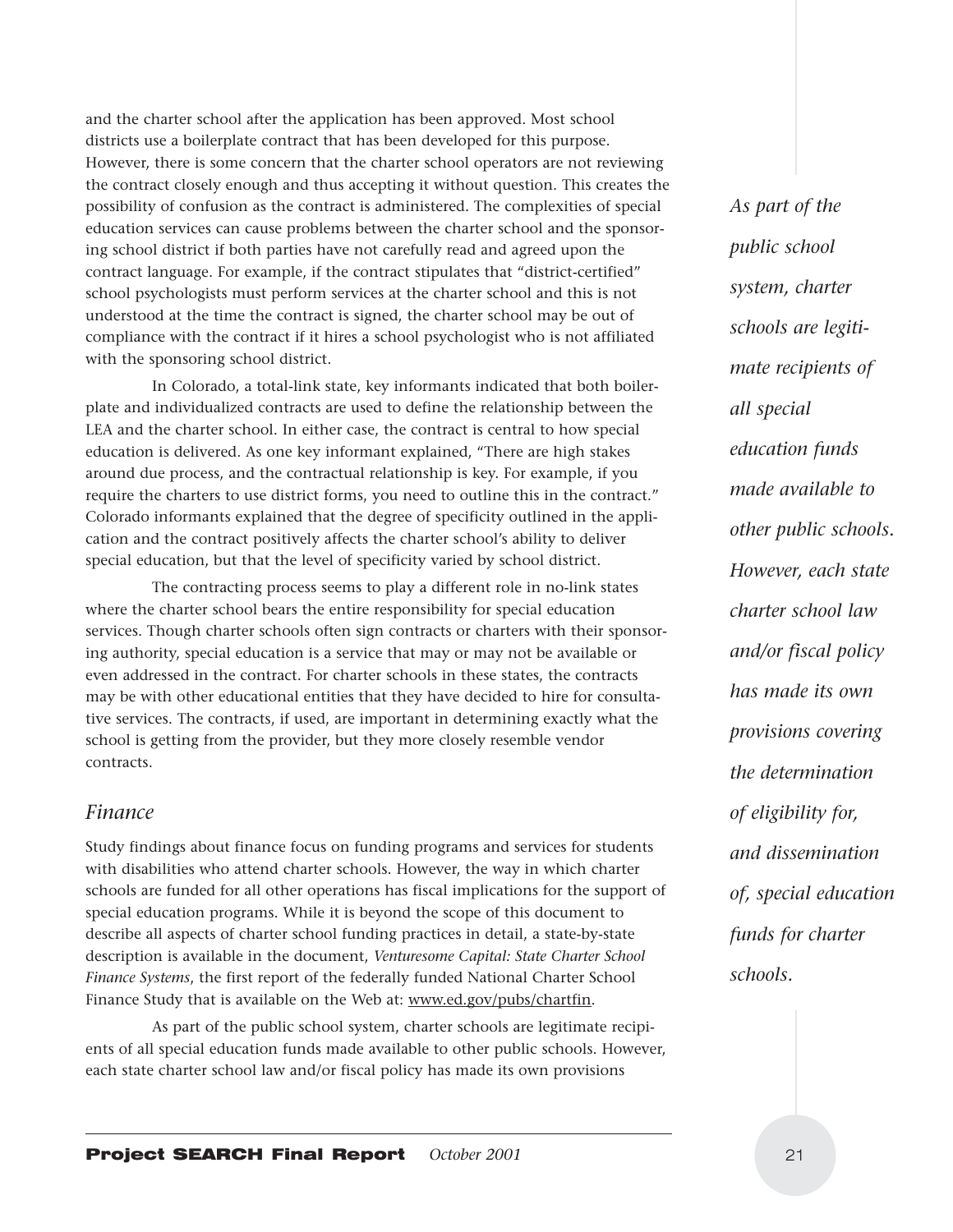and the charter school after the application has been approved. Most school districts use a boilerplate contract that has been developed for this purpose. However, there is some concern that the charter school operators are not reviewing the contract closely enough and thus accepting it without question. This creates the possibility of confusion as the contract is administered. The complexities of special education services can cause problems between the charter school and the sponsoring school district if both parties have not carefully read and agreed upon the contract language. For example, if the contract stipulates that "district-certified" school psychologists must perform services at the charter school and this is not understood at the time the contract is signed, the charter school may be out of compliance with the contract if it hires a school psychologist who is not affiliated with the sponsoring school district.

In Colorado, a total-link state, key informants indicated that both boilerplate and individualized contracts are used to define the relationship between the LEA and the charter school. In either case, the contract is central to how special education is delivered. As one key informant explained, "There are high stakes around due process, and the contractual relationship is key. For example, if you require the charters to use district forms, you need to outline this in the contract." Colorado informants explained that the degree of specificity outlined in the application and the contract positively affects the charter school's ability to deliver special education, but that the level of specificity varied by school district.

The contracting process seems to play a different role in no-link states where the charter school bears the entire responsibility for special education services. Though charter schools often sign contracts or charters with their sponsoring authority, special education is a service that may or may not be available or even addressed in the contract. For charter schools in these states, the contracts may be with other educational entities that they have decided to hire for consultative services. The contracts, if used, are important in determining exactly what the school is getting from the provider, but they more closely resemble vendor contracts.

### *Finance*

Study findings about finance focus on funding programs and services for students with disabilities who attend charter schools. However, the way in which charter schools are funded for all other operations has fiscal implications for the support of special education programs. While it is beyond the scope of this document to describe all aspects of charter school funding practices in detail, a state-by-state description is available in the document, *Venturesome Capital: State Charter School Finance Systems*, the first report of the federally funded National Charter School Finance Study that is available on the Web at: www.ed.gov/pubs/chartfin.

As part of the public school system, charter schools are legitimate recipients of all special education funds made available to other public schools. However, each state charter school law and/or fiscal policy has made its own provisions

*As part of the public school system, charter schools are legitimate recipients of all special education funds made available to other public schools. However, each state charter school law and/or fiscal policy has made its own provisions covering the determination of eligibility for, and dissemination of, special education funds for charter schools.*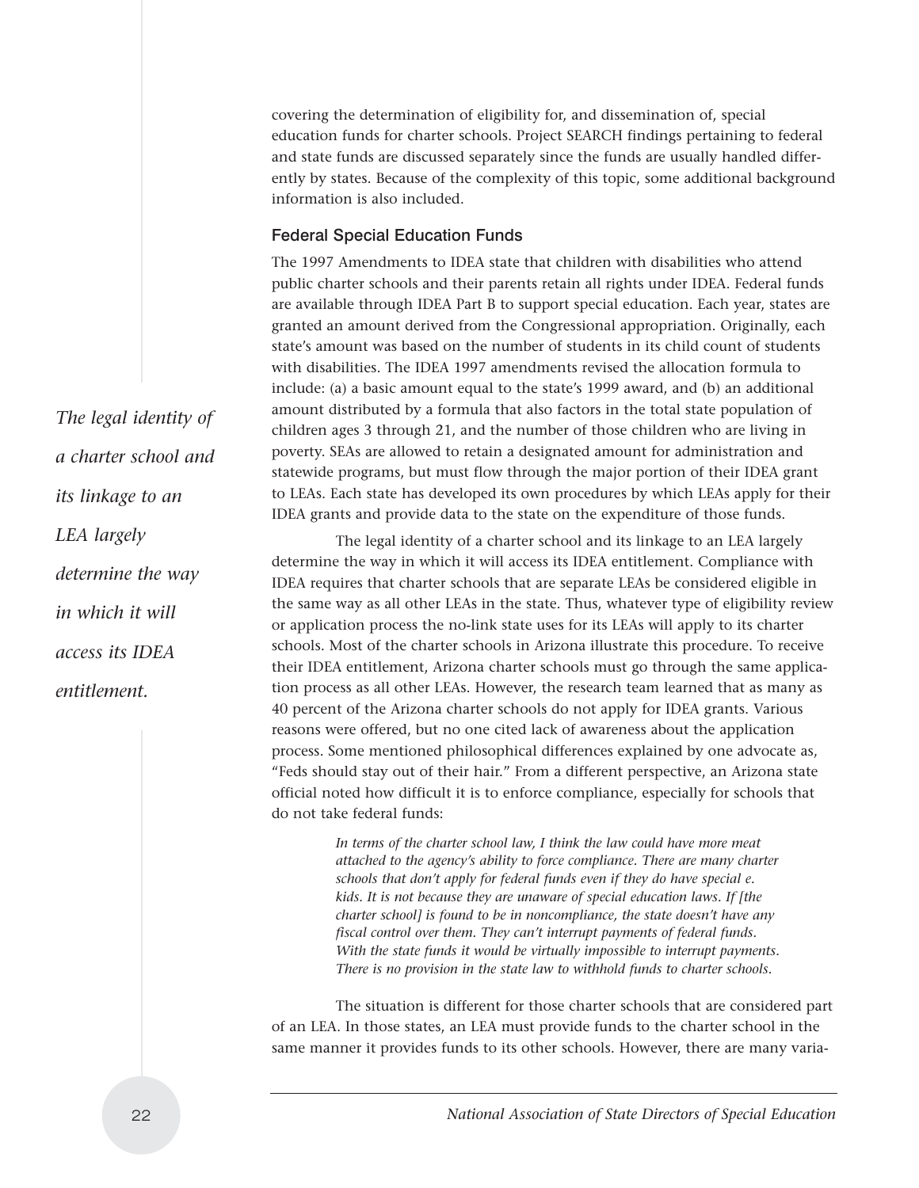covering the determination of eligibility for, and dissemination of, special education funds for charter schools. Project SEARCH findings pertaining to federal and state funds are discussed separately since the funds are usually handled differently by states. Because of the complexity of this topic, some additional background information is also included.

### Federal Special Education Funds

The 1997 Amendments to IDEA state that children with disabilities who attend public charter schools and their parents retain all rights under IDEA. Federal funds are available through IDEA Part B to support special education. Each year, states are granted an amount derived from the Congressional appropriation. Originally, each state's amount was based on the number of students in its child count of students with disabilities. The IDEA 1997 amendments revised the allocation formula to include: (a) a basic amount equal to the state's 1999 award, and (b) an additional amount distributed by a formula that also factors in the total state population of children ages 3 through 21, and the number of those children who are living in poverty. SEAs are allowed to retain a designated amount for administration and statewide programs, but must flow through the major portion of their IDEA grant to LEAs. Each state has developed its own procedures by which LEAs apply for their IDEA grants and provide data to the state on the expenditure of those funds.

*The legal identity of a charter school and its linkage to an LEA largely determine the way in which it will access its IDEA entitlement.*

The legal identity of a charter school and its linkage to an LEA largely determine the way in which it will access its IDEA entitlement. Compliance with IDEA requires that charter schools that are separate LEAs be considered eligible in the same way as all other LEAs in the state. Thus, whatever type of eligibility review or application process the no-link state uses for its LEAs will apply to its charter schools. Most of the charter schools in Arizona illustrate this procedure. To receive their IDEA entitlement, Arizona charter schools must go through the same application process as all other LEAs. However, the research team learned that as many as 40 percent of the Arizona charter schools do not apply for IDEA grants. Various reasons were offered, but no one cited lack of awareness about the application process. Some mentioned philosophical differences explained by one advocate as, "Feds should stay out of their hair." From a different perspective, an Arizona state official noted how difficult it is to enforce compliance, especially for schools that do not take federal funds:

> *In terms of the charter school law, I think the law could have more meat attached to the agency's ability to force compliance. There are many charter schools that don't apply for federal funds even if they do have special e. kids. It is not because they are unaware of special education laws. If [the charter school] is found to be in noncompliance, the state doesn't have any fiscal control over them. They can't interrupt payments of federal funds. With the state funds it would be virtually impossible to interrupt payments. There is no provision in the state law to withhold funds to charter schools.*

The situation is different for those charter schools that are considered part of an LEA. In those states, an LEA must provide funds to the charter school in the same manner it provides funds to its other schools. However, there are many varia-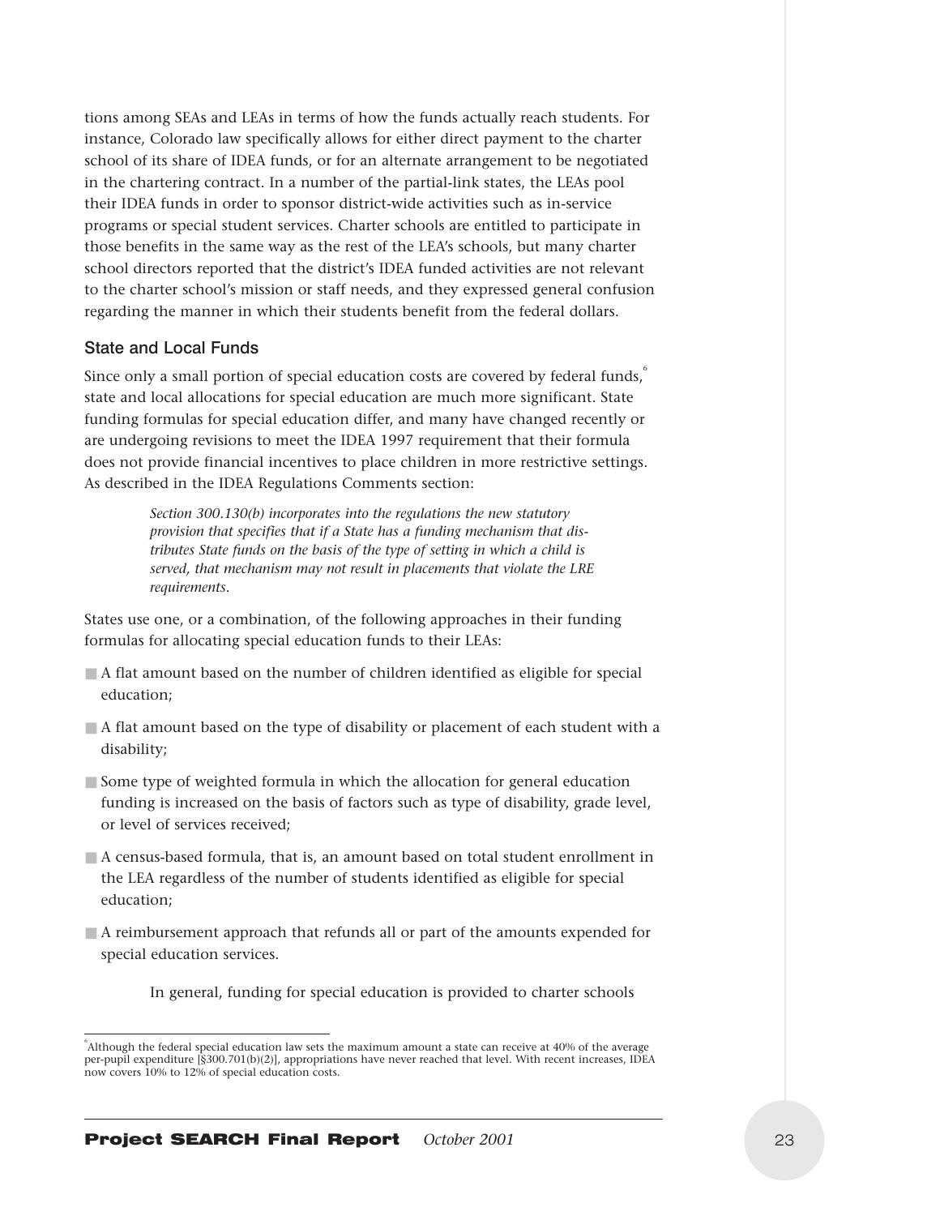tions among SEAs and LEAs in terms of how the funds actually reach students. For instance, Colorado law specifically allows for either direct payment to the charter school of its share of IDEA funds, or for an alternate arrangement to be negotiated in the chartering contract. In a number of the partial-link states, the LEAs pool their IDEA funds in order to sponsor district-wide activities such as in-service programs or special student services. Charter schools are entitled to participate in those benefits in the same way as the rest of the LEA's schools, but many charter school directors reported that the district's IDEA funded activities are not relevant to the charter school's mission or staff needs, and they expressed general confusion regarding the manner in which their students benefit from the federal dollars.

### State and Local Funds

Since only a small portion of special education costs are covered by federal funds,[6] state and local allocations for special education are much more significant. State funding formulas for special education differ, and many have changed recently or are undergoing revisions to meet the IDEA 1997 requirement that their formula does not provide financial incentives to place children in more restrictive settings. As described in the IDEA Regulations Comments section:

> *Section 300.130(b) incorporates into the regulations the new statutory provision that specifies that if a State has a funding mechanism that distributes State funds on the basis of the type of setting in which a child is served, that mechanism may not result in placements that violate the LRE requirements.*

States use one, or a combination, of the following approaches in their funding formulas for allocating special education funds to their LEAs:

- A flat amount based on the number of children identified as eligible for special education;
- A flat amount based on the type of disability or placement of each student with a disability;
- Some type of weighted formula in which the allocation for general education funding is increased on the basis of factors such as type of disability, grade level, or level of services received;
- A census-based formula, that is, an amount based on total student enrollment in the LEA regardless of the number of students identified as eligible for special education;
- A reimbursement approach that refunds all or part of the amounts expended for special education services.

In general, funding for special education is provided to charter schools

[6] Although the federal special education law sets the maximum amount a state can receive at 40% of the average per-pupil expenditure [§300.701(b)(2)], appropriations have never reached that level. With recent increases, IDEA now covers 10% to 12% of special education costs.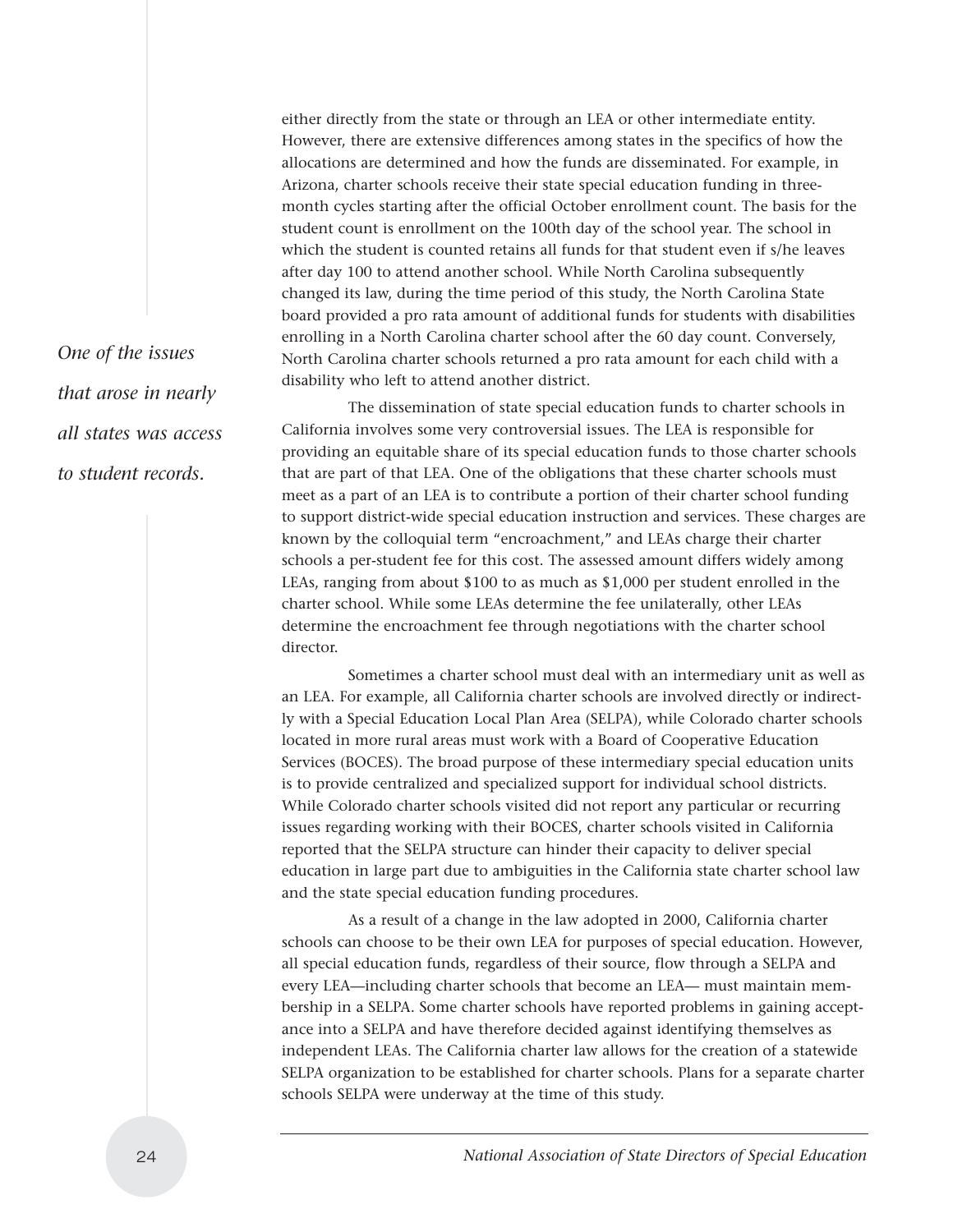either directly from the state or through an LEA or other intermediate entity. However, there are extensive differences among states in the specifics of how the allocations are determined and how the funds are disseminated. For example, in Arizona, charter schools receive their state special education funding in three-month cycles starting after the official October enrollment count. The basis for the student count is enrollment on the 100th day of the school year. The school in which the student is counted retains all funds for that student even if s/he leaves after day 100 to attend another school. While North Carolina subsequently changed its law, during the time period of this study, the North Carolina State board provided a pro rata amount of additional funds for students with disabilities enrolling in a North Carolina charter school after the 60 day count. Conversely, North Carolina charter schools returned a pro rata amount for each child with a disability who left to attend another district.

*One of the issues that arose in nearly all states was access to student records.*

The dissemination of state special education funds to charter schools in California involves some very controversial issues. The LEA is responsible for providing an equitable share of its special education funds to those charter schools that are part of that LEA. One of the obligations that these charter schools must meet as a part of an LEA is to contribute a portion of their charter school funding to support district-wide special education instruction and services. These charges are known by the colloquial term "encroachment," and LEAs charge their charter schools a per-student fee for this cost. The assessed amount differs widely among LEAs, ranging from about $100 to as much as $1,000 per student enrolled in the charter school. While some LEAs determine the fee unilaterally, other LEAs determine the encroachment fee through negotiations with the charter school director.

Sometimes a charter school must deal with an intermediary unit as well as an LEA. For example, all California charter schools are involved directly or indirectly with a Special Education Local Plan Area (SELPA), while Colorado charter schools located in more rural areas must work with a Board of Cooperative Education Services (BOCES). The broad purpose of these intermediary special education units is to provide centralized and specialized support for individual school districts. While Colorado charter schools visited did not report any particular or recurring issues regarding working with their BOCES, charter schools visited in California reported that the SELPA structure can hinder their capacity to deliver special education in large part due to ambiguities in the California state charter school law and the state special education funding procedures.

As a result of a change in the law adopted in 2000, California charter schools can choose to be their own LEA for purposes of special education. However, all special education funds, regardless of their source, flow through a SELPA and every LEA—including charter schools that become an LEA— must maintain membership in a SELPA. Some charter schools have reported problems in gaining acceptance into a SELPA and have therefore decided against identifying themselves as independent LEAs. The California charter law allows for the creation of a statewide SELPA organization to be established for charter schools. Plans for a separate charter schools SELPA were underway at the time of this study.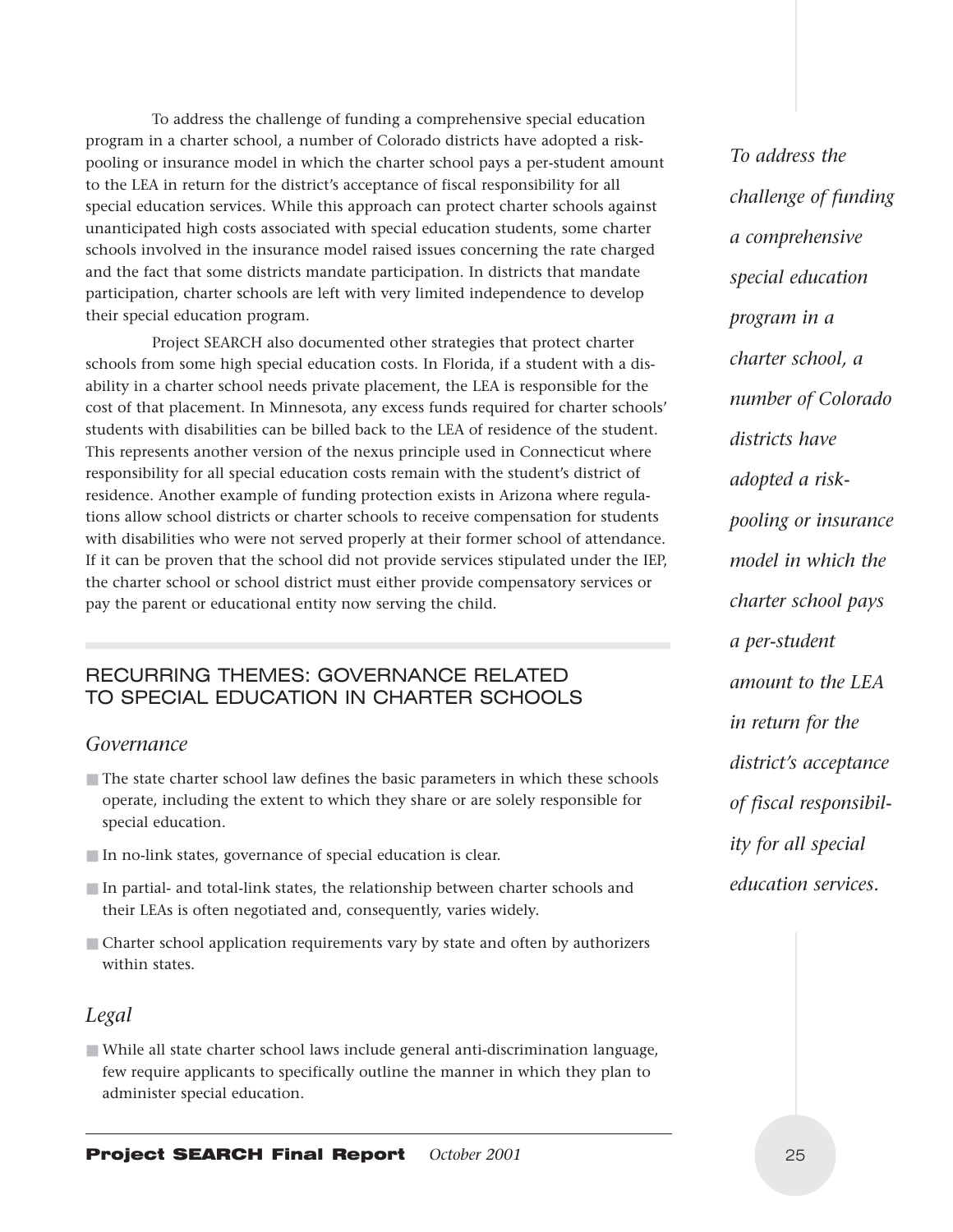To address the challenge of funding a comprehensive special education program in a charter school, a number of Colorado districts have adopted a risk-pooling or insurance model in which the charter school pays a per-student amount to the LEA in return for the district's acceptance of fiscal responsibility for all special education services. While this approach can protect charter schools against unanticipated high costs associated with special education students, some charter schools involved in the insurance model raised issues concerning the rate charged and the fact that some districts mandate participation. In districts that mandate participation, charter schools are left with very limited independence to develop their special education program.

Project SEARCH also documented other strategies that protect charter schools from some high special education costs. In Florida, if a student with a disability in a charter school needs private placement, the LEA is responsible for the cost of that placement. In Minnesota, any excess funds required for charter schools' students with disabilities can be billed back to the LEA of residence of the student. This represents another version of the nexus principle used in Connecticut where responsibility for all special education costs remain with the student's district of residence. Another example of funding protection exists in Arizona where regulations allow school districts or charter schools to receive compensation for students with disabilities who were not served properly at their former school of attendance. If it can be proven that the school did not provide services stipulated under the IEP, the charter school or school district must either provide compensatory services or pay the parent or educational entity now serving the child.

*To address the challenge of funding a comprehensive special education program in a charter school, a number of Colorado districts have adopted a risk-pooling or insurance model in which the charter school pays a per-student amount to the LEA in return for the district's acceptance of fiscal responsibility for all special education services.*

## RECURRING THEMES: GOVERNANCE RELATED TO SPECIAL EDUCATION IN CHARTER SCHOOLS

### *Governance*

- The state charter school law defines the basic parameters in which these schools operate, including the extent to which they share or are solely responsible for special education.
- In no-link states, governance of special education is clear.
- In partial- and total-link states, the relationship between charter schools and their LEAs is often negotiated and, consequently, varies widely.
- Charter school application requirements vary by state and often by authorizers within states.

### *Legal*

- While all state charter school laws include general anti-discrimination language, few require applicants to specifically outline the manner in which they plan to administer special education.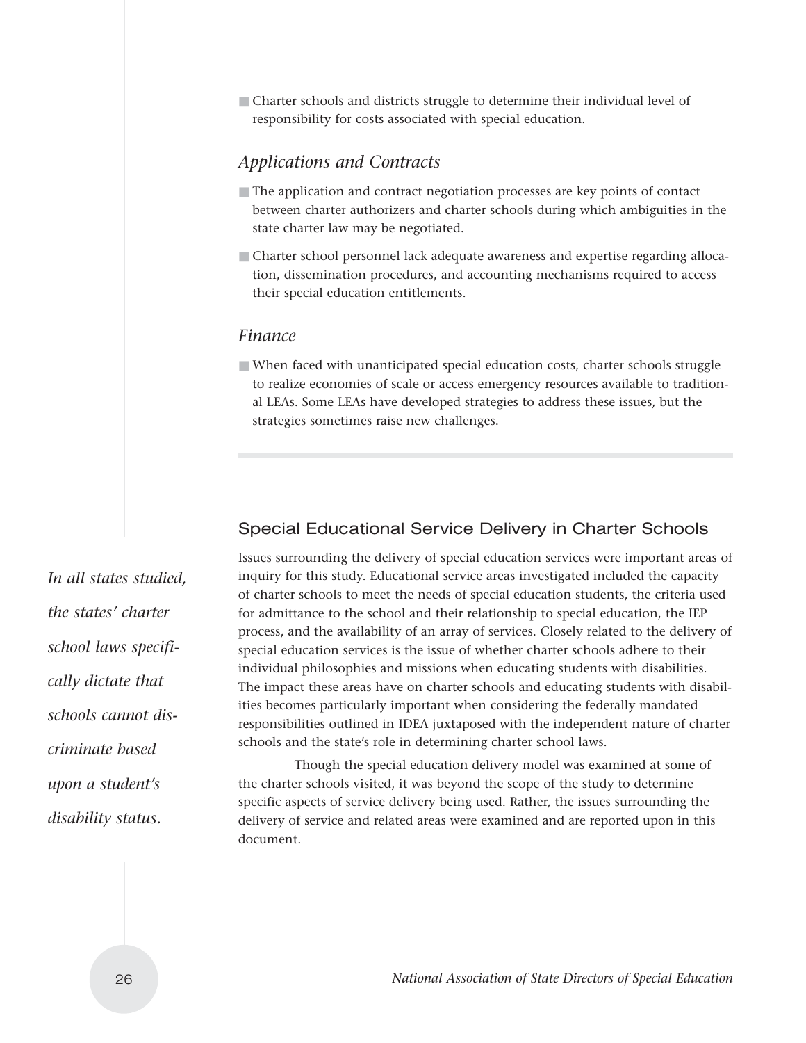- Charter schools and districts struggle to determine their individual level of responsibility for costs associated with special education.

### *Applications and Contracts*

- The application and contract negotiation processes are key points of contact between charter authorizers and charter schools during which ambiguities in the state charter law may be negotiated.
- Charter school personnel lack adequate awareness and expertise regarding allocation, dissemination procedures, and accounting mechanisms required to access their special education entitlements.

### *Finance*

- When faced with unanticipated special education costs, charter schools struggle to realize economies of scale or access emergency resources available to traditional LEAs. Some LEAs have developed strategies to address these issues, but the strategies sometimes raise new challenges.

## Special Educational Service Delivery in Charter Schools

*In all states studied, the states' charter school laws specifically dictate that schools cannot discriminate based upon a student's disability status.*

Issues surrounding the delivery of special education services were important areas of inquiry for this study. Educational service areas investigated included the capacity of charter schools to meet the needs of special education students, the criteria used for admittance to the school and their relationship to special education, the IEP process, and the availability of an array of services. Closely related to the delivery of special education services is the issue of whether charter schools adhere to their individual philosophies and missions when educating students with disabilities. The impact these areas have on charter schools and educating students with disabilities becomes particularly important when considering the federally mandated responsibilities outlined in IDEA juxtaposed with the independent nature of charter schools and the state's role in determining charter school laws.

Though the special education delivery model was examined at some of the charter schools visited, it was beyond the scope of the study to determine specific aspects of service delivery being used. Rather, the issues surrounding the delivery of service and related areas were examined and are reported upon in this document.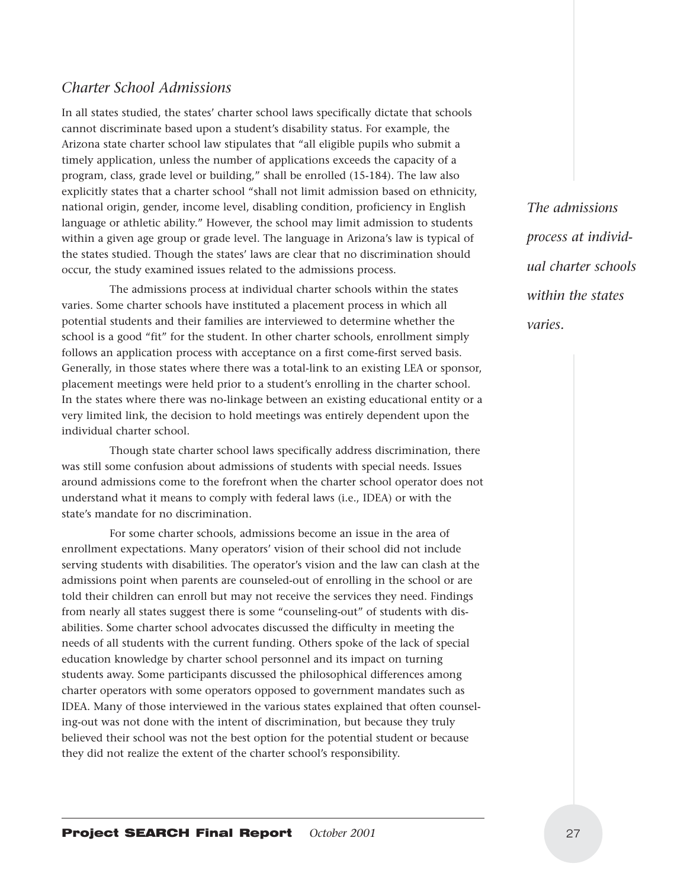## *Charter School Admissions*

In all states studied, the states' charter school laws specifically dictate that schools cannot discriminate based upon a student's disability status. For example, the Arizona state charter school law stipulates that "all eligible pupils who submit a timely application, unless the number of applications exceeds the capacity of a program, class, grade level or building," shall be enrolled (15-184). The law also explicitly states that a charter school "shall not limit admission based on ethnicity, national origin, gender, income level, disabling condition, proficiency in English language or athletic ability." However, the school may limit admission to students within a given age group or grade level. The language in Arizona's law is typical of the states studied. Though the states' laws are clear that no discrimination should occur, the study examined issues related to the admissions process.

*The admissions process at individual charter schools within the states varies.*

The admissions process at individual charter schools within the states varies. Some charter schools have instituted a placement process in which all potential students and their families are interviewed to determine whether the school is a good "fit" for the student. In other charter schools, enrollment simply follows an application process with acceptance on a first come-first served basis. Generally, in those states where there was a total-link to an existing LEA or sponsor, placement meetings were held prior to a student's enrolling in the charter school. In the states where there was no-linkage between an existing educational entity or a very limited link, the decision to hold meetings was entirely dependent upon the individual charter school.

Though state charter school laws specifically address discrimination, there was still some confusion about admissions of students with special needs. Issues around admissions come to the forefront when the charter school operator does not understand what it means to comply with federal laws (i.e., IDEA) or with the state's mandate for no discrimination.

For some charter schools, admissions become an issue in the area of enrollment expectations. Many operators' vision of their school did not include serving students with disabilities. The operator's vision and the law can clash at the admissions point when parents are counseled-out of enrolling in the school or are told their children can enroll but may not receive the services they need. Findings from nearly all states suggest there is some "counseling-out" of students with disabilities. Some charter school advocates discussed the difficulty in meeting the needs of all students with the current funding. Others spoke of the lack of special education knowledge by charter school personnel and its impact on turning students away. Some participants discussed the philosophical differences among charter operators with some operators opposed to government mandates such as IDEA. Many of those interviewed in the various states explained that often counseling-out was not done with the intent of discrimination, but because they truly believed their school was not the best option for the potential student or because they did not realize the extent of the charter school's responsibility.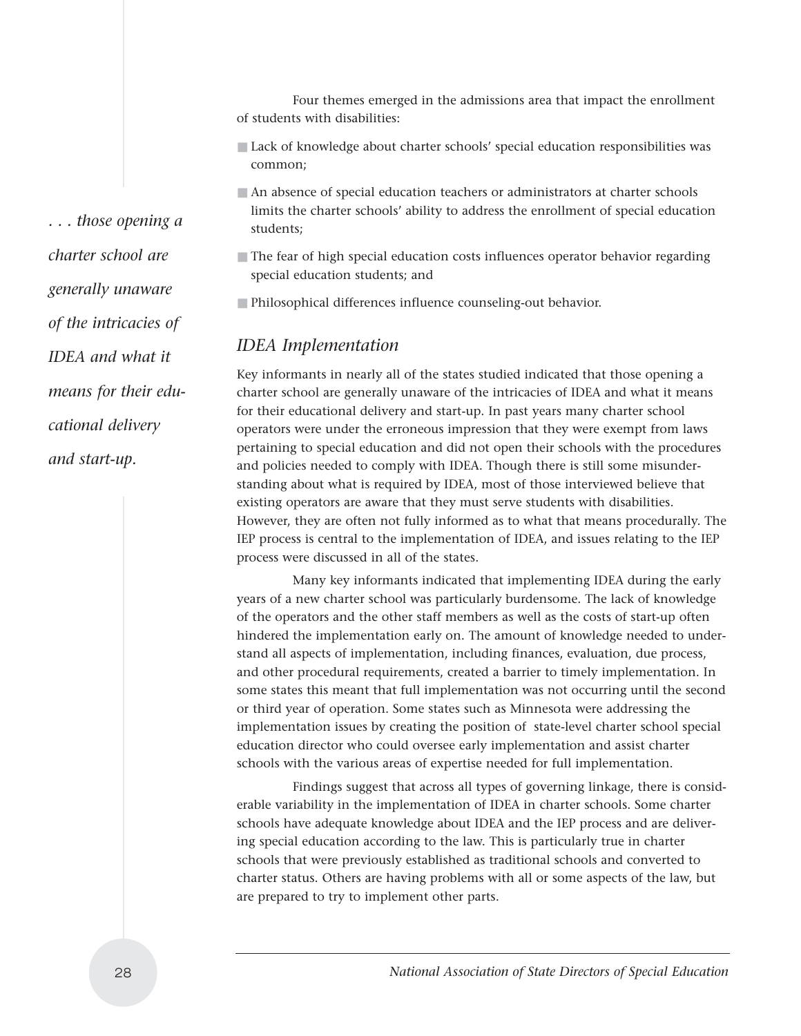Four themes emerged in the admissions area that impact the enrollment of students with disabilities:

- Lack of knowledge about charter schools' special education responsibilities was common;
- An absence of special education teachers or administrators at charter schools limits the charter schools' ability to address the enrollment of special education students;
- The fear of high special education costs influences operator behavior regarding special education students; and
- Philosophical differences influence counseling-out behavior.

*. . . those opening a charter school are generally unaware of the intricacies of IDEA and what it means for their educational delivery and start-up.*

## IDEA Implementation

Key informants in nearly all of the states studied indicated that those opening a charter school are generally unaware of the intricacies of IDEA and what it means for their educational delivery and start-up. In past years many charter school operators were under the erroneous impression that they were exempt from laws pertaining to special education and did not open their schools with the procedures and policies needed to comply with IDEA. Though there is still some misunderstanding about what is required by IDEA, most of those interviewed believe that existing operators are aware that they must serve students with disabilities. However, they are often not fully informed as to what that means procedurally. The IEP process is central to the implementation of IDEA, and issues relating to the IEP process were discussed in all of the states.

Many key informants indicated that implementing IDEA during the early years of a new charter school was particularly burdensome. The lack of knowledge of the operators and the other staff members as well as the costs of start-up often hindered the implementation early on. The amount of knowledge needed to understand all aspects of implementation, including finances, evaluation, due process, and other procedural requirements, created a barrier to timely implementation. In some states this meant that full implementation was not occurring until the second or third year of operation. Some states such as Minnesota were addressing the implementation issues by creating the position of state-level charter school special education director who could oversee early implementation and assist charter schools with the various areas of expertise needed for full implementation.

Findings suggest that across all types of governing linkage, there is considerable variability in the implementation of IDEA in charter schools. Some charter schools have adequate knowledge about IDEA and the IEP process and are delivering special education according to the law. This is particularly true in charter schools that were previously established as traditional schools and converted to charter status. Others are having problems with all or some aspects of the law, but are prepared to try to implement other parts.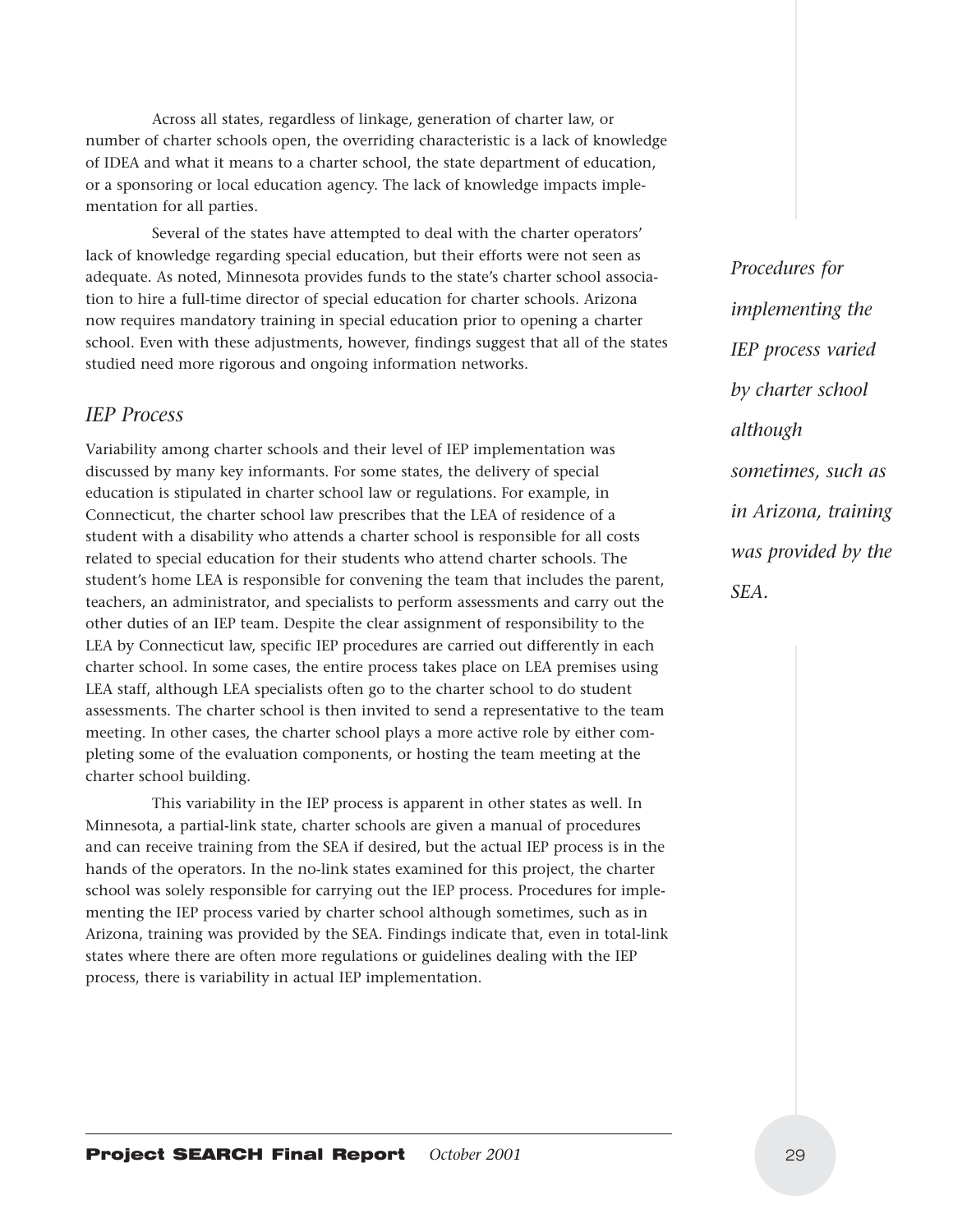Across all states, regardless of linkage, generation of charter law, or number of charter schools open, the overriding characteristic is a lack of knowledge of IDEA and what it means to a charter school, the state department of education, or a sponsoring or local education agency. The lack of knowledge impacts implementation for all parties.

Several of the states have attempted to deal with the charter operators' lack of knowledge regarding special education, but their efforts were not seen as adequate. As noted, Minnesota provides funds to the state's charter school association to hire a full-time director of special education for charter schools. Arizona now requires mandatory training in special education prior to opening a charter school. Even with these adjustments, however, findings suggest that all of the states studied need more rigorous and ongoing information networks.

*Procedures for implementing the IEP process varied by charter school although sometimes, such as in Arizona, training was provided by the SEA.*

## *IEP Process*

Variability among charter schools and their level of IEP implementation was discussed by many key informants. For some states, the delivery of special education is stipulated in charter school law or regulations. For example, in Connecticut, the charter school law prescribes that the LEA of residence of a student with a disability who attends a charter school is responsible for all costs related to special education for their students who attend charter schools. The student's home LEA is responsible for convening the team that includes the parent, teachers, an administrator, and specialists to perform assessments and carry out the other duties of an IEP team. Despite the clear assignment of responsibility to the LEA by Connecticut law, specific IEP procedures are carried out differently in each charter school. In some cases, the entire process takes place on LEA premises using LEA staff, although LEA specialists often go to the charter school to do student assessments. The charter school is then invited to send a representative to the team meeting. In other cases, the charter school plays a more active role by either completing some of the evaluation components, or hosting the team meeting at the charter school building.

This variability in the IEP process is apparent in other states as well. In Minnesota, a partial-link state, charter schools are given a manual of procedures and can receive training from the SEA if desired, but the actual IEP process is in the hands of the operators. In the no-link states examined for this project, the charter school was solely responsible for carrying out the IEP process. Procedures for implementing the IEP process varied by charter school although sometimes, such as in Arizona, training was provided by the SEA. Findings indicate that, even in total-link states where there are often more regulations or guidelines dealing with the IEP process, there is variability in actual IEP implementation.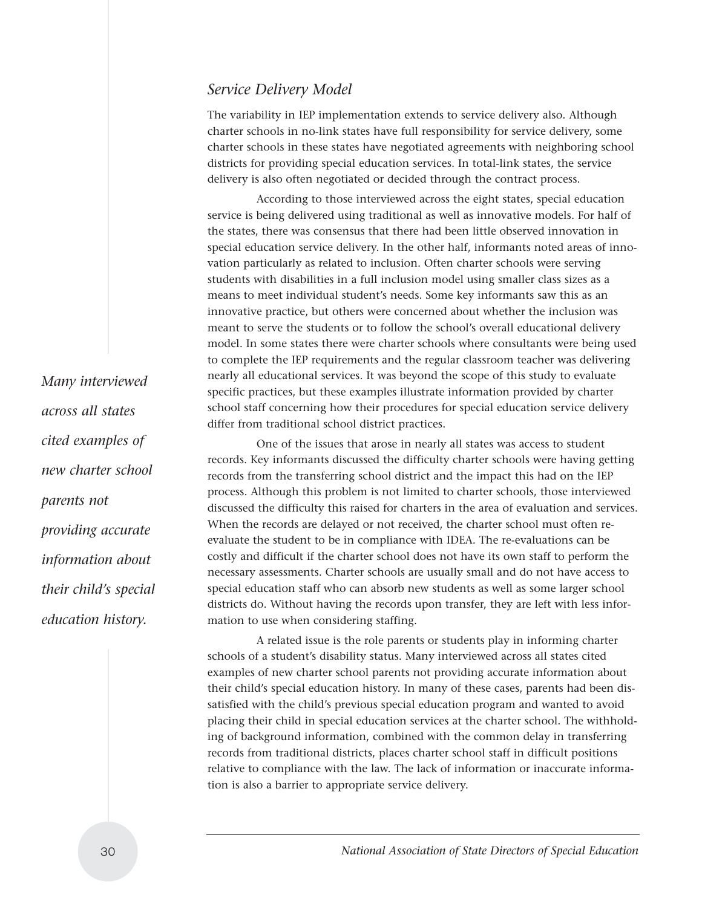### *Service Delivery Model*

The variability in IEP implementation extends to service delivery also. Although charter schools in no-link states have full responsibility for service delivery, some charter schools in these states have negotiated agreements with neighboring school districts for providing special education services. In total-link states, the service delivery is also often negotiated or decided through the contract process.

According to those interviewed across the eight states, special education service is being delivered using traditional as well as innovative models. For half of the states, there was consensus that there had been little observed innovation in special education service delivery. In the other half, informants noted areas of innovation particularly as related to inclusion. Often charter schools were serving students with disabilities in a full inclusion model using smaller class sizes as a means to meet individual student's needs. Some key informants saw this as an innovative practice, but others were concerned about whether the inclusion was meant to serve the students or to follow the school's overall educational delivery model. In some states there were charter schools where consultants were being used to complete the IEP requirements and the regular classroom teacher was delivering nearly all educational services. It was beyond the scope of this study to evaluate specific practices, but these examples illustrate information provided by charter school staff concerning how their procedures for special education service delivery differ from traditional school district practices.

*Many interviewed across all states cited examples of new charter school parents not providing accurate information about their child's special education history.*

One of the issues that arose in nearly all states was access to student records. Key informants discussed the difficulty charter schools were having getting records from the transferring school district and the impact this had on the IEP process. Although this problem is not limited to charter schools, those interviewed discussed the difficulty this raised for charters in the area of evaluation and services. When the records are delayed or not received, the charter school must often re-evaluate the student to be in compliance with IDEA. The re-evaluations can be costly and difficult if the charter school does not have its own staff to perform the necessary assessments. Charter schools are usually small and do not have access to special education staff who can absorb new students as well as some larger school districts do. Without having the records upon transfer, they are left with less information to use when considering staffing.

A related issue is the role parents or students play in informing charter schools of a student's disability status. Many interviewed across all states cited examples of new charter school parents not providing accurate information about their child's special education history. In many of these cases, parents had been dissatisfied with the child's previous special education program and wanted to avoid placing their child in special education services at the charter school. The withholding of background information, combined with the common delay in transferring records from traditional districts, places charter school staff in difficult positions relative to compliance with the law. The lack of information or inaccurate information is also a barrier to appropriate service delivery.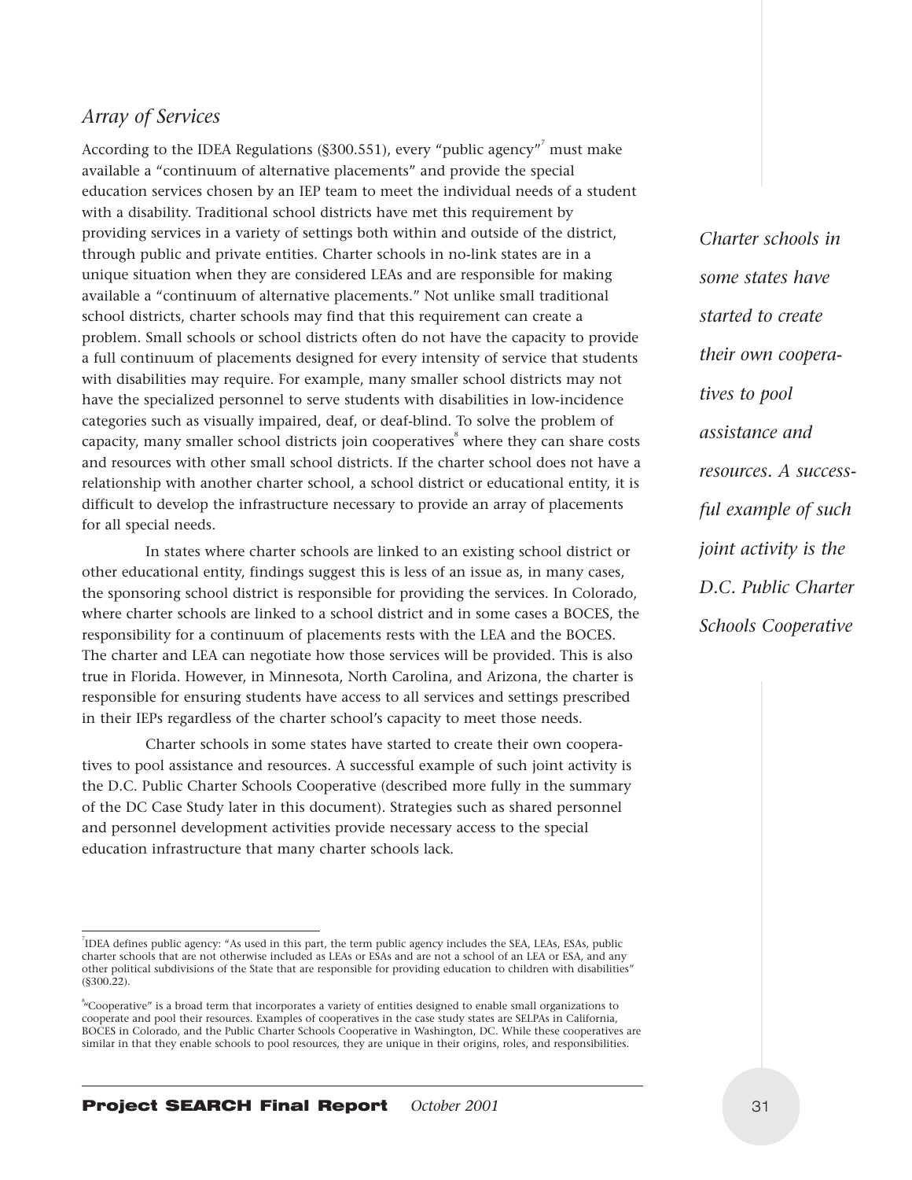## *Array of Services*

According to the IDEA Regulations (§300.551), every "public agency"[7] must make available a "continuum of alternative placements" and provide the special education services chosen by an IEP team to meet the individual needs of a student with a disability. Traditional school districts have met this requirement by providing services in a variety of settings both within and outside of the district, through public and private entities. Charter schools in no-link states are in a unique situation when they are considered LEAs and are responsible for making available a "continuum of alternative placements." Not unlike small traditional school districts, charter schools may find that this requirement can create a problem. Small schools or school districts often do not have the capacity to provide a full continuum of placements designed for every intensity of service that students with disabilities may require. For example, many smaller school districts may not have the specialized personnel to serve students with disabilities in low-incidence categories such as visually impaired, deaf, or deaf-blind. To solve the problem of capacity, many smaller school districts join cooperatives[8] where they can share costs and resources with other small school districts. If the charter school does not have a relationship with another charter school, a school district or educational entity, it is difficult to develop the infrastructure necessary to provide an array of placements for all special needs.

In states where charter schools are linked to an existing school district or other educational entity, findings suggest this is less of an issue as, in many cases, the sponsoring school district is responsible for providing the services. In Colorado, where charter schools are linked to a school district and in some cases a BOCES, the responsibility for a continuum of placements rests with the LEA and the BOCES. The charter and LEA can negotiate how those services will be provided. This is also true in Florida. However, in Minnesota, North Carolina, and Arizona, the charter is responsible for ensuring students have access to all services and settings prescribed in their IEPs regardless of the charter school's capacity to meet those needs.

Charter schools in some states have started to create their own cooperatives to pool assistance and resources. A successful example of such joint activity is the D.C. Public Charter Schools Cooperative (described more fully in the summary of the DC Case Study later in this document). Strategies such as shared personnel and personnel development activities provide necessary access to the special education infrastructure that many charter schools lack.

*Charter schools in some states have started to create their own cooperatives to pool assistance and resources. A successful example of such joint activity is the D.C. Public Charter Schools Cooperative*

---

[7]IDEA defines public agency: "As used in this part, the term public agency includes the SEA, LEAs, ESAs, public charter schools that are not otherwise included as LEAs or ESAs and are not a school of an LEA or ESA, and any other political subdivisions of the State that are responsible for providing education to children with disabilities" (§300.22).

[8]"Cooperative" is a broad term that incorporates a variety of entities designed to enable small organizations to cooperate and pool their resources. Examples of cooperatives in the case study states are SELPAs in California, BOCES in Colorado, and the Public Charter Schools Cooperative in Washington, DC. While these cooperatives are similar in that they enable schools to pool resources, they are unique in their origins, roles, and responsibilities.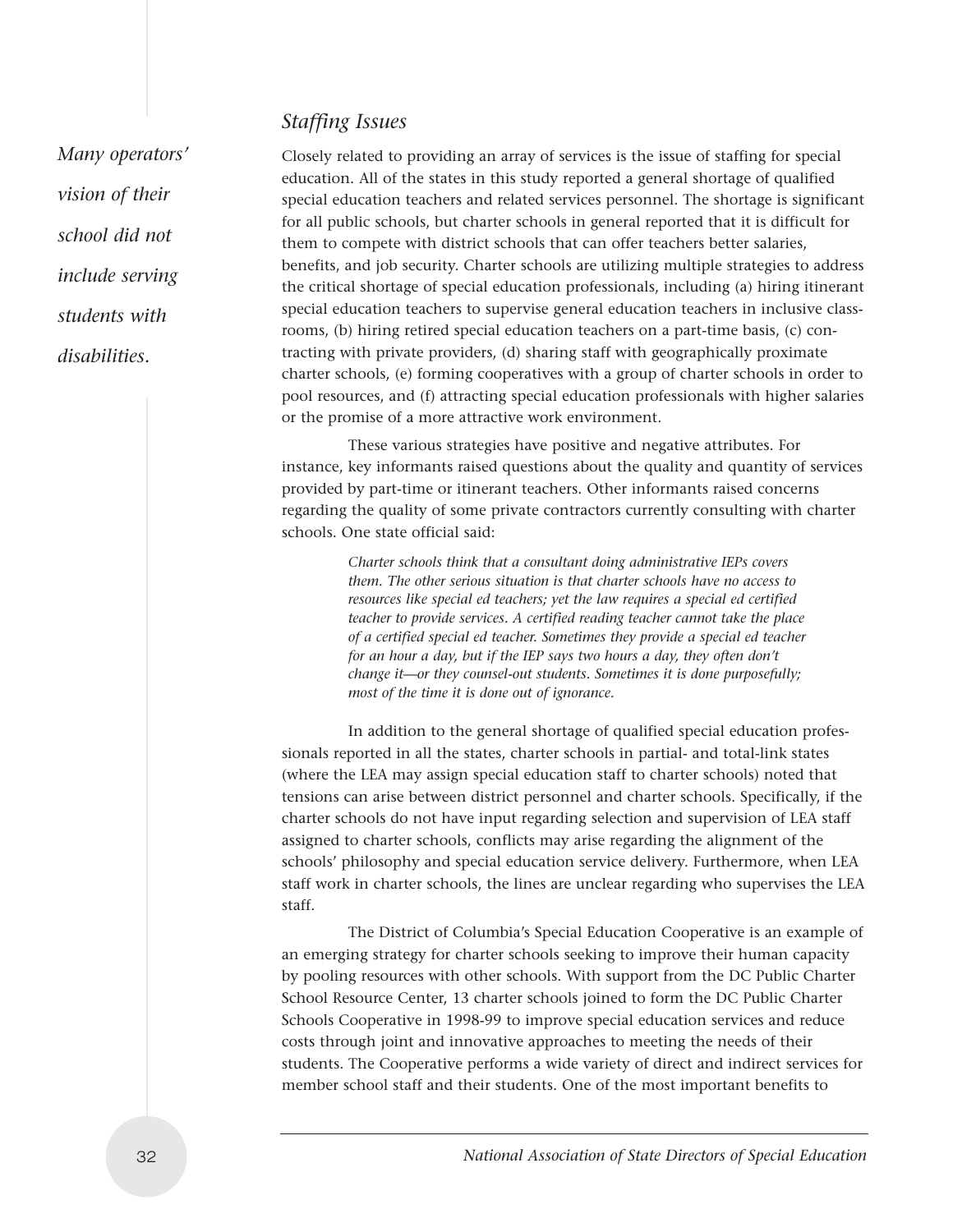*Many operators' vision of their school did not include serving students with disabilities.*

### *Staffing Issues*

Closely related to providing an array of services is the issue of staffing for special education. All of the states in this study reported a general shortage of qualified special education teachers and related services personnel. The shortage is significant for all public schools, but charter schools in general reported that it is difficult for them to compete with district schools that can offer teachers better salaries, benefits, and job security. Charter schools are utilizing multiple strategies to address the critical shortage of special education professionals, including (a) hiring itinerant special education teachers to supervise general education teachers in inclusive classrooms, (b) hiring retired special education teachers on a part-time basis, (c) contracting with private providers, (d) sharing staff with geographically proximate charter schools, (e) forming cooperatives with a group of charter schools in order to pool resources, and (f) attracting special education professionals with higher salaries or the promise of a more attractive work environment.

These various strategies have positive and negative attributes. For instance, key informants raised questions about the quality and quantity of services provided by part-time or itinerant teachers. Other informants raised concerns regarding the quality of some private contractors currently consulting with charter schools. One state official said:

> *Charter schools think that a consultant doing administrative IEPs covers them. The other serious situation is that charter schools have no access to resources like special ed teachers; yet the law requires a special ed certified teacher to provide services. A certified reading teacher cannot take the place of a certified special ed teacher. Sometimes they provide a special ed teacher for an hour a day, but if the IEP says two hours a day, they often don't change it—or they counsel-out students. Sometimes it is done purposefully; most of the time it is done out of ignorance.*

In addition to the general shortage of qualified special education professionals reported in all the states, charter schools in partial- and total-link states (where the LEA may assign special education staff to charter schools) noted that tensions can arise between district personnel and charter schools. Specifically, if the charter schools do not have input regarding selection and supervision of LEA staff assigned to charter schools, conflicts may arise regarding the alignment of the schools' philosophy and special education service delivery. Furthermore, when LEA staff work in charter schools, the lines are unclear regarding who supervises the LEA staff.

The District of Columbia's Special Education Cooperative is an example of an emerging strategy for charter schools seeking to improve their human capacity by pooling resources with other schools. With support from the DC Public Charter School Resource Center, 13 charter schools joined to form the DC Public Charter Schools Cooperative in 1998-99 to improve special education services and reduce costs through joint and innovative approaches to meeting the needs of their students. The Cooperative performs a wide variety of direct and indirect services for member school staff and their students. One of the most important benefits to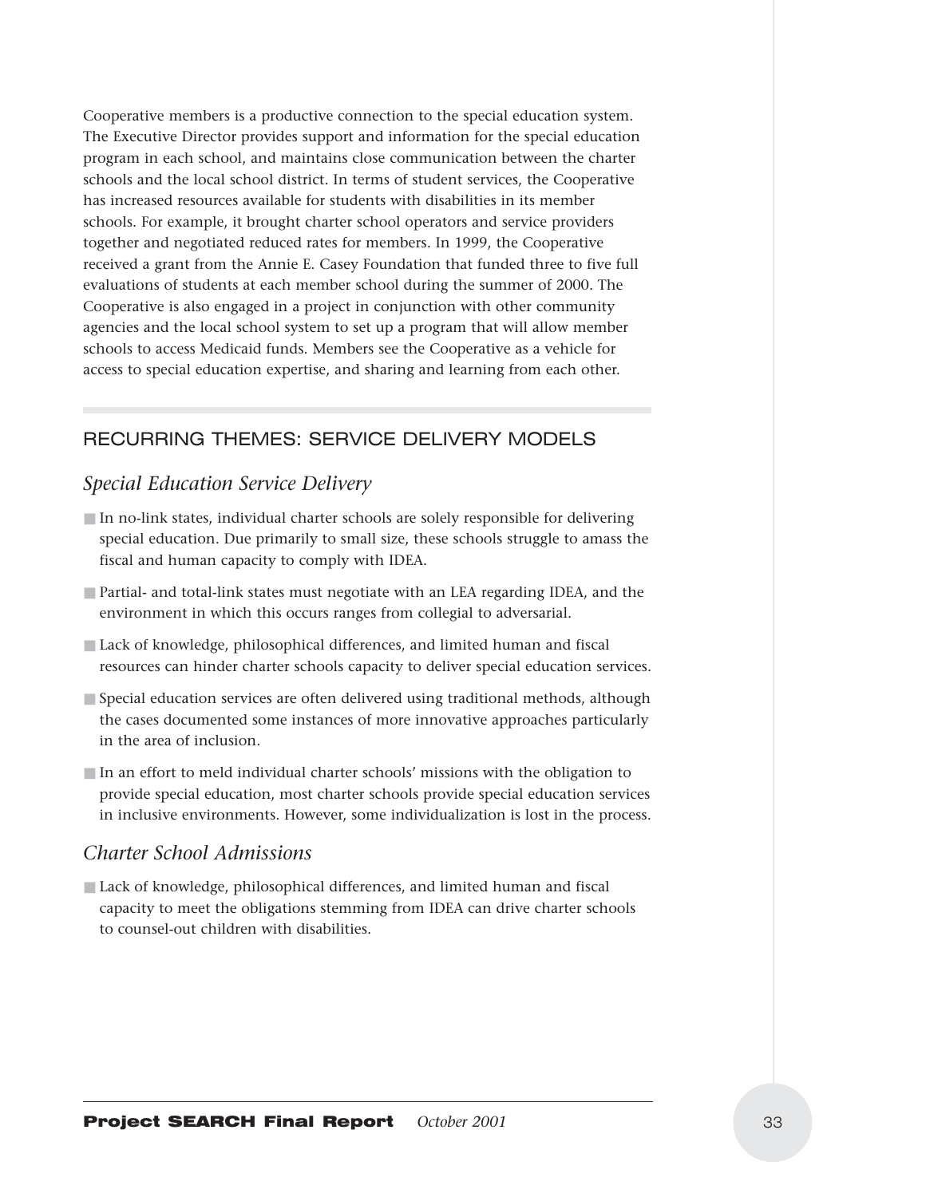Cooperative members is a productive connection to the special education system. The Executive Director provides support and information for the special education program in each school, and maintains close communication between the charter schools and the local school district. In terms of student services, the Cooperative has increased resources available for students with disabilities in its member schools. For example, it brought charter school operators and service providers together and negotiated reduced rates for members. In 1999, the Cooperative received a grant from the Annie E. Casey Foundation that funded three to five full evaluations of students at each member school during the summer of 2000. The Cooperative is also engaged in a project in conjunction with other community agencies and the local school system to set up a program that will allow member schools to access Medicaid funds. Members see the Cooperative as a vehicle for access to special education expertise, and sharing and learning from each other.

## RECURRING THEMES: SERVICE DELIVERY MODELS

### *Special Education Service Delivery*

- In no-link states, individual charter schools are solely responsible for delivering special education. Due primarily to small size, these schools struggle to amass the fiscal and human capacity to comply with IDEA.
- Partial- and total-link states must negotiate with an LEA regarding IDEA, and the environment in which this occurs ranges from collegial to adversarial.
- Lack of knowledge, philosophical differences, and limited human and fiscal resources can hinder charter schools capacity to deliver special education services.
- Special education services are often delivered using traditional methods, although the cases documented some instances of more innovative approaches particularly in the area of inclusion.
- In an effort to meld individual charter schools' missions with the obligation to provide special education, most charter schools provide special education services in inclusive environments. However, some individualization is lost in the process.

### *Charter School Admissions*

- Lack of knowledge, philosophical differences, and limited human and fiscal capacity to meet the obligations stemming from IDEA can drive charter schools to counsel-out children with disabilities.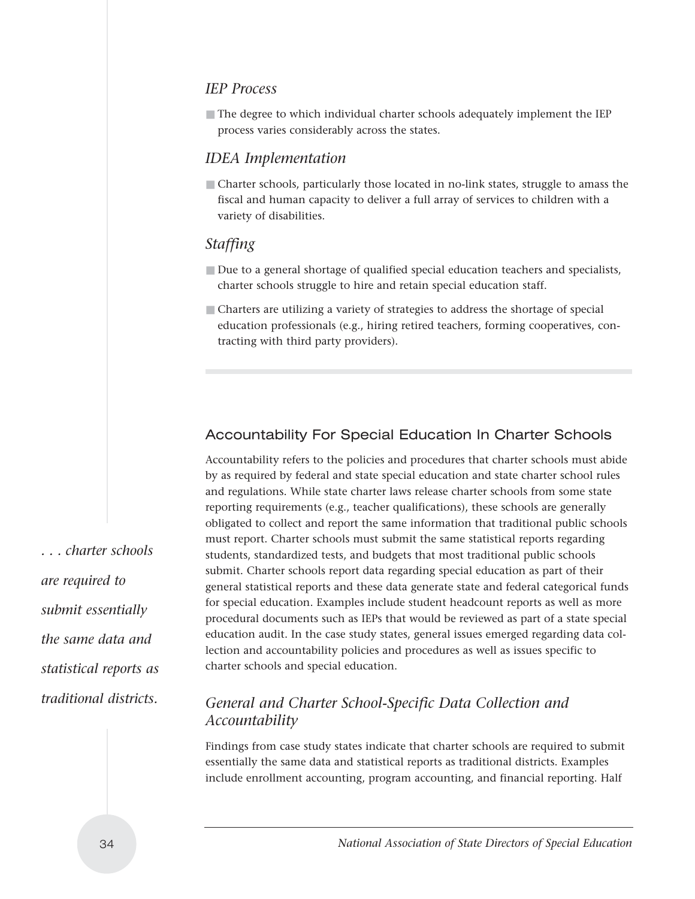### *IEP Process*

- The degree to which individual charter schools adequately implement the IEP process varies considerably across the states.

### *IDEA Implementation*

- Charter schools, particularly those located in no-link states, struggle to amass the fiscal and human capacity to deliver a full array of services to children with a variety of disabilities.

### *Staffing*

- Due to a general shortage of qualified special education teachers and specialists, charter schools struggle to hire and retain special education staff.
- Charters are utilizing a variety of strategies to address the shortage of special education professionals (e.g., hiring retired teachers, forming cooperatives, contracting with third party providers).

## Accountability For Special Education In Charter Schools

Accountability refers to the policies and procedures that charter schools must abide by as required by federal and state special education and state charter school rules and regulations. While state charter laws release charter schools from some state reporting requirements (e.g., teacher qualifications), these schools are generally obligated to collect and report the same information that traditional public schools must report. Charter schools must submit the same statistical reports regarding students, standardized tests, and budgets that most traditional public schools submit. Charter schools report data regarding special education as part of their general statistical reports and these data generate state and federal categorical funds for special education. Examples include student headcount reports as well as more procedural documents such as IEPs that would be reviewed as part of a state special education audit. In the case study states, general issues emerged regarding data collection and accountability policies and procedures as well as issues specific to charter schools and special education.

*. . . charter schools are required to submit essentially the same data and statistical reports as traditional districts.*

### *General and Charter School-Specific Data Collection and Accountability*

Findings from case study states indicate that charter schools are required to submit essentially the same data and statistical reports as traditional districts. Examples include enrollment accounting, program accounting, and financial reporting. Half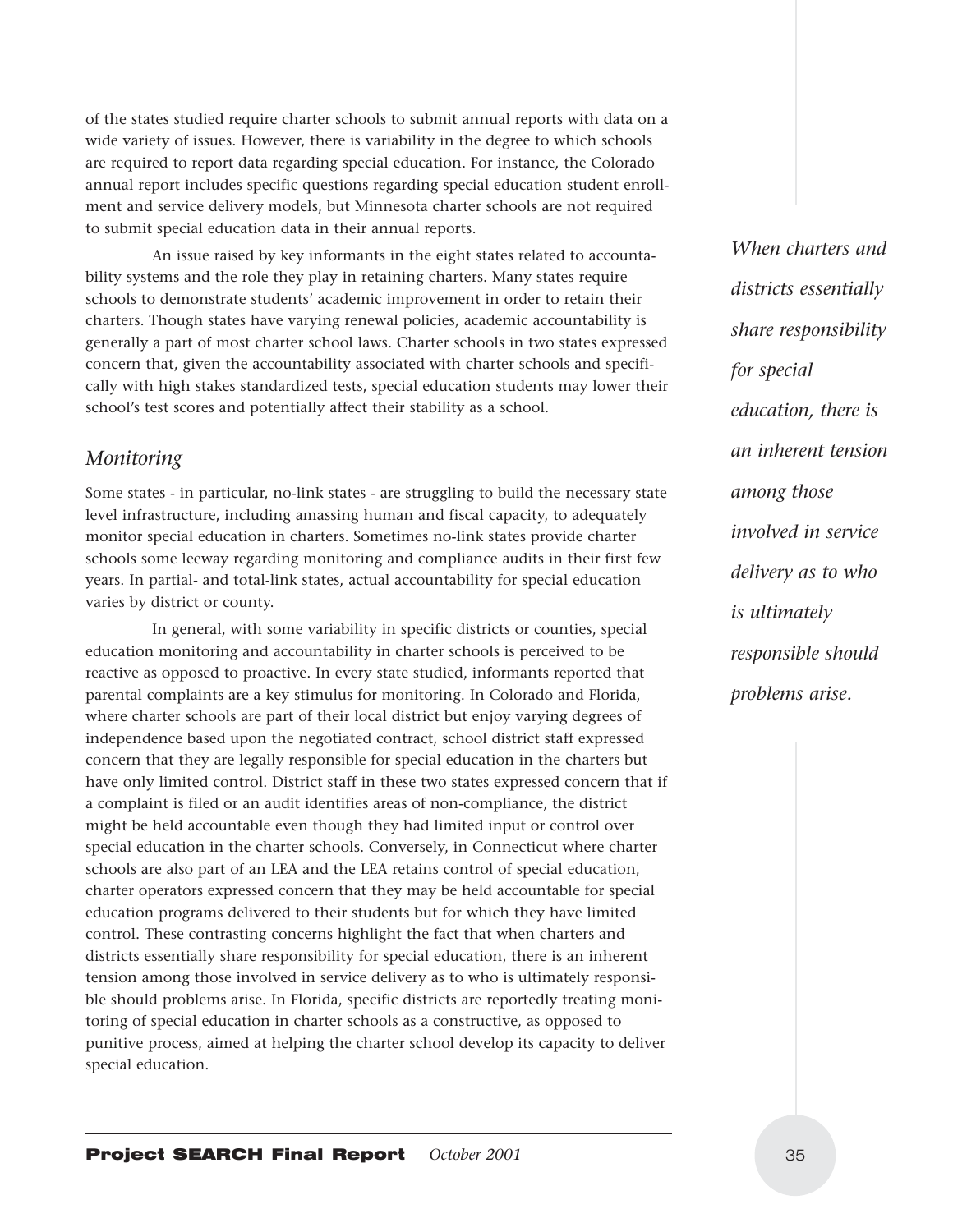of the states studied require charter schools to submit annual reports with data on a wide variety of issues. However, there is variability in the degree to which schools are required to report data regarding special education. For instance, the Colorado annual report includes specific questions regarding special education student enrollment and service delivery models, but Minnesota charter schools are not required to submit special education data in their annual reports.

An issue raised by key informants in the eight states related to accountability systems and the role they play in retaining charters. Many states require schools to demonstrate students' academic improvement in order to retain their charters. Though states have varying renewal policies, academic accountability is generally a part of most charter school laws. Charter schools in two states expressed concern that, given the accountability associated with charter schools and specifically with high stakes standardized tests, special education students may lower their school's test scores and potentially affect their stability as a school.

*When charters and districts essentially share responsibility for special education, there is an inherent tension among those involved in service delivery as to who is ultimately responsible should problems arise.*

## *Monitoring*

Some states - in particular, no-link states - are struggling to build the necessary state level infrastructure, including amassing human and fiscal capacity, to adequately monitor special education in charters. Sometimes no-link states provide charter schools some leeway regarding monitoring and compliance audits in their first few years. In partial- and total-link states, actual accountability for special education varies by district or county.

In general, with some variability in specific districts or counties, special education monitoring and accountability in charter schools is perceived to be reactive as opposed to proactive. In every state studied, informants reported that parental complaints are a key stimulus for monitoring. In Colorado and Florida, where charter schools are part of their local district but enjoy varying degrees of independence based upon the negotiated contract, school district staff expressed concern that they are legally responsible for special education in the charters but have only limited control. District staff in these two states expressed concern that if a complaint is filed or an audit identifies areas of non-compliance, the district might be held accountable even though they had limited input or control over special education in the charter schools. Conversely, in Connecticut where charter schools are also part of an LEA and the LEA retains control of special education, charter operators expressed concern that they may be held accountable for special education programs delivered to their students but for which they have limited control. These contrasting concerns highlight the fact that when charters and districts essentially share responsibility for special education, there is an inherent tension among those involved in service delivery as to who is ultimately responsible should problems arise. In Florida, specific districts are reportedly treating monitoring of special education in charter schools as a constructive, as opposed to punitive process, aimed at helping the charter school develop its capacity to deliver special education.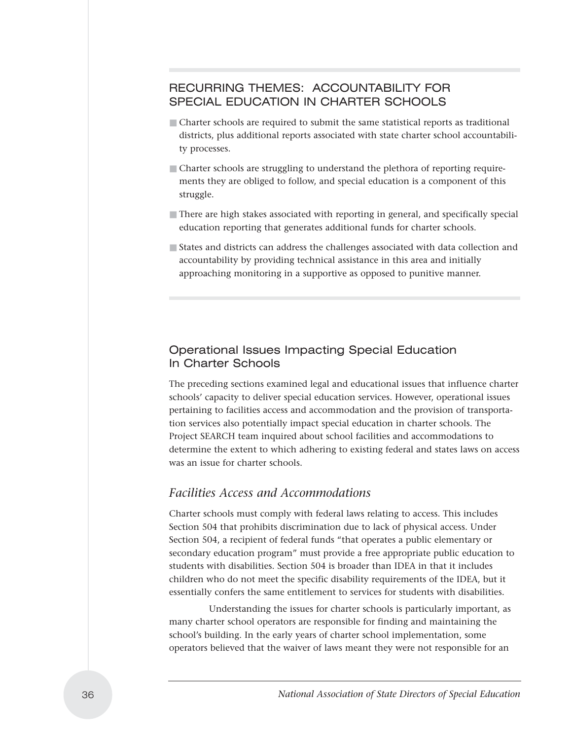## RECURRING THEMES: ACCOUNTABILITY FOR SPECIAL EDUCATION IN CHARTER SCHOOLS

- Charter schools are required to submit the same statistical reports as traditional districts, plus additional reports associated with state charter school accountability processes.
- Charter schools are struggling to understand the plethora of reporting requirements they are obliged to follow, and special education is a component of this struggle.
- There are high stakes associated with reporting in general, and specifically special education reporting that generates additional funds for charter schools.
- States and districts can address the challenges associated with data collection and accountability by providing technical assistance in this area and initially approaching monitoring in a supportive as opposed to punitive manner.

## Operational Issues Impacting Special Education In Charter Schools

The preceding sections examined legal and educational issues that influence charter schools' capacity to deliver special education services. However, operational issues pertaining to facilities access and accommodation and the provision of transportation services also potentially impact special education in charter schools. The Project SEARCH team inquired about school facilities and accommodations to determine the extent to which adhering to existing federal and states laws on access was an issue for charter schools.

### *Facilities Access and Accommodations*

Charter schools must comply with federal laws relating to access. This includes Section 504 that prohibits discrimination due to lack of physical access. Under Section 504, a recipient of federal funds "that operates a public elementary or secondary education program" must provide a free appropriate public education to students with disabilities. Section 504 is broader than IDEA in that it includes children who do not meet the specific disability requirements of the IDEA, but it essentially confers the same entitlement to services for students with disabilities.

Understanding the issues for charter schools is particularly important, as many charter school operators are responsible for finding and maintaining the school's building. In the early years of charter school implementation, some operators believed that the waiver of laws meant they were not responsible for an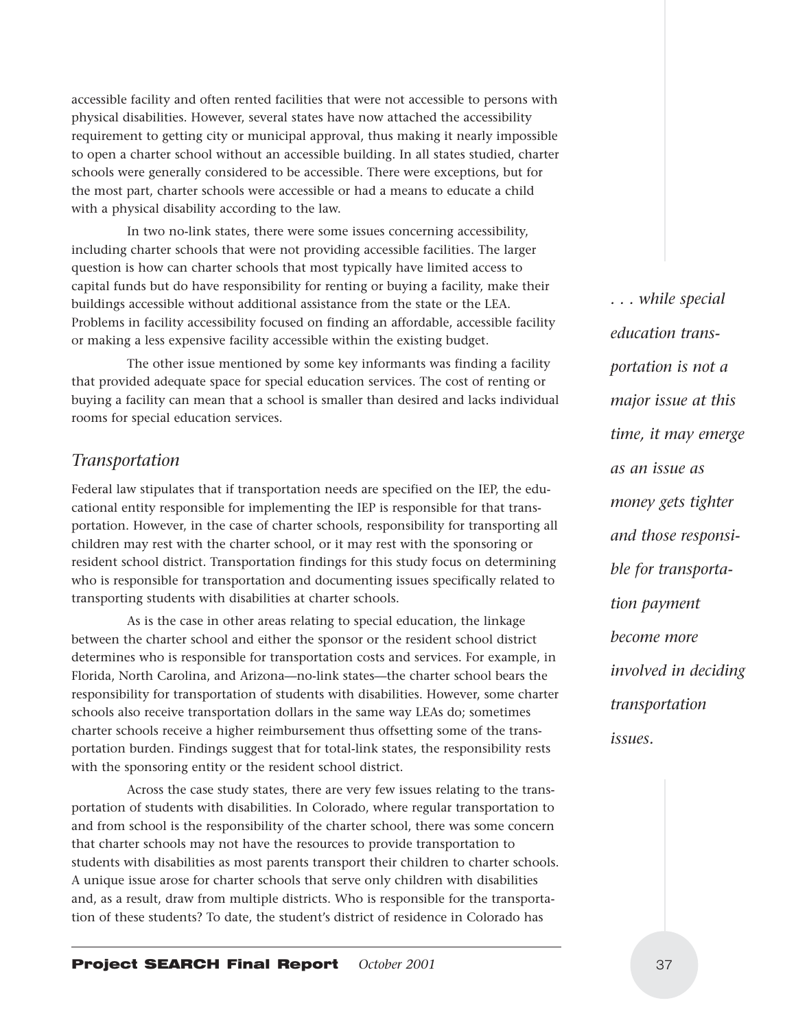accessible facility and often rented facilities that were not accessible to persons with physical disabilities. However, several states have now attached the accessibility requirement to getting city or municipal approval, thus making it nearly impossible to open a charter school without an accessible building. In all states studied, charter schools were generally considered to be accessible. There were exceptions, but for the most part, charter schools were accessible or had a means to educate a child with a physical disability according to the law.

In two no-link states, there were some issues concerning accessibility, including charter schools that were not providing accessible facilities. The larger question is how can charter schools that most typically have limited access to capital funds but do have responsibility for renting or buying a facility, make their buildings accessible without additional assistance from the state or the LEA. Problems in facility accessibility focused on finding an affordable, accessible facility or making a less expensive facility accessible within the existing budget.

The other issue mentioned by some key informants was finding a facility that provided adequate space for special education services. The cost of renting or buying a facility can mean that a school is smaller than desired and lacks individual rooms for special education services.

## *Transportation*

Federal law stipulates that if transportation needs are specified on the IEP, the educational entity responsible for implementing the IEP is responsible for that transportation. However, in the case of charter schools, responsibility for transporting all children may rest with the charter school, or it may rest with the sponsoring or resident school district. Transportation findings for this study focus on determining who is responsible for transportation and documenting issues specifically related to transporting students with disabilities at charter schools.

As is the case in other areas relating to special education, the linkage between the charter school and either the sponsor or the resident school district determines who is responsible for transportation costs and services. For example, in Florida, North Carolina, and Arizona—no-link states—the charter school bears the responsibility for transportation of students with disabilities. However, some charter schools also receive transportation dollars in the same way LEAs do; sometimes charter schools receive a higher reimbursement thus offsetting some of the transportation burden. Findings suggest that for total-link states, the responsibility rests with the sponsoring entity or the resident school district.

*. . . while special education transportation is not a major issue at this time, it may emerge as an issue as money gets tighter and those responsible for transportation payment become more involved in deciding transportation issues.*

Across the case study states, there are very few issues relating to the transportation of students with disabilities. In Colorado, where regular transportation to and from school is the responsibility of the charter school, there was some concern that charter schools may not have the resources to provide transportation to students with disabilities as most parents transport their children to charter schools. A unique issue arose for charter schools that serve only children with disabilities and, as a result, draw from multiple districts. Who is responsible for the transportation of these students? To date, the student's district of residence in Colorado has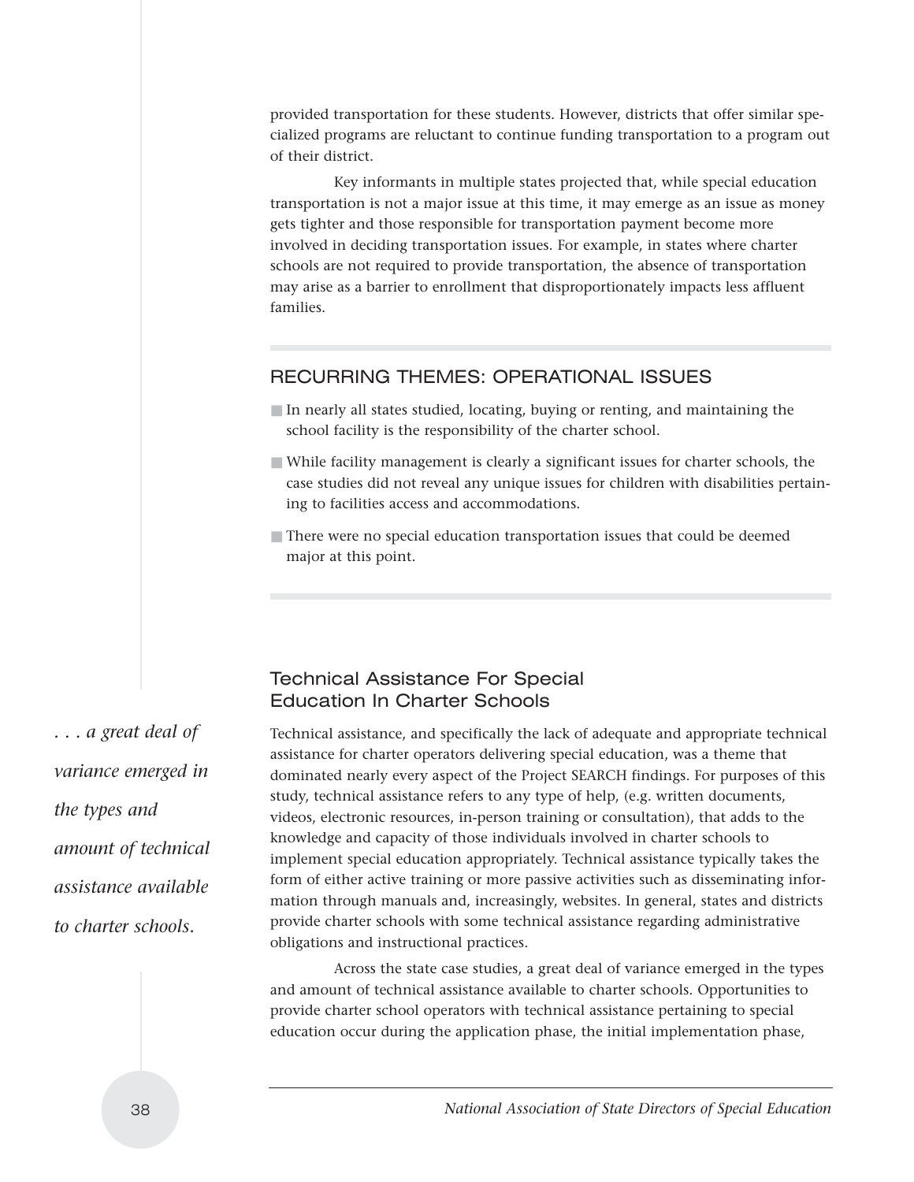provided transportation for these students. However, districts that offer similar specialized programs are reluctant to continue funding transportation to a program out of their district.

Key informants in multiple states projected that, while special education transportation is not a major issue at this time, it may emerge as an issue as money gets tighter and those responsible for transportation payment become more involved in deciding transportation issues. For example, in states where charter schools are not required to provide transportation, the absence of transportation may arise as a barrier to enrollment that disproportionately impacts less affluent families.

## RECURRING THEMES: OPERATIONAL ISSUES

- In nearly all states studied, locating, buying or renting, and maintaining the school facility is the responsibility of the charter school.
- While facility management is clearly a significant issues for charter schools, the case studies did not reveal any unique issues for children with disabilities pertaining to facilities access and accommodations.
- There were no special education transportation issues that could be deemed major at this point.

## Technical Assistance For Special Education In Charter Schools

*. . . a great deal of variance emerged in the types and amount of technical assistance available to charter schools.*

Technical assistance, and specifically the lack of adequate and appropriate technical assistance for charter operators delivering special education, was a theme that dominated nearly every aspect of the Project SEARCH findings. For purposes of this study, technical assistance refers to any type of help, (e.g. written documents, videos, electronic resources, in-person training or consultation), that adds to the knowledge and capacity of those individuals involved in charter schools to implement special education appropriately. Technical assistance typically takes the form of either active training or more passive activities such as disseminating information through manuals and, increasingly, websites. In general, states and districts provide charter schools with some technical assistance regarding administrative obligations and instructional practices.

Across the state case studies, a great deal of variance emerged in the types and amount of technical assistance available to charter schools. Opportunities to provide charter school operators with technical assistance pertaining to special education occur during the application phase, the initial implementation phase,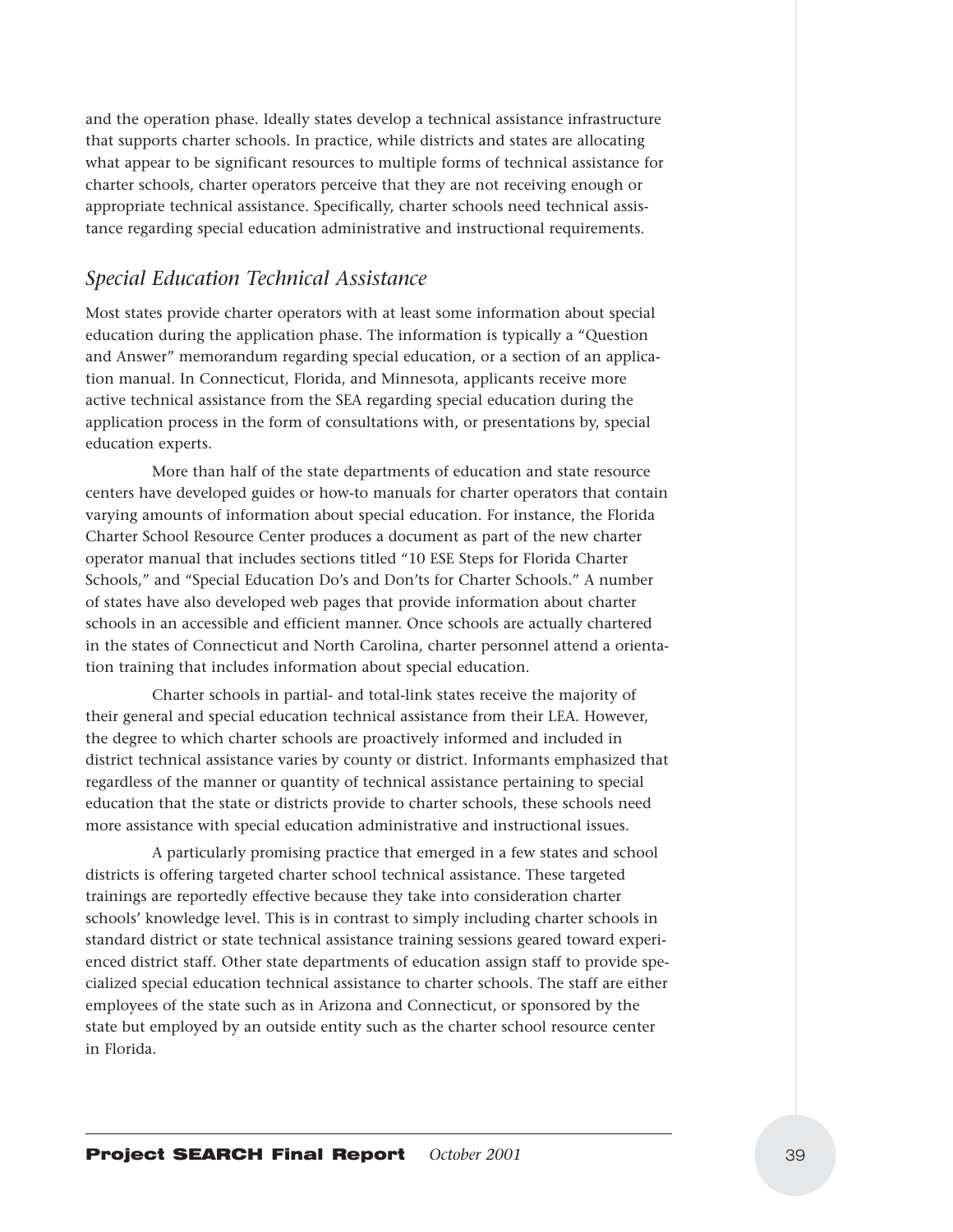and the operation phase. Ideally states develop a technical assistance infrastructure that supports charter schools. In practice, while districts and states are allocating what appear to be significant resources to multiple forms of technical assistance for charter schools, charter operators perceive that they are not receiving enough or appropriate technical assistance. Specifically, charter schools need technical assistance regarding special education administrative and instructional requirements.

## *Special Education Technical Assistance*

Most states provide charter operators with at least some information about special education during the application phase. The information is typically a "Question and Answer" memorandum regarding special education, or a section of an application manual. In Connecticut, Florida, and Minnesota, applicants receive more active technical assistance from the SEA regarding special education during the application process in the form of consultations with, or presentations by, special education experts.

More than half of the state departments of education and state resource centers have developed guides or how-to manuals for charter operators that contain varying amounts of information about special education. For instance, the Florida Charter School Resource Center produces a document as part of the new charter operator manual that includes sections titled "10 ESE Steps for Florida Charter Schools," and "Special Education Do's and Don'ts for Charter Schools." A number of states have also developed web pages that provide information about charter schools in an accessible and efficient manner. Once schools are actually chartered in the states of Connecticut and North Carolina, charter personnel attend a orientation training that includes information about special education.

Charter schools in partial- and total-link states receive the majority of their general and special education technical assistance from their LEA. However, the degree to which charter schools are proactively informed and included in district technical assistance varies by county or district. Informants emphasized that regardless of the manner or quantity of technical assistance pertaining to special education that the state or districts provide to charter schools, these schools need more assistance with special education administrative and instructional issues.

A particularly promising practice that emerged in a few states and school districts is offering targeted charter school technical assistance. These targeted trainings are reportedly effective because they take into consideration charter schools' knowledge level. This is in contrast to simply including charter schools in standard district or state technical assistance training sessions geared toward experienced district staff. Other state departments of education assign staff to provide specialized special education technical assistance to charter schools. The staff are either employees of the state such as in Arizona and Connecticut, or sponsored by the state but employed by an outside entity such as the charter school resource center in Florida.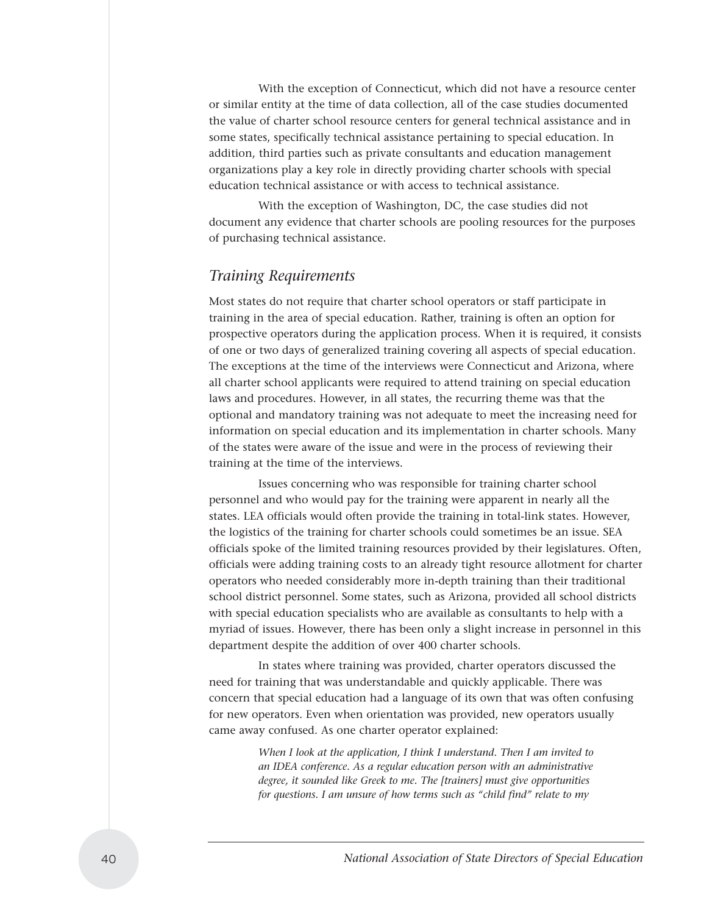With the exception of Connecticut, which did not have a resource center or similar entity at the time of data collection, all of the case studies documented the value of charter school resource centers for general technical assistance and in some states, specifically technical assistance pertaining to special education. In addition, third parties such as private consultants and education management organizations play a key role in directly providing charter schools with special education technical assistance or with access to technical assistance.

With the exception of Washington, DC, the case studies did not document any evidence that charter schools are pooling resources for the purposes of purchasing technical assistance.

### *Training Requirements*

Most states do not require that charter school operators or staff participate in training in the area of special education. Rather, training is often an option for prospective operators during the application process. When it is required, it consists of one or two days of generalized training covering all aspects of special education. The exceptions at the time of the interviews were Connecticut and Arizona, where all charter school applicants were required to attend training on special education laws and procedures. However, in all states, the recurring theme was that the optional and mandatory training was not adequate to meet the increasing need for information on special education and its implementation in charter schools. Many of the states were aware of the issue and were in the process of reviewing their training at the time of the interviews.

Issues concerning who was responsible for training charter school personnel and who would pay for the training were apparent in nearly all the states. LEA officials would often provide the training in total-link states. However, the logistics of the training for charter schools could sometimes be an issue. SEA officials spoke of the limited training resources provided by their legislatures. Often, officials were adding training costs to an already tight resource allotment for charter operators who needed considerably more in-depth training than their traditional school district personnel. Some states, such as Arizona, provided all school districts with special education specialists who are available as consultants to help with a myriad of issues. However, there has been only a slight increase in personnel in this department despite the addition of over 400 charter schools.

In states where training was provided, charter operators discussed the need for training that was understandable and quickly applicable. There was concern that special education had a language of its own that was often confusing for new operators. Even when orientation was provided, new operators usually came away confused. As one charter operator explained:

> *When I look at the application, I think I understand. Then I am invited to an IDEA conference. As a regular education person with an administrative degree, it sounded like Greek to me. The [trainers] must give opportunities for questions. I am unsure of how terms such as "child find" relate to my*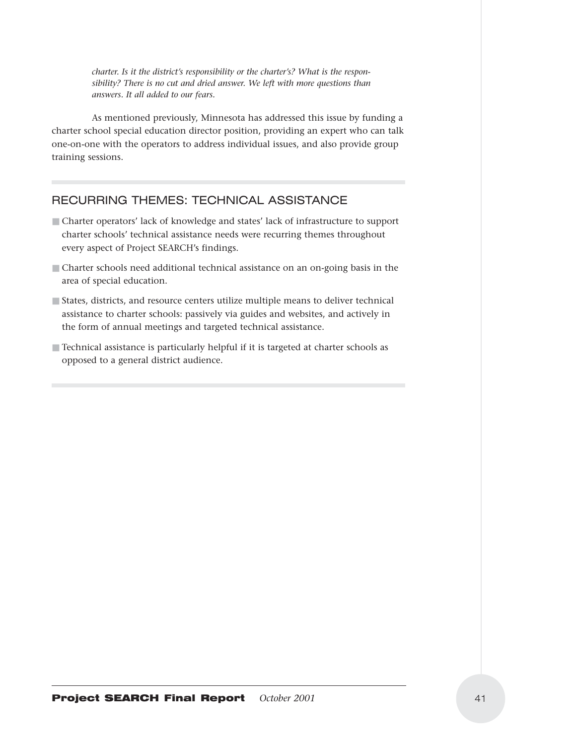*charter. Is it the district's responsibility or the charter's? What is the responsibility? There is no cut and dried answer. We left with more questions than answers. It all added to our fears.*

As mentioned previously, Minnesota has addressed this issue by funding a charter school special education director position, providing an expert who can talk one-on-one with the operators to address individual issues, and also provide group training sessions.

## RECURRING THEMES: TECHNICAL ASSISTANCE

- Charter operators' lack of knowledge and states' lack of infrastructure to support charter schools' technical assistance needs were recurring themes throughout every aspect of Project SEARCH's findings.
- Charter schools need additional technical assistance on an on-going basis in the area of special education.
- States, districts, and resource centers utilize multiple means to deliver technical assistance to charter schools: passively via guides and websites, and actively in the form of annual meetings and targeted technical assistance.
- Technical assistance is particularly helpful if it is targeted at charter schools as opposed to a general district audience.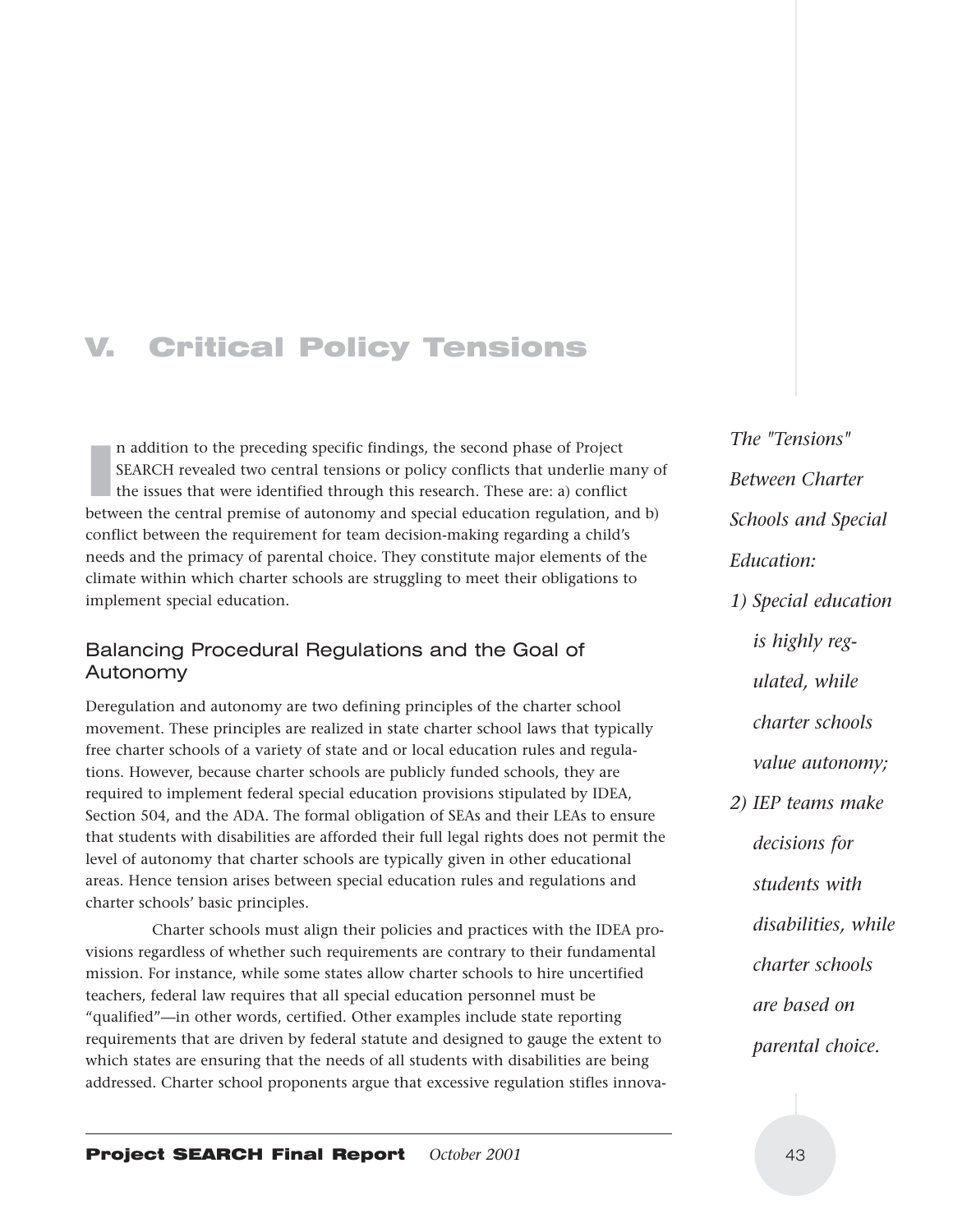# V. Critical Policy Tensions

In addition to the preceding specific findings, the second phase of Project SEARCH revealed two central tensions or policy conflicts that underlie many of the issues that were identified through this research. These are: a) conflict between the central premise of autonomy and special education regulation, and b) conflict between the requirement for team decision-making regarding a child's needs and the primacy of parental choice. They constitute major elements of the climate within which charter schools are struggling to meet their obligations to implement special education.

*The "Tensions" Between Charter Schools and Special Education:*

*1) Special education is highly regulated, while charter schools value autonomy;*

*2) IEP teams make decisions for students with disabilities, while charter schools are based on parental choice.*

## Balancing Procedural Regulations and the Goal of Autonomy

Deregulation and autonomy are two defining principles of the charter school movement. These principles are realized in state charter school laws that typically free charter schools of a variety of state and or local education rules and regulations. However, because charter schools are publicly funded schools, they are required to implement federal special education provisions stipulated by IDEA, Section 504, and the ADA. The formal obligation of SEAs and their LEAs to ensure that students with disabilities are afforded their full legal rights does not permit the level of autonomy that charter schools are typically given in other educational areas. Hence tension arises between special education rules and regulations and charter schools' basic principles.

Charter schools must align their policies and practices with the IDEA provisions regardless of whether such requirements are contrary to their fundamental mission. For instance, while some states allow charter schools to hire uncertified teachers, federal law requires that all special education personnel must be "qualified"—in other words, certified. Other examples include state reporting requirements that are driven by federal statute and designed to gauge the extent to which states are ensuring that the needs of all students with disabilities are being addressed. Charter school proponents argue that excessive regulation stifles innova-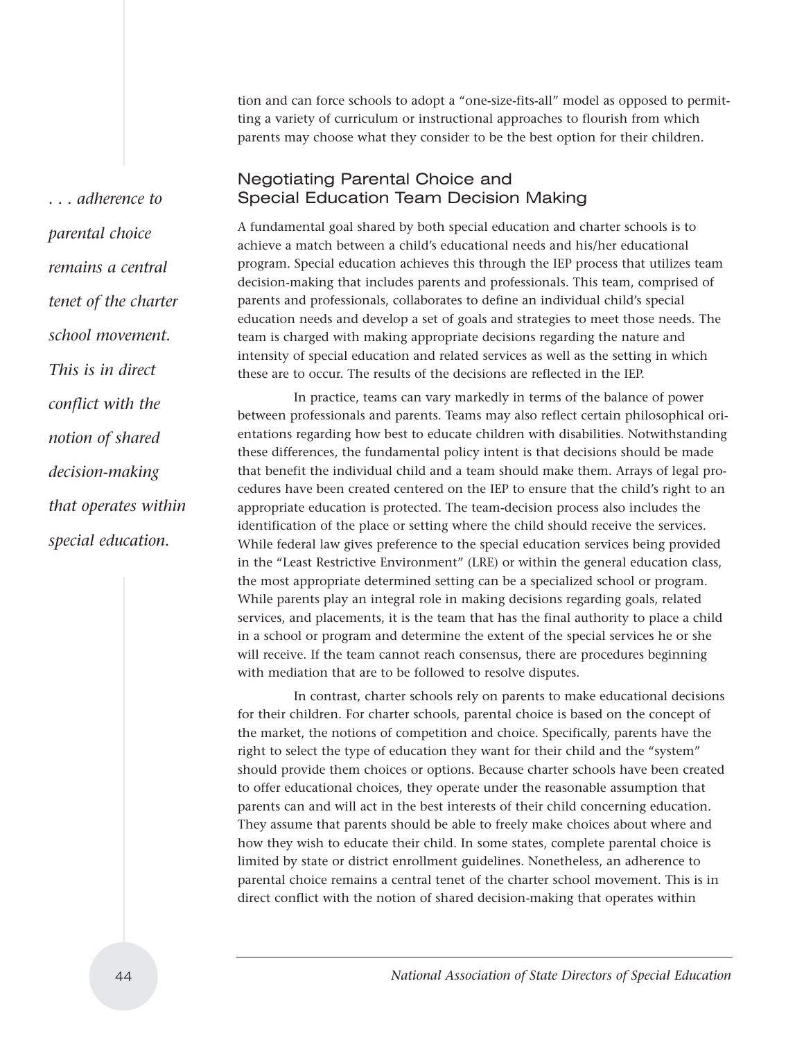tion and can force schools to adopt a "one-size-fits-all" model as opposed to permitting a variety of curriculum or instructional approaches to flourish from which parents may choose what they consider to be the best option for their children.

## Negotiating Parental Choice and Special Education Team Decision Making

*. . . adherence to parental choice remains a central tenet of the charter school movement. This is in direct conflict with the notion of shared decision-making that operates within special education.*

A fundamental goal shared by both special education and charter schools is to achieve a match between a child's educational needs and his/her educational program. Special education achieves this through the IEP process that utilizes team decision-making that includes parents and professionals. This team, comprised of parents and professionals, collaborates to define an individual child's special education needs and develop a set of goals and strategies to meet those needs. The team is charged with making appropriate decisions regarding the nature and intensity of special education and related services as well as the setting in which these are to occur. The results of the decisions are reflected in the IEP.

In practice, teams can vary markedly in terms of the balance of power between professionals and parents. Teams may also reflect certain philosophical orientations regarding how best to educate children with disabilities. Notwithstanding these differences, the fundamental policy intent is that decisions should be made that benefit the individual child and a team should make them. Arrays of legal procedures have been created centered on the IEP to ensure that the child's right to an appropriate education is protected. The team-decision process also includes the identification of the place or setting where the child should receive the services. While federal law gives preference to the special education services being provided in the "Least Restrictive Environment" (LRE) or within the general education class, the most appropriate determined setting can be a specialized school or program. While parents play an integral role in making decisions regarding goals, related services, and placements, it is the team that has the final authority to place a child in a school or program and determine the extent of the special services he or she will receive. If the team cannot reach consensus, there are procedures beginning with mediation that are to be followed to resolve disputes.

In contrast, charter schools rely on parents to make educational decisions for their children. For charter schools, parental choice is based on the concept of the market, the notions of competition and choice. Specifically, parents have the right to select the type of education they want for their child and the "system" should provide them choices or options. Because charter schools have been created to offer educational choices, they operate under the reasonable assumption that parents can and will act in the best interests of their child concerning education. They assume that parents should be able to freely make choices about where and how they wish to educate their child. In some states, complete parental choice is limited by state or district enrollment guidelines. Nonetheless, an adherence to parental choice remains a central tenet of the charter school movement. This is in direct conflict with the notion of shared decision-making that operates within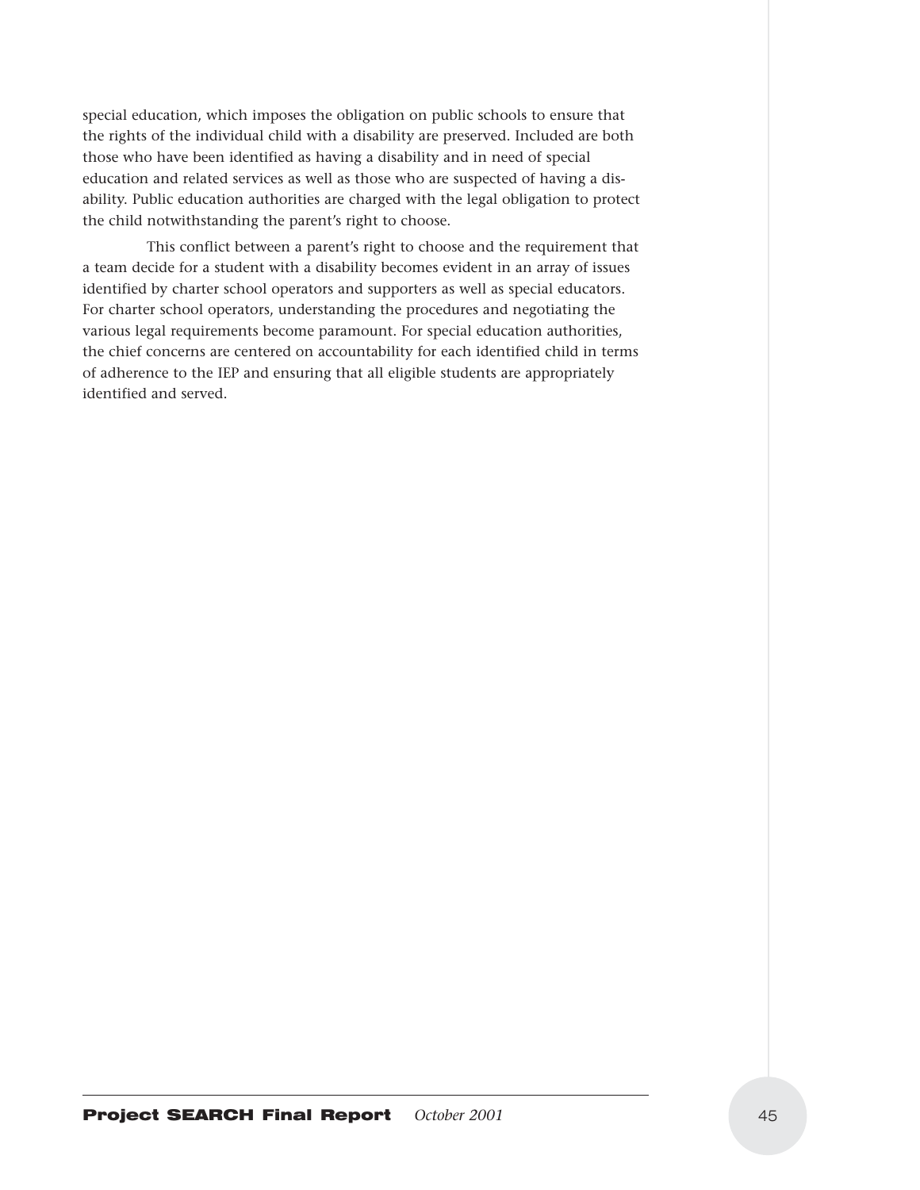special education, which imposes the obligation on public schools to ensure that the rights of the individual child with a disability are preserved. Included are both those who have been identified as having a disability and in need of special education and related services as well as those who are suspected of having a disability. Public education authorities are charged with the legal obligation to protect the child notwithstanding the parent's right to choose.

This conflict between a parent's right to choose and the requirement that a team decide for a student with a disability becomes evident in an array of issues identified by charter school operators and supporters as well as special educators. For charter school operators, understanding the procedures and negotiating the various legal requirements become paramount. For special education authorities, the chief concerns are centered on accountability for each identified child in terms of adherence to the IEP and ensuring that all eligible students are appropriately identified and served.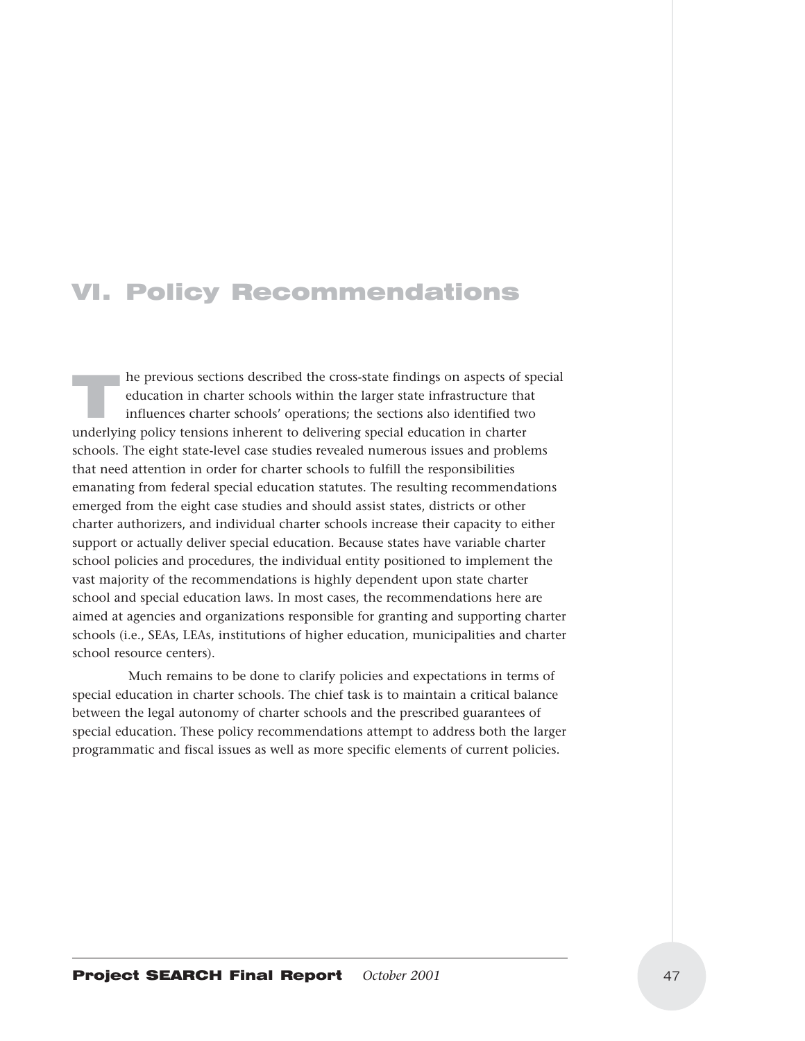# VI. Policy Recommendations

The previous sections described the cross-state findings on aspects of special education in charter schools within the larger state infrastructure that influences charter schools' operations; the sections also identified two underlying policy tensions inherent to delivering special education in charter schools. The eight state-level case studies revealed numerous issues and problems that need attention in order for charter schools to fulfill the responsibilities emanating from federal special education statutes. The resulting recommendations emerged from the eight case studies and should assist states, districts or other charter authorizers, and individual charter schools increase their capacity to either support or actually deliver special education. Because states have variable charter school policies and procedures, the individual entity positioned to implement the vast majority of the recommendations is highly dependent upon state charter school and special education laws. In most cases, the recommendations here are aimed at agencies and organizations responsible for granting and supporting charter schools (i.e., SEAs, LEAs, institutions of higher education, municipalities and charter school resource centers).

Much remains to be done to clarify policies and expectations in terms of special education in charter schools. The chief task is to maintain a critical balance between the legal autonomy of charter schools and the prescribed guarantees of special education. These policy recommendations attempt to address both the larger programmatic and fiscal issues as well as more specific elements of current policies.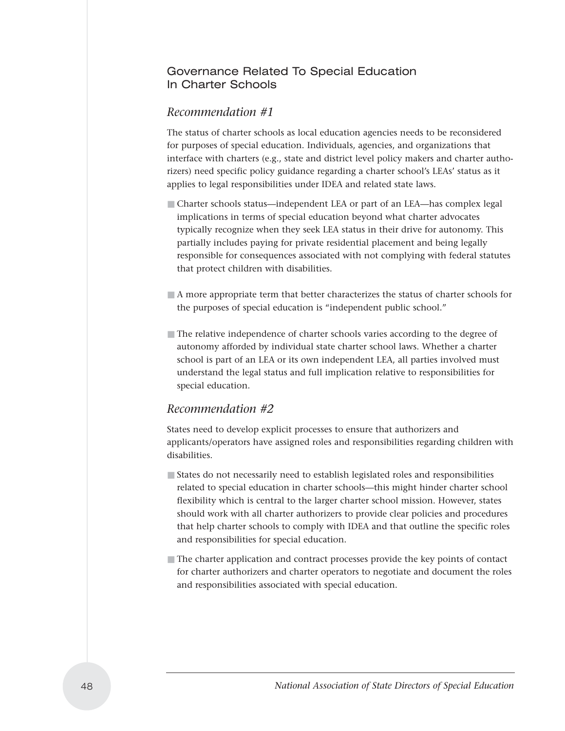## Governance Related To Special Education In Charter Schools

### *Recommendation #1*

The status of charter schools as local education agencies needs to be reconsidered for purposes of special education. Individuals, agencies, and organizations that interface with charters (e.g., state and district level policy makers and charter authorizers) need specific policy guidance regarding a charter school's LEAs' status as it applies to legal responsibilities under IDEA and related state laws.

- Charter schools status—independent LEA or part of an LEA—has complex legal implications in terms of special education beyond what charter advocates typically recognize when they seek LEA status in their drive for autonomy. This partially includes paying for private residential placement and being legally responsible for consequences associated with not complying with federal statutes that protect children with disabilities.

- A more appropriate term that better characterizes the status of charter schools for the purposes of special education is "independent public school."

- The relative independence of charter schools varies according to the degree of autonomy afforded by individual state charter school laws. Whether a charter school is part of an LEA or its own independent LEA, all parties involved must understand the legal status and full implication relative to responsibilities for special education.

### *Recommendation #2*

States need to develop explicit processes to ensure that authorizers and applicants/operators have assigned roles and responsibilities regarding children with disabilities.

- States do not necessarily need to establish legislated roles and responsibilities related to special education in charter schools—this might hinder charter school flexibility which is central to the larger charter school mission. However, states should work with all charter authorizers to provide clear policies and procedures that help charter schools to comply with IDEA and that outline the specific roles and responsibilities for special education.
- The charter application and contract processes provide the key points of contact for charter authorizers and charter operators to negotiate and document the roles and responsibilities associated with special education.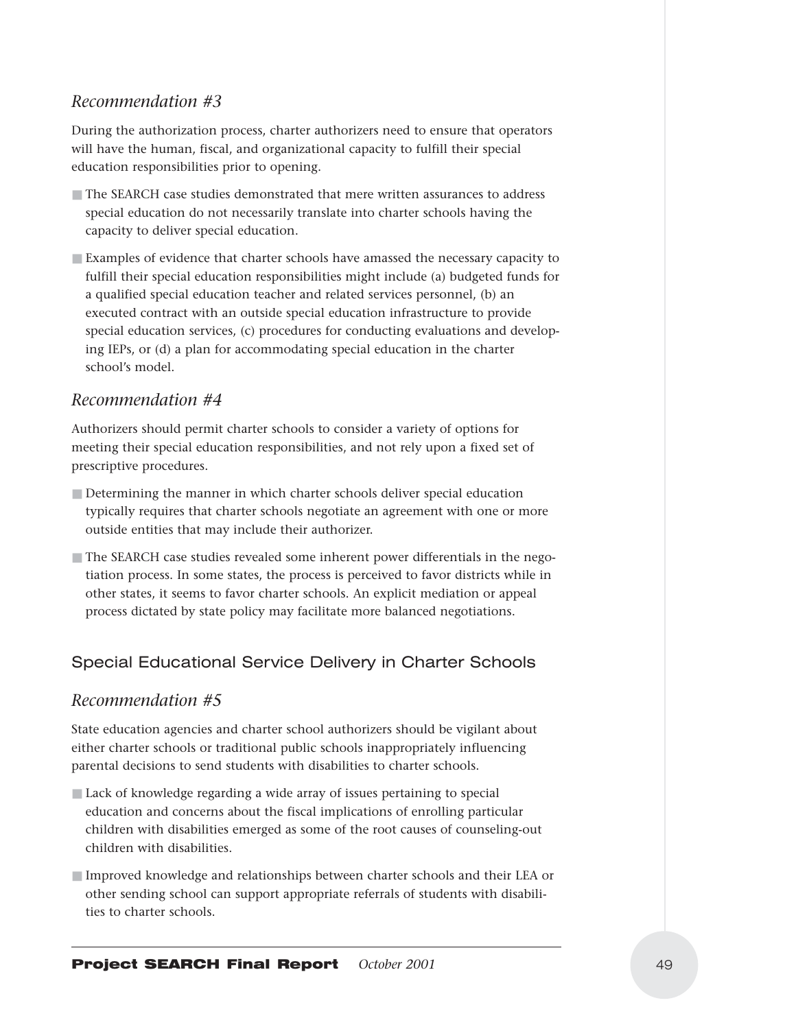### *Recommendation #3*

During the authorization process, charter authorizers need to ensure that operators will have the human, fiscal, and organizational capacity to fulfill their special education responsibilities prior to opening.

- The SEARCH case studies demonstrated that mere written assurances to address special education do not necessarily translate into charter schools having the capacity to deliver special education.
- Examples of evidence that charter schools have amassed the necessary capacity to fulfill their special education responsibilities might include (a) budgeted funds for a qualified special education teacher and related services personnel, (b) an executed contract with an outside special education infrastructure to provide special education services, (c) procedures for conducting evaluations and developing IEPs, or (d) a plan for accommodating special education in the charter school's model.

### *Recommendation #4*

Authorizers should permit charter schools to consider a variety of options for meeting their special education responsibilities, and not rely upon a fixed set of prescriptive procedures.

- Determining the manner in which charter schools deliver special education typically requires that charter schools negotiate an agreement with one or more outside entities that may include their authorizer.
- The SEARCH case studies revealed some inherent power differentials in the negotiation process. In some states, the process is perceived to favor districts while in other states, it seems to favor charter schools. An explicit mediation or appeal process dictated by state policy may facilitate more balanced negotiations.

## Special Educational Service Delivery in Charter Schools

### *Recommendation #5*

State education agencies and charter school authorizers should be vigilant about either charter schools or traditional public schools inappropriately influencing parental decisions to send students with disabilities to charter schools.

- Lack of knowledge regarding a wide array of issues pertaining to special education and concerns about the fiscal implications of enrolling particular children with disabilities emerged as some of the root causes of counseling-out children with disabilities.
- Improved knowledge and relationships between charter schools and their LEA or other sending school can support appropriate referrals of students with disabilities to charter schools.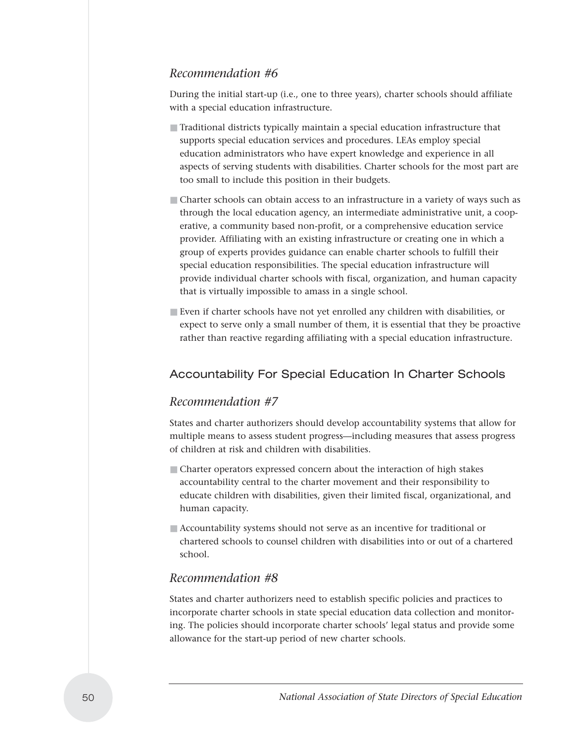### *Recommendation #6*

During the initial start-up (i.e., one to three years), charter schools should affiliate with a special education infrastructure.

- Traditional districts typically maintain a special education infrastructure that supports special education services and procedures. LEAs employ special education administrators who have expert knowledge and experience in all aspects of serving students with disabilities. Charter schools for the most part are too small to include this position in their budgets.
- Charter schools can obtain access to an infrastructure in a variety of ways such as through the local education agency, an intermediate administrative unit, a cooperative, a community based non-profit, or a comprehensive education service provider. Affiliating with an existing infrastructure or creating one in which a group of experts provides guidance can enable charter schools to fulfill their special education responsibilities. The special education infrastructure will provide individual charter schools with fiscal, organization, and human capacity that is virtually impossible to amass in a single school.
- Even if charter schools have not yet enrolled any children with disabilities, or expect to serve only a small number of them, it is essential that they be proactive rather than reactive regarding affiliating with a special education infrastructure.

## Accountability For Special Education In Charter Schools

### *Recommendation #7*

States and charter authorizers should develop accountability systems that allow for multiple means to assess student progress—including measures that assess progress of children at risk and children with disabilities.

- Charter operators expressed concern about the interaction of high stakes accountability central to the charter movement and their responsibility to educate children with disabilities, given their limited fiscal, organizational, and human capacity.
- Accountability systems should not serve as an incentive for traditional or chartered schools to counsel children with disabilities into or out of a chartered school.

### *Recommendation #8*

States and charter authorizers need to establish specific policies and practices to incorporate charter schools in state special education data collection and monitoring. The policies should incorporate charter schools' legal status and provide some allowance for the start-up period of new charter schools.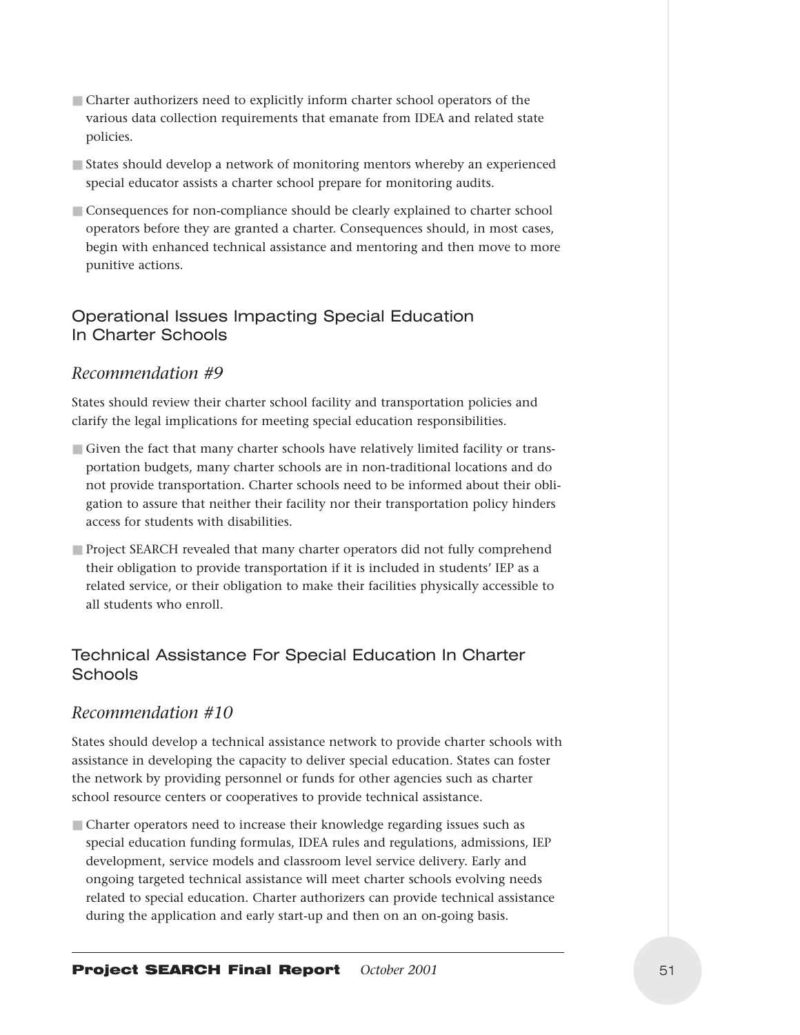- Charter authorizers need to explicitly inform charter school operators of the various data collection requirements that emanate from IDEA and related state policies.
- States should develop a network of monitoring mentors whereby an experienced special educator assists a charter school prepare for monitoring audits.
- Consequences for non-compliance should be clearly explained to charter school operators before they are granted a charter. Consequences should, in most cases, begin with enhanced technical assistance and mentoring and then move to more punitive actions.

## Operational Issues Impacting Special Education In Charter Schools

### *Recommendation #9*

States should review their charter school facility and transportation policies and clarify the legal implications for meeting special education responsibilities.

- Given the fact that many charter schools have relatively limited facility or transportation budgets, many charter schools are in non-traditional locations and do not provide transportation. Charter schools need to be informed about their obligation to assure that neither their facility nor their transportation policy hinders access for students with disabilities.
- Project SEARCH revealed that many charter operators did not fully comprehend their obligation to provide transportation if it is included in students' IEP as a related service, or their obligation to make their facilities physically accessible to all students who enroll.

## Technical Assistance For Special Education In Charter Schools

### *Recommendation #10*

States should develop a technical assistance network to provide charter schools with assistance in developing the capacity to deliver special education. States can foster the network by providing personnel or funds for other agencies such as charter school resource centers or cooperatives to provide technical assistance.

- Charter operators need to increase their knowledge regarding issues such as special education funding formulas, IDEA rules and regulations, admissions, IEP development, service models and classroom level service delivery. Early and ongoing targeted technical assistance will meet charter schools evolving needs related to special education. Charter authorizers can provide technical assistance during the application and early start-up and then on an on-going basis.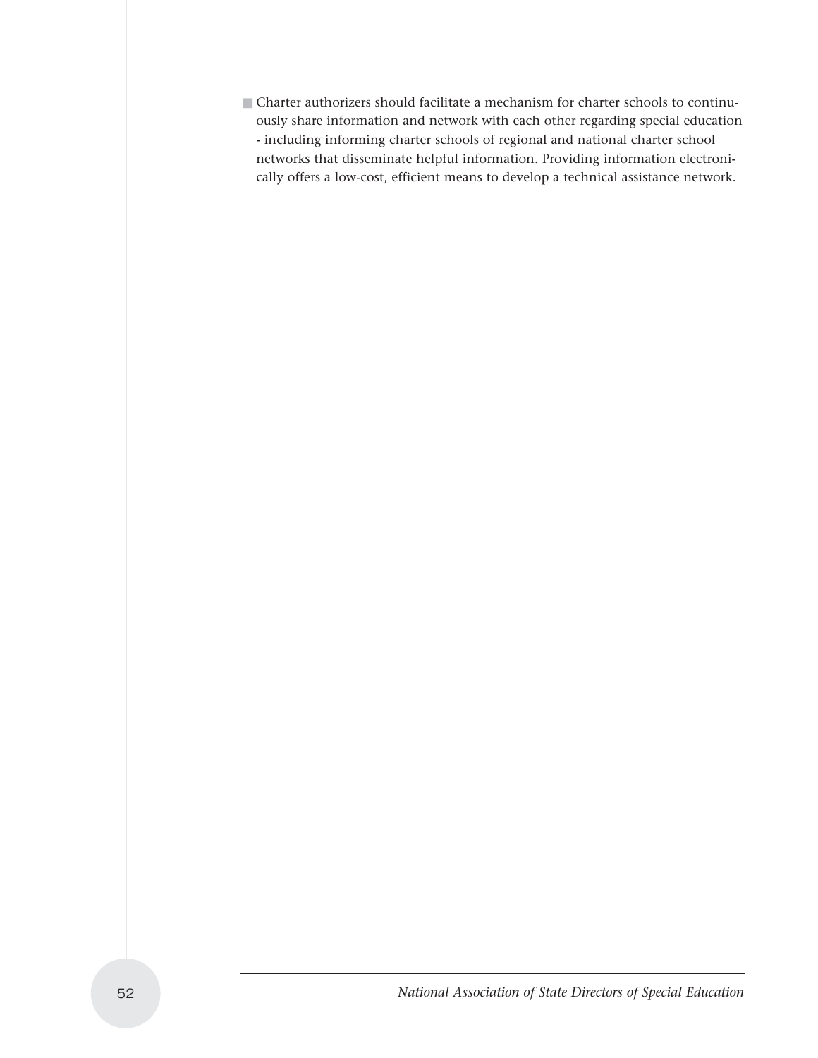- Charter authorizers should facilitate a mechanism for charter schools to continuously share information and network with each other regarding special education - including informing charter schools of regional and national charter school networks that disseminate helpful information. Providing information electronically offers a low-cost, efficient means to develop a technical assistance network.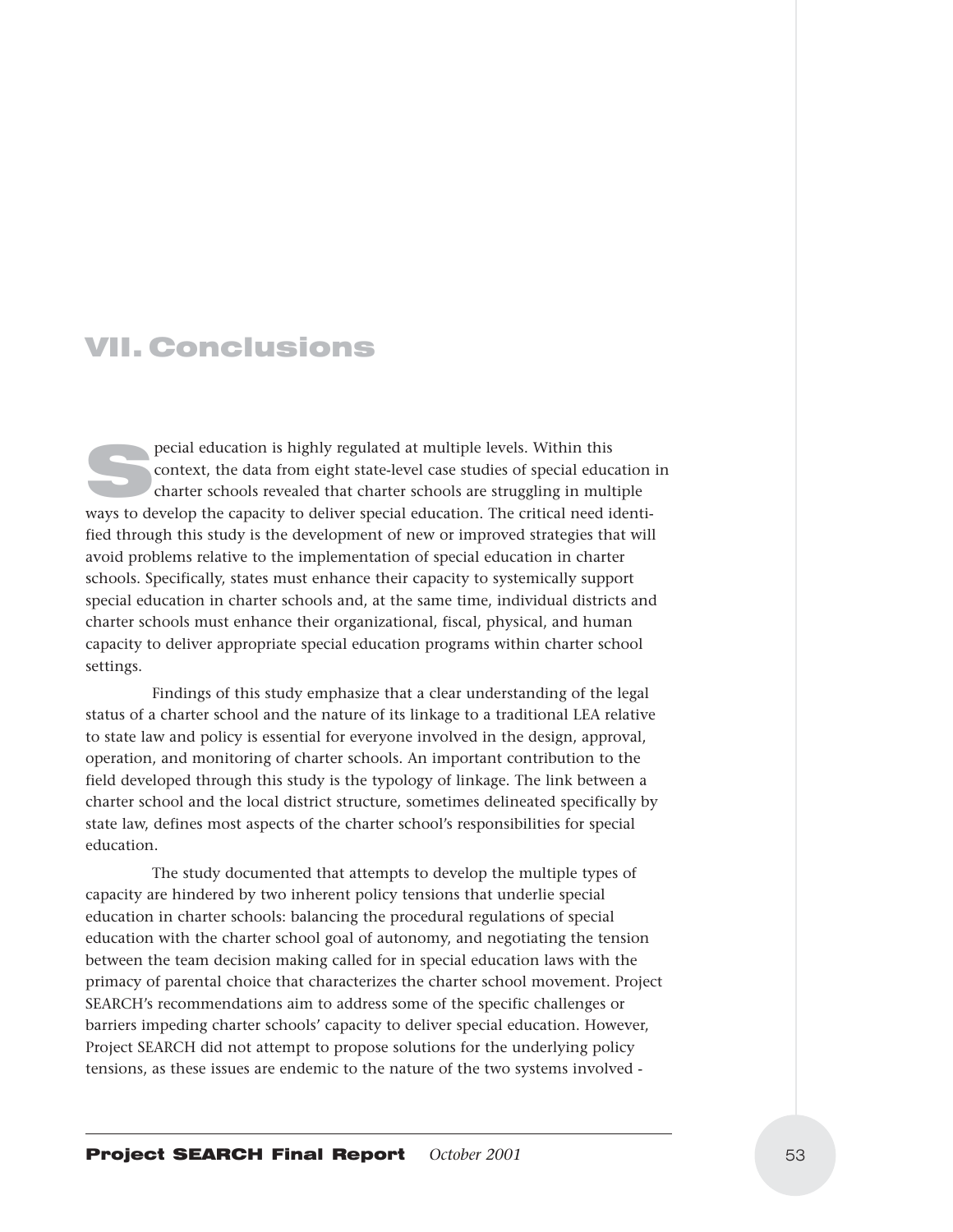# VII. Conclusions

Special education is highly regulated at multiple levels. Within this context, the data from eight state-level case studies of special education in charter schools revealed that charter schools are struggling in multiple ways to develop the capacity to deliver special education. The critical need identified through this study is the development of new or improved strategies that will avoid problems relative to the implementation of special education in charter schools. Specifically, states must enhance their capacity to systemically support special education in charter schools and, at the same time, individual districts and charter schools must enhance their organizational, fiscal, physical, and human capacity to deliver appropriate special education programs within charter school settings.

Findings of this study emphasize that a clear understanding of the legal status of a charter school and the nature of its linkage to a traditional LEA relative to state law and policy is essential for everyone involved in the design, approval, operation, and monitoring of charter schools. An important contribution to the field developed through this study is the typology of linkage. The link between a charter school and the local district structure, sometimes delineated specifically by state law, defines most aspects of the charter school's responsibilities for special education.

The study documented that attempts to develop the multiple types of capacity are hindered by two inherent policy tensions that underlie special education in charter schools: balancing the procedural regulations of special education with the charter school goal of autonomy, and negotiating the tension between the team decision making called for in special education laws with the primacy of parental choice that characterizes the charter school movement. Project SEARCH's recommendations aim to address some of the specific challenges or barriers impeding charter schools' capacity to deliver special education. However, Project SEARCH did not attempt to propose solutions for the underlying policy tensions, as these issues are endemic to the nature of the two systems involved -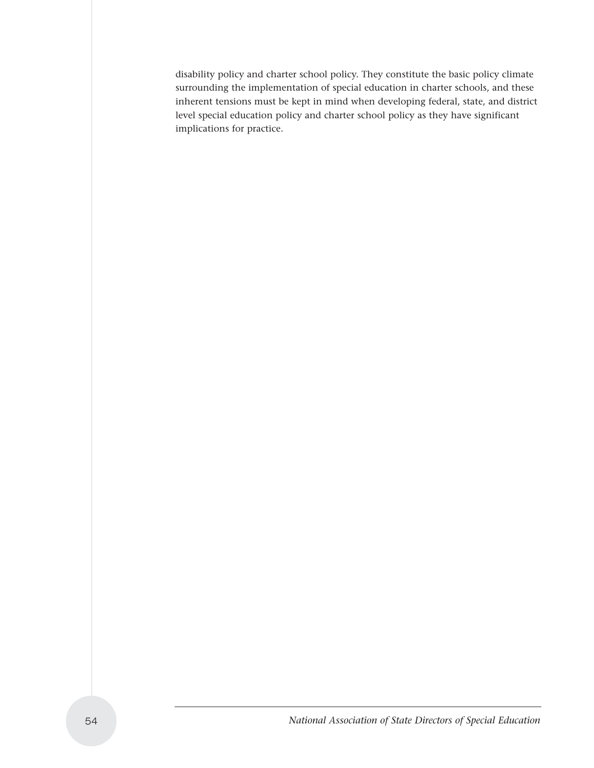disability policy and charter school policy. They constitute the basic policy climate surrounding the implementation of special education in charter schools, and these inherent tensions must be kept in mind when developing federal, state, and district level special education policy and charter school policy as they have significant implications for practice.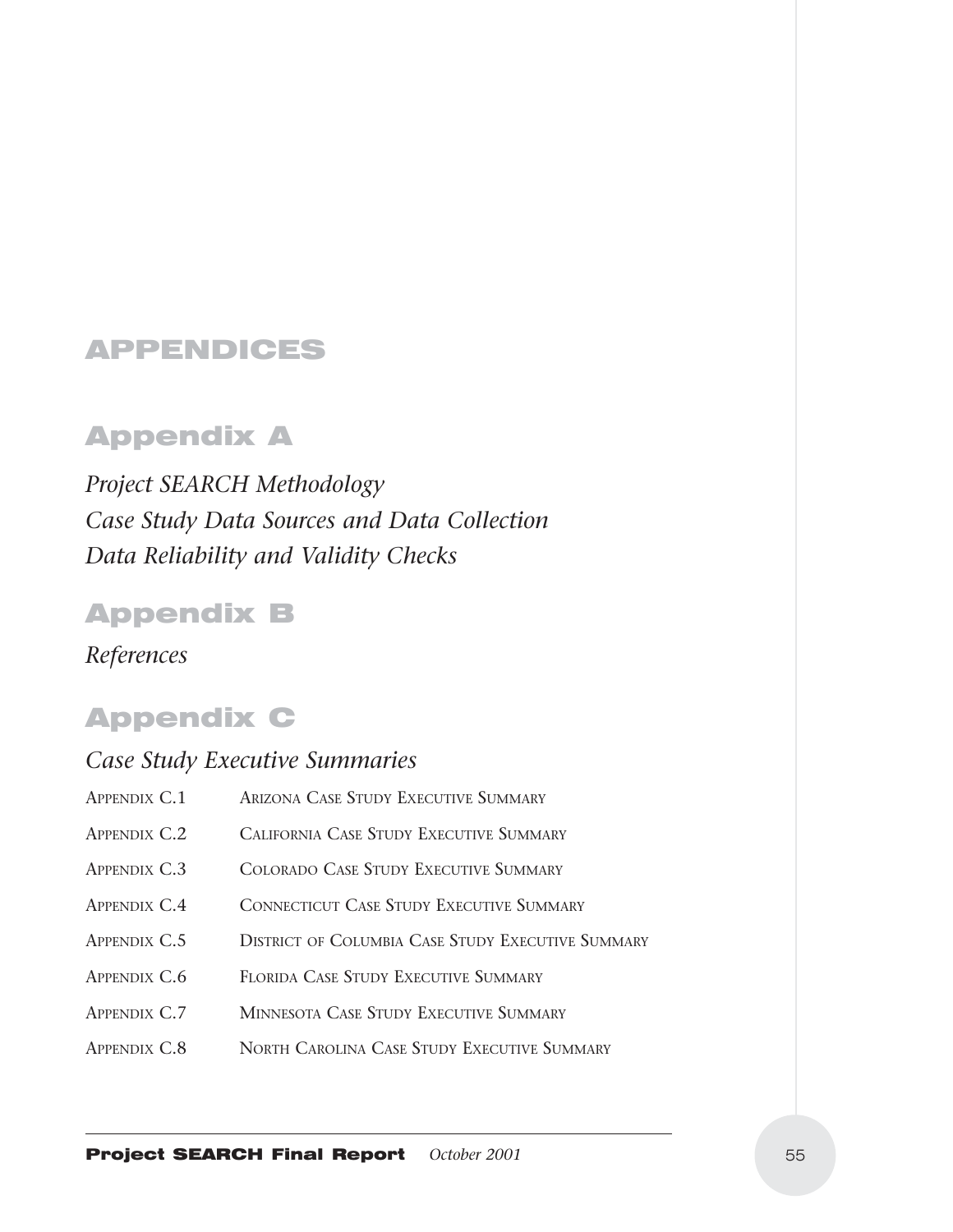# APPENDICES

## Appendix A

*Project SEARCH Methodology*
*Case Study Data Sources and Data Collection*
*Data Reliability and Validity Checks*

## Appendix B

*References*

## Appendix C

### *Case Study Executive Summaries*

| | |
|---|---|
| APPENDIX C.1 | ARIZONA CASE STUDY EXECUTIVE SUMMARY |
| APPENDIX C.2 | CALIFORNIA CASE STUDY EXECUTIVE SUMMARY |
| APPENDIX C.3 | COLORADO CASE STUDY EXECUTIVE SUMMARY |
| APPENDIX C.4 | CONNECTICUT CASE STUDY EXECUTIVE SUMMARY |
| APPENDIX C.5 | DISTRICT OF COLUMBIA CASE STUDY EXECUTIVE SUMMARY |
| APPENDIX C.6 | FLORIDA CASE STUDY EXECUTIVE SUMMARY |
| APPENDIX C.7 | MINNESOTA CASE STUDY EXECUTIVE SUMMARY |
| APPENDIX C.8 | NORTH CAROLINA CASE STUDY EXECUTIVE SUMMARY |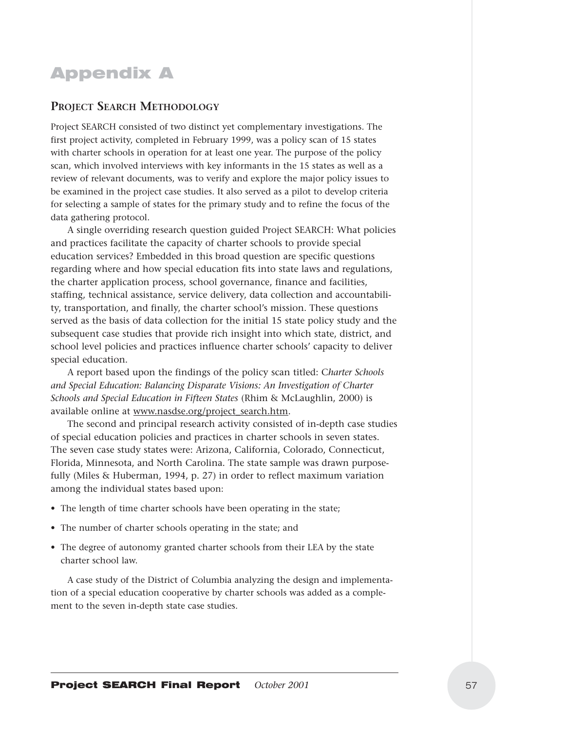# Appendix A

## Project Search Methodology

Project SEARCH consisted of two distinct yet complementary investigations. The first project activity, completed in February 1999, was a policy scan of 15 states with charter schools in operation for at least one year. The purpose of the policy scan, which involved interviews with key informants in the 15 states as well as a review of relevant documents, was to verify and explore the major policy issues to be examined in the project case studies. It also served as a pilot to develop criteria for selecting a sample of states for the primary study and to refine the focus of the data gathering protocol.

A single overriding research question guided Project SEARCH: What policies and practices facilitate the capacity of charter schools to provide special education services? Embedded in this broad question are specific questions regarding where and how special education fits into state laws and regulations, the charter application process, school governance, finance and facilities, staffing, technical assistance, service delivery, data collection and accountability, transportation, and finally, the charter school's mission. These questions served as the basis of data collection for the initial 15 state policy study and the subsequent case studies that provide rich insight into which state, district, and school level policies and practices influence charter schools' capacity to deliver special education.

A report based upon the findings of the policy scan titled: *Charter Schools and Special Education: Balancing Disparate Visions: An Investigation of Charter Schools and Special Education in Fifteen States* (Rhim & McLaughlin, 2000) is available online at www.nasdse.org/project_search.htm.

The second and principal research activity consisted of in-depth case studies of special education policies and practices in charter schools in seven states. The seven case study states were: Arizona, California, Colorado, Connecticut, Florida, Minnesota, and North Carolina. The state sample was drawn purposefully (Miles & Huberman, 1994, p. 27) in order to reflect maximum variation among the individual states based upon:

- The length of time charter schools have been operating in the state;
- The number of charter schools operating in the state; and
- The degree of autonomy granted charter schools from their LEA by the state charter school law.

A case study of the District of Columbia analyzing the design and implementation of a special education cooperative by charter schools was added as a complement to the seven in-depth state case studies.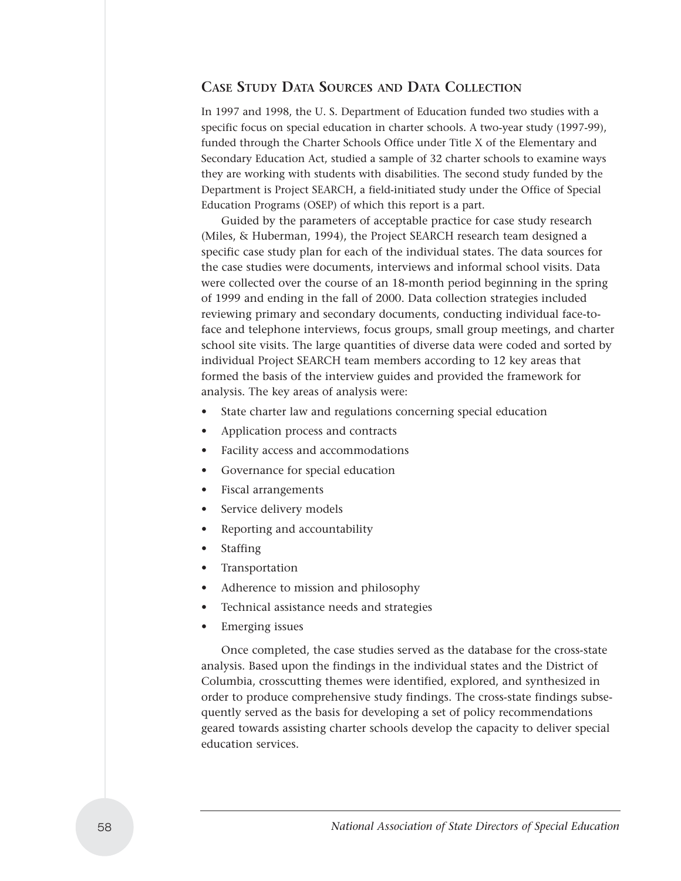## Case Study Data Sources and Data Collection

In 1997 and 1998, the U. S. Department of Education funded two studies with a specific focus on special education in charter schools. A two-year study (1997-99), funded through the Charter Schools Office under Title X of the Elementary and Secondary Education Act, studied a sample of 32 charter schools to examine ways they are working with students with disabilities. The second study funded by the Department is Project SEARCH, a field-initiated study under the Office of Special Education Programs (OSEP) of which this report is a part.

Guided by the parameters of acceptable practice for case study research (Miles, & Huberman, 1994), the Project SEARCH research team designed a specific case study plan for each of the individual states. The data sources for the case studies were documents, interviews and informal school visits. Data were collected over the course of an 18-month period beginning in the spring of 1999 and ending in the fall of 2000. Data collection strategies included reviewing primary and secondary documents, conducting individual face-to-face and telephone interviews, focus groups, small group meetings, and charter school site visits. The large quantities of diverse data were coded and sorted by individual Project SEARCH team members according to 12 key areas that formed the basis of the interview guides and provided the framework for analysis. The key areas of analysis were:

- State charter law and regulations concerning special education
- Application process and contracts
- Facility access and accommodations
- Governance for special education
- Fiscal arrangements
- Service delivery models
- Reporting and accountability
- Staffing
- Transportation
- Adherence to mission and philosophy
- Technical assistance needs and strategies
- Emerging issues

Once completed, the case studies served as the database for the cross-state analysis. Based upon the findings in the individual states and the District of Columbia, crosscutting themes were identified, explored, and synthesized in order to produce comprehensive study findings. The cross-state findings subsequently served as the basis for developing a set of policy recommendations geared towards assisting charter schools develop the capacity to deliver special education services.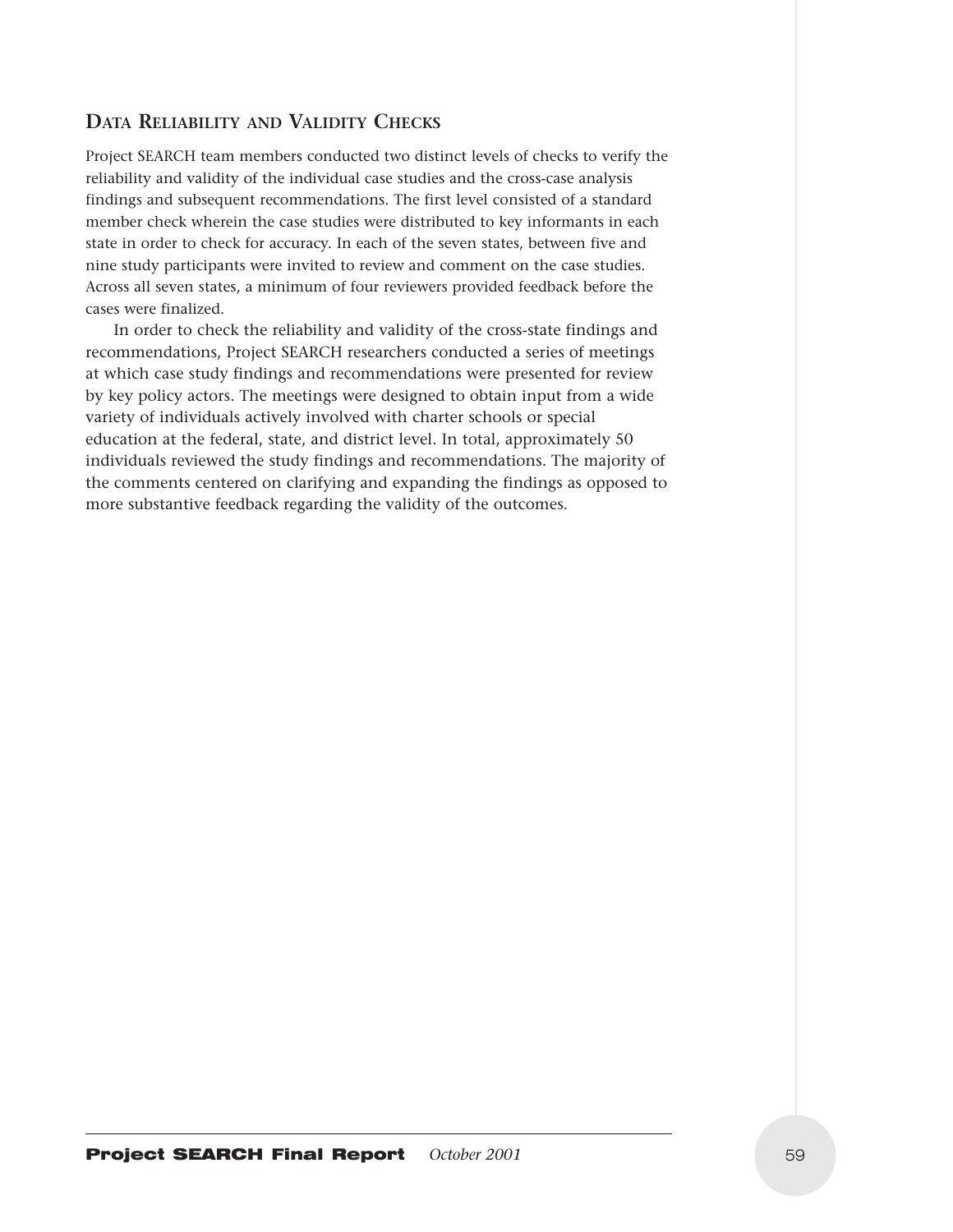## Data Reliability and Validity Checks

Project SEARCH team members conducted two distinct levels of checks to verify the reliability and validity of the individual case studies and the cross-case analysis findings and subsequent recommendations. The first level consisted of a standard member check wherein the case studies were distributed to key informants in each state in order to check for accuracy. In each of the seven states, between five and nine study participants were invited to review and comment on the case studies. Across all seven states, a minimum of four reviewers provided feedback before the cases were finalized.

In order to check the reliability and validity of the cross-state findings and recommendations, Project SEARCH researchers conducted a series of meetings at which case study findings and recommendations were presented for review by key policy actors. The meetings were designed to obtain input from a wide variety of individuals actively involved with charter schools or special education at the federal, state, and district level. In total, approximately 50 individuals reviewed the study findings and recommendations. The majority of the comments centered on clarifying and expanding the findings as opposed to more substantive feedback regarding the validity of the outcomes.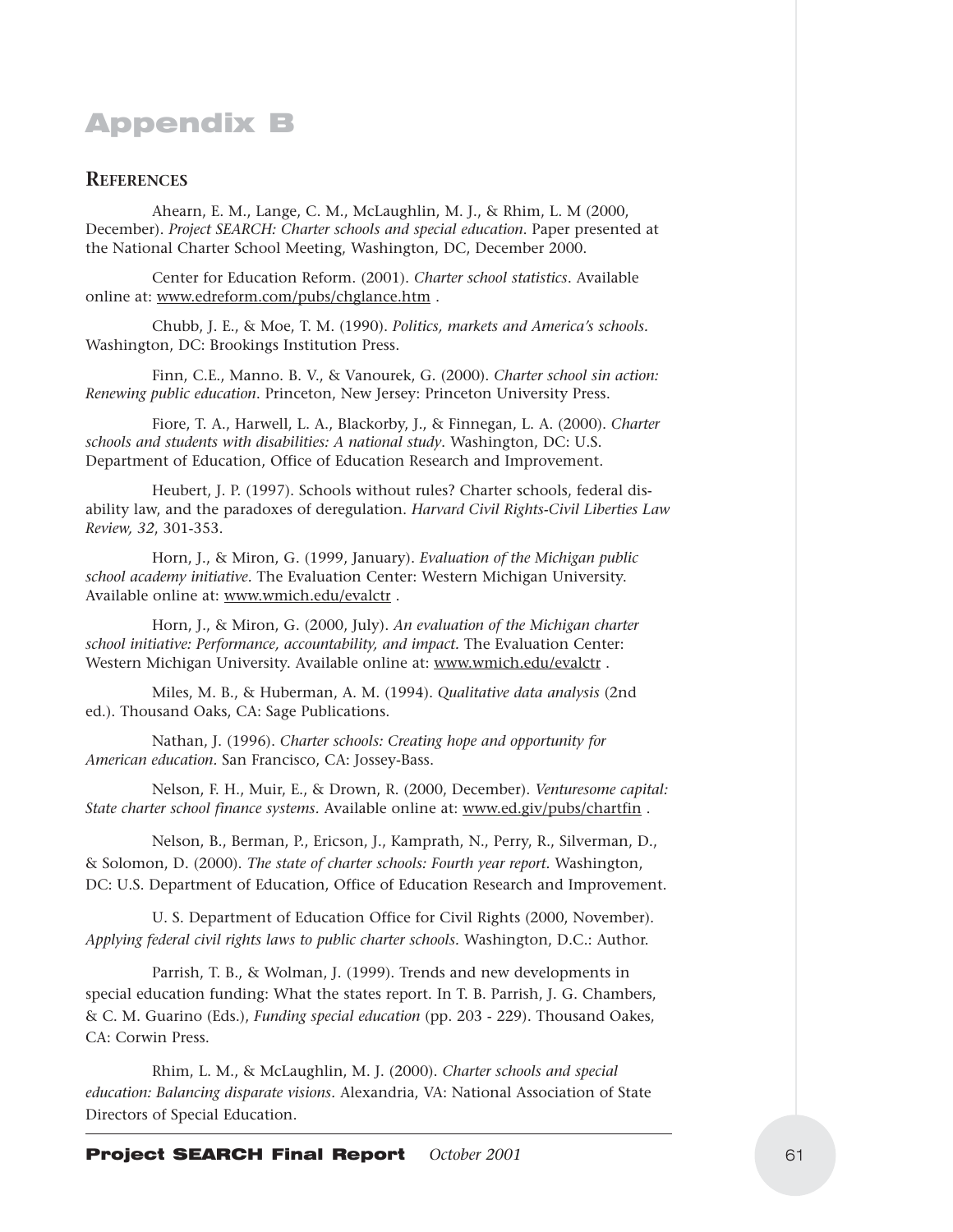# Appendix B

## References

Ahearn, E. M., Lange, C. M., McLaughlin, M. J., & Rhim, L. M (2000, December). *Project SEARCH: Charter schools and special education*. Paper presented at the National Charter School Meeting, Washington, DC, December 2000.

Center for Education Reform. (2001). *Charter school statistics*. Available online at: www.edreform.com/pubs/chglance.htm .

Chubb, J. E., & Moe, T. M. (1990). *Politics, markets and America's schools*. Washington, DC: Brookings Institution Press.

Finn, C.E., Manno. B. V., & Vanourek, G. (2000). *Charter school sin action: Renewing public education*. Princeton, New Jersey: Princeton University Press.

Fiore, T. A., Harwell, L. A., Blackorby, J., & Finnegan, L. A. (2000). *Charter schools and students with disabilities: A national study*. Washington, DC: U.S. Department of Education, Office of Education Research and Improvement.

Heubert, J. P. (1997). Schools without rules? Charter schools, federal disability law, and the paradoxes of deregulation. *Harvard Civil Rights-Civil Liberties Law Review, 32*, 301-353.

Horn, J., & Miron, G. (1999, January). *Evaluation of the Michigan public school academy initiative.* The Evaluation Center: Western Michigan University. Available online at: www.wmich.edu/evalctr .

Horn, J., & Miron, G. (2000, July). *An evaluation of the Michigan charter school initiative: Performance, accountability, and impact.* The Evaluation Center: Western Michigan University. Available online at: www.wmich.edu/evalctr .

Miles, M. B., & Huberman, A. M. (1994). *Qualitative data analysis* (2nd ed.). Thousand Oaks, CA: Sage Publications.

Nathan, J. (1996). *Charter schools: Creating hope and opportunity for American education.* San Francisco, CA: Jossey-Bass.

Nelson, F. H., Muir, E., & Drown, R. (2000, December). *Venturesome capital: State charter school finance systems*. Available online at: www.ed.giv/pubs/chartfin .

Nelson, B., Berman, P., Ericson, J., Kamprath, N., Perry, R., Silverman, D., & Solomon, D. (2000). *The state of charter schools: Fourth year report.* Washington, DC: U.S. Department of Education, Office of Education Research and Improvement.

U. S. Department of Education Office for Civil Rights (2000, November). *Applying federal civil rights laws to public charter schools.* Washington, D.C.: Author.

Parrish, T. B., & Wolman, J. (1999). Trends and new developments in special education funding: What the states report. In T. B. Parrish, J. G. Chambers, & C. M. Guarino (Eds.), *Funding special education* (pp. 203 - 229). Thousand Oakes, CA: Corwin Press.

Rhim, L. M., & McLaughlin, M. J. (2000). *Charter schools and special education: Balancing disparate visions.* Alexandria, VA: National Association of State Directors of Special Education.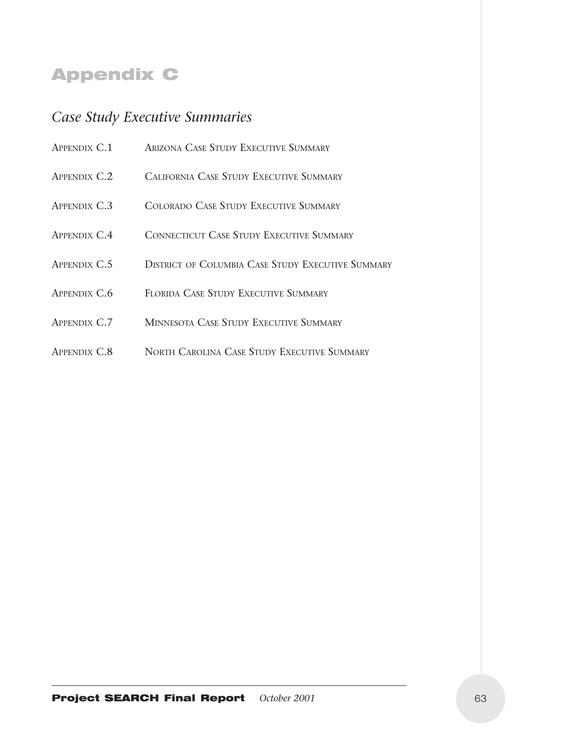# Appendix C

## *Case Study Executive Summaries*

| | |
|---|---|
| Appendix C.1 | Arizona Case Study Executive Summary |
| Appendix C.2 | California Case Study Executive Summary |
| Appendix C.3 | Colorado Case Study Executive Summary |
| Appendix C.4 | Connecticut Case Study Executive Summary |
| Appendix C.5 | District of Columbia Case Study Executive Summary |
| Appendix C.6 | Florida Case Study Executive Summary |
| Appendix C.7 | Minnesota Case Study Executive Summary |
| Appendix C.8 | North Carolina Case Study Executive Summary |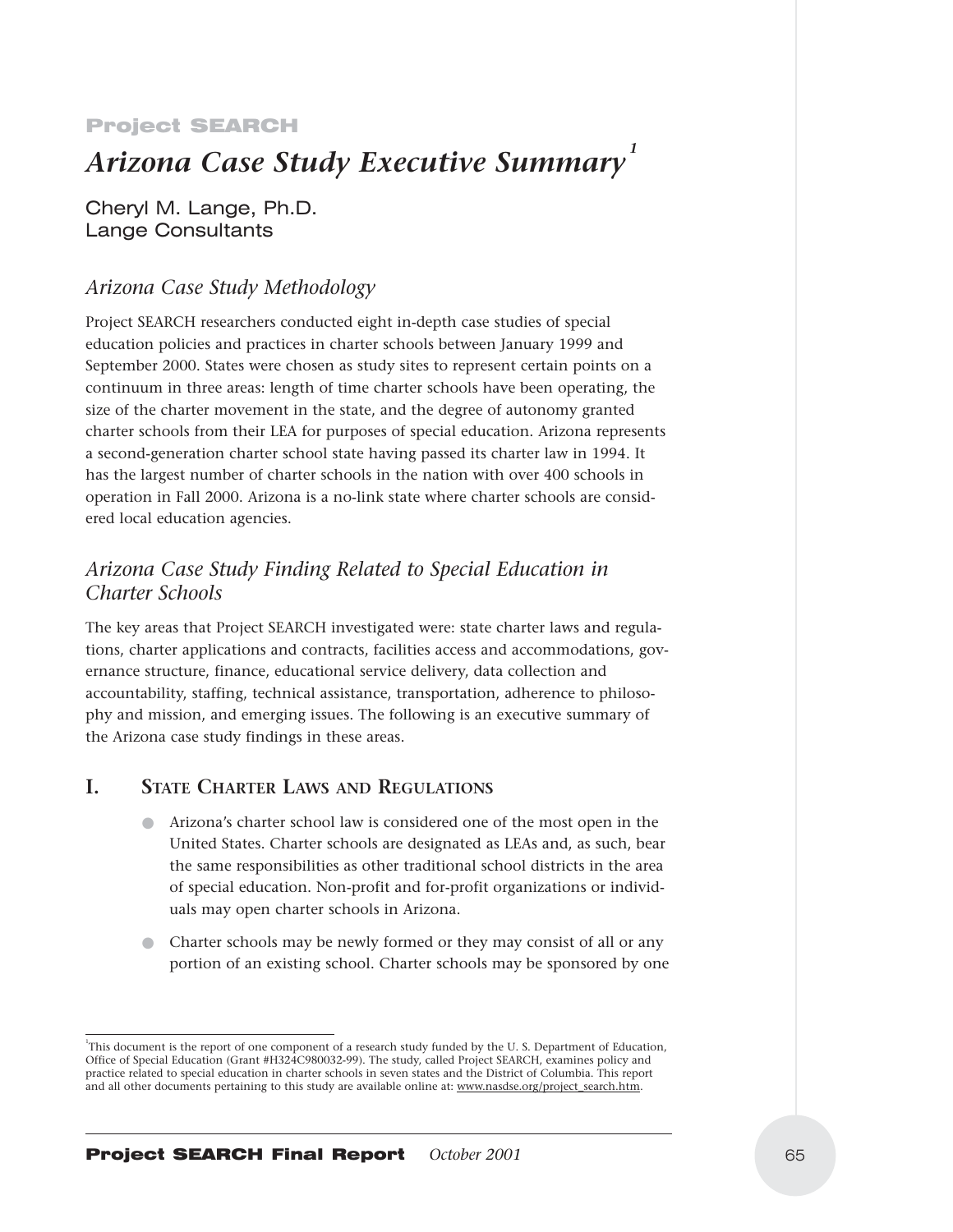**Project SEARCH**

# *Arizona Case Study Executive Summary*[1]

Cheryl M. Lange, Ph.D.
Lange Consultants

## *Arizona Case Study Methodology*

Project SEARCH researchers conducted eight in-depth case studies of special education policies and practices in charter schools between January 1999 and September 2000. States were chosen as study sites to represent certain points on a continuum in three areas: length of time charter schools have been operating, the size of the charter movement in the state, and the degree of autonomy granted charter schools from their LEA for purposes of special education. Arizona represents a second-generation charter school state having passed its charter law in 1994. It has the largest number of charter schools in the nation with over 400 schools in operation in Fall 2000. Arizona is a no-link state where charter schools are considered local education agencies.

## *Arizona Case Study Finding Related to Special Education in Charter Schools*

The key areas that Project SEARCH investigated were: state charter laws and regulations, charter applications and contracts, facilities access and accommodations, governance structure, finance, educational service delivery, data collection and accountability, staffing, technical assistance, transportation, adherence to philosophy and mission, and emerging issues. The following is an executive summary of the Arizona case study findings in these areas.

### I. State Charter Laws and Regulations

- Arizona's charter school law is considered one of the most open in the United States. Charter schools are designated as LEAs and, as such, bear the same responsibilities as other traditional school districts in the area of special education. Non-profit and for-profit organizations or individuals may open charter schools in Arizona.
- Charter schools may be newly formed or they may consist of all or any portion of an existing school. Charter schools may be sponsored by one

[1] This document is the report of one component of a research study funded by the U. S. Department of Education, Office of Special Education (Grant #H324C980032-99). The study, called Project SEARCH, examines policy and practice related to special education in charter schools in seven states and the District of Columbia. This report and all other documents pertaining to this study are available online at: www.nasdse.org/project_search.htm.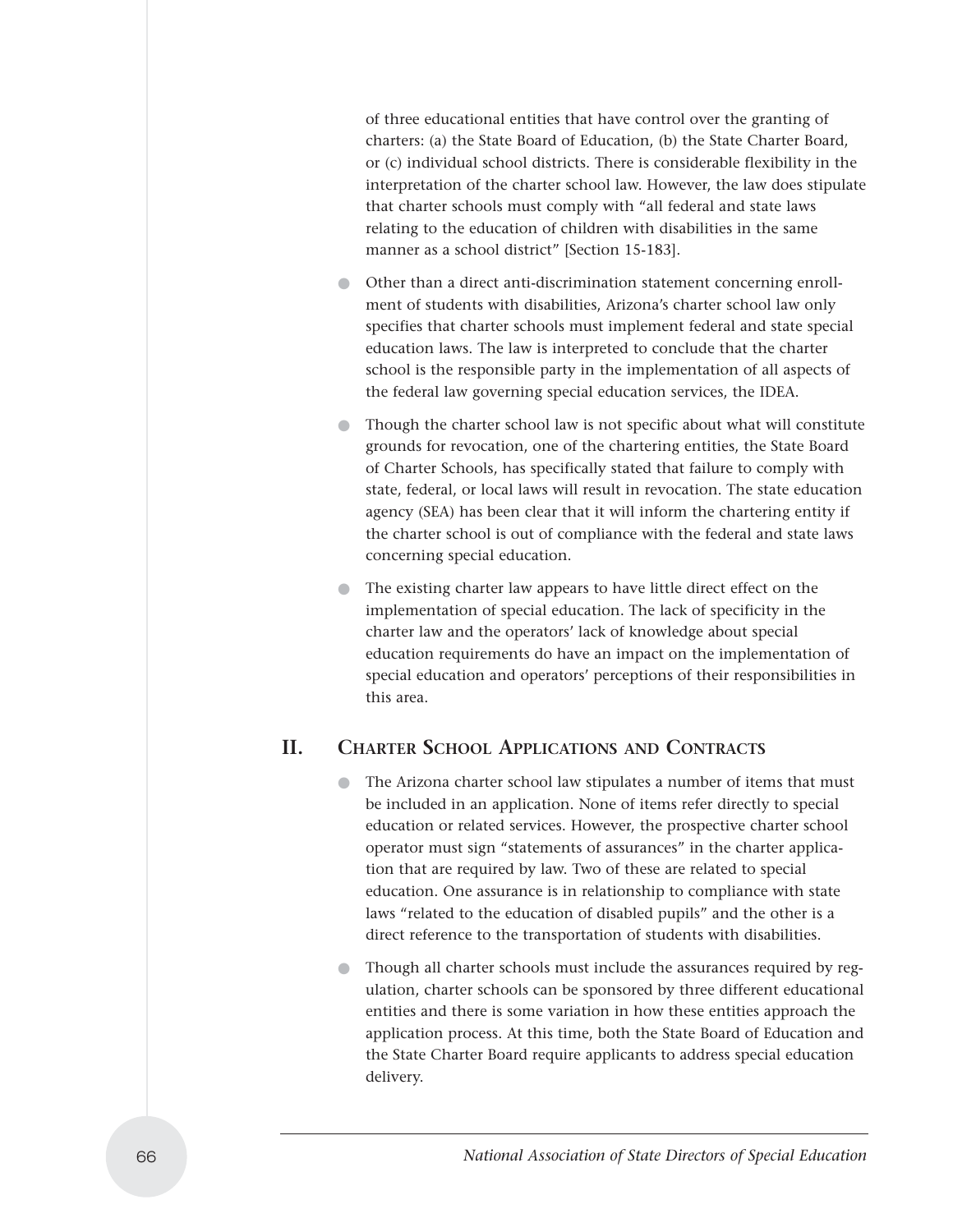of three educational entities that have control over the granting of charters: (a) the State Board of Education, (b) the State Charter Board, or (c) individual school districts. There is considerable flexibility in the interpretation of the charter school law. However, the law does stipulate that charter schools must comply with "all federal and state laws relating to the education of children with disabilities in the same manner as a school district" [Section 15-183].

- Other than a direct anti-discrimination statement concerning enrollment of students with disabilities, Arizona's charter school law only specifies that charter schools must implement federal and state special education laws. The law is interpreted to conclude that the charter school is the responsible party in the implementation of all aspects of the federal law governing special education services, the IDEA.

- Though the charter school law is not specific about what will constitute grounds for revocation, one of the chartering entities, the State Board of Charter Schools, has specifically stated that failure to comply with state, federal, or local laws will result in revocation. The state education agency (SEA) has been clear that it will inform the chartering entity if the charter school is out of compliance with the federal and state laws concerning special education.

- The existing charter law appears to have little direct effect on the implementation of special education. The lack of specificity in the charter law and the operators' lack of knowledge about special education requirements do have an impact on the implementation of special education and operators' perceptions of their responsibilities in this area.

## II. Charter School Applications and Contracts

- The Arizona charter school law stipulates a number of items that must be included in an application. None of items refer directly to special education or related services. However, the prospective charter school operator must sign "statements of assurances" in the charter application that are required by law. Two of these are related to special education. One assurance is in relationship to compliance with state laws "related to the education of disabled pupils" and the other is a direct reference to the transportation of students with disabilities.

- Though all charter schools must include the assurances required by regulation, charter schools can be sponsored by three different educational entities and there is some variation in how these entities approach the application process. At this time, both the State Board of Education and the State Charter Board require applicants to address special education delivery.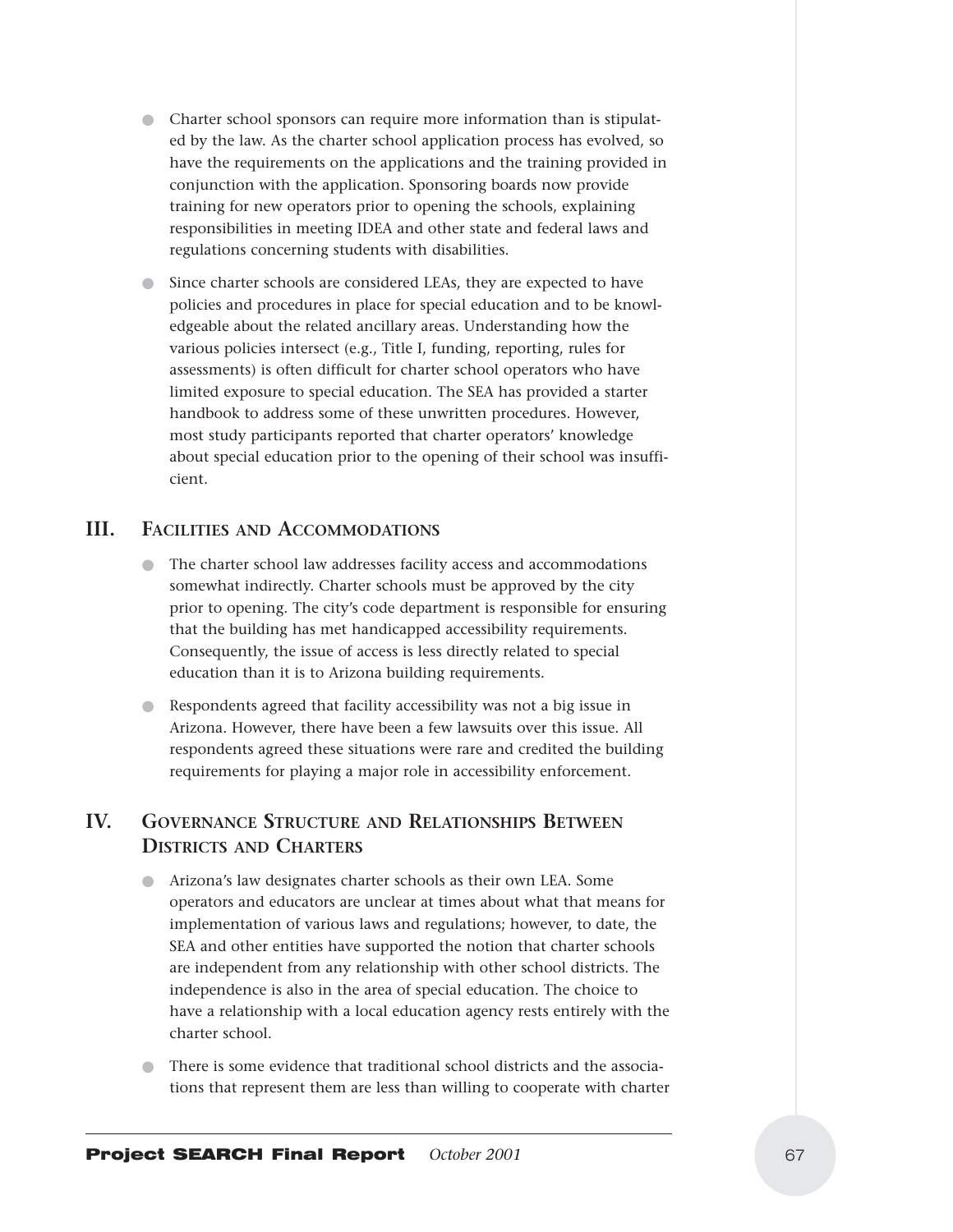- Charter school sponsors can require more information than is stipulated by the law. As the charter school application process has evolved, so have the requirements on the applications and the training provided in conjunction with the application. Sponsoring boards now provide training for new operators prior to opening the schools, explaining responsibilities in meeting IDEA and other state and federal laws and regulations concerning students with disabilities.
- Since charter schools are considered LEAs, they are expected to have policies and procedures in place for special education and to be knowledgeable about the related ancillary areas. Understanding how the various policies intersect (e.g., Title I, funding, reporting, rules for assessments) is often difficult for charter school operators who have limited exposure to special education. The SEA has provided a starter handbook to address some of these unwritten procedures. However, most study participants reported that charter operators' knowledge about special education prior to the opening of their school was insufficient.

## III. Facilities and Accommodations

- The charter school law addresses facility access and accommodations somewhat indirectly. Charter schools must be approved by the city prior to opening. The city's code department is responsible for ensuring that the building has met handicapped accessibility requirements. Consequently, the issue of access is less directly related to special education than it is to Arizona building requirements.
- Respondents agreed that facility accessibility was not a big issue in Arizona. However, there have been a few lawsuits over this issue. All respondents agreed these situations were rare and credited the building requirements for playing a major role in accessibility enforcement.

## IV. Governance Structure and Relationships Between Districts and Charters

- Arizona's law designates charter schools as their own LEA. Some operators and educators are unclear at times about what that means for implementation of various laws and regulations; however, to date, the SEA and other entities have supported the notion that charter schools are independent from any relationship with other school districts. The independence is also in the area of special education. The choice to have a relationship with a local education agency rests entirely with the charter school.
- There is some evidence that traditional school districts and the associations that represent them are less than willing to cooperate with charter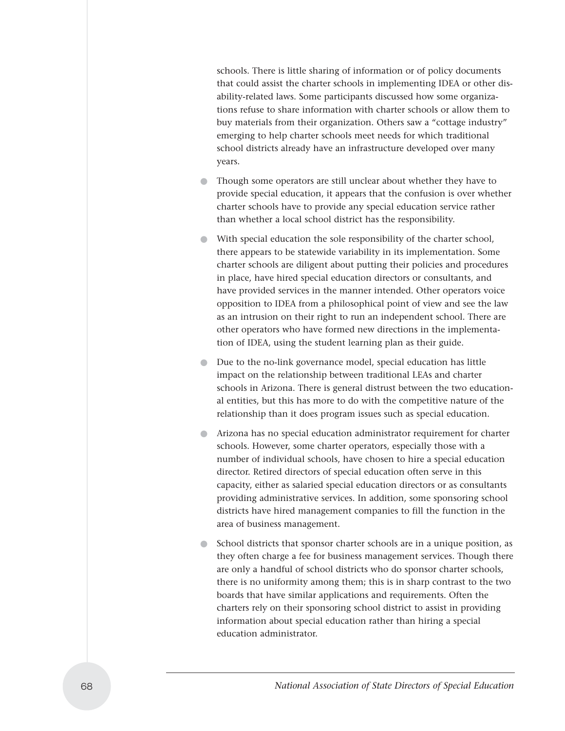schools. There is little sharing of information or of policy documents that could assist the charter schools in implementing IDEA or other disability-related laws. Some participants discussed how some organizations refuse to share information with charter schools or allow them to buy materials from their organization. Others saw a "cottage industry" emerging to help charter schools meet needs for which traditional school districts already have an infrastructure developed over many years.

- Though some operators are still unclear about whether they have to provide special education, it appears that the confusion is over whether charter schools have to provide any special education service rather than whether a local school district has the responsibility.
- With special education the sole responsibility of the charter school, there appears to be statewide variability in its implementation. Some charter schools are diligent about putting their policies and procedures in place, have hired special education directors or consultants, and have provided services in the manner intended. Other operators voice opposition to IDEA from a philosophical point of view and see the law as an intrusion on their right to run an independent school. There are other operators who have formed new directions in the implementation of IDEA, using the student learning plan as their guide.
- Due to the no-link governance model, special education has little impact on the relationship between traditional LEAs and charter schools in Arizona. There is general distrust between the two educational entities, but this has more to do with the competitive nature of the relationship than it does program issues such as special education.
- Arizona has no special education administrator requirement for charter schools. However, some charter operators, especially those with a number of individual schools, have chosen to hire a special education director. Retired directors of special education often serve in this capacity, either as salaried special education directors or as consultants providing administrative services. In addition, some sponsoring school districts have hired management companies to fill the function in the area of business management.
- School districts that sponsor charter schools are in a unique position, as they often charge a fee for business management services. Though there are only a handful of school districts who do sponsor charter schools, there is no uniformity among them; this is in sharp contrast to the two boards that have similar applications and requirements. Often the charters rely on their sponsoring school district to assist in providing information about special education rather than hiring a special education administrator.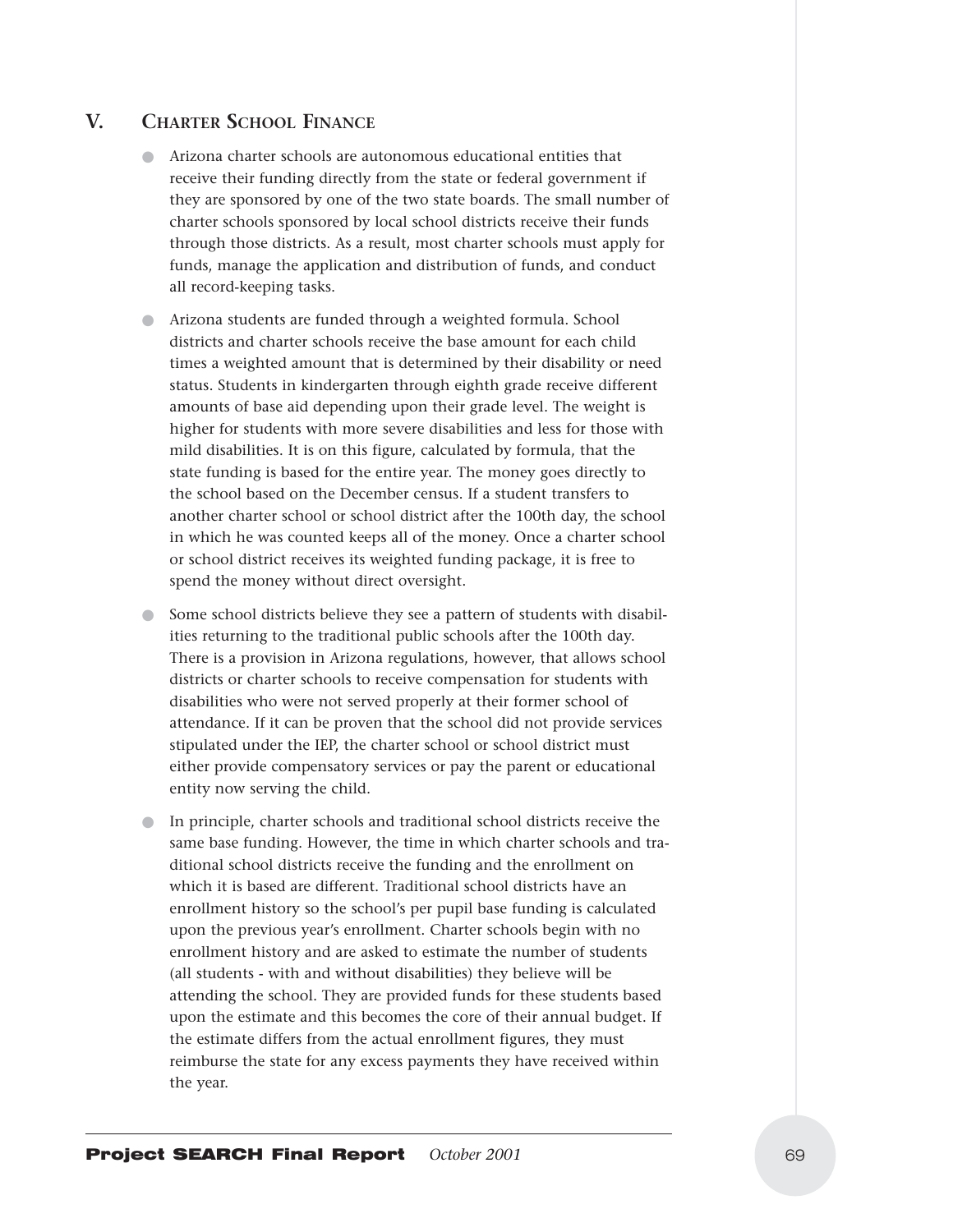## V. Charter School Finance

- Arizona charter schools are autonomous educational entities that receive their funding directly from the state or federal government if they are sponsored by one of the two state boards. The small number of charter schools sponsored by local school districts receive their funds through those districts. As a result, most charter schools must apply for funds, manage the application and distribution of funds, and conduct all record-keeping tasks.
- Arizona students are funded through a weighted formula. School districts and charter schools receive the base amount for each child times a weighted amount that is determined by their disability or need status. Students in kindergarten through eighth grade receive different amounts of base aid depending upon their grade level. The weight is higher for students with more severe disabilities and less for those with mild disabilities. It is on this figure, calculated by formula, that the state funding is based for the entire year. The money goes directly to the school based on the December census. If a student transfers to another charter school or school district after the 100th day, the school in which he was counted keeps all of the money. Once a charter school or school district receives its weighted funding package, it is free to spend the money without direct oversight.
- Some school districts believe they see a pattern of students with disabilities returning to the traditional public schools after the 100th day. There is a provision in Arizona regulations, however, that allows school districts or charter schools to receive compensation for students with disabilities who were not served properly at their former school of attendance. If it can be proven that the school did not provide services stipulated under the IEP, the charter school or school district must either provide compensatory services or pay the parent or educational entity now serving the child.
- In principle, charter schools and traditional school districts receive the same base funding. However, the time in which charter schools and traditional school districts receive the funding and the enrollment on which it is based are different. Traditional school districts have an enrollment history so the school's per pupil base funding is calculated upon the previous year's enrollment. Charter schools begin with no enrollment history and are asked to estimate the number of students (all students - with and without disabilities) they believe will be attending the school. They are provided funds for these students based upon the estimate and this becomes the core of their annual budget. If the estimate differs from the actual enrollment figures, they must reimburse the state for any excess payments they have received within the year.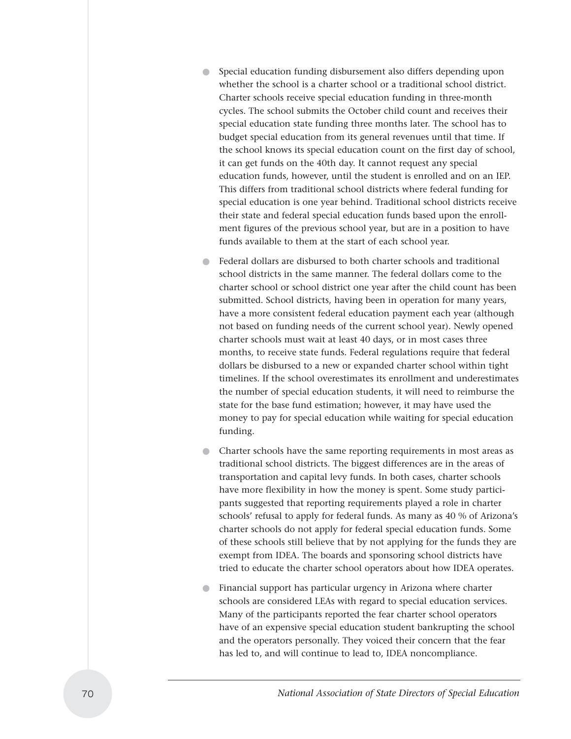- Special education funding disbursement also differs depending upon whether the school is a charter school or a traditional school district. Charter schools receive special education funding in three-month cycles. The school submits the October child count and receives their special education state funding three months later. The school has to budget special education from its general revenues until that time. If the school knows its special education count on the first day of school, it can get funds on the 40th day. It cannot request any special education funds, however, until the student is enrolled and on an IEP. This differs from traditional school districts where federal funding for special education is one year behind. Traditional school districts receive their state and federal special education funds based upon the enrollment figures of the previous school year, but are in a position to have funds available to them at the start of each school year.

- Federal dollars are disbursed to both charter schools and traditional school districts in the same manner. The federal dollars come to the charter school or school district one year after the child count has been submitted. School districts, having been in operation for many years, have a more consistent federal education payment each year (although not based on funding needs of the current school year). Newly opened charter schools must wait at least 40 days, or in most cases three months, to receive state funds. Federal regulations require that federal dollars be disbursed to a new or expanded charter school within tight timelines. If the school overestimates its enrollment and underestimates the number of special education students, it will need to reimburse the state for the base fund estimation; however, it may have used the money to pay for special education while waiting for special education funding.

- Charter schools have the same reporting requirements in most areas as traditional school districts. The biggest differences are in the areas of transportation and capital levy funds. In both cases, charter schools have more flexibility in how the money is spent. Some study participants suggested that reporting requirements played a role in charter schools' refusal to apply for federal funds. As many as 40 % of Arizona's charter schools do not apply for federal special education funds. Some of these schools still believe that by not applying for the funds they are exempt from IDEA. The boards and sponsoring school districts have tried to educate the charter school operators about how IDEA operates.

- Financial support has particular urgency in Arizona where charter schools are considered LEAs with regard to special education services. Many of the participants reported the fear charter school operators have of an expensive special education student bankrupting the school and the operators personally. They voiced their concern that the fear has led to, and will continue to lead to, IDEA noncompliance.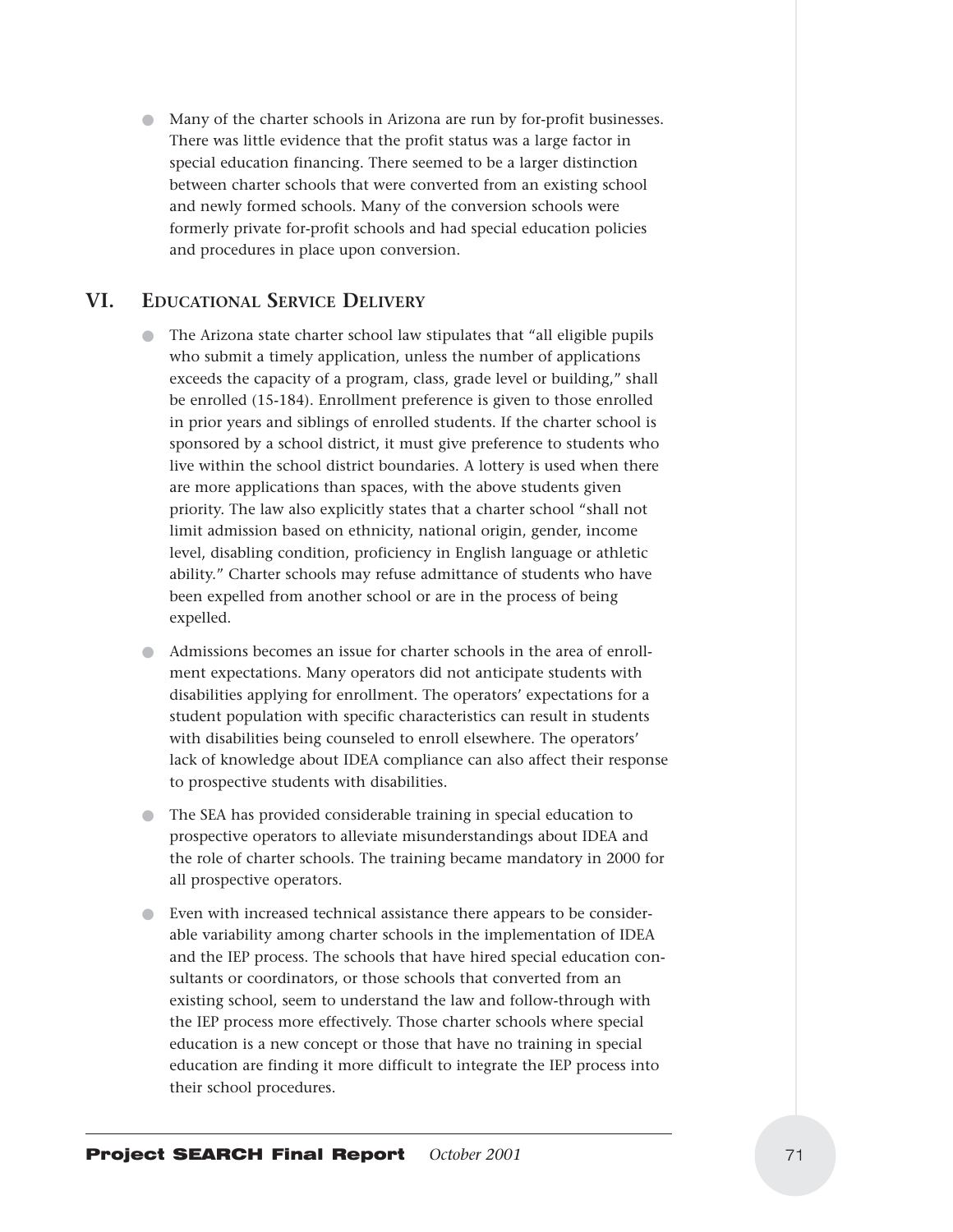- Many of the charter schools in Arizona are run by for-profit businesses. There was little evidence that the profit status was a large factor in special education financing. There seemed to be a larger distinction between charter schools that were converted from an existing school and newly formed schools. Many of the conversion schools were formerly private for-profit schools and had special education policies and procedures in place upon conversion.

## VI. Educational Service Delivery

- The Arizona state charter school law stipulates that "all eligible pupils who submit a timely application, unless the number of applications exceeds the capacity of a program, class, grade level or building," shall be enrolled (15-184). Enrollment preference is given to those enrolled in prior years and siblings of enrolled students. If the charter school is sponsored by a school district, it must give preference to students who live within the school district boundaries. A lottery is used when there are more applications than spaces, with the above students given priority. The law also explicitly states that a charter school "shall not limit admission based on ethnicity, national origin, gender, income level, disabling condition, proficiency in English language or athletic ability." Charter schools may refuse admittance of students who have been expelled from another school or are in the process of being expelled.
- Admissions becomes an issue for charter schools in the area of enrollment expectations. Many operators did not anticipate students with disabilities applying for enrollment. The operators' expectations for a student population with specific characteristics can result in students with disabilities being counseled to enroll elsewhere. The operators' lack of knowledge about IDEA compliance can also affect their response to prospective students with disabilities.
- The SEA has provided considerable training in special education to prospective operators to alleviate misunderstandings about IDEA and the role of charter schools. The training became mandatory in 2000 for all prospective operators.
- Even with increased technical assistance there appears to be considerable variability among charter schools in the implementation of IDEA and the IEP process. The schools that have hired special education consultants or coordinators, or those schools that converted from an existing school, seem to understand the law and follow-through with the IEP process more effectively. Those charter schools where special education is a new concept or those that have no training in special education are finding it more difficult to integrate the IEP process into their school procedures.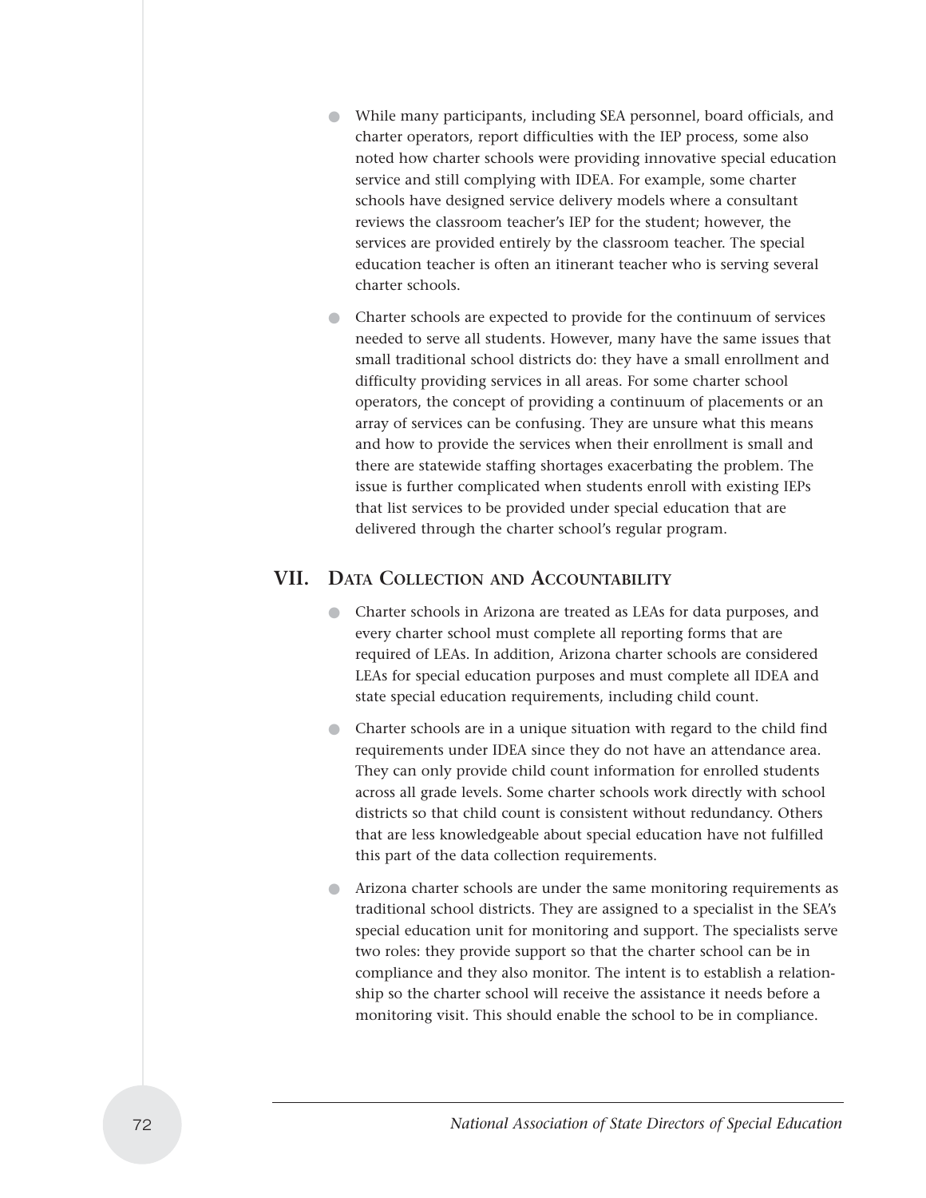- While many participants, including SEA personnel, board officials, and charter operators, report difficulties with the IEP process, some also noted how charter schools were providing innovative special education service and still complying with IDEA. For example, some charter schools have designed service delivery models where a consultant reviews the classroom teacher's IEP for the student; however, the services are provided entirely by the classroom teacher. The special education teacher is often an itinerant teacher who is serving several charter schools.
- Charter schools are expected to provide for the continuum of services needed to serve all students. However, many have the same issues that small traditional school districts do: they have a small enrollment and difficulty providing services in all areas. For some charter school operators, the concept of providing a continuum of placements or an array of services can be confusing. They are unsure what this means and how to provide the services when their enrollment is small and there are statewide staffing shortages exacerbating the problem. The issue is further complicated when students enroll with existing IEPs that list services to be provided under special education that are delivered through the charter school's regular program.

## VII. Data Collection and Accountability

- Charter schools in Arizona are treated as LEAs for data purposes, and every charter school must complete all reporting forms that are required of LEAs. In addition, Arizona charter schools are considered LEAs for special education purposes and must complete all IDEA and state special education requirements, including child count.
- Charter schools are in a unique situation with regard to the child find requirements under IDEA since they do not have an attendance area. They can only provide child count information for enrolled students across all grade levels. Some charter schools work directly with school districts so that child count is consistent without redundancy. Others that are less knowledgeable about special education have not fulfilled this part of the data collection requirements.
- Arizona charter schools are under the same monitoring requirements as traditional school districts. They are assigned to a specialist in the SEA's special education unit for monitoring and support. The specialists serve two roles: they provide support so that the charter school can be in compliance and they also monitor. The intent is to establish a relationship so the charter school will receive the assistance it needs before a monitoring visit. This should enable the school to be in compliance.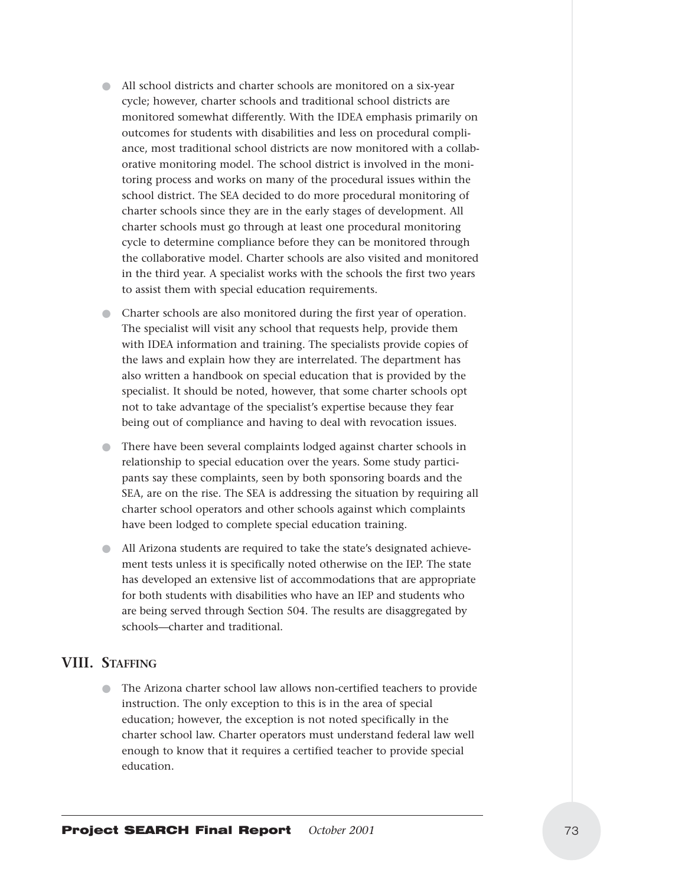- All school districts and charter schools are monitored on a six-year cycle; however, charter schools and traditional school districts are monitored somewhat differently. With the IDEA emphasis primarily on outcomes for students with disabilities and less on procedural compliance, most traditional school districts are now monitored with a collaborative monitoring model. The school district is involved in the monitoring process and works on many of the procedural issues within the school district. The SEA decided to do more procedural monitoring of charter schools since they are in the early stages of development. All charter schools must go through at least one procedural monitoring cycle to determine compliance before they can be monitored through the collaborative model. Charter schools are also visited and monitored in the third year. A specialist works with the schools the first two years to assist them with special education requirements.
- Charter schools are also monitored during the first year of operation. The specialist will visit any school that requests help, provide them with IDEA information and training. The specialists provide copies of the laws and explain how they are interrelated. The department has also written a handbook on special education that is provided by the specialist. It should be noted, however, that some charter schools opt not to take advantage of the specialist's expertise because they fear being out of compliance and having to deal with revocation issues.
- There have been several complaints lodged against charter schools in relationship to special education over the years. Some study participants say these complaints, seen by both sponsoring boards and the SEA, are on the rise. The SEA is addressing the situation by requiring all charter school operators and other schools against which complaints have been lodged to complete special education training.
- All Arizona students are required to take the state's designated achievement tests unless it is specifically noted otherwise on the IEP. The state has developed an extensive list of accommodations that are appropriate for both students with disabilities who have an IEP and students who are being served through Section 504. The results are disaggregated by schools—charter and traditional.

## VIII. Staffing

- The Arizona charter school law allows non-certified teachers to provide instruction. The only exception to this is in the area of special education; however, the exception is not noted specifically in the charter school law. Charter operators must understand federal law well enough to know that it requires a certified teacher to provide special education.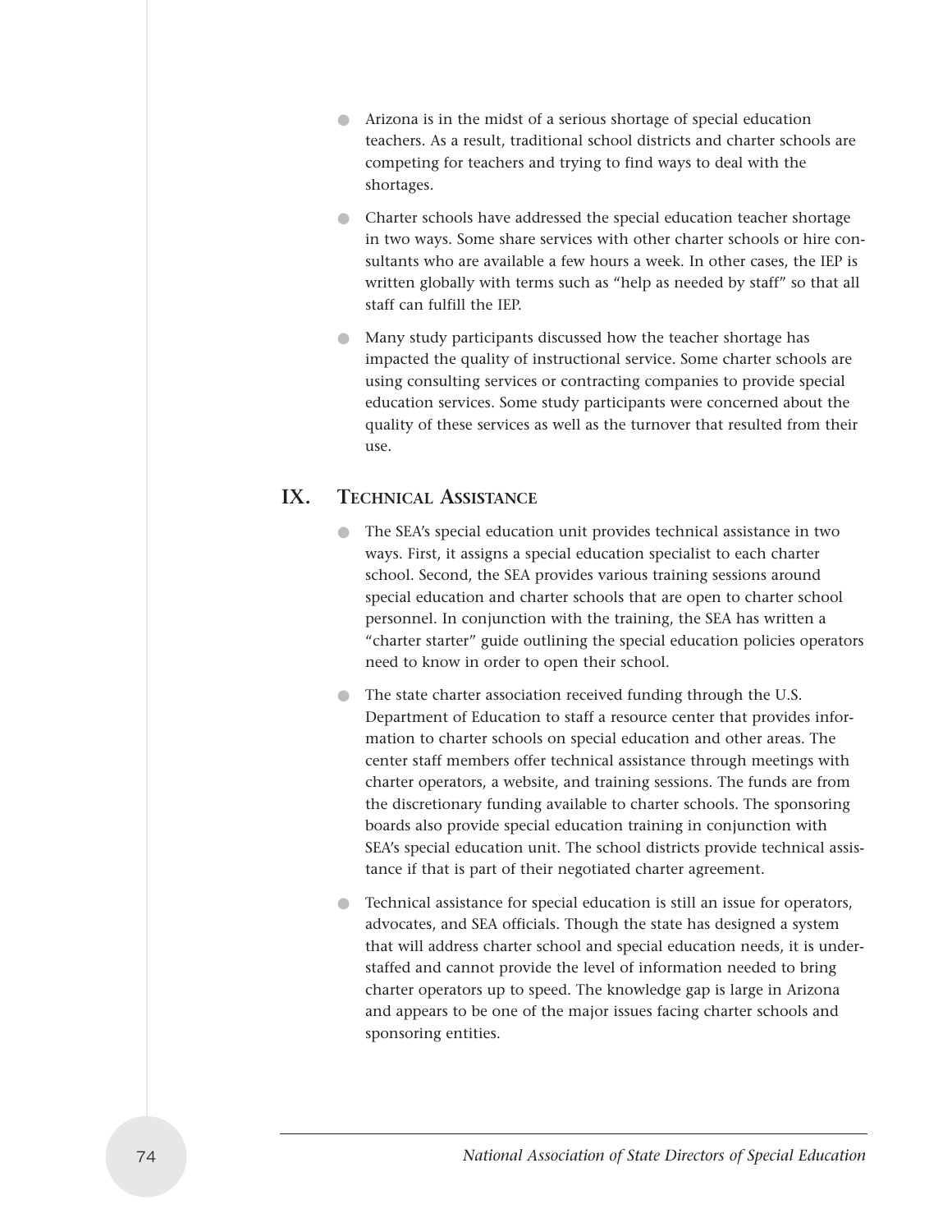- Arizona is in the midst of a serious shortage of special education teachers. As a result, traditional school districts and charter schools are competing for teachers and trying to find ways to deal with the shortages.
- Charter schools have addressed the special education teacher shortage in two ways. Some share services with other charter schools or hire consultants who are available a few hours a week. In other cases, the IEP is written globally with terms such as "help as needed by staff" so that all staff can fulfill the IEP.
- Many study participants discussed how the teacher shortage has impacted the quality of instructional service. Some charter schools are using consulting services or contracting companies to provide special education services. Some study participants were concerned about the quality of these services as well as the turnover that resulted from their use.

## IX. Technical Assistance

- The SEA's special education unit provides technical assistance in two ways. First, it assigns a special education specialist to each charter school. Second, the SEA provides various training sessions around special education and charter schools that are open to charter school personnel. In conjunction with the training, the SEA has written a "charter starter" guide outlining the special education policies operators need to know in order to open their school.
- The state charter association received funding through the U.S. Department of Education to staff a resource center that provides information to charter schools on special education and other areas. The center staff members offer technical assistance through meetings with charter operators, a website, and training sessions. The funds are from the discretionary funding available to charter schools. The sponsoring boards also provide special education training in conjunction with SEA's special education unit. The school districts provide technical assistance if that is part of their negotiated charter agreement.
- Technical assistance for special education is still an issue for operators, advocates, and SEA officials. Though the state has designed a system that will address charter school and special education needs, it is understaffed and cannot provide the level of information needed to bring charter operators up to speed. The knowledge gap is large in Arizona and appears to be one of the major issues facing charter schools and sponsoring entities.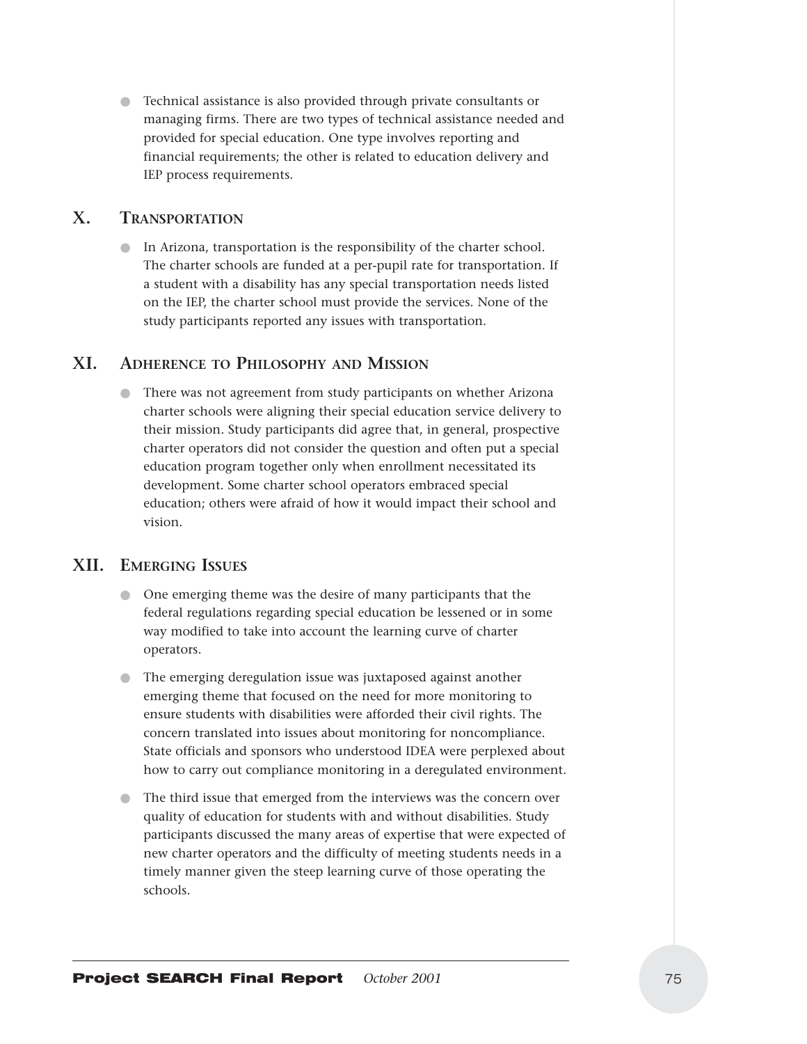- Technical assistance is also provided through private consultants or managing firms. There are two types of technical assistance needed and provided for special education. One type involves reporting and financial requirements; the other is related to education delivery and IEP process requirements.

## X. Transportation

- In Arizona, transportation is the responsibility of the charter school. The charter schools are funded at a per-pupil rate for transportation. If a student with a disability has any special transportation needs listed on the IEP, the charter school must provide the services. None of the study participants reported any issues with transportation.

## XI. Adherence to Philosophy and Mission

- There was not agreement from study participants on whether Arizona charter schools were aligning their special education service delivery to their mission. Study participants did agree that, in general, prospective charter operators did not consider the question and often put a special education program together only when enrollment necessitated its development. Some charter school operators embraced special education; others were afraid of how it would impact their school and vision.

## XII. Emerging Issues

- One emerging theme was the desire of many participants that the federal regulations regarding special education be lessened or in some way modified to take into account the learning curve of charter operators.
- The emerging deregulation issue was juxtaposed against another emerging theme that focused on the need for more monitoring to ensure students with disabilities were afforded their civil rights. The concern translated into issues about monitoring for noncompliance. State officials and sponsors who understood IDEA were perplexed about how to carry out compliance monitoring in a deregulated environment.
- The third issue that emerged from the interviews was the concern over quality of education for students with and without disabilities. Study participants discussed the many areas of expertise that were expected of new charter operators and the difficulty of meeting students needs in a timely manner given the steep learning curve of those operating the schools.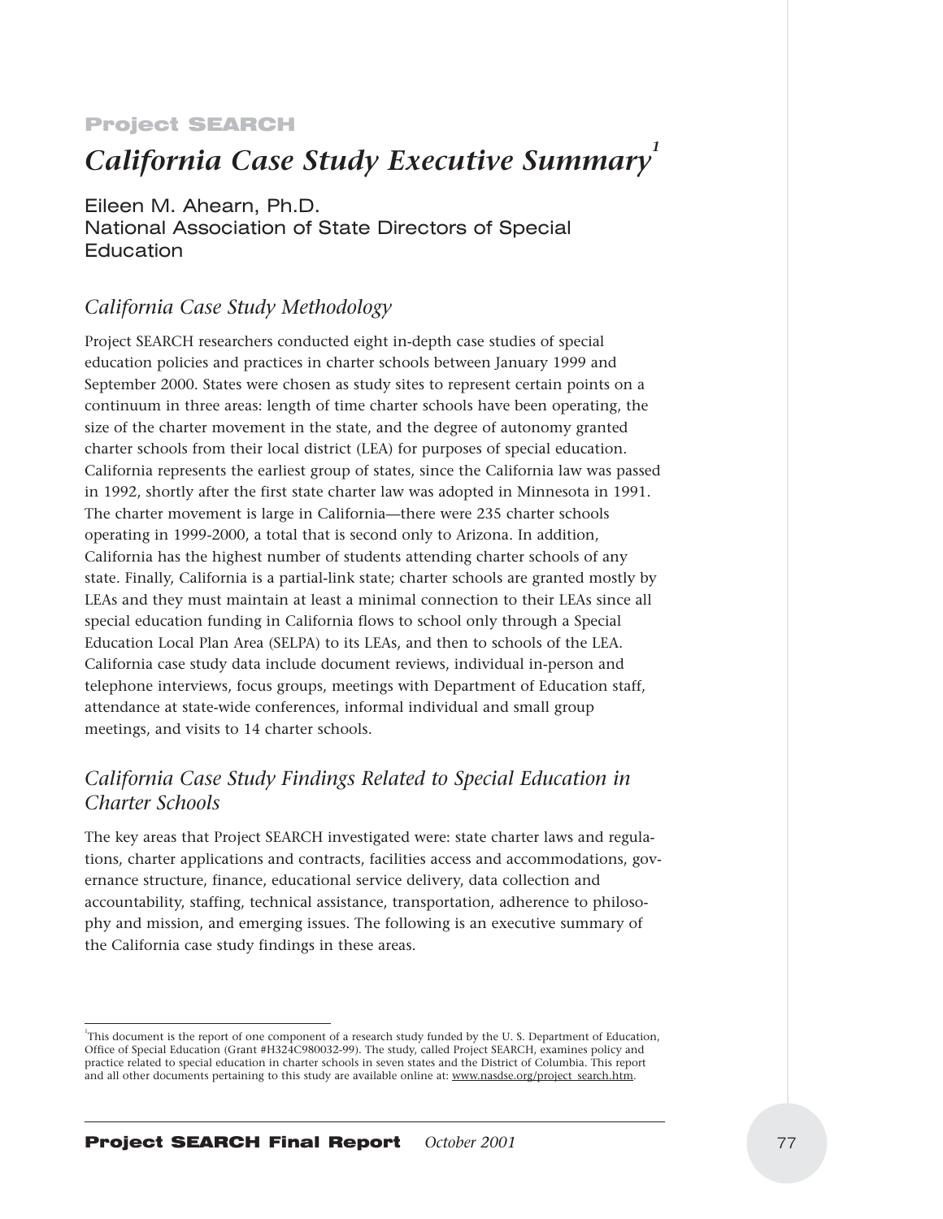**Project SEARCH**

# *California Case Study Executive Summary*[1]

Eileen M. Ahearn, Ph.D.
National Association of State Directors of Special Education

## *California Case Study Methodology*

Project SEARCH researchers conducted eight in-depth case studies of special education policies and practices in charter schools between January 1999 and September 2000. States were chosen as study sites to represent certain points on a continuum in three areas: length of time charter schools have been operating, the size of the charter movement in the state, and the degree of autonomy granted charter schools from their local district (LEA) for purposes of special education. California represents the earliest group of states, since the California law was passed in 1992, shortly after the first state charter law was adopted in Minnesota in 1991. The charter movement is large in California—there were 235 charter schools operating in 1999-2000, a total that is second only to Arizona. In addition, California has the highest number of students attending charter schools of any state. Finally, California is a partial-link state; charter schools are granted mostly by LEAs and they must maintain at least a minimal connection to their LEAs since all special education funding in California flows to school only through a Special Education Local Plan Area (SELPA) to its LEAs, and then to schools of the LEA. California case study data include document reviews, individual in-person and telephone interviews, focus groups, meetings with Department of Education staff, attendance at state-wide conferences, informal individual and small group meetings, and visits to 14 charter schools.

## *California Case Study Findings Related to Special Education in Charter Schools*

The key areas that Project SEARCH investigated were: state charter laws and regulations, charter applications and contracts, facilities access and accommodations, governance structure, finance, educational service delivery, data collection and accountability, staffing, technical assistance, transportation, adherence to philosophy and mission, and emerging issues. The following is an executive summary of the California case study findings in these areas.

---

[1] This document is the report of one component of a research study funded by the U. S. Department of Education, Office of Special Education (Grant #H324C980032-99). The study, called Project SEARCH, examines policy and practice related to special education in charter schools in seven states and the District of Columbia. This report and all other documents pertaining to this study are available online at: www.nasdse.org/project_search.htm.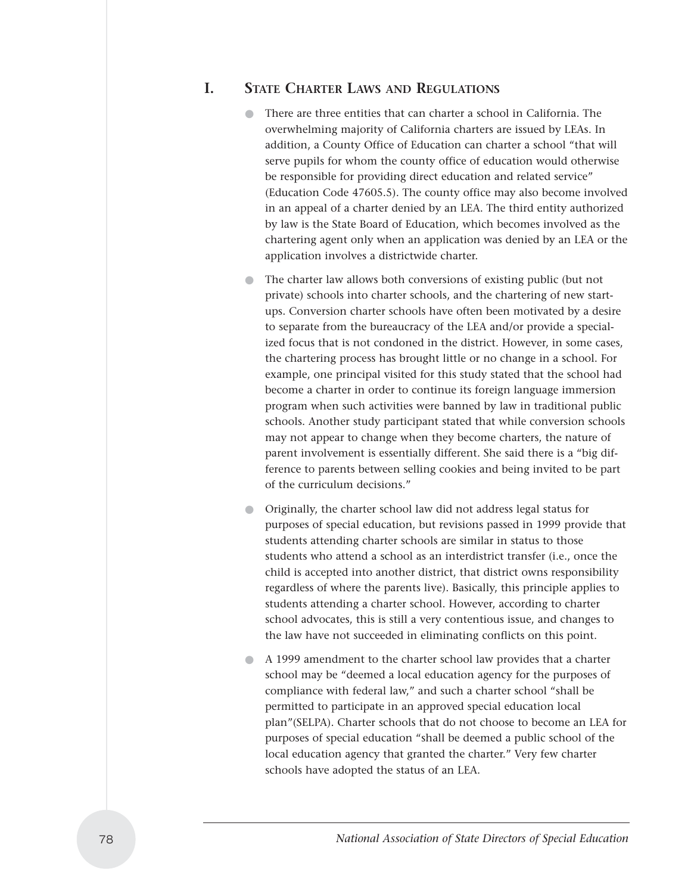## I. State Charter Laws and Regulations

- There are three entities that can charter a school in California. The overwhelming majority of California charters are issued by LEAs. In addition, a County Office of Education can charter a school "that will serve pupils for whom the county office of education would otherwise be responsible for providing direct education and related service" (Education Code 47605.5). The county office may also become involved in an appeal of a charter denied by an LEA. The third entity authorized by law is the State Board of Education, which becomes involved as the chartering agent only when an application was denied by an LEA or the application involves a districtwide charter.

- The charter law allows both conversions of existing public (but not private) schools into charter schools, and the chartering of new start-ups. Conversion charter schools have often been motivated by a desire to separate from the bureaucracy of the LEA and/or provide a specialized focus that is not condoned in the district. However, in some cases, the chartering process has brought little or no change in a school. For example, one principal visited for this study stated that the school had become a charter in order to continue its foreign language immersion program when such activities were banned by law in traditional public schools. Another study participant stated that while conversion schools may not appear to change when they become charters, the nature of parent involvement is essentially different. She said there is a "big difference to parents between selling cookies and being invited to be part of the curriculum decisions."

- Originally, the charter school law did not address legal status for purposes of special education, but revisions passed in 1999 provide that students attending charter schools are similar in status to those students who attend a school as an interdistrict transfer (i.e., once the child is accepted into another district, that district owns responsibility regardless of where the parents live). Basically, this principle applies to students attending a charter school. However, according to charter school advocates, this is still a very contentious issue, and changes to the law have not succeeded in eliminating conflicts on this point.

- A 1999 amendment to the charter school law provides that a charter school may be "deemed a local education agency for the purposes of compliance with federal law," and such a charter school "shall be permitted to participate in an approved special education local plan"(SELPA). Charter schools that do not choose to become an LEA for purposes of special education "shall be deemed a public school of the local education agency that granted the charter." Very few charter schools have adopted the status of an LEA.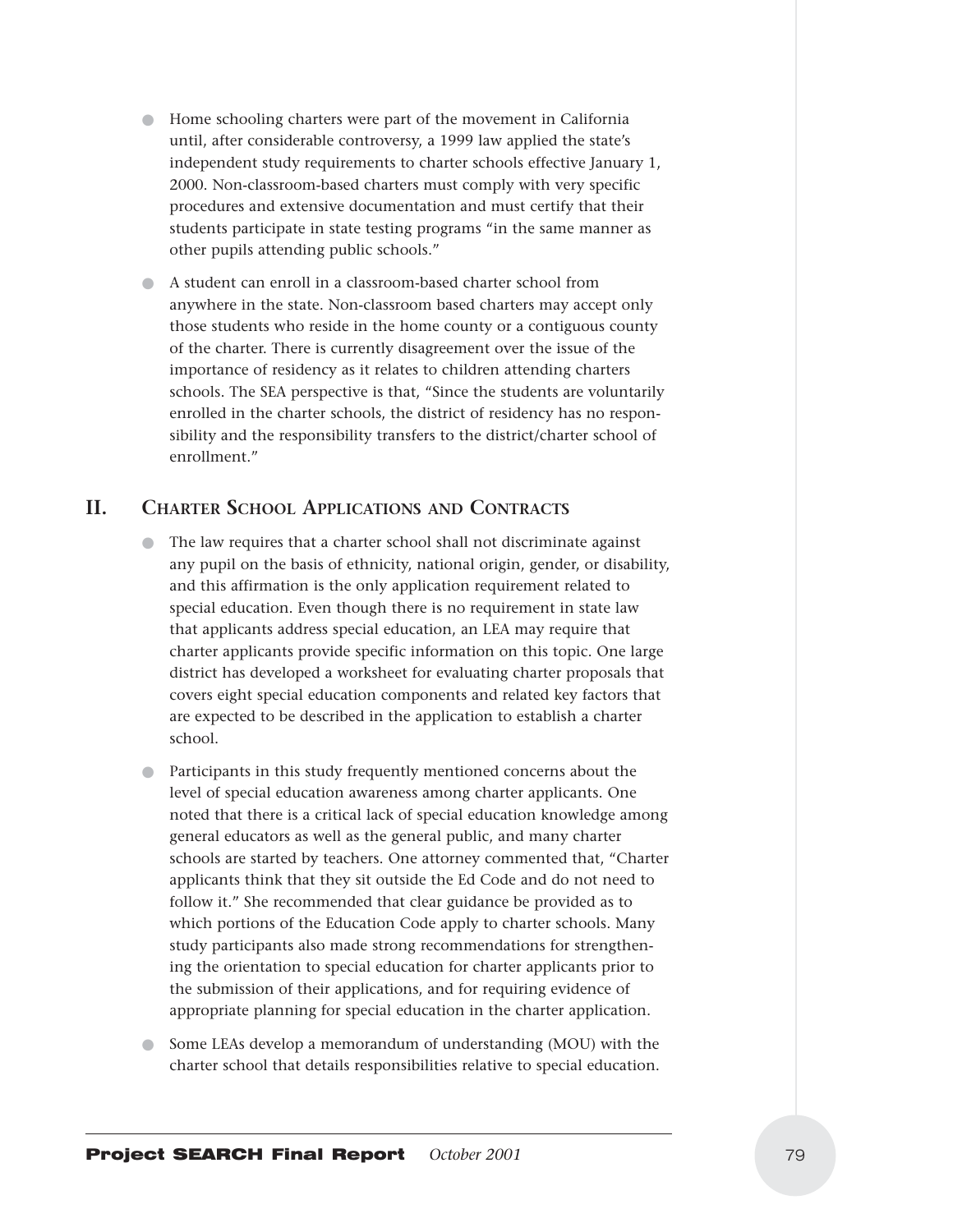- Home schooling charters were part of the movement in California until, after considerable controversy, a 1999 law applied the state's independent study requirements to charter schools effective January 1, 2000. Non-classroom-based charters must comply with very specific procedures and extensive documentation and must certify that their students participate in state testing programs "in the same manner as other pupils attending public schools."
- A student can enroll in a classroom-based charter school from anywhere in the state. Non-classroom based charters may accept only those students who reside in the home county or a contiguous county of the charter. There is currently disagreement over the issue of the importance of residency as it relates to children attending charters schools. The SEA perspective is that, "Since the students are voluntarily enrolled in the charter schools, the district of residency has no responsibility and the responsibility transfers to the district/charter school of enrollment."

## II. Charter School Applications and Contracts

- The law requires that a charter school shall not discriminate against any pupil on the basis of ethnicity, national origin, gender, or disability, and this affirmation is the only application requirement related to special education. Even though there is no requirement in state law that applicants address special education, an LEA may require that charter applicants provide specific information on this topic. One large district has developed a worksheet for evaluating charter proposals that covers eight special education components and related key factors that are expected to be described in the application to establish a charter school.
- Participants in this study frequently mentioned concerns about the level of special education awareness among charter applicants. One noted that there is a critical lack of special education knowledge among general educators as well as the general public, and many charter schools are started by teachers. One attorney commented that, "Charter applicants think that they sit outside the Ed Code and do not need to follow it." She recommended that clear guidance be provided as to which portions of the Education Code apply to charter schools. Many study participants also made strong recommendations for strengthening the orientation to special education for charter applicants prior to the submission of their applications, and for requiring evidence of appropriate planning for special education in the charter application.
- Some LEAs develop a memorandum of understanding (MOU) with the charter school that details responsibilities relative to special education.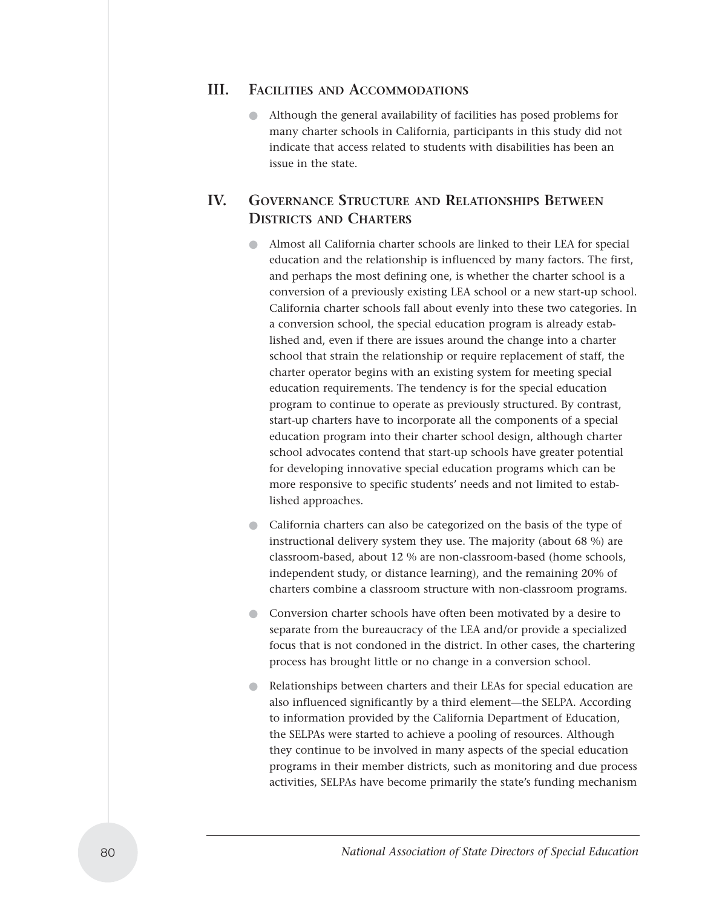## III. Facilities and Accommodations

- Although the general availability of facilities has posed problems for many charter schools in California, participants in this study did not indicate that access related to students with disabilities has been an issue in the state.

## IV. Governance Structure and Relationships Between Districts and Charters

- Almost all California charter schools are linked to their LEA for special education and the relationship is influenced by many factors. The first, and perhaps the most defining one, is whether the charter school is a conversion of a previously existing LEA school or a new start-up school. California charter schools fall about evenly into these two categories. In a conversion school, the special education program is already established and, even if there are issues around the change into a charter school that strain the relationship or require replacement of staff, the charter operator begins with an existing system for meeting special education requirements. The tendency is for the special education program to continue to operate as previously structured. By contrast, start-up charters have to incorporate all the components of a special education program into their charter school design, although charter school advocates contend that start-up schools have greater potential for developing innovative special education programs which can be more responsive to specific students' needs and not limited to established approaches.

- California charters can also be categorized on the basis of the type of instructional delivery system they use. The majority (about 68 %) are classroom-based, about 12 % are non-classroom-based (home schools, independent study, or distance learning), and the remaining 20% of charters combine a classroom structure with non-classroom programs.

- Conversion charter schools have often been motivated by a desire to separate from the bureaucracy of the LEA and/or provide a specialized focus that is not condoned in the district. In other cases, the chartering process has brought little or no change in a conversion school.

- Relationships between charters and their LEAs for special education are also influenced significantly by a third element—the SELPA. According to information provided by the California Department of Education, the SELPAs were started to achieve a pooling of resources. Although they continue to be involved in many aspects of the special education programs in their member districts, such as monitoring and due process activities, SELPAs have become primarily the state's funding mechanism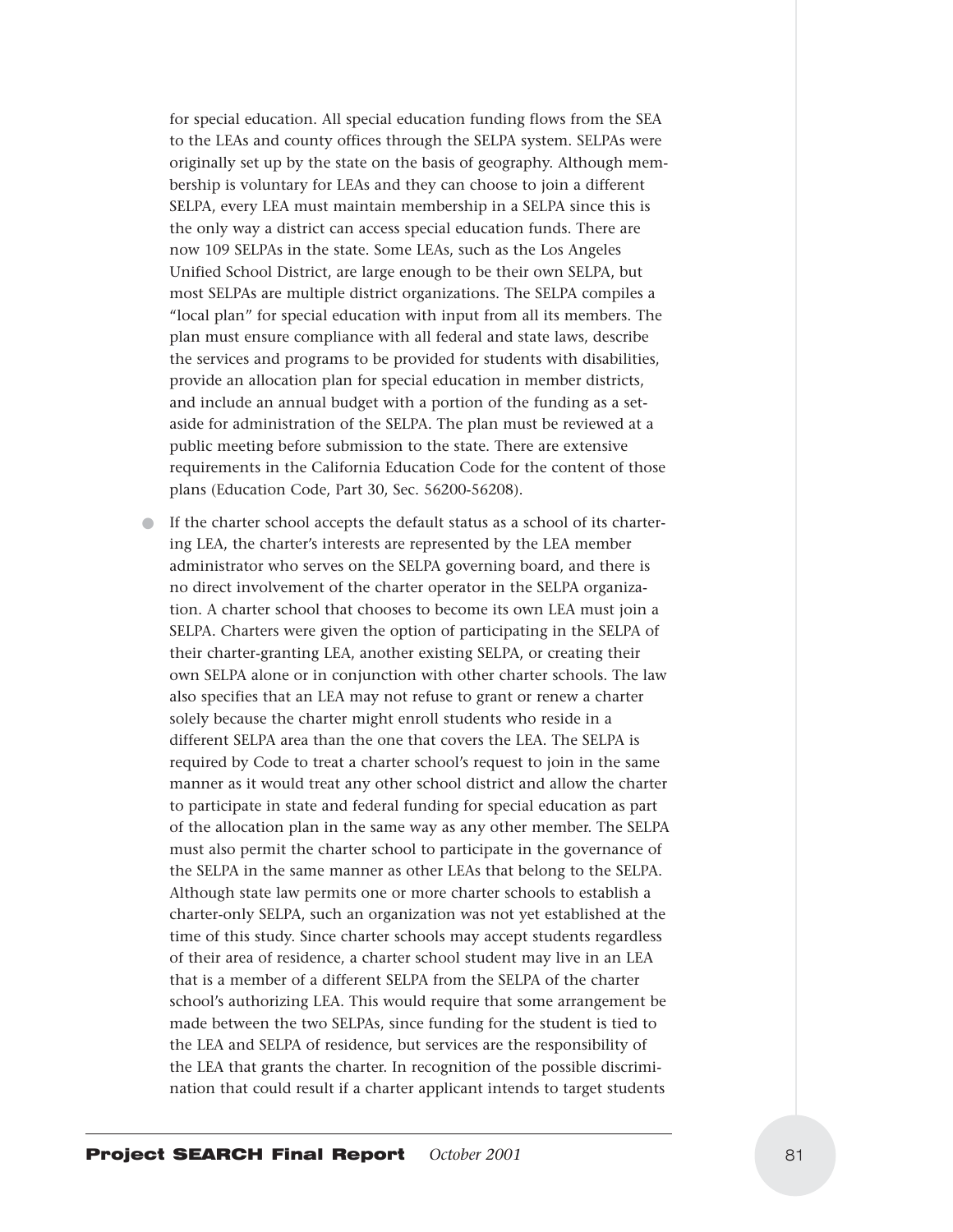for special education. All special education funding flows from the SEA to the LEAs and county offices through the SELPA system. SELPAs were originally set up by the state on the basis of geography. Although membership is voluntary for LEAs and they can choose to join a different SELPA, every LEA must maintain membership in a SELPA since this is the only way a district can access special education funds. There are now 109 SELPAs in the state. Some LEAs, such as the Los Angeles Unified School District, are large enough to be their own SELPA, but most SELPAs are multiple district organizations. The SELPA compiles a "local plan" for special education with input from all its members. The plan must ensure compliance with all federal and state laws, describe the services and programs to be provided for students with disabilities, provide an allocation plan for special education in member districts, and include an annual budget with a portion of the funding as a set-aside for administration of the SELPA. The plan must be reviewed at a public meeting before submission to the state. There are extensive requirements in the California Education Code for the content of those plans (Education Code, Part 30, Sec. 56200-56208).

- If the charter school accepts the default status as a school of its chartering LEA, the charter's interests are represented by the LEA member administrator who serves on the SELPA governing board, and there is no direct involvement of the charter operator in the SELPA organization. A charter school that chooses to become its own LEA must join a SELPA. Charters were given the option of participating in the SELPA of their charter-granting LEA, another existing SELPA, or creating their own SELPA alone or in conjunction with other charter schools. The law also specifies that an LEA may not refuse to grant or renew a charter solely because the charter might enroll students who reside in a different SELPA area than the one that covers the LEA. The SELPA is required by Code to treat a charter school's request to join in the same manner as it would treat any other school district and allow the charter to participate in state and federal funding for special education as part of the allocation plan in the same way as any other member. The SELPA must also permit the charter school to participate in the governance of the SELPA in the same manner as other LEAs that belong to the SELPA. Although state law permits one or more charter schools to establish a charter-only SELPA, such an organization was not yet established at the time of this study. Since charter schools may accept students regardless of their area of residence, a charter school student may live in an LEA that is a member of a different SELPA from the SELPA of the charter school's authorizing LEA. This would require that some arrangement be made between the two SELPAs, since funding for the student is tied to the LEA and SELPA of residence, but services are the responsibility of the LEA that grants the charter. In recognition of the possible discrimination that could result if a charter applicant intends to target students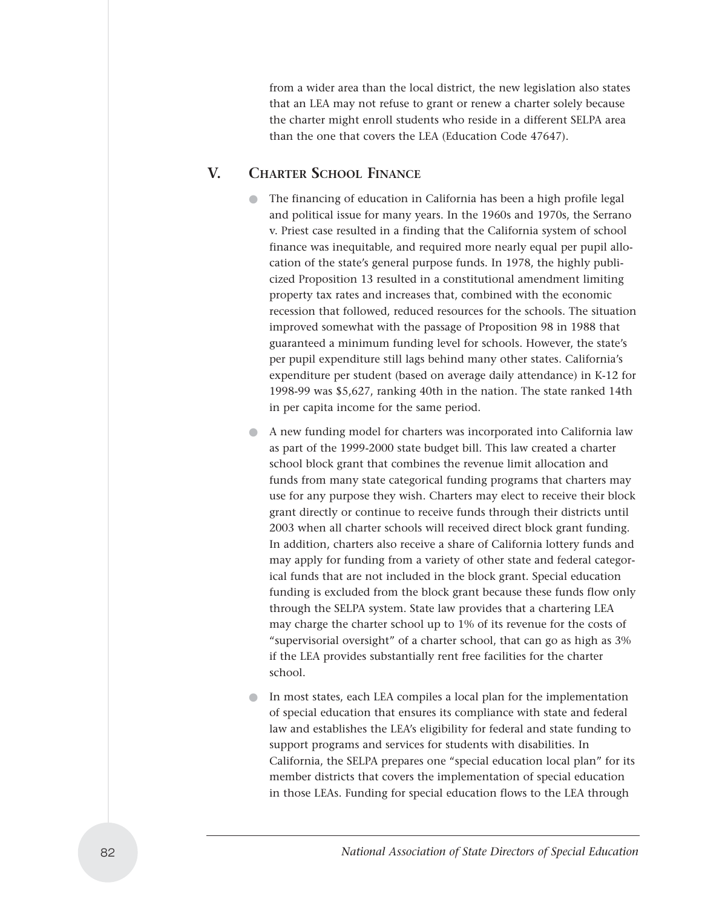from a wider area than the local district, the new legislation also states that an LEA may not refuse to grant or renew a charter solely because the charter might enroll students who reside in a different SELPA area than the one that covers the LEA (Education Code 47647).

## V. Charter School Finance

- The financing of education in California has been a high profile legal and political issue for many years. In the 1960s and 1970s, the Serrano v. Priest case resulted in a finding that the California system of school finance was inequitable, and required more nearly equal per pupil allocation of the state's general purpose funds. In 1978, the highly publicized Proposition 13 resulted in a constitutional amendment limiting property tax rates and increases that, combined with the economic recession that followed, reduced resources for the schools. The situation improved somewhat with the passage of Proposition 98 in 1988 that guaranteed a minimum funding level for schools. However, the state's per pupil expenditure still lags behind many other states. California's expenditure per student (based on average daily attendance) in K-12 for 1998-99 was $5,627, ranking 40th in the nation. The state ranked 14th in per capita income for the same period.

- A new funding model for charters was incorporated into California law as part of the 1999-2000 state budget bill. This law created a charter school block grant that combines the revenue limit allocation and funds from many state categorical funding programs that charters may use for any purpose they wish. Charters may elect to receive their block grant directly or continue to receive funds through their districts until 2003 when all charter schools will received direct block grant funding. In addition, charters also receive a share of California lottery funds and may apply for funding from a variety of other state and federal categorical funds that are not included in the block grant. Special education funding is excluded from the block grant because these funds flow only through the SELPA system. State law provides that a chartering LEA may charge the charter school up to 1% of its revenue for the costs of "supervisorial oversight" of a charter school, that can go as high as 3% if the LEA provides substantially rent free facilities for the charter school.

- In most states, each LEA compiles a local plan for the implementation of special education that ensures its compliance with state and federal law and establishes the LEA's eligibility for federal and state funding to support programs and services for students with disabilities. In California, the SELPA prepares one "special education local plan" for its member districts that covers the implementation of special education in those LEAs. Funding for special education flows to the LEA through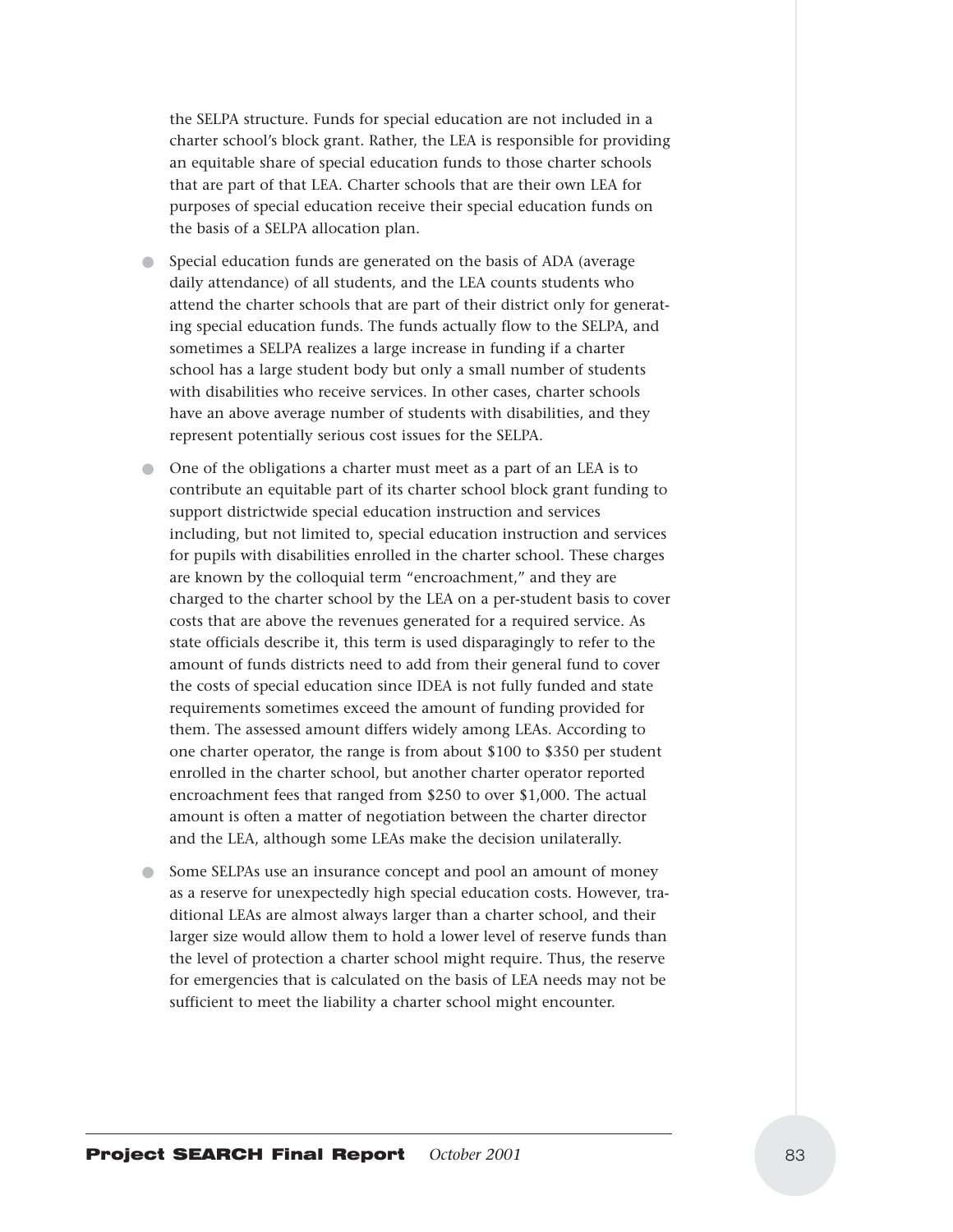the SELPA structure. Funds for special education are not included in a charter school's block grant. Rather, the LEA is responsible for providing an equitable share of special education funds to those charter schools that are part of that LEA. Charter schools that are their own LEA for purposes of special education receive their special education funds on the basis of a SELPA allocation plan.

- Special education funds are generated on the basis of ADA (average daily attendance) of all students, and the LEA counts students who attend the charter schools that are part of their district only for generating special education funds. The funds actually flow to the SELPA, and sometimes a SELPA realizes a large increase in funding if a charter school has a large student body but only a small number of students with disabilities who receive services. In other cases, charter schools have an above average number of students with disabilities, and they represent potentially serious cost issues for the SELPA.

- One of the obligations a charter must meet as a part of an LEA is to contribute an equitable part of its charter school block grant funding to support districtwide special education instruction and services including, but not limited to, special education instruction and services for pupils with disabilities enrolled in the charter school. These charges are known by the colloquial term "encroachment," and they are charged to the charter school by the LEA on a per-student basis to cover costs that are above the revenues generated for a required service. As state officials describe it, this term is used disparagingly to refer to the amount of funds districts need to add from their general fund to cover the costs of special education since IDEA is not fully funded and state requirements sometimes exceed the amount of funding provided for them. The assessed amount differs widely among LEAs. According to one charter operator, the range is from about $100 to $350 per student enrolled in the charter school, but another charter operator reported encroachment fees that ranged from $250 to over $1,000. The actual amount is often a matter of negotiation between the charter director and the LEA, although some LEAs make the decision unilaterally.

- Some SELPAs use an insurance concept and pool an amount of money as a reserve for unexpectedly high special education costs. However, traditional LEAs are almost always larger than a charter school, and their larger size would allow them to hold a lower level of reserve funds than the level of protection a charter school might require. Thus, the reserve for emergencies that is calculated on the basis of LEA needs may not be sufficient to meet the liability a charter school might encounter.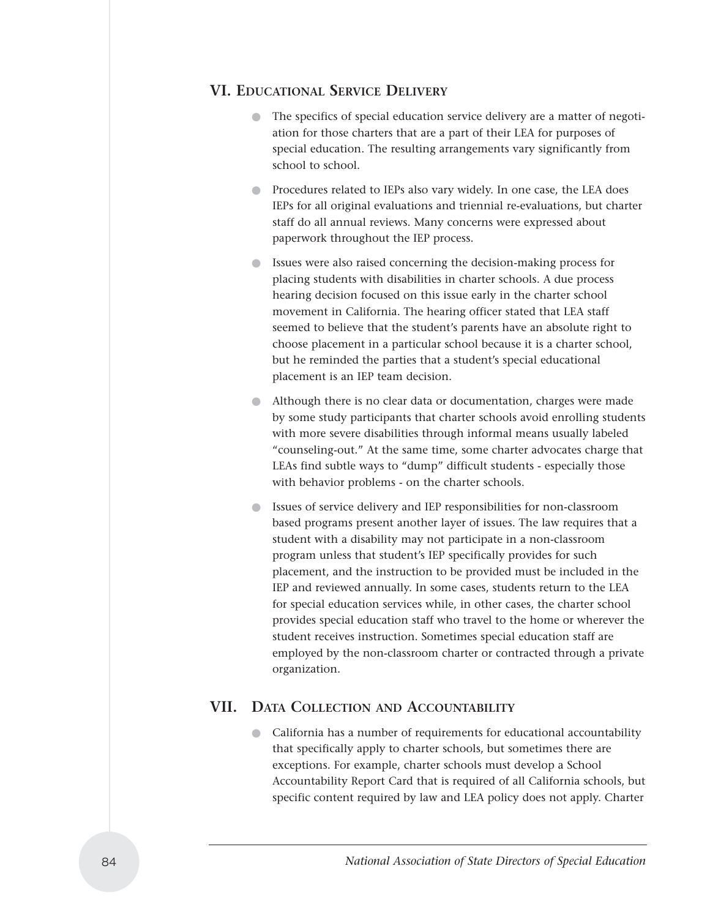## VI. Educational Service Delivery

- The specifics of special education service delivery are a matter of negotiation for those charters that are a part of their LEA for purposes of special education. The resulting arrangements vary significantly from school to school.
- Procedures related to IEPs also vary widely. In one case, the LEA does IEPs for all original evaluations and triennial re-evaluations, but charter staff do all annual reviews. Many concerns were expressed about paperwork throughout the IEP process.
- Issues were also raised concerning the decision-making process for placing students with disabilities in charter schools. A due process hearing decision focused on this issue early in the charter school movement in California. The hearing officer stated that LEA staff seemed to believe that the student's parents have an absolute right to choose placement in a particular school because it is a charter school, but he reminded the parties that a student's special educational placement is an IEP team decision.
- Although there is no clear data or documentation, charges were made by some study participants that charter schools avoid enrolling students with more severe disabilities through informal means usually labeled "counseling-out." At the same time, some charter advocates charge that LEAs find subtle ways to "dump" difficult students - especially those with behavior problems - on the charter schools.
- Issues of service delivery and IEP responsibilities for non-classroom based programs present another layer of issues. The law requires that a student with a disability may not participate in a non-classroom program unless that student's IEP specifically provides for such placement, and the instruction to be provided must be included in the IEP and reviewed annually. In some cases, students return to the LEA for special education services while, in other cases, the charter school provides special education staff who travel to the home or wherever the student receives instruction. Sometimes special education staff are employed by the non-classroom charter or contracted through a private organization.

## VII. Data Collection and Accountability

- California has a number of requirements for educational accountability that specifically apply to charter schools, but sometimes there are exceptions. For example, charter schools must develop a School Accountability Report Card that is required of all California schools, but specific content required by law and LEA policy does not apply. Charter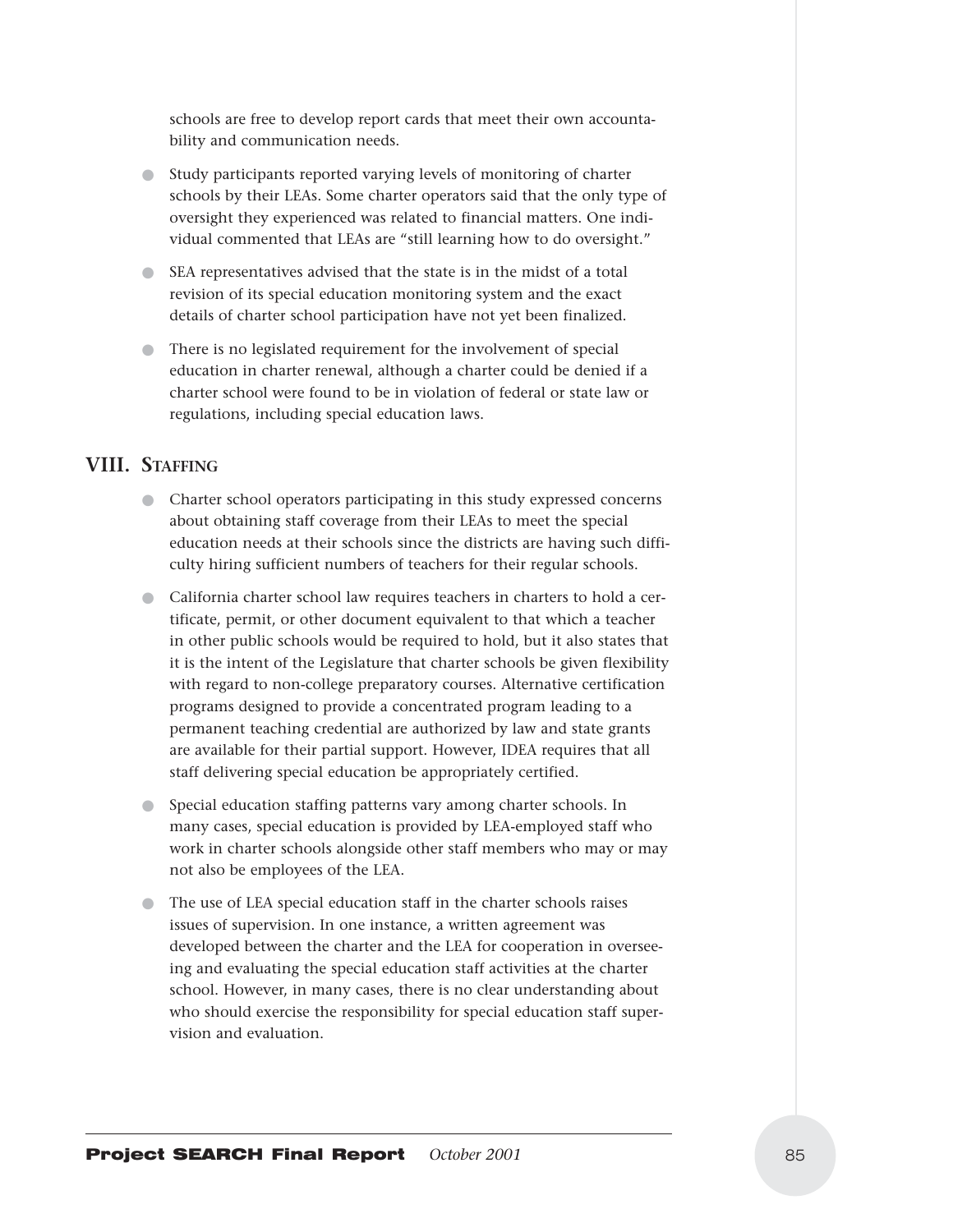schools are free to develop report cards that meet their own accountability and communication needs.

- Study participants reported varying levels of monitoring of charter schools by their LEAs. Some charter operators said that the only type of oversight they experienced was related to financial matters. One individual commented that LEAs are "still learning how to do oversight."
- SEA representatives advised that the state is in the midst of a total revision of its special education monitoring system and the exact details of charter school participation have not yet been finalized.
- There is no legislated requirement for the involvement of special education in charter renewal, although a charter could be denied if a charter school were found to be in violation of federal or state law or regulations, including special education laws.

## VIII. Staffing

- Charter school operators participating in this study expressed concerns about obtaining staff coverage from their LEAs to meet the special education needs at their schools since the districts are having such difficulty hiring sufficient numbers of teachers for their regular schools.
- California charter school law requires teachers in charters to hold a certificate, permit, or other document equivalent to that which a teacher in other public schools would be required to hold, but it also states that it is the intent of the Legislature that charter schools be given flexibility with regard to non-college preparatory courses. Alternative certification programs designed to provide a concentrated program leading to a permanent teaching credential are authorized by law and state grants are available for their partial support. However, IDEA requires that all staff delivering special education be appropriately certified.
- Special education staffing patterns vary among charter schools. In many cases, special education is provided by LEA-employed staff who work in charter schools alongside other staff members who may or may not also be employees of the LEA.
- The use of LEA special education staff in the charter schools raises issues of supervision. In one instance, a written agreement was developed between the charter and the LEA for cooperation in overseeing and evaluating the special education staff activities at the charter school. However, in many cases, there is no clear understanding about who should exercise the responsibility for special education staff supervision and evaluation.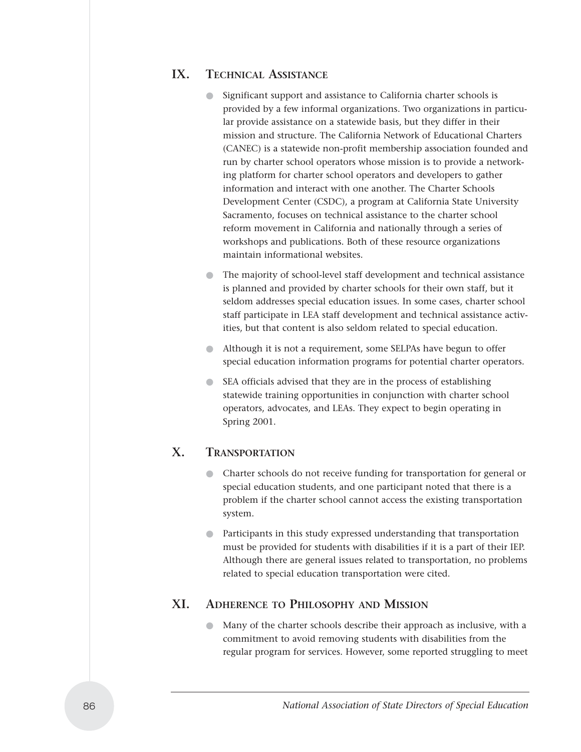## IX. Technical Assistance

- Significant support and assistance to California charter schools is provided by a few informal organizations. Two organizations in particular provide assistance on a statewide basis, but they differ in their mission and structure. The California Network of Educational Charters (CANEC) is a statewide non-profit membership association founded and run by charter school operators whose mission is to provide a networking platform for charter school operators and developers to gather information and interact with one another. The Charter Schools Development Center (CSDC), a program at California State University Sacramento, focuses on technical assistance to the charter school reform movement in California and nationally through a series of workshops and publications. Both of these resource organizations maintain informational websites.
- The majority of school-level staff development and technical assistance is planned and provided by charter schools for their own staff, but it seldom addresses special education issues. In some cases, charter school staff participate in LEA staff development and technical assistance activities, but that content is also seldom related to special education.
- Although it is not a requirement, some SELPAs have begun to offer special education information programs for potential charter operators.
- SEA officials advised that they are in the process of establishing statewide training opportunities in conjunction with charter school operators, advocates, and LEAs. They expect to begin operating in Spring 2001.

## X. Transportation

- Charter schools do not receive funding for transportation for general or special education students, and one participant noted that there is a problem if the charter school cannot access the existing transportation system.
- Participants in this study expressed understanding that transportation must be provided for students with disabilities if it is a part of their IEP. Although there are general issues related to transportation, no problems related to special education transportation were cited.

## XI. Adherence to Philosophy and Mission

- Many of the charter schools describe their approach as inclusive, with a commitment to avoid removing students with disabilities from the regular program for services. However, some reported struggling to meet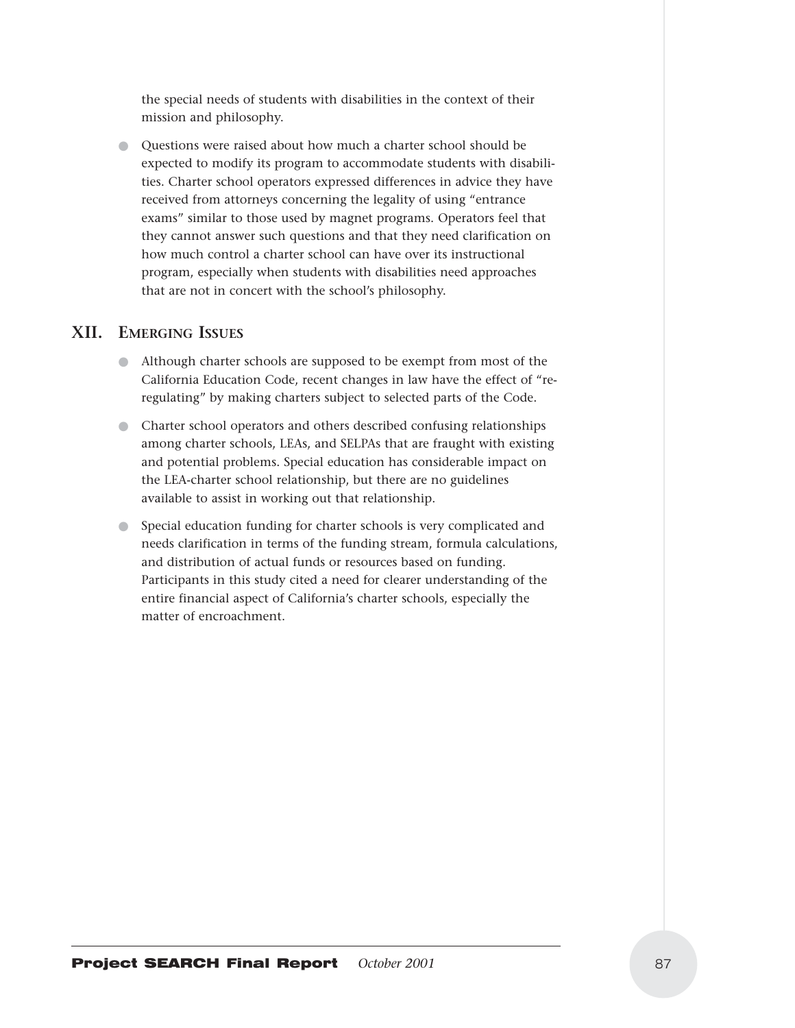the special needs of students with disabilities in the context of their mission and philosophy.

- Questions were raised about how much a charter school should be expected to modify its program to accommodate students with disabilities. Charter school operators expressed differences in advice they have received from attorneys concerning the legality of using "entrance exams" similar to those used by magnet programs. Operators feel that they cannot answer such questions and that they need clarification on how much control a charter school can have over its instructional program, especially when students with disabilities need approaches that are not in concert with the school's philosophy.

## XII. Emerging Issues

- Although charter schools are supposed to be exempt from most of the California Education Code, recent changes in law have the effect of "re-regulating" by making charters subject to selected parts of the Code.
- Charter school operators and others described confusing relationships among charter schools, LEAs, and SELPAs that are fraught with existing and potential problems. Special education has considerable impact on the LEA-charter school relationship, but there are no guidelines available to assist in working out that relationship.
- Special education funding for charter schools is very complicated and needs clarification in terms of the funding stream, formula calculations, and distribution of actual funds or resources based on funding. Participants in this study cited a need for clearer understanding of the entire financial aspect of California's charter schools, especially the matter of encroachment.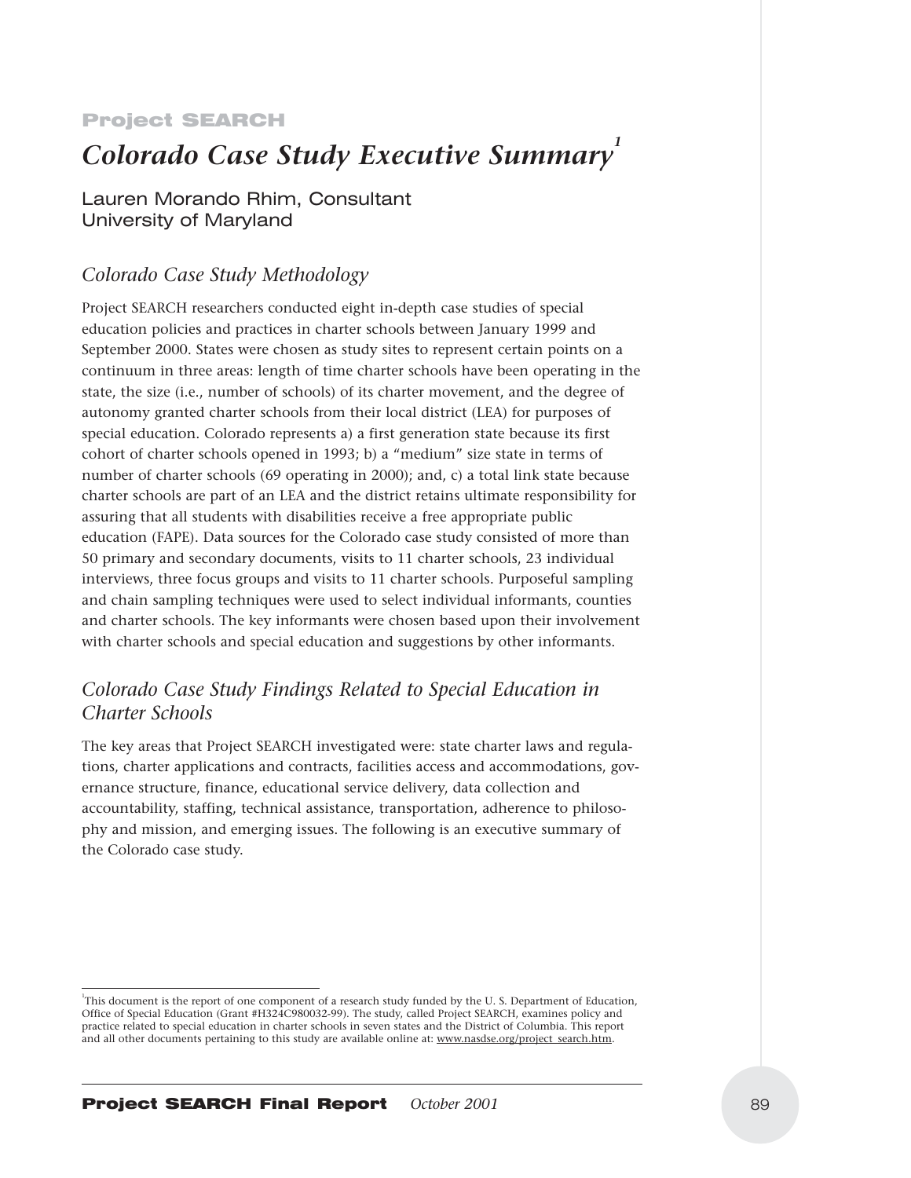**Project SEARCH**

# *Colorado Case Study Executive Summary*[1]

Lauren Morando Rhim, Consultant
University of Maryland

## *Colorado Case Study Methodology*

Project SEARCH researchers conducted eight in-depth case studies of special education policies and practices in charter schools between January 1999 and September 2000. States were chosen as study sites to represent certain points on a continuum in three areas: length of time charter schools have been operating in the state, the size (i.e., number of schools) of its charter movement, and the degree of autonomy granted charter schools from their local district (LEA) for purposes of special education. Colorado represents a) a first generation state because its first cohort of charter schools opened in 1993; b) a "medium" size state in terms of number of charter schools (69 operating in 2000); and, c) a total link state because charter schools are part of an LEA and the district retains ultimate responsibility for assuring that all students with disabilities receive a free appropriate public education (FAPE). Data sources for the Colorado case study consisted of more than 50 primary and secondary documents, visits to 11 charter schools, 23 individual interviews, three focus groups and visits to 11 charter schools. Purposeful sampling and chain sampling techniques were used to select individual informants, counties and charter schools. The key informants were chosen based upon their involvement with charter schools and special education and suggestions by other informants.

## *Colorado Case Study Findings Related to Special Education in Charter Schools*

The key areas that Project SEARCH investigated were: state charter laws and regulations, charter applications and contracts, facilities access and accommodations, governance structure, finance, educational service delivery, data collection and accountability, staffing, technical assistance, transportation, adherence to philosophy and mission, and emerging issues. The following is an executive summary of the Colorado case study.

---

[1] This document is the report of one component of a research study funded by the U. S. Department of Education, Office of Special Education (Grant #H324C980032-99). The study, called Project SEARCH, examines policy and practice related to special education in charter schools in seven states and the District of Columbia. This report and all other documents pertaining to this study are available online at: www.nasdse.org/project_search.htm.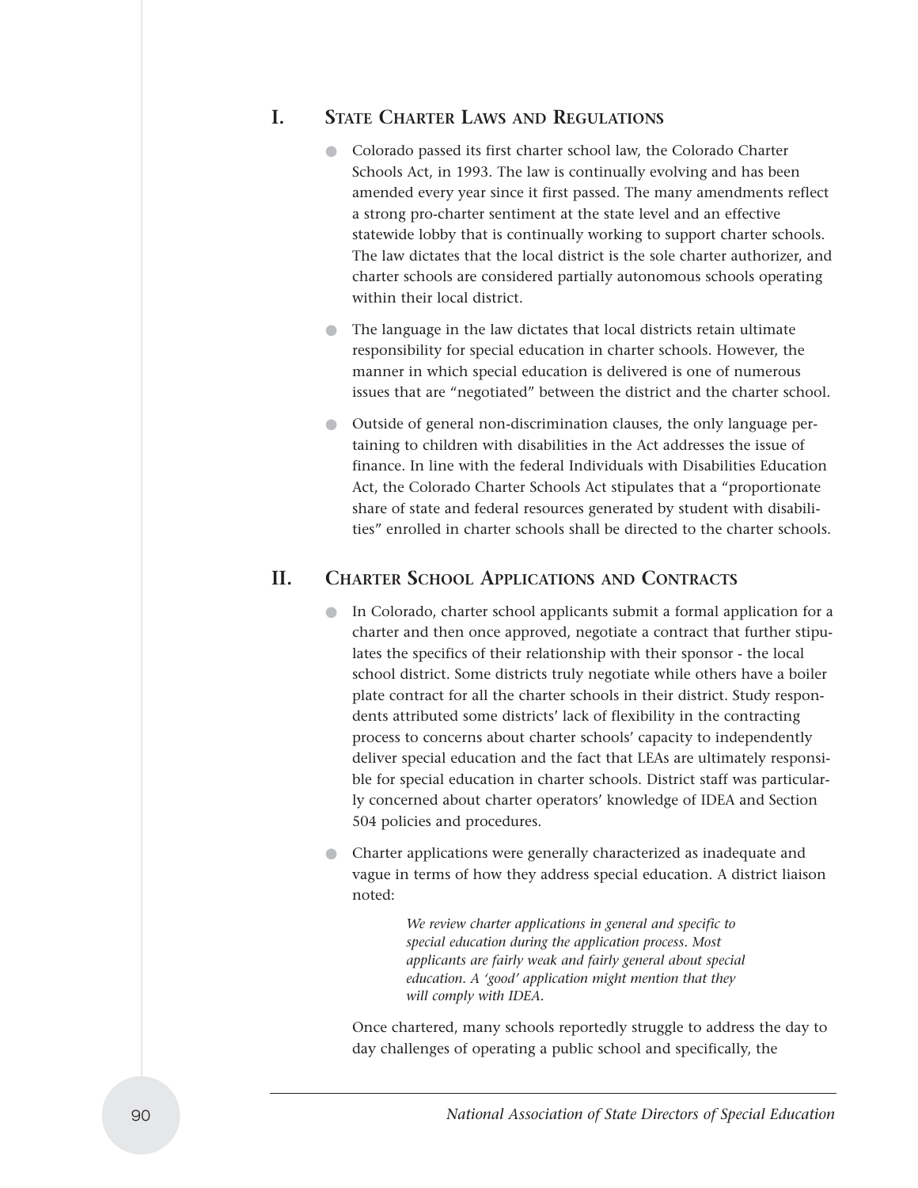## I. State Charter Laws and Regulations

- Colorado passed its first charter school law, the Colorado Charter Schools Act, in 1993. The law is continually evolving and has been amended every year since it first passed. The many amendments reflect a strong pro-charter sentiment at the state level and an effective statewide lobby that is continually working to support charter schools. The law dictates that the local district is the sole charter authorizer, and charter schools are considered partially autonomous schools operating within their local district.
- The language in the law dictates that local districts retain ultimate responsibility for special education in charter schools. However, the manner in which special education is delivered is one of numerous issues that are "negotiated" between the district and the charter school.
- Outside of general non-discrimination clauses, the only language pertaining to children with disabilities in the Act addresses the issue of finance. In line with the federal Individuals with Disabilities Education Act, the Colorado Charter Schools Act stipulates that a "proportionate share of state and federal resources generated by student with disabilities" enrolled in charter schools shall be directed to the charter schools.

## II. Charter School Applications and Contracts

- In Colorado, charter school applicants submit a formal application for a charter and then once approved, negotiate a contract that further stipulates the specifics of their relationship with their sponsor - the local school district. Some districts truly negotiate while others have a boiler plate contract for all the charter schools in their district. Study respondents attributed some districts' lack of flexibility in the contracting process to concerns about charter schools' capacity to independently deliver special education and the fact that LEAs are ultimately responsible for special education in charter schools. District staff was particularly concerned about charter operators' knowledge of IDEA and Section 504 policies and procedures.
- Charter applications were generally characterized as inadequate and vague in terms of how they address special education. A district liaison noted:

  > *We review charter applications in general and specific to special education during the application process. Most applicants are fairly weak and fairly general about special education. A 'good' application might mention that they will comply with IDEA.*

  Once chartered, many schools reportedly struggle to address the day to day challenges of operating a public school and specifically, the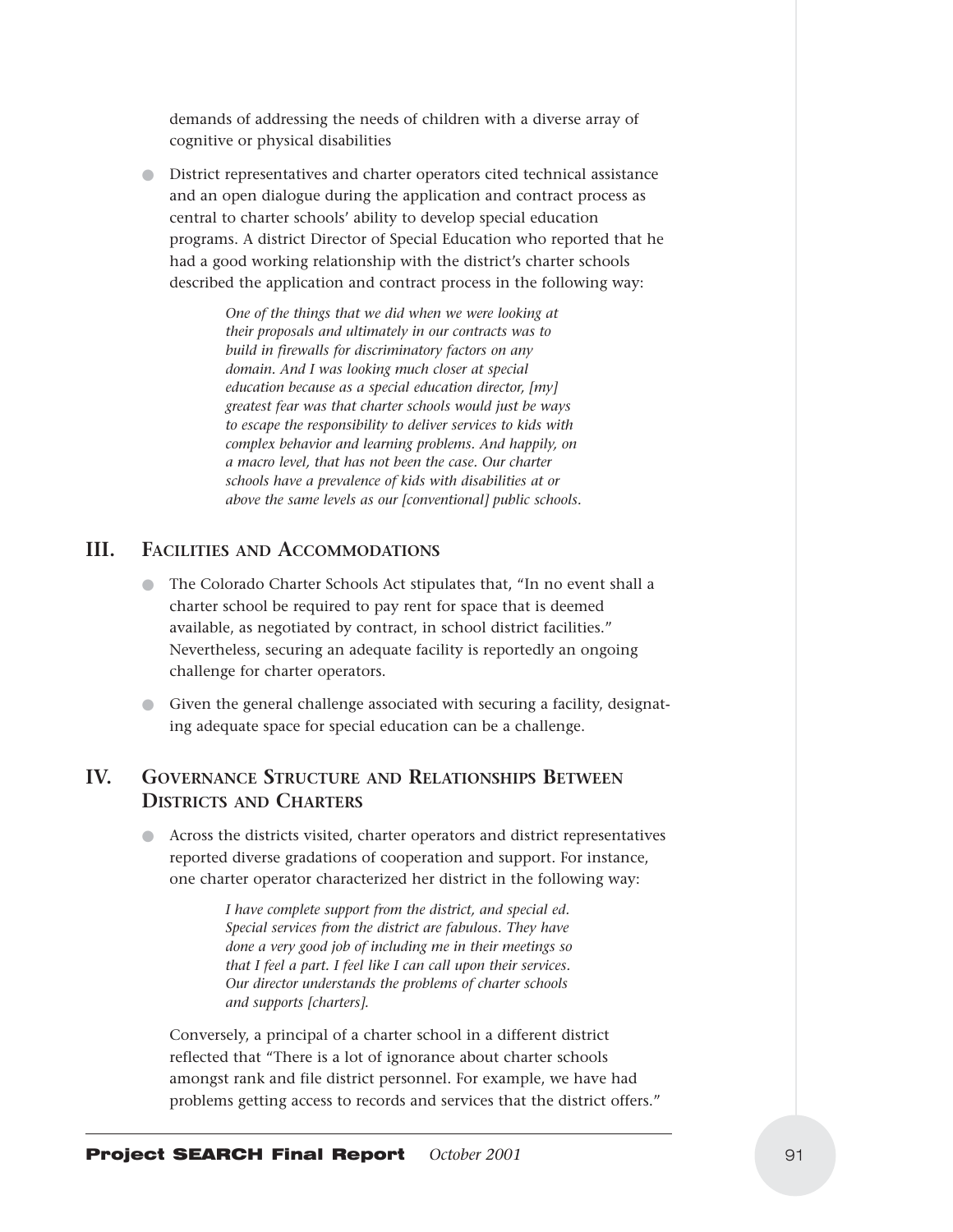demands of addressing the needs of children with a diverse array of cognitive or physical disabilities

- District representatives and charter operators cited technical assistance and an open dialogue during the application and contract process as central to charter schools' ability to develop special education programs. A district Director of Special Education who reported that he had a good working relationship with the district's charter schools described the application and contract process in the following way:

> *One of the things that we did when we were looking at their proposals and ultimately in our contracts was to build in firewalls for discriminatory factors on any domain. And I was looking much closer at special education because as a special education director, [my] greatest fear was that charter schools would just be ways to escape the responsibility to deliver services to kids with complex behavior and learning problems. And happily, on a macro level, that has not been the case. Our charter schools have a prevalence of kids with disabilities at or above the same levels as our [conventional] public schools.*

## III. Facilities and Accommodations

- The Colorado Charter Schools Act stipulates that, "In no event shall a charter school be required to pay rent for space that is deemed available, as negotiated by contract, in school district facilities." Nevertheless, securing an adequate facility is reportedly an ongoing challenge for charter operators.
- Given the general challenge associated with securing a facility, designating adequate space for special education can be a challenge.

## IV. Governance Structure and Relationships Between Districts and Charters

- Across the districts visited, charter operators and district representatives reported diverse gradations of cooperation and support. For instance, one charter operator characterized her district in the following way:

> *I have complete support from the district, and special ed. Special services from the district are fabulous. They have done a very good job of including me in their meetings so that I feel a part. I feel like I can call upon their services. Our director understands the problems of charter schools and supports [charters].*

Conversely, a principal of a charter school in a different district reflected that "There is a lot of ignorance about charter schools amongst rank and file district personnel. For example, we have had problems getting access to records and services that the district offers."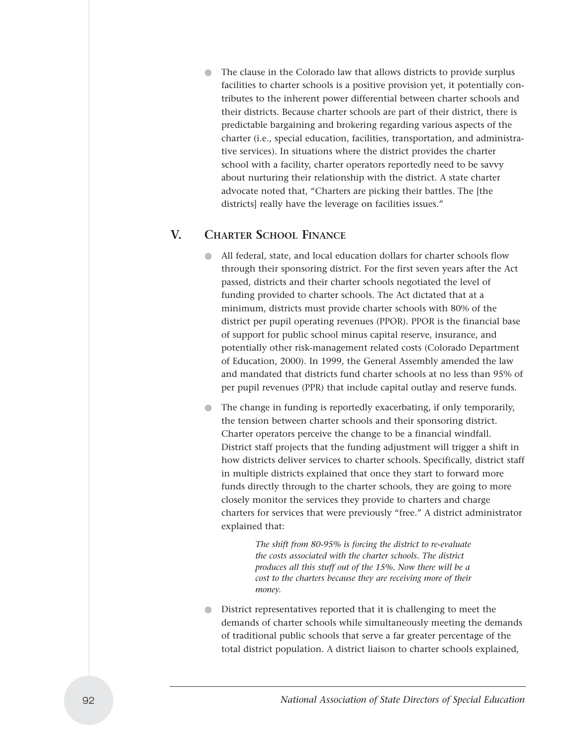- The clause in the Colorado law that allows districts to provide surplus facilities to charter schools is a positive provision yet, it potentially contributes to the inherent power differential between charter schools and their districts. Because charter schools are part of their district, there is predictable bargaining and brokering regarding various aspects of the charter (i.e., special education, facilities, transportation, and administrative services). In situations where the district provides the charter school with a facility, charter operators reportedly need to be savvy about nurturing their relationship with the district. A state charter advocate noted that, "Charters are picking their battles. The [the districts] really have the leverage on facilities issues."

## V. Charter School Finance

- All federal, state, and local education dollars for charter schools flow through their sponsoring district. For the first seven years after the Act passed, districts and their charter schools negotiated the level of funding provided to charter schools. The Act dictated that at a minimum, districts must provide charter schools with 80% of the district per pupil operating revenues (PPOR). PPOR is the financial base of support for public school minus capital reserve, insurance, and potentially other risk-management related costs (Colorado Department of Education, 2000). In 1999, the General Assembly amended the law and mandated that districts fund charter schools at no less than 95% of per pupil revenues (PPR) that include capital outlay and reserve funds.

- The change in funding is reportedly exacerbating, if only temporarily, the tension between charter schools and their sponsoring district. Charter operators perceive the change to be a financial windfall. District staff projects that the funding adjustment will trigger a shift in how districts deliver services to charter schools. Specifically, district staff in multiple districts explained that once they start to forward more funds directly through to the charter schools, they are going to more closely monitor the services they provide to charters and charge charters for services that were previously "free." A district administrator explained that:

> *The shift from 80-95% is forcing the district to re-evaluate the costs associated with the charter schools. The district produces all this stuff out of the 15%. Now there will be a cost to the charters because they are receiving more of their money.*

- District representatives reported that it is challenging to meet the demands of charter schools while simultaneously meeting the demands of traditional public schools that serve a far greater percentage of the total district population. A district liaison to charter schools explained,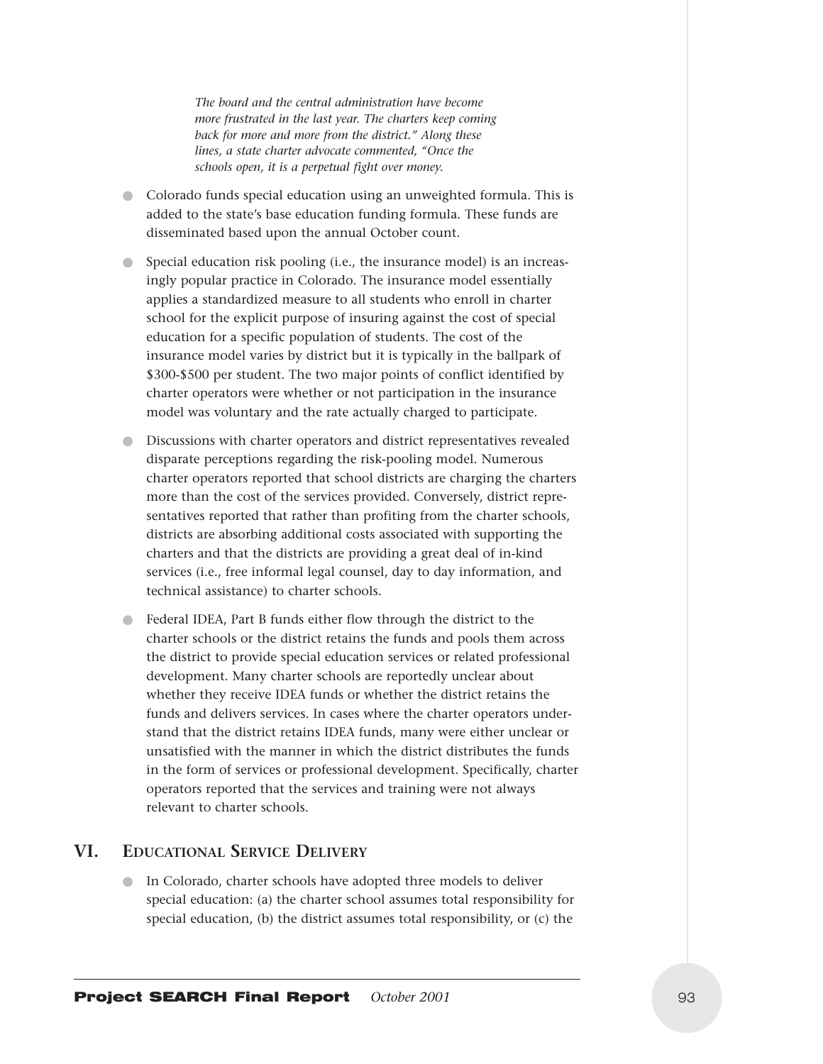*The board and the central administration have become more frustrated in the last year. The charters keep coming back for more and more from the district." Along these lines, a state charter advocate commented, "Once the schools open, it is a perpetual fight over money.*

- Colorado funds special education using an unweighted formula. This is added to the state's base education funding formula. These funds are disseminated based upon the annual October count.

- Special education risk pooling (i.e., the insurance model) is an increasingly popular practice in Colorado. The insurance model essentially applies a standardized measure to all students who enroll in charter school for the explicit purpose of insuring against the cost of special education for a specific population of students. The cost of the insurance model varies by district but it is typically in the ballpark of $300-$500 per student. The two major points of conflict identified by charter operators were whether or not participation in the insurance model was voluntary and the rate actually charged to participate.

- Discussions with charter operators and district representatives revealed disparate perceptions regarding the risk-pooling model. Numerous charter operators reported that school districts are charging the charters more than the cost of the services provided. Conversely, district representatives reported that rather than profiting from the charter schools, districts are absorbing additional costs associated with supporting the charters and that the districts are providing a great deal of in-kind services (i.e., free informal legal counsel, day to day information, and technical assistance) to charter schools.

- Federal IDEA, Part B funds either flow through the district to the charter schools or the district retains the funds and pools them across the district to provide special education services or related professional development. Many charter schools are reportedly unclear about whether they receive IDEA funds or whether the district retains the funds and delivers services. In cases where the charter operators understand that the district retains IDEA funds, many were either unclear or unsatisfied with the manner in which the district distributes the funds in the form of services or professional development. Specifically, charter operators reported that the services and training were not always relevant to charter schools.

## VI. Educational Service Delivery

- In Colorado, charter schools have adopted three models to deliver special education: (a) the charter school assumes total responsibility for special education, (b) the district assumes total responsibility, or (c) the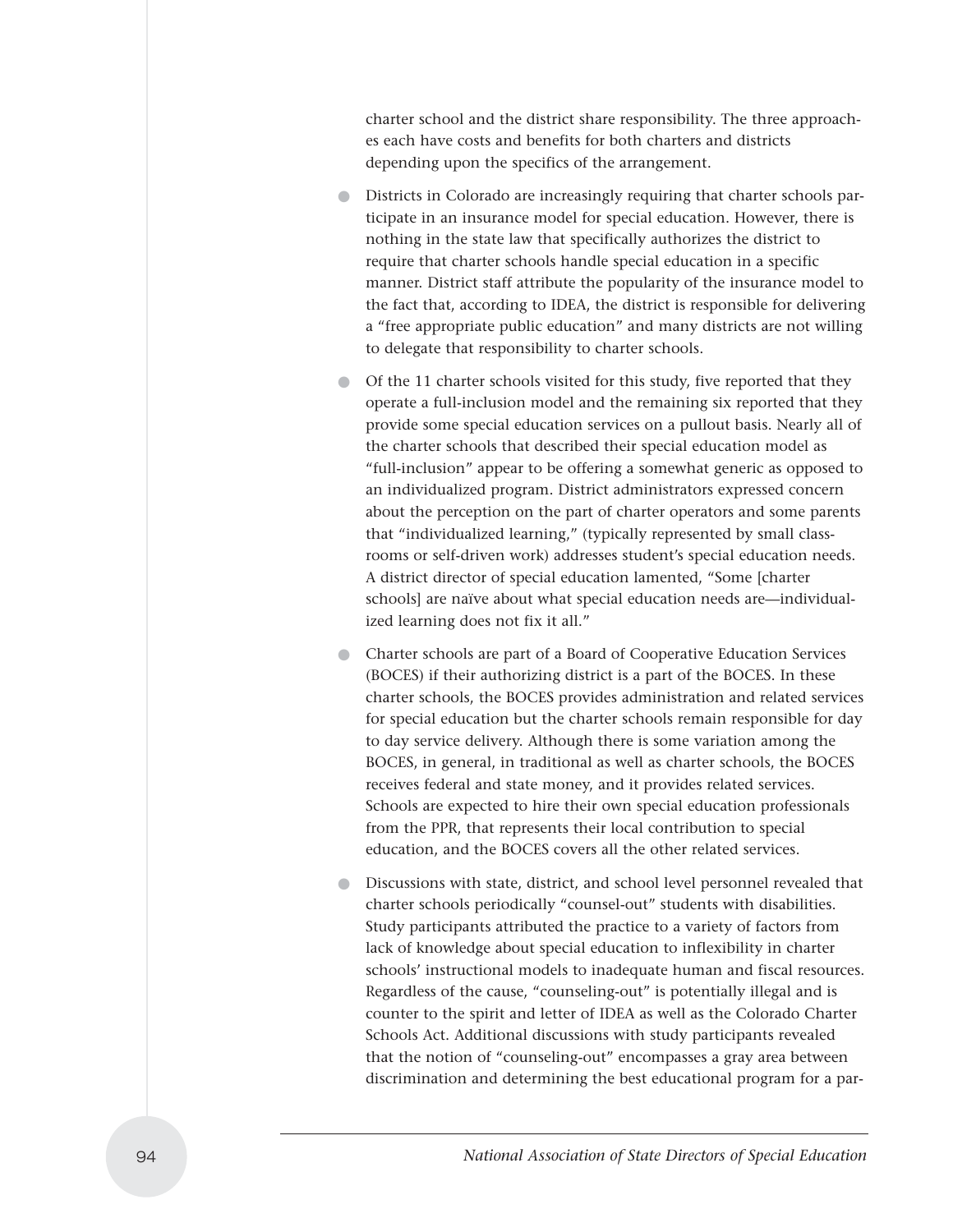charter school and the district share responsibility. The three approaches each have costs and benefits for both charters and districts depending upon the specifics of the arrangement.

- Districts in Colorado are increasingly requiring that charter schools participate in an insurance model for special education. However, there is nothing in the state law that specifically authorizes the district to require that charter schools handle special education in a specific manner. District staff attribute the popularity of the insurance model to the fact that, according to IDEA, the district is responsible for delivering a "free appropriate public education" and many districts are not willing to delegate that responsibility to charter schools.
- Of the 11 charter schools visited for this study, five reported that they operate a full-inclusion model and the remaining six reported that they provide some special education services on a pullout basis. Nearly all of the charter schools that described their special education model as "full-inclusion" appear to be offering a somewhat generic as opposed to an individualized program. District administrators expressed concern about the perception on the part of charter operators and some parents that "individualized learning," (typically represented by small classrooms or self-driven work) addresses student's special education needs. A district director of special education lamented, "Some [charter schools] are naïve about what special education needs are—individualized learning does not fix it all."
- Charter schools are part of a Board of Cooperative Education Services (BOCES) if their authorizing district is a part of the BOCES. In these charter schools, the BOCES provides administration and related services for special education but the charter schools remain responsible for day to day service delivery. Although there is some variation among the BOCES, in general, in traditional as well as charter schools, the BOCES receives federal and state money, and it provides related services. Schools are expected to hire their own special education professionals from the PPR, that represents their local contribution to special education, and the BOCES covers all the other related services.
- Discussions with state, district, and school level personnel revealed that charter schools periodically "counsel-out" students with disabilities. Study participants attributed the practice to a variety of factors from lack of knowledge about special education to inflexibility in charter schools' instructional models to inadequate human and fiscal resources. Regardless of the cause, "counseling-out" is potentially illegal and is counter to the spirit and letter of IDEA as well as the Colorado Charter Schools Act. Additional discussions with study participants revealed that the notion of "counseling-out" encompasses a gray area between discrimination and determining the best educational program for a par-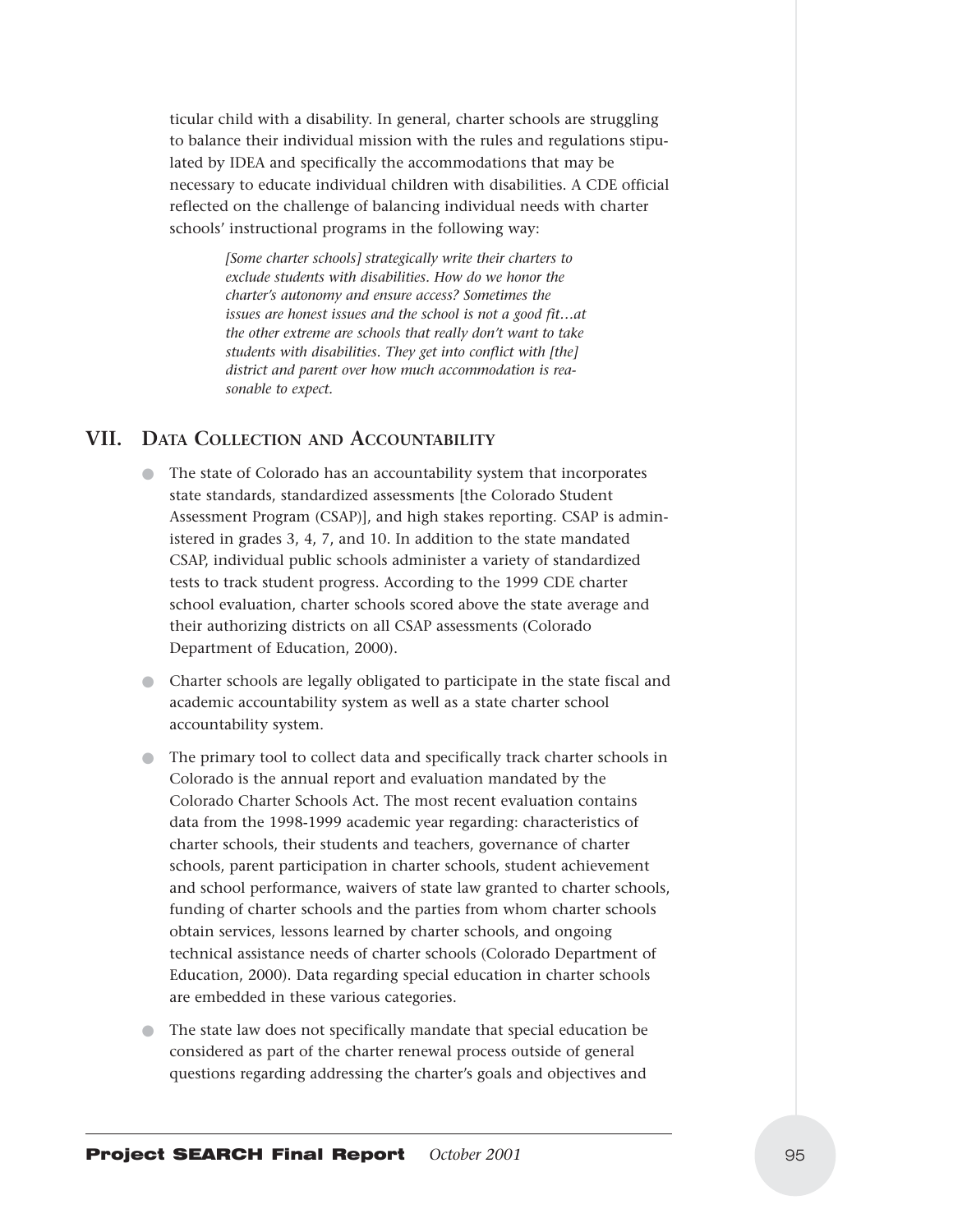ticular child with a disability. In general, charter schools are struggling to balance their individual mission with the rules and regulations stipulated by IDEA and specifically the accommodations that may be necessary to educate individual children with disabilities. A CDE official reflected on the challenge of balancing individual needs with charter schools' instructional programs in the following way:

> *[Some charter schools] strategically write their charters to exclude students with disabilities. How do we honor the charter's autonomy and ensure access? Sometimes the issues are honest issues and the school is not a good fit…at the other extreme are schools that really don't want to take students with disabilities. They get into conflict with [the] district and parent over how much accommodation is reasonable to expect.*

## VII. Data Collection and Accountability

- The state of Colorado has an accountability system that incorporates state standards, standardized assessments [the Colorado Student Assessment Program (CSAP)], and high stakes reporting. CSAP is administered in grades 3, 4, 7, and 10. In addition to the state mandated CSAP, individual public schools administer a variety of standardized tests to track student progress. According to the 1999 CDE charter school evaluation, charter schools scored above the state average and their authorizing districts on all CSAP assessments (Colorado Department of Education, 2000).
- Charter schools are legally obligated to participate in the state fiscal and academic accountability system as well as a state charter school accountability system.
- The primary tool to collect data and specifically track charter schools in Colorado is the annual report and evaluation mandated by the Colorado Charter Schools Act. The most recent evaluation contains data from the 1998-1999 academic year regarding: characteristics of charter schools, their students and teachers, governance of charter schools, parent participation in charter schools, student achievement and school performance, waivers of state law granted to charter schools, funding of charter schools and the parties from whom charter schools obtain services, lessons learned by charter schools, and ongoing technical assistance needs of charter schools (Colorado Department of Education, 2000). Data regarding special education in charter schools are embedded in these various categories.
- The state law does not specifically mandate that special education be considered as part of the charter renewal process outside of general questions regarding addressing the charter's goals and objectives and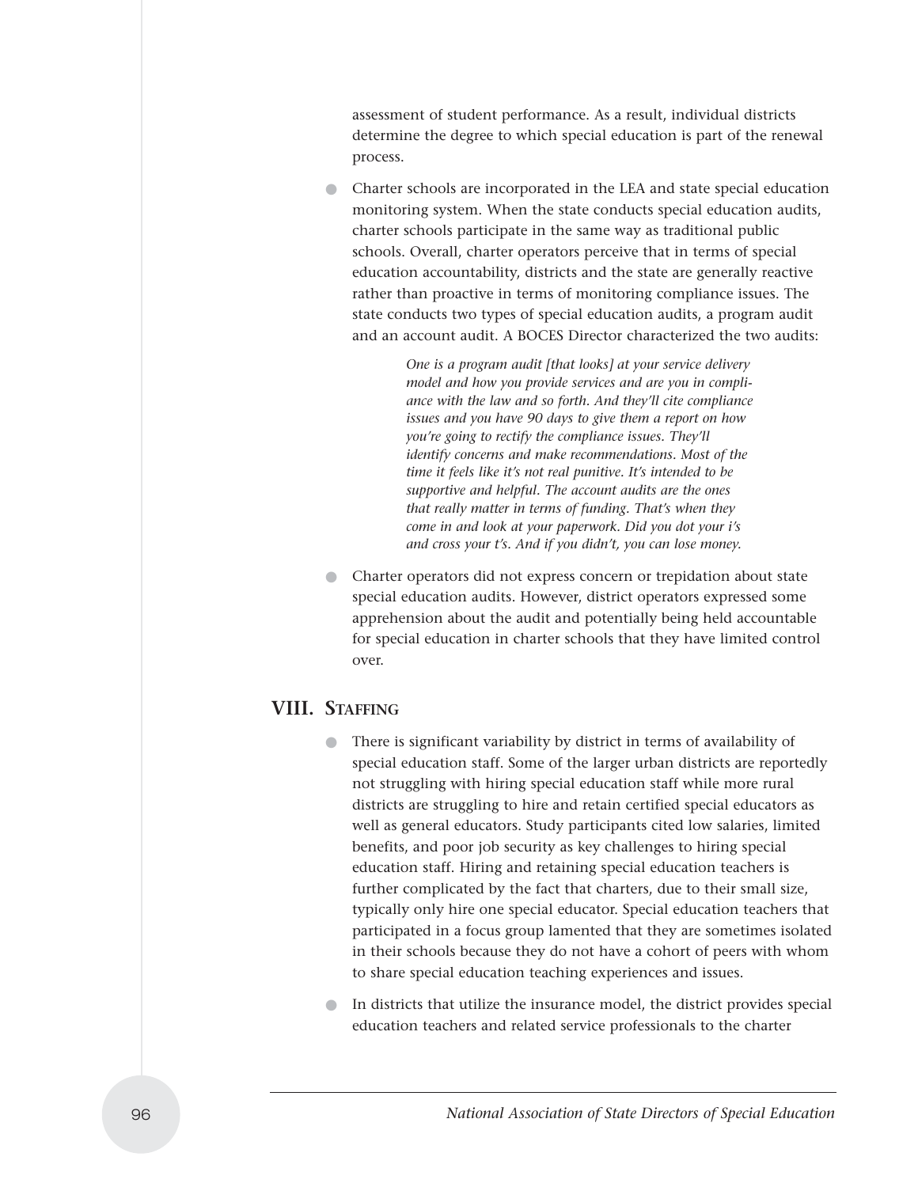assessment of student performance. As a result, individual districts determine the degree to which special education is part of the renewal process.

- Charter schools are incorporated in the LEA and state special education monitoring system. When the state conducts special education audits, charter schools participate in the same way as traditional public schools. Overall, charter operators perceive that in terms of special education accountability, districts and the state are generally reactive rather than proactive in terms of monitoring compliance issues. The state conducts two types of special education audits, a program audit and an account audit. A BOCES Director characterized the two audits:

  > *One is a program audit [that looks] at your service delivery model and how you provide services and are you in compliance with the law and so forth. And they'll cite compliance issues and you have 90 days to give them a report on how you're going to rectify the compliance issues. They'll identify concerns and make recommendations. Most of the time it feels like it's not real punitive. It's intended to be supportive and helpful. The account audits are the ones that really matter in terms of funding. That's when they come in and look at your paperwork. Did you dot your i's and cross your t's. And if you didn't, you can lose money.*

- Charter operators did not express concern or trepidation about state special education audits. However, district operators expressed some apprehension about the audit and potentially being held accountable for special education in charter schools that they have limited control over.

## VIII. Staffing

- There is significant variability by district in terms of availability of special education staff. Some of the larger urban districts are reportedly not struggling with hiring special education staff while more rural districts are struggling to hire and retain certified special educators as well as general educators. Study participants cited low salaries, limited benefits, and poor job security as key challenges to hiring special education staff. Hiring and retaining special education teachers is further complicated by the fact that charters, due to their small size, typically only hire one special educator. Special education teachers that participated in a focus group lamented that they are sometimes isolated in their schools because they do not have a cohort of peers with whom to share special education teaching experiences and issues.

- In districts that utilize the insurance model, the district provides special education teachers and related service professionals to the charter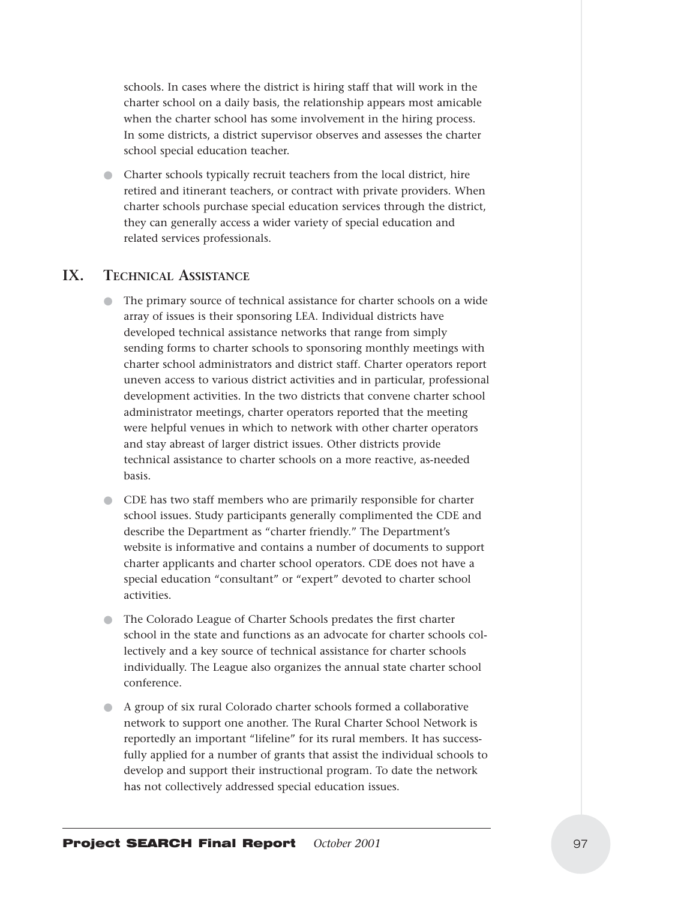schools. In cases where the district is hiring staff that will work in the charter school on a daily basis, the relationship appears most amicable when the charter school has some involvement in the hiring process. In some districts, a district supervisor observes and assesses the charter school special education teacher.

- Charter schools typically recruit teachers from the local district, hire retired and itinerant teachers, or contract with private providers. When charter schools purchase special education services through the district, they can generally access a wider variety of special education and related services professionals.

## IX. Technical Assistance

- The primary source of technical assistance for charter schools on a wide array of issues is their sponsoring LEA. Individual districts have developed technical assistance networks that range from simply sending forms to charter schools to sponsoring monthly meetings with charter school administrators and district staff. Charter operators report uneven access to various district activities and in particular, professional development activities. In the two districts that convene charter school administrator meetings, charter operators reported that the meeting were helpful venues in which to network with other charter operators and stay abreast of larger district issues. Other districts provide technical assistance to charter schools on a more reactive, as-needed basis.

- CDE has two staff members who are primarily responsible for charter school issues. Study participants generally complimented the CDE and describe the Department as "charter friendly." The Department's website is informative and contains a number of documents to support charter applicants and charter school operators. CDE does not have a special education "consultant" or "expert" devoted to charter school activities.

- The Colorado League of Charter Schools predates the first charter school in the state and functions as an advocate for charter schools collectively and a key source of technical assistance for charter schools individually. The League also organizes the annual state charter school conference.

- A group of six rural Colorado charter schools formed a collaborative network to support one another. The Rural Charter School Network is reportedly an important "lifeline" for its rural members. It has successfully applied for a number of grants that assist the individual schools to develop and support their instructional program. To date the network has not collectively addressed special education issues.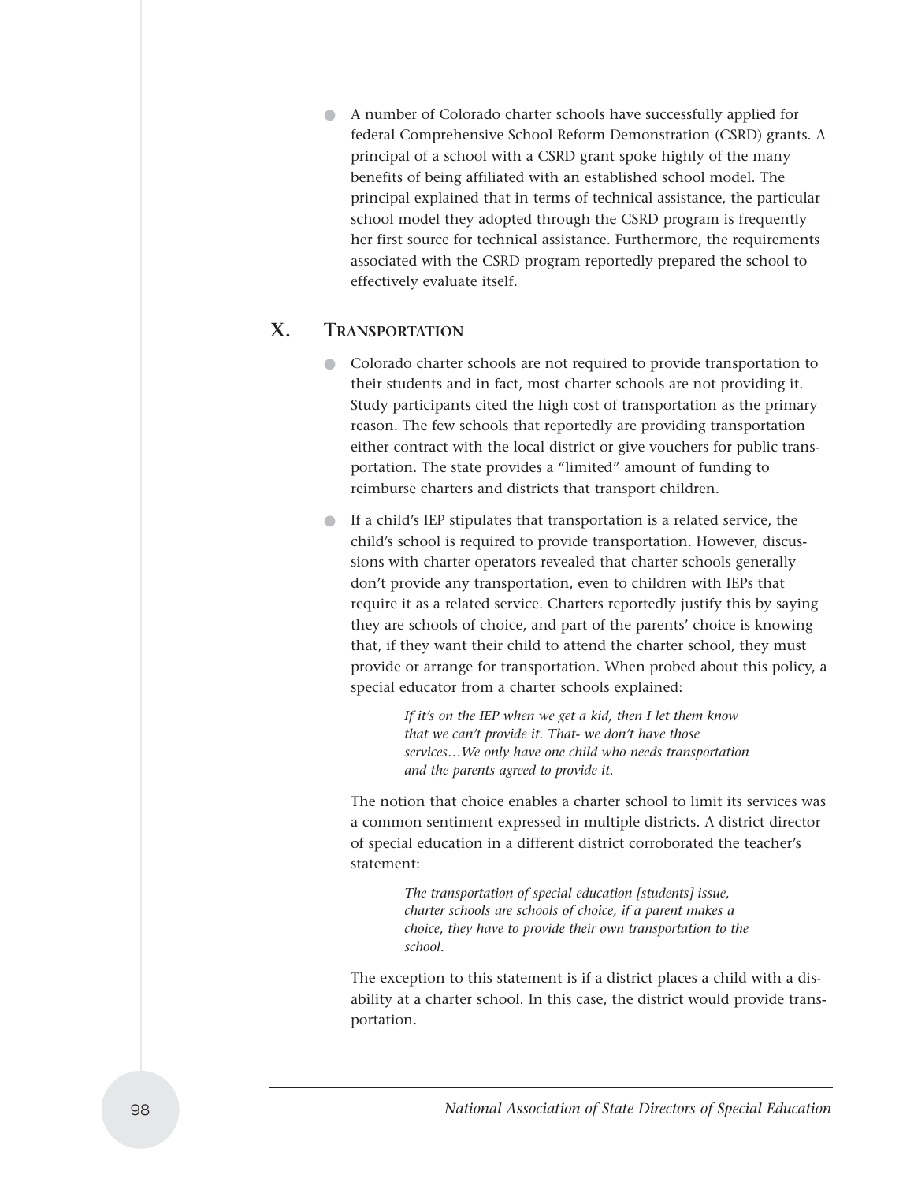- A number of Colorado charter schools have successfully applied for federal Comprehensive School Reform Demonstration (CSRD) grants. A principal of a school with a CSRD grant spoke highly of the many benefits of being affiliated with an established school model. The principal explained that in terms of technical assistance, the particular school model they adopted through the CSRD program is frequently her first source for technical assistance. Furthermore, the requirements associated with the CSRD program reportedly prepared the school to effectively evaluate itself.

## X. Transportation

- Colorado charter schools are not required to provide transportation to their students and in fact, most charter schools are not providing it. Study participants cited the high cost of transportation as the primary reason. The few schools that reportedly are providing transportation either contract with the local district or give vouchers for public transportation. The state provides a "limited" amount of funding to reimburse charters and districts that transport children.

- If a child's IEP stipulates that transportation is a related service, the child's school is required to provide transportation. However, discussions with charter operators revealed that charter schools generally don't provide any transportation, even to children with IEPs that require it as a related service. Charters reportedly justify this by saying they are schools of choice, and part of the parents' choice is knowing that, if they want their child to attend the charter school, they must provide or arrange for transportation. When probed about this policy, a special educator from a charter schools explained:

  > *If it's on the IEP when we get a kid, then I let them know that we can't provide it. That- we don't have those services…We only have one child who needs transportation and the parents agreed to provide it.*

  The notion that choice enables a charter school to limit its services was a common sentiment expressed in multiple districts. A district director of special education in a different district corroborated the teacher's statement:

  > *The transportation of special education [students] issue, charter schools are schools of choice, if a parent makes a choice, they have to provide their own transportation to the school.*

  The exception to this statement is if a district places a child with a disability at a charter school. In this case, the district would provide transportation.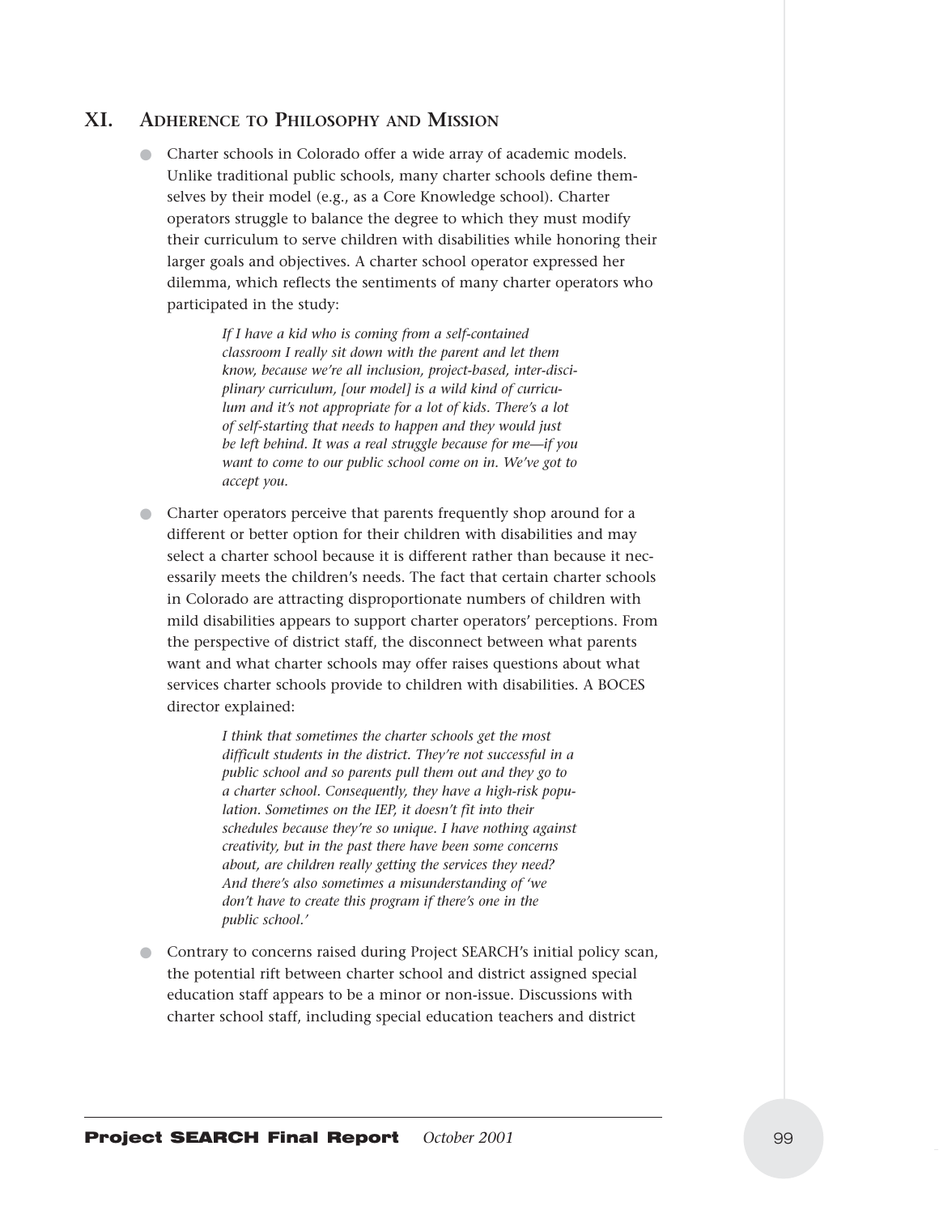## XI. Adherence to Philosophy and Mission

- Charter schools in Colorado offer a wide array of academic models. Unlike traditional public schools, many charter schools define themselves by their model (e.g., as a Core Knowledge school). Charter operators struggle to balance the degree to which they must modify their curriculum to serve children with disabilities while honoring their larger goals and objectives. A charter school operator expressed her dilemma, which reflects the sentiments of many charter operators who participated in the study:

  > *If I have a kid who is coming from a self-contained classroom I really sit down with the parent and let them know, because we're all inclusion, project-based, inter-disciplinary curriculum, [our model] is a wild kind of curriculum and it's not appropriate for a lot of kids. There's a lot of self-starting that needs to happen and they would just be left behind. It was a real struggle because for me—if you want to come to our public school come on in. We've got to accept you.*

- Charter operators perceive that parents frequently shop around for a different or better option for their children with disabilities and may select a charter school because it is different rather than because it necessarily meets the children's needs. The fact that certain charter schools in Colorado are attracting disproportionate numbers of children with mild disabilities appears to support charter operators' perceptions. From the perspective of district staff, the disconnect between what parents want and what charter schools may offer raises questions about what services charter schools provide to children with disabilities. A BOCES director explained:

  > *I think that sometimes the charter schools get the most difficult students in the district. They're not successful in a public school and so parents pull them out and they go to a charter school. Consequently, they have a high-risk population. Sometimes on the IEP, it doesn't fit into their schedules because they're so unique. I have nothing against creativity, but in the past there have been some concerns about, are children really getting the services they need? And there's also sometimes a misunderstanding of 'we don't have to create this program if there's one in the public school.'*

- Contrary to concerns raised during Project SEARCH's initial policy scan, the potential rift between charter school and district assigned special education staff appears to be a minor or non-issue. Discussions with charter school staff, including special education teachers and district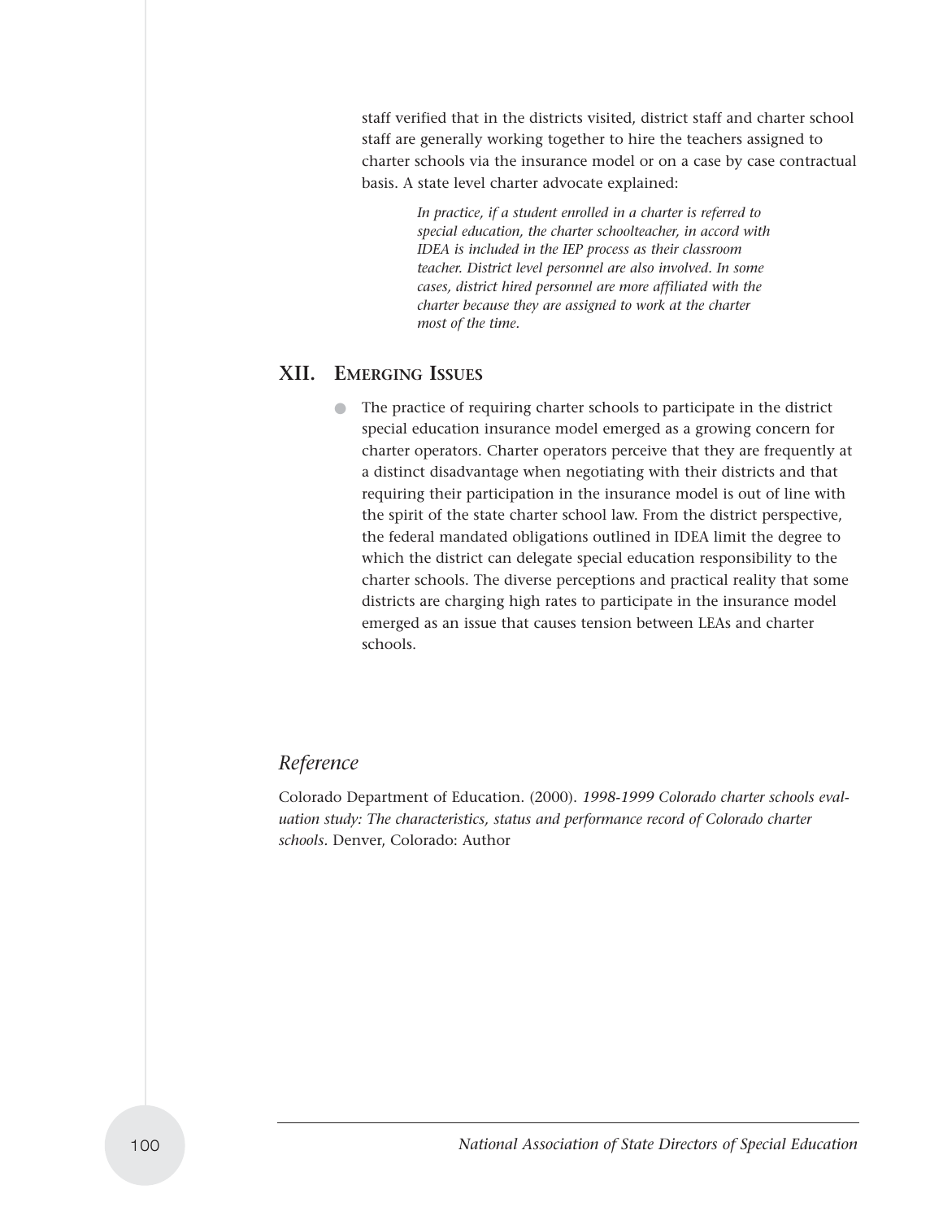staff verified that in the districts visited, district staff and charter school staff are generally working together to hire the teachers assigned to charter schools via the insurance model or on a case by case contractual basis. A state level charter advocate explained:

> *In practice, if a student enrolled in a charter is referred to special education, the charter schoolteacher, in accord with IDEA is included in the IEP process as their classroom teacher. District level personnel are also involved. In some cases, district hired personnel are more affiliated with the charter because they are assigned to work at the charter most of the time.*

## XII. Emerging Issues

- The practice of requiring charter schools to participate in the district special education insurance model emerged as a growing concern for charter operators. Charter operators perceive that they are frequently at a distinct disadvantage when negotiating with their districts and that requiring their participation in the insurance model is out of line with the spirit of the state charter school law. From the district perspective, the federal mandated obligations outlined in IDEA limit the degree to which the district can delegate special education responsibility to the charter schools. The diverse perceptions and practical reality that some districts are charging high rates to participate in the insurance model emerged as an issue that causes tension between LEAs and charter schools.

## *Reference*

Colorado Department of Education. (2000). *1998-1999 Colorado charter schools evaluation study: The characteristics, status and performance record of Colorado charter schools.* Denver, Colorado: Author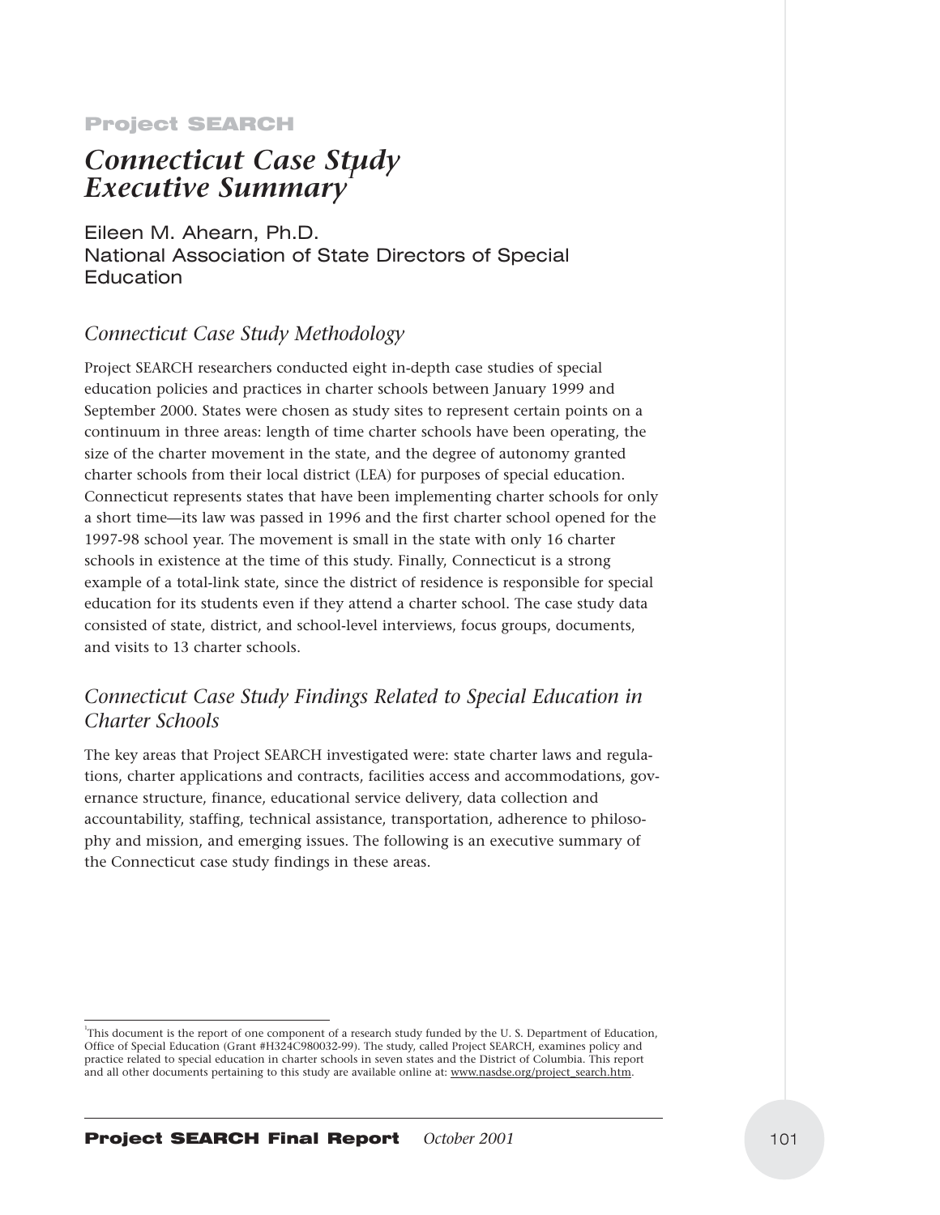**Project SEARCH**

# *Connecticut Case Study Executive Summary*[1]

Eileen M. Ahearn, Ph.D.
National Association of State Directors of Special Education

## *Connecticut Case Study Methodology*

Project SEARCH researchers conducted eight in-depth case studies of special education policies and practices in charter schools between January 1999 and September 2000. States were chosen as study sites to represent certain points on a continuum in three areas: length of time charter schools have been operating, the size of the charter movement in the state, and the degree of autonomy granted charter schools from their local district (LEA) for purposes of special education. Connecticut represents states that have been implementing charter schools for only a short time—its law was passed in 1996 and the first charter school opened for the 1997-98 school year. The movement is small in the state with only 16 charter schools in existence at the time of this study. Finally, Connecticut is a strong example of a total-link state, since the district of residence is responsible for special education for its students even if they attend a charter school. The case study data consisted of state, district, and school-level interviews, focus groups, documents, and visits to 13 charter schools.

## *Connecticut Case Study Findings Related to Special Education in Charter Schools*

The key areas that Project SEARCH investigated were: state charter laws and regulations, charter applications and contracts, facilities access and accommodations, governance structure, finance, educational service delivery, data collection and accountability, staffing, technical assistance, transportation, adherence to philosophy and mission, and emerging issues. The following is an executive summary of the Connecticut case study findings in these areas.

---

[1] This document is the report of one component of a research study funded by the U. S. Department of Education, Office of Special Education (Grant #H324C980032-99). The study, called Project SEARCH, examines policy and practice related to special education in charter schools in seven states and the District of Columbia. This report and all other documents pertaining to this study are available online at: www.nasdse.org/project_search.htm.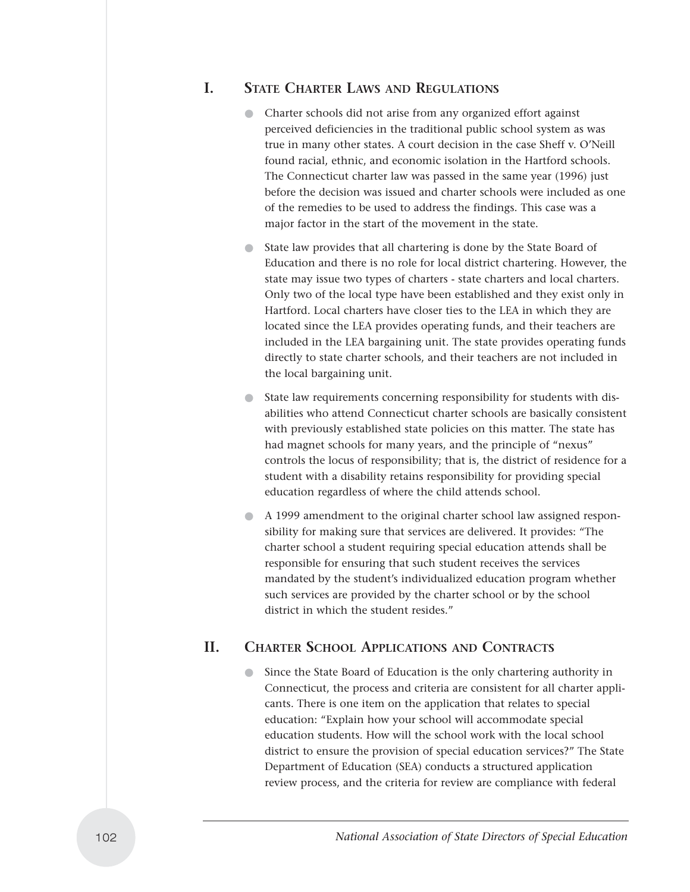## I. State Charter Laws and Regulations

- Charter schools did not arise from any organized effort against perceived deficiencies in the traditional public school system as was true in many other states. A court decision in the case Sheff v. O'Neill found racial, ethnic, and economic isolation in the Hartford schools. The Connecticut charter law was passed in the same year (1996) just before the decision was issued and charter schools were included as one of the remedies to be used to address the findings. This case was a major factor in the start of the movement in the state.
- State law provides that all chartering is done by the State Board of Education and there is no role for local district chartering. However, the state may issue two types of charters - state charters and local charters. Only two of the local type have been established and they exist only in Hartford. Local charters have closer ties to the LEA in which they are located since the LEA provides operating funds, and their teachers are included in the LEA bargaining unit. The state provides operating funds directly to state charter schools, and their teachers are not included in the local bargaining unit.
- State law requirements concerning responsibility for students with disabilities who attend Connecticut charter schools are basically consistent with previously established state policies on this matter. The state has had magnet schools for many years, and the principle of "nexus" controls the locus of responsibility; that is, the district of residence for a student with a disability retains responsibility for providing special education regardless of where the child attends school.
- A 1999 amendment to the original charter school law assigned responsibility for making sure that services are delivered. It provides: "The charter school a student requiring special education attends shall be responsible for ensuring that such student receives the services mandated by the student's individualized education program whether such services are provided by the charter school or by the school district in which the student resides."

## II. Charter School Applications and Contracts

- Since the State Board of Education is the only chartering authority in Connecticut, the process and criteria are consistent for all charter applicants. There is one item on the application that relates to special education: "Explain how your school will accommodate special education students. How will the school work with the local school district to ensure the provision of special education services?" The State Department of Education (SEA) conducts a structured application review process, and the criteria for review are compliance with federal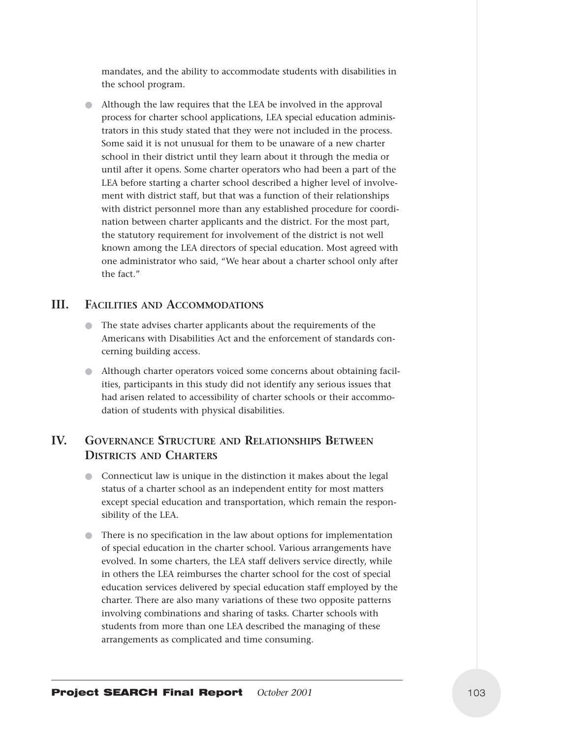mandates, and the ability to accommodate students with disabilities in the school program.

- Although the law requires that the LEA be involved in the approval process for charter school applications, LEA special education administrators in this study stated that they were not included in the process. Some said it is not unusual for them to be unaware of a new charter school in their district until they learn about it through the media or until after it opens. Some charter operators who had been a part of the LEA before starting a charter school described a higher level of involvement with district staff, but that was a function of their relationships with district personnel more than any established procedure for coordination between charter applicants and the district. For the most part, the statutory requirement for involvement of the district is not well known among the LEA directors of special education. Most agreed with one administrator who said, "We hear about a charter school only after the fact."

## III. Facilities and Accommodations

- The state advises charter applicants about the requirements of the Americans with Disabilities Act and the enforcement of standards concerning building access.
- Although charter operators voiced some concerns about obtaining facilities, participants in this study did not identify any serious issues that had arisen related to accessibility of charter schools or their accommodation of students with physical disabilities.

## IV. Governance Structure and Relationships Between Districts and Charters

- Connecticut law is unique in the distinction it makes about the legal status of a charter school as an independent entity for most matters except special education and transportation, which remain the responsibility of the LEA.
- There is no specification in the law about options for implementation of special education in the charter school. Various arrangements have evolved. In some charters, the LEA staff delivers service directly, while in others the LEA reimburses the charter school for the cost of special education services delivered by special education staff employed by the charter. There are also many variations of these two opposite patterns involving combinations and sharing of tasks. Charter schools with students from more than one LEA described the managing of these arrangements as complicated and time consuming.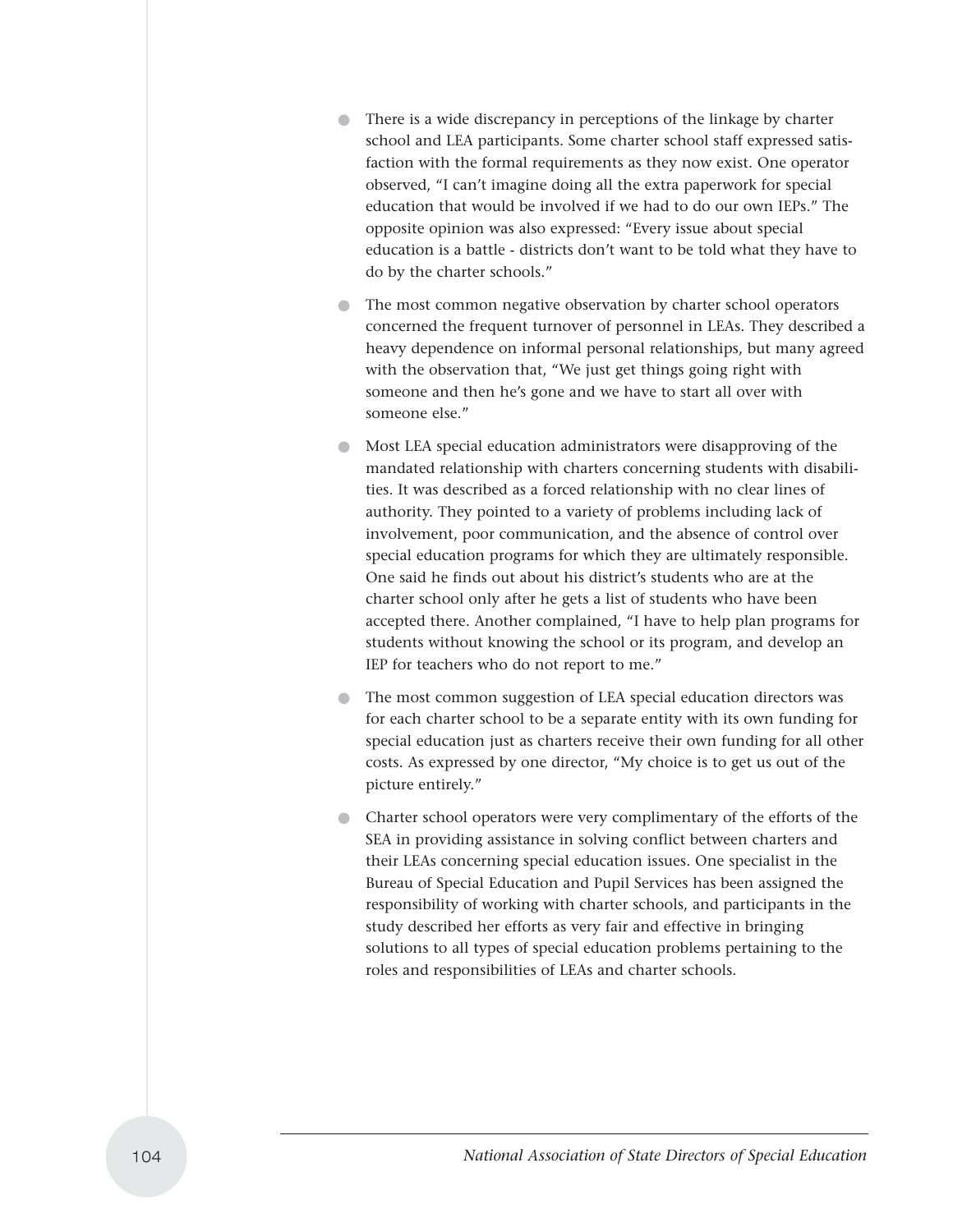- There is a wide discrepancy in perceptions of the linkage by charter school and LEA participants. Some charter school staff expressed satisfaction with the formal requirements as they now exist. One operator observed, "I can't imagine doing all the extra paperwork for special education that would be involved if we had to do our own IEPs." The opposite opinion was also expressed: "Every issue about special education is a battle - districts don't want to be told what they have to do by the charter schools."

- The most common negative observation by charter school operators concerned the frequent turnover of personnel in LEAs. They described a heavy dependence on informal personal relationships, but many agreed with the observation that, "We just get things going right with someone and then he's gone and we have to start all over with someone else."

- Most LEA special education administrators were disapproving of the mandated relationship with charters concerning students with disabilities. It was described as a forced relationship with no clear lines of authority. They pointed to a variety of problems including lack of involvement, poor communication, and the absence of control over special education programs for which they are ultimately responsible. One said he finds out about his district's students who are at the charter school only after he gets a list of students who have been accepted there. Another complained, "I have to help plan programs for students without knowing the school or its program, and develop an IEP for teachers who do not report to me."

- The most common suggestion of LEA special education directors was for each charter school to be a separate entity with its own funding for special education just as charters receive their own funding for all other costs. As expressed by one director, "My choice is to get us out of the picture entirely."

- Charter school operators were very complimentary of the efforts of the SEA in providing assistance in solving conflict between charters and their LEAs concerning special education issues. One specialist in the Bureau of Special Education and Pupil Services has been assigned the responsibility of working with charter schools, and participants in the study described her efforts as very fair and effective in bringing solutions to all types of special education problems pertaining to the roles and responsibilities of LEAs and charter schools.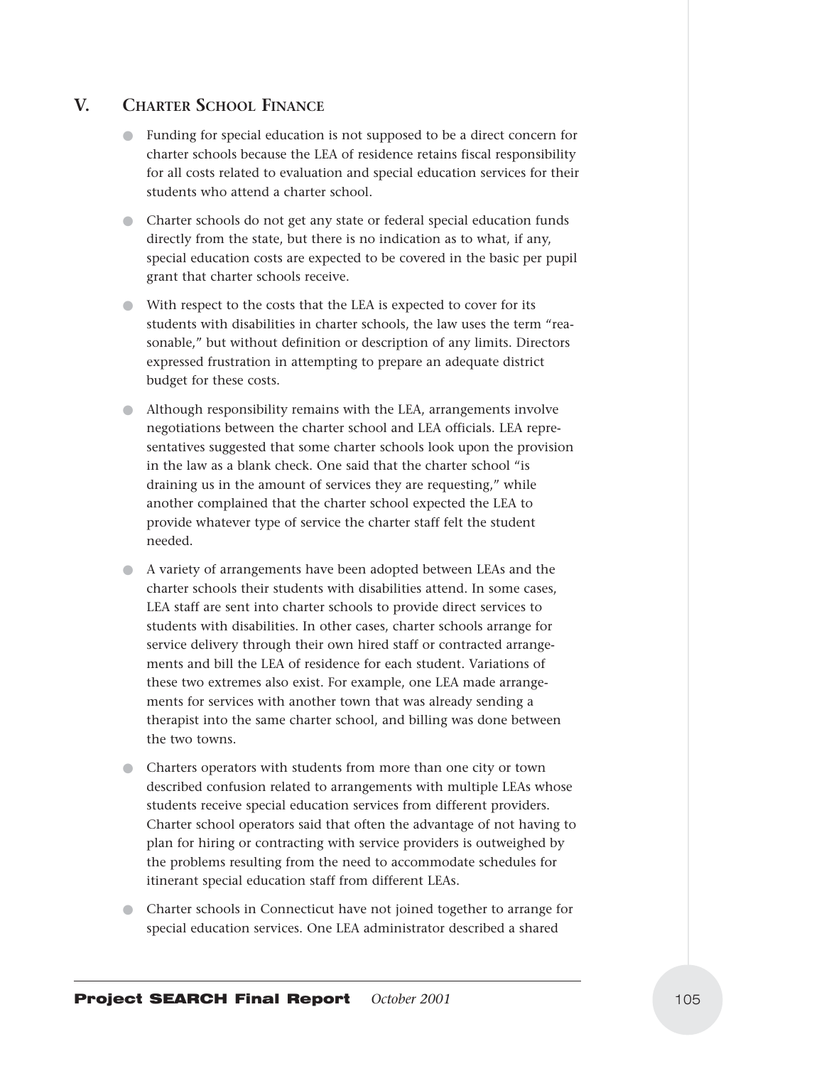## V. Charter School Finance

- Funding for special education is not supposed to be a direct concern for charter schools because the LEA of residence retains fiscal responsibility for all costs related to evaluation and special education services for their students who attend a charter school.
- Charter schools do not get any state or federal special education funds directly from the state, but there is no indication as to what, if any, special education costs are expected to be covered in the basic per pupil grant that charter schools receive.
- With respect to the costs that the LEA is expected to cover for its students with disabilities in charter schools, the law uses the term "reasonable," but without definition or description of any limits. Directors expressed frustration in attempting to prepare an adequate district budget for these costs.
- Although responsibility remains with the LEA, arrangements involve negotiations between the charter school and LEA officials. LEA representatives suggested that some charter schools look upon the provision in the law as a blank check. One said that the charter school "is draining us in the amount of services they are requesting," while another complained that the charter school expected the LEA to provide whatever type of service the charter staff felt the student needed.
- A variety of arrangements have been adopted between LEAs and the charter schools their students with disabilities attend. In some cases, LEA staff are sent into charter schools to provide direct services to students with disabilities. In other cases, charter schools arrange for service delivery through their own hired staff or contracted arrangements and bill the LEA of residence for each student. Variations of these two extremes also exist. For example, one LEA made arrangements for services with another town that was already sending a therapist into the same charter school, and billing was done between the two towns.
- Charters operators with students from more than one city or town described confusion related to arrangements with multiple LEAs whose students receive special education services from different providers. Charter school operators said that often the advantage of not having to plan for hiring or contracting with service providers is outweighed by the problems resulting from the need to accommodate schedules for itinerant special education staff from different LEAs.
- Charter schools in Connecticut have not joined together to arrange for special education services. One LEA administrator described a shared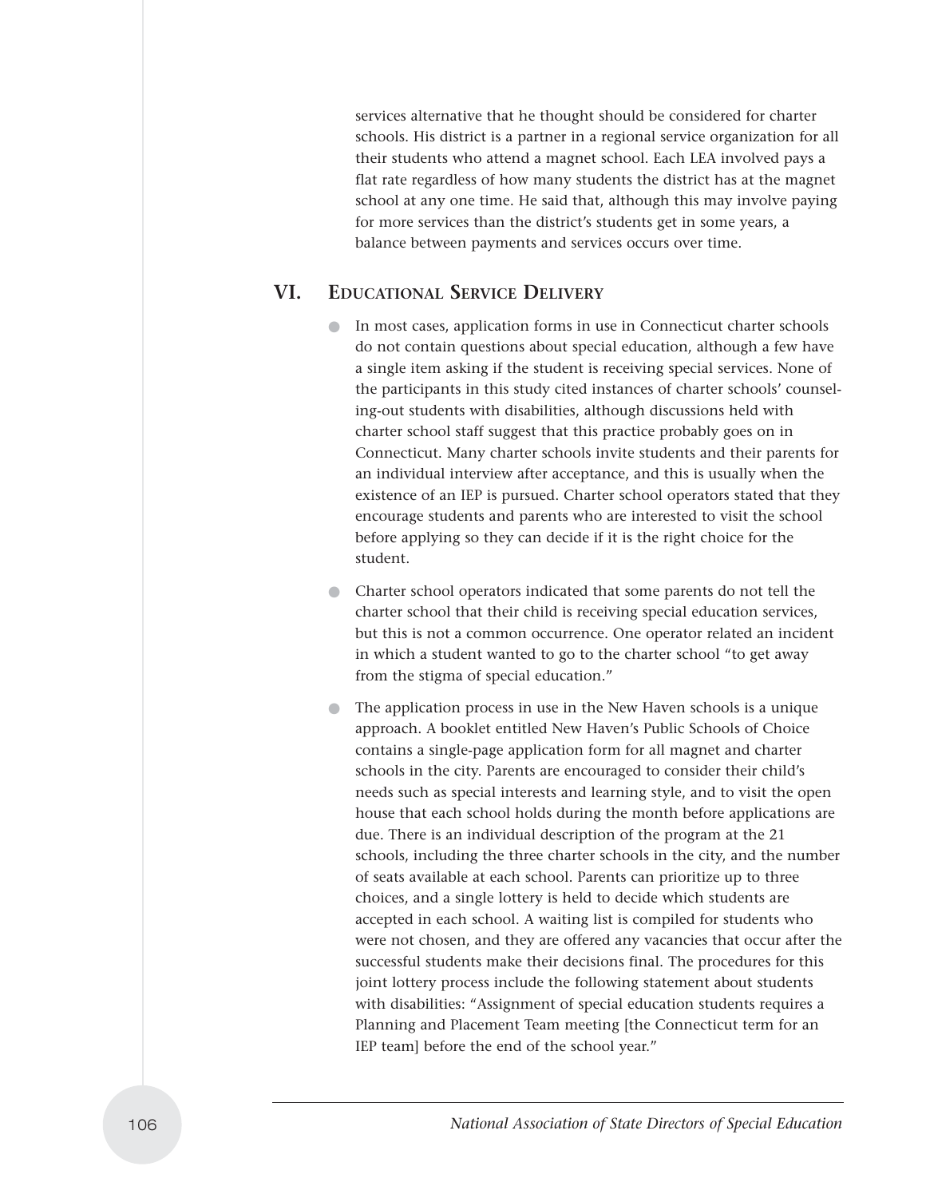services alternative that he thought should be considered for charter schools. His district is a partner in a regional service organization for all their students who attend a magnet school. Each LEA involved pays a flat rate regardless of how many students the district has at the magnet school at any one time. He said that, although this may involve paying for more services than the district's students get in some years, a balance between payments and services occurs over time.

## VI. Educational Service Delivery

- In most cases, application forms in use in Connecticut charter schools do not contain questions about special education, although a few have a single item asking if the student is receiving special services. None of the participants in this study cited instances of charter schools' counseling-out students with disabilities, although discussions held with charter school staff suggest that this practice probably goes on in Connecticut. Many charter schools invite students and their parents for an individual interview after acceptance, and this is usually when the existence of an IEP is pursued. Charter school operators stated that they encourage students and parents who are interested to visit the school before applying so they can decide if it is the right choice for the student.

- Charter school operators indicated that some parents do not tell the charter school that their child is receiving special education services, but this is not a common occurrence. One operator related an incident in which a student wanted to go to the charter school "to get away from the stigma of special education."

- The application process in use in the New Haven schools is a unique approach. A booklet entitled New Haven's Public Schools of Choice contains a single-page application form for all magnet and charter schools in the city. Parents are encouraged to consider their child's needs such as special interests and learning style, and to visit the open house that each school holds during the month before applications are due. There is an individual description of the program at the 21 schools, including the three charter schools in the city, and the number of seats available at each school. Parents can prioritize up to three choices, and a single lottery is held to decide which students are accepted in each school. A waiting list is compiled for students who were not chosen, and they are offered any vacancies that occur after the successful students make their decisions final. The procedures for this joint lottery process include the following statement about students with disabilities: "Assignment of special education students requires a Planning and Placement Team meeting [the Connecticut term for an IEP team] before the end of the school year."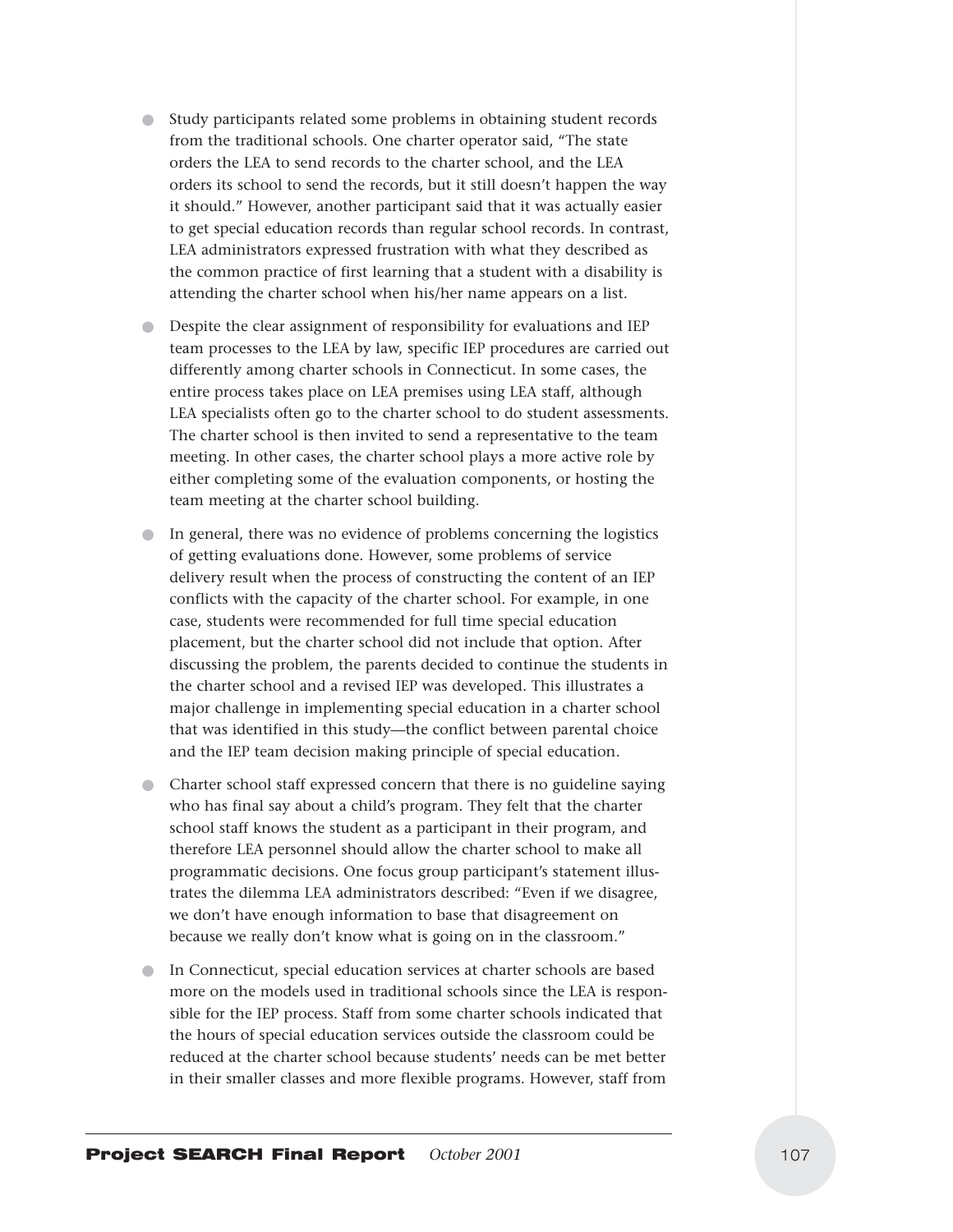- Study participants related some problems in obtaining student records from the traditional schools. One charter operator said, "The state orders the LEA to send records to the charter school, and the LEA orders its school to send the records, but it still doesn't happen the way it should." However, another participant said that it was actually easier to get special education records than regular school records. In contrast, LEA administrators expressed frustration with what they described as the common practice of first learning that a student with a disability is attending the charter school when his/her name appears on a list.

- Despite the clear assignment of responsibility for evaluations and IEP team processes to the LEA by law, specific IEP procedures are carried out differently among charter schools in Connecticut. In some cases, the entire process takes place on LEA premises using LEA staff, although LEA specialists often go to the charter school to do student assessments. The charter school is then invited to send a representative to the team meeting. In other cases, the charter school plays a more active role by either completing some of the evaluation components, or hosting the team meeting at the charter school building.

- In general, there was no evidence of problems concerning the logistics of getting evaluations done. However, some problems of service delivery result when the process of constructing the content of an IEP conflicts with the capacity of the charter school. For example, in one case, students were recommended for full time special education placement, but the charter school did not include that option. After discussing the problem, the parents decided to continue the students in the charter school and a revised IEP was developed. This illustrates a major challenge in implementing special education in a charter school that was identified in this study—the conflict between parental choice and the IEP team decision making principle of special education.

- Charter school staff expressed concern that there is no guideline saying who has final say about a child's program. They felt that the charter school staff knows the student as a participant in their program, and therefore LEA personnel should allow the charter school to make all programmatic decisions. One focus group participant's statement illustrates the dilemma LEA administrators described: "Even if we disagree, we don't have enough information to base that disagreement on because we really don't know what is going on in the classroom."

- In Connecticut, special education services at charter schools are based more on the models used in traditional schools since the LEA is responsible for the IEP process. Staff from some charter schools indicated that the hours of special education services outside the classroom could be reduced at the charter school because students' needs can be met better in their smaller classes and more flexible programs. However, staff from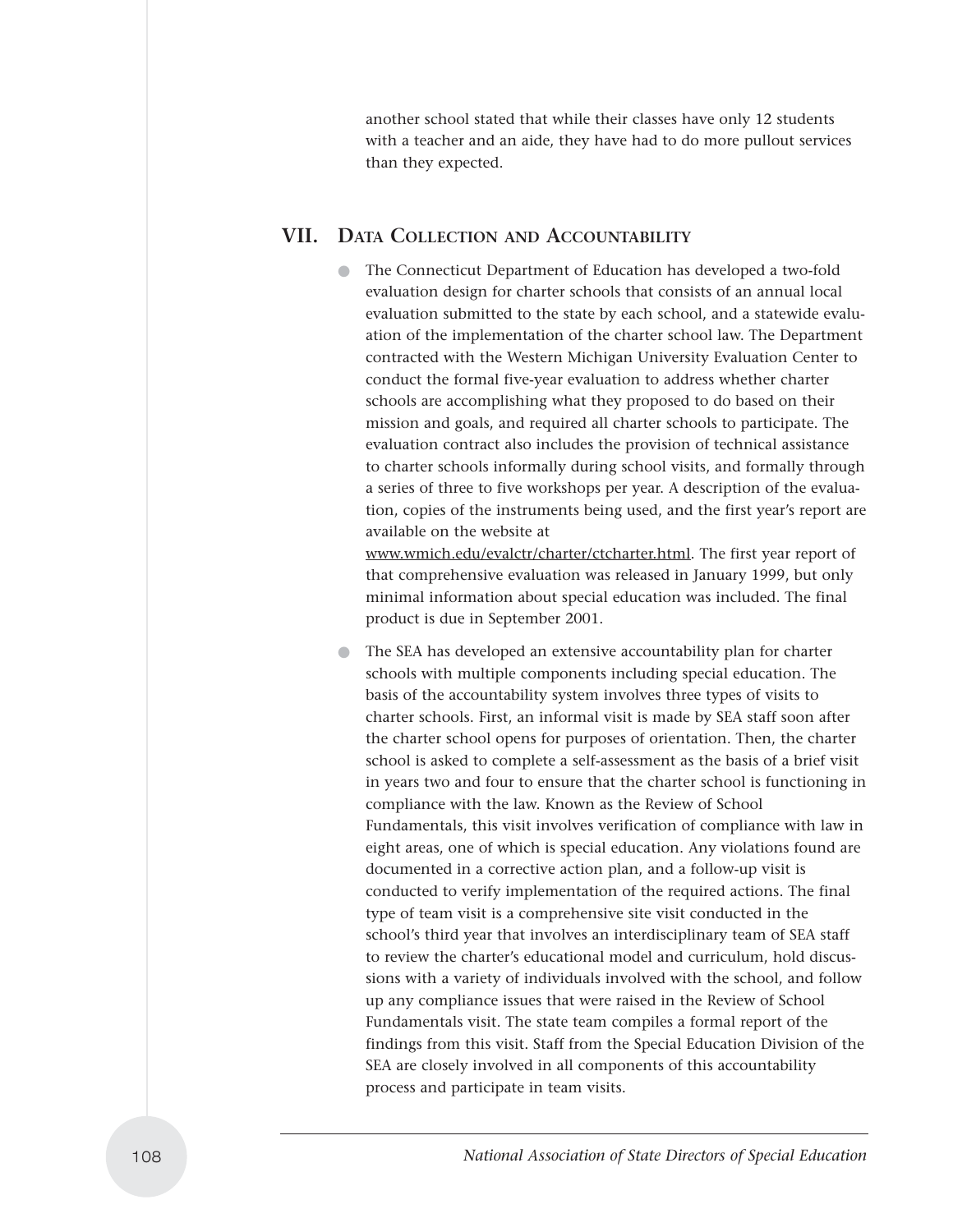another school stated that while their classes have only 12 students with a teacher and an aide, they have had to do more pullout services than they expected.

## VII. Data Collection and Accountability

- The Connecticut Department of Education has developed a two-fold evaluation design for charter schools that consists of an annual local evaluation submitted to the state by each school, and a statewide evaluation of the implementation of the charter school law. The Department contracted with the Western Michigan University Evaluation Center to conduct the formal five-year evaluation to address whether charter schools are accomplishing what they proposed to do based on their mission and goals, and required all charter schools to participate. The evaluation contract also includes the provision of technical assistance to charter schools informally during school visits, and formally through a series of three to five workshops per year. A description of the evaluation, copies of the instruments being used, and the first year's report are available on the website at www.wmich.edu/evalctr/charter/ctcharter.html. The first year report of that comprehensive evaluation was released in January 1999, but only minimal information about special education was included. The final product is due in September 2001.

- The SEA has developed an extensive accountability plan for charter schools with multiple components including special education. The basis of the accountability system involves three types of visits to charter schools. First, an informal visit is made by SEA staff soon after the charter school opens for purposes of orientation. Then, the charter school is asked to complete a self-assessment as the basis of a brief visit in years two and four to ensure that the charter school is functioning in compliance with the law. Known as the Review of School Fundamentals, this visit involves verification of compliance with law in eight areas, one of which is special education. Any violations found are documented in a corrective action plan, and a follow-up visit is conducted to verify implementation of the required actions. The final type of team visit is a comprehensive site visit conducted in the school's third year that involves an interdisciplinary team of SEA staff to review the charter's educational model and curriculum, hold discussions with a variety of individuals involved with the school, and follow up any compliance issues that were raised in the Review of School Fundamentals visit. The state team compiles a formal report of the findings from this visit. Staff from the Special Education Division of the SEA are closely involved in all components of this accountability process and participate in team visits.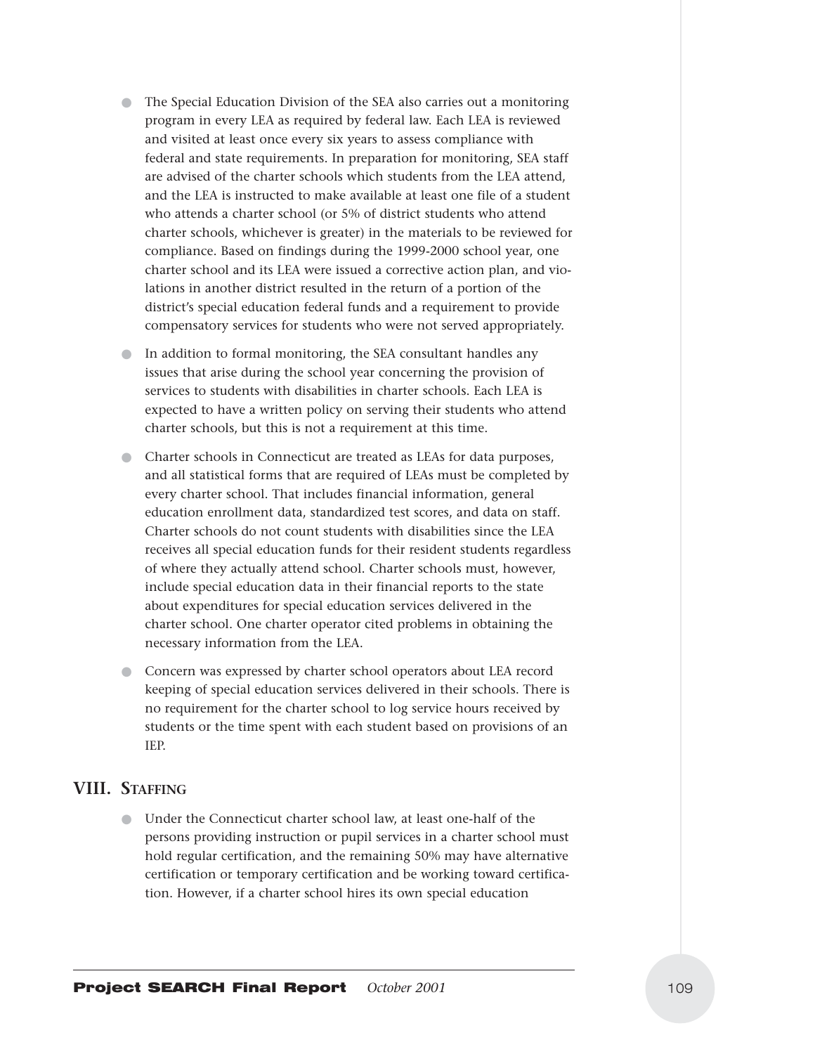- The Special Education Division of the SEA also carries out a monitoring program in every LEA as required by federal law. Each LEA is reviewed and visited at least once every six years to assess compliance with federal and state requirements. In preparation for monitoring, SEA staff are advised of the charter schools which students from the LEA attend, and the LEA is instructed to make available at least one file of a student who attends a charter school (or 5% of district students who attend charter schools, whichever is greater) in the materials to be reviewed for compliance. Based on findings during the 1999-2000 school year, one charter school and its LEA were issued a corrective action plan, and violations in another district resulted in the return of a portion of the district's special education federal funds and a requirement to provide compensatory services for students who were not served appropriately.
- In addition to formal monitoring, the SEA consultant handles any issues that arise during the school year concerning the provision of services to students with disabilities in charter schools. Each LEA is expected to have a written policy on serving their students who attend charter schools, but this is not a requirement at this time.
- Charter schools in Connecticut are treated as LEAs for data purposes, and all statistical forms that are required of LEAs must be completed by every charter school. That includes financial information, general education enrollment data, standardized test scores, and data on staff. Charter schools do not count students with disabilities since the LEA receives all special education funds for their resident students regardless of where they actually attend school. Charter schools must, however, include special education data in their financial reports to the state about expenditures for special education services delivered in the charter school. One charter operator cited problems in obtaining the necessary information from the LEA.
- Concern was expressed by charter school operators about LEA record keeping of special education services delivered in their schools. There is no requirement for the charter school to log service hours received by students or the time spent with each student based on provisions of an IEP.

## VIII. Staffing

- Under the Connecticut charter school law, at least one-half of the persons providing instruction or pupil services in a charter school must hold regular certification, and the remaining 50% may have alternative certification or temporary certification and be working toward certification. However, if a charter school hires its own special education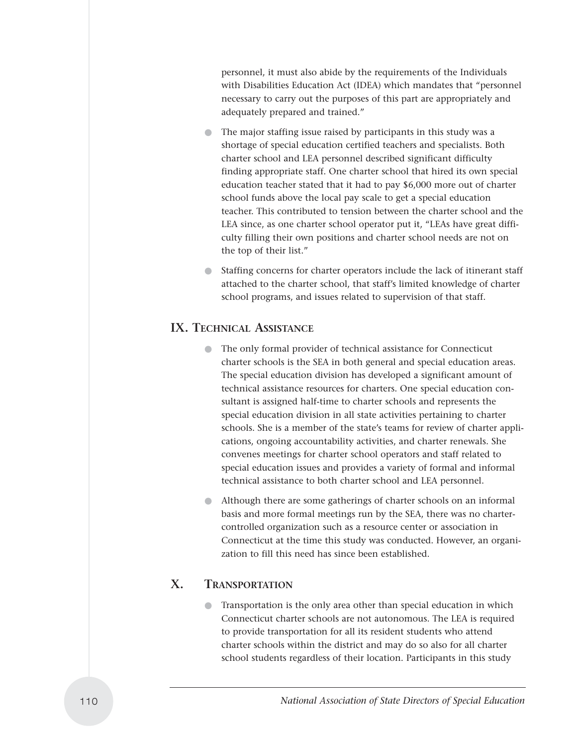personnel, it must also abide by the requirements of the Individuals with Disabilities Education Act (IDEA) which mandates that "personnel necessary to carry out the purposes of this part are appropriately and adequately prepared and trained."

- The major staffing issue raised by participants in this study was a shortage of special education certified teachers and specialists. Both charter school and LEA personnel described significant difficulty finding appropriate staff. One charter school that hired its own special education teacher stated that it had to pay $6,000 more out of charter school funds above the local pay scale to get a special education teacher. This contributed to tension between the charter school and the LEA since, as one charter school operator put it, "LEAs have great difficulty filling their own positions and charter school needs are not on the top of their list."
- Staffing concerns for charter operators include the lack of itinerant staff attached to the charter school, that staff's limited knowledge of charter school programs, and issues related to supervision of that staff.

## IX. Technical Assistance

- The only formal provider of technical assistance for Connecticut charter schools is the SEA in both general and special education areas. The special education division has developed a significant amount of technical assistance resources for charters. One special education consultant is assigned half-time to charter schools and represents the special education division in all state activities pertaining to charter schools. She is a member of the state's teams for review of charter applications, ongoing accountability activities, and charter renewals. She convenes meetings for charter school operators and staff related to special education issues and provides a variety of formal and informal technical assistance to both charter school and LEA personnel.
- Although there are some gatherings of charter schools on an informal basis and more formal meetings run by the SEA, there was no charter-controlled organization such as a resource center or association in Connecticut at the time this study was conducted. However, an organization to fill this need has since been established.

## X. Transportation

- Transportation is the only area other than special education in which Connecticut charter schools are not autonomous. The LEA is required to provide transportation for all its resident students who attend charter schools within the district and may do so also for all charter school students regardless of their location. Participants in this study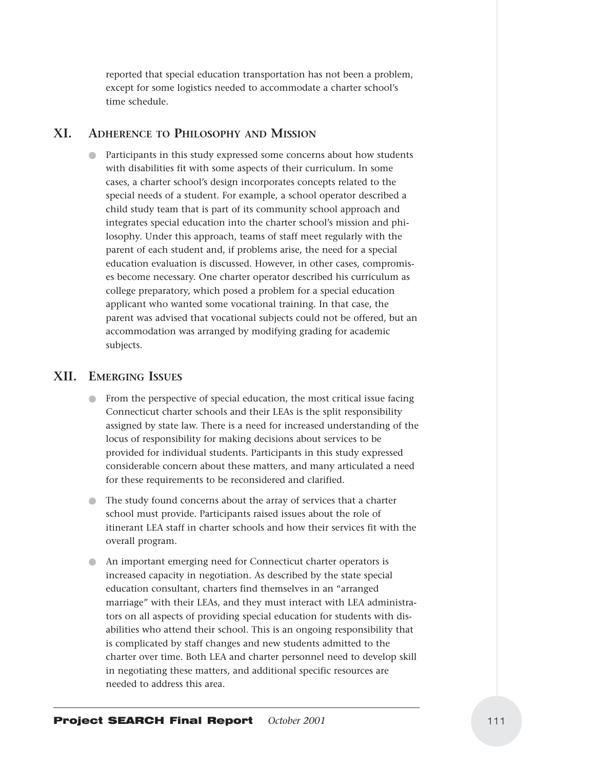reported that special education transportation has not been a problem, except for some logistics needed to accommodate a charter school's time schedule.

## XI. Adherence to Philosophy and Mission

- Participants in this study expressed some concerns about how students with disabilities fit with some aspects of their curriculum. In some cases, a charter school's design incorporates concepts related to the special needs of a student. For example, a school operator described a child study team that is part of its community school approach and integrates special education into the charter school's mission and philosophy. Under this approach, teams of staff meet regularly with the parent of each student and, if problems arise, the need for a special education evaluation is discussed. However, in other cases, compromises become necessary. One charter operator described his curriculum as college preparatory, which posed a problem for a special education applicant who wanted some vocational training. In that case, the parent was advised that vocational subjects could not be offered, but an accommodation was arranged by modifying grading for academic subjects.

## XII. Emerging Issues

- From the perspective of special education, the most critical issue facing Connecticut charter schools and their LEAs is the split responsibility assigned by state law. There is a need for increased understanding of the locus of responsibility for making decisions about services to be provided for individual students. Participants in this study expressed considerable concern about these matters, and many articulated a need for these requirements to be reconsidered and clarified.
- The study found concerns about the array of services that a charter school must provide. Participants raised issues about the role of itinerant LEA staff in charter schools and how their services fit with the overall program.
- An important emerging need for Connecticut charter operators is increased capacity in negotiation. As described by the state special education consultant, charters find themselves in an "arranged marriage" with their LEAs, and they must interact with LEA administrators on all aspects of providing special education for students with disabilities who attend their school. This is an ongoing responsibility that is complicated by staff changes and new students admitted to the charter over time. Both LEA and charter personnel need to develop skill in negotiating these matters, and additional specific resources are needed to address this area.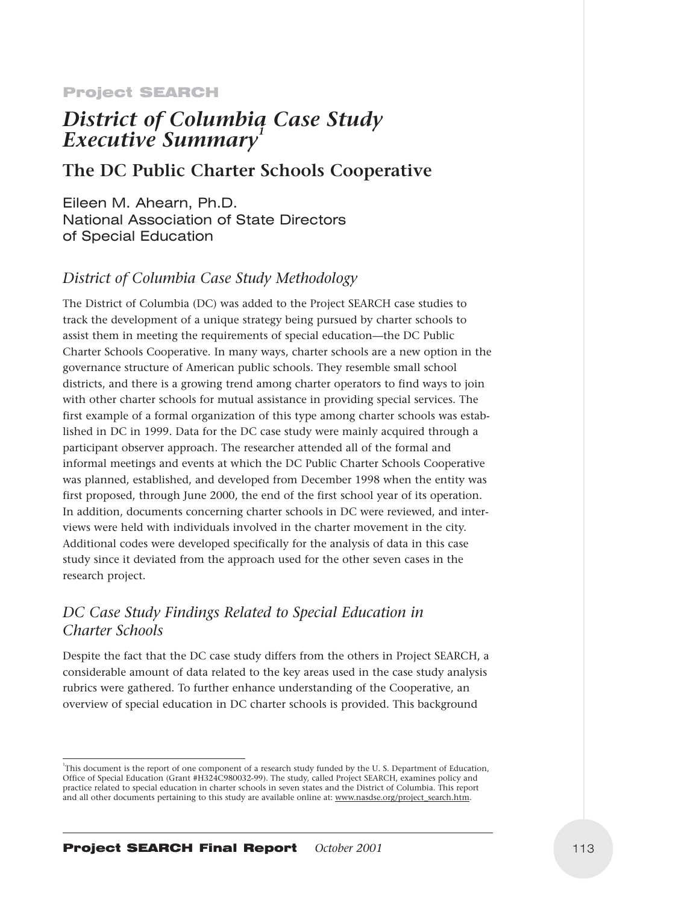Project SEARCH

# *District of Columbia Case Study Executive Summary*[1]

## The DC Public Charter Schools Cooperative

Eileen M. Ahearn, Ph.D.
National Association of State Directors of Special Education

### *District of Columbia Case Study Methodology*

The District of Columbia (DC) was added to the Project SEARCH case studies to track the development of a unique strategy being pursued by charter schools to assist them in meeting the requirements of special education—the DC Public Charter Schools Cooperative. In many ways, charter schools are a new option in the governance structure of American public schools. They resemble small school districts, and there is a growing trend among charter operators to find ways to join with other charter schools for mutual assistance in providing special services. The first example of a formal organization of this type among charter schools was established in DC in 1999. Data for the DC case study were mainly acquired through a participant observer approach. The researcher attended all of the formal and informal meetings and events at which the DC Public Charter Schools Cooperative was planned, established, and developed from December 1998 when the entity was first proposed, through June 2000, the end of the first school year of its operation. In addition, documents concerning charter schools in DC were reviewed, and interviews were held with individuals involved in the charter movement in the city. Additional codes were developed specifically for the analysis of data in this case study since it deviated from the approach used for the other seven cases in the research project.

### *DC Case Study Findings Related to Special Education in Charter Schools*

Despite the fact that the DC case study differs from the others in Project SEARCH, a considerable amount of data related to the key areas used in the case study analysis rubrics were gathered. To further enhance understanding of the Cooperative, an overview of special education in DC charter schools is provided. This background

---

[1] This document is the report of one component of a research study funded by the U. S. Department of Education, Office of Special Education (Grant #H324C980032-99). The study, called Project SEARCH, examines policy and practice related to special education in charter schools in seven states and the District of Columbia. This report and all other documents pertaining to this study are available online at: www.nasdse.org/project_search.htm.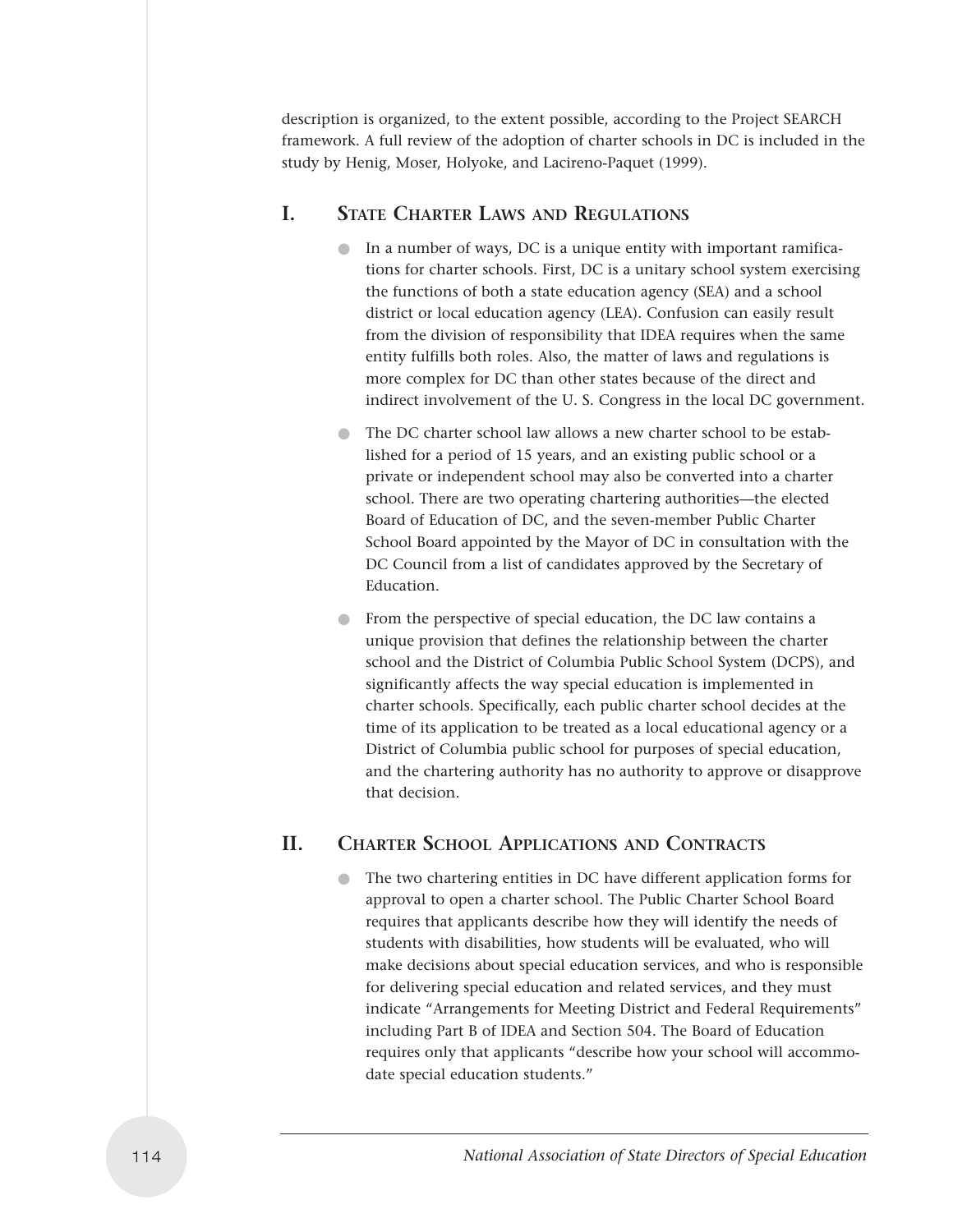description is organized, to the extent possible, according to the Project SEARCH framework. A full review of the adoption of charter schools in DC is included in the study by Henig, Moser, Holyoke, and Lacireno-Paquet (1999).

## I. State Charter Laws and Regulations

- In a number of ways, DC is a unique entity with important ramifications for charter schools. First, DC is a unitary school system exercising the functions of both a state education agency (SEA) and a school district or local education agency (LEA). Confusion can easily result from the division of responsibility that IDEA requires when the same entity fulfills both roles. Also, the matter of laws and regulations is more complex for DC than other states because of the direct and indirect involvement of the U. S. Congress in the local DC government.
- The DC charter school law allows a new charter school to be established for a period of 15 years, and an existing public school or a private or independent school may also be converted into a charter school. There are two operating chartering authorities—the elected Board of Education of DC, and the seven-member Public Charter School Board appointed by the Mayor of DC in consultation with the DC Council from a list of candidates approved by the Secretary of Education.
- From the perspective of special education, the DC law contains a unique provision that defines the relationship between the charter school and the District of Columbia Public School System (DCPS), and significantly affects the way special education is implemented in charter schools. Specifically, each public charter school decides at the time of its application to be treated as a local educational agency or a District of Columbia public school for purposes of special education, and the chartering authority has no authority to approve or disapprove that decision.

## II. Charter School Applications and Contracts

- The two chartering entities in DC have different application forms for approval to open a charter school. The Public Charter School Board requires that applicants describe how they will identify the needs of students with disabilities, how students will be evaluated, who will make decisions about special education services, and who is responsible for delivering special education and related services, and they must indicate "Arrangements for Meeting District and Federal Requirements" including Part B of IDEA and Section 504. The Board of Education requires only that applicants "describe how your school will accommodate special education students."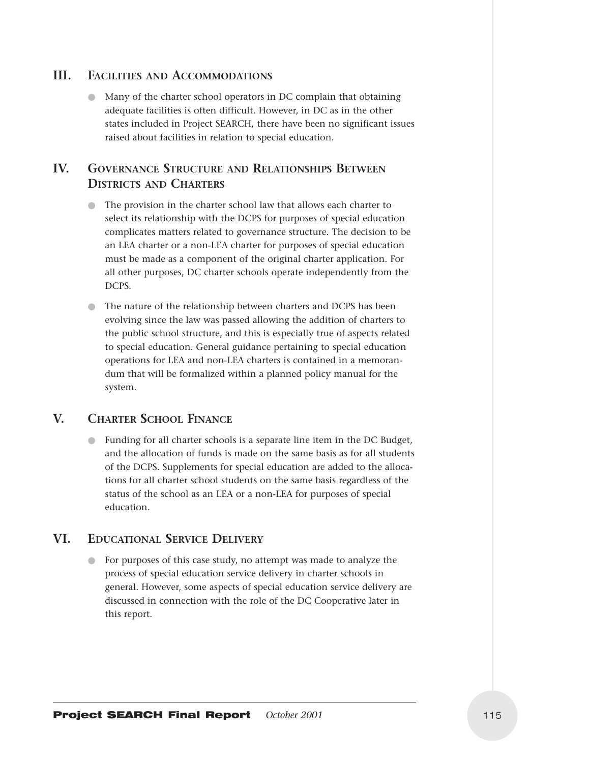## III. Facilities and Accommodations

- Many of the charter school operators in DC complain that obtaining adequate facilities is often difficult. However, in DC as in the other states included in Project SEARCH, there have been no significant issues raised about facilities in relation to special education.

## IV. Governance Structure and Relationships Between Districts and Charters

- The provision in the charter school law that allows each charter to select its relationship with the DCPS for purposes of special education complicates matters related to governance structure. The decision to be an LEA charter or a non-LEA charter for purposes of special education must be made as a component of the original charter application. For all other purposes, DC charter schools operate independently from the DCPS.
- The nature of the relationship between charters and DCPS has been evolving since the law was passed allowing the addition of charters to the public school structure, and this is especially true of aspects related to special education. General guidance pertaining to special education operations for LEA and non-LEA charters is contained in a memorandum that will be formalized within a planned policy manual for the system.

## V. Charter School Finance

- Funding for all charter schools is a separate line item in the DC Budget, and the allocation of funds is made on the same basis as for all students of the DCPS. Supplements for special education are added to the allocations for all charter school students on the same basis regardless of the status of the school as an LEA or a non-LEA for purposes of special education.

## VI. Educational Service Delivery

- For purposes of this case study, no attempt was made to analyze the process of special education service delivery in charter schools in general. However, some aspects of special education service delivery are discussed in connection with the role of the DC Cooperative later in this report.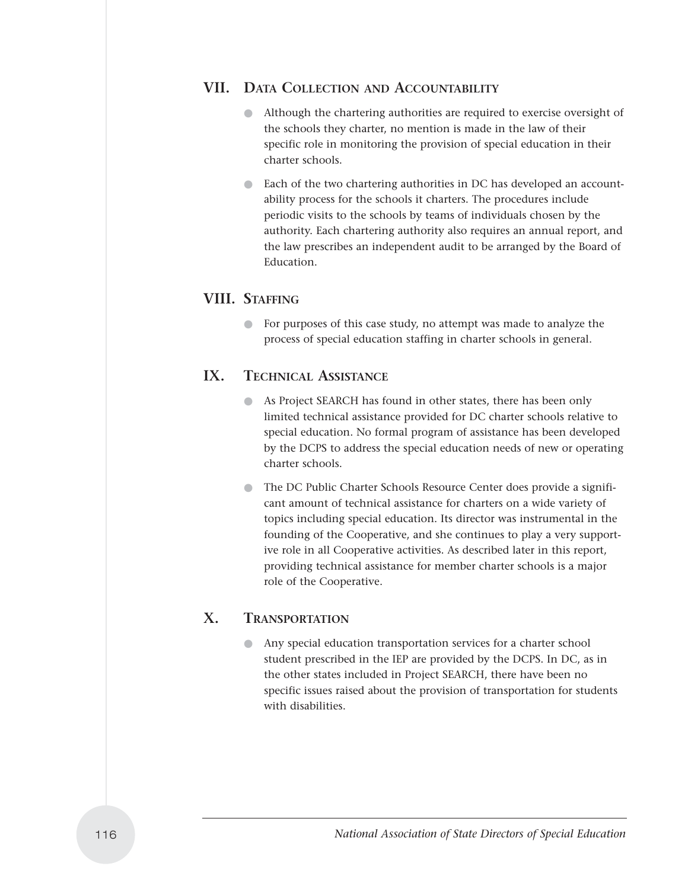## VII. Data Collection and Accountability

- Although the chartering authorities are required to exercise oversight of the schools they charter, no mention is made in the law of their specific role in monitoring the provision of special education in their charter schools.
- Each of the two chartering authorities in DC has developed an accountability process for the schools it charters. The procedures include periodic visits to the schools by teams of individuals chosen by the authority. Each chartering authority also requires an annual report, and the law prescribes an independent audit to be arranged by the Board of Education.

## VIII. Staffing

- For purposes of this case study, no attempt was made to analyze the process of special education staffing in charter schools in general.

## IX. Technical Assistance

- As Project SEARCH has found in other states, there has been only limited technical assistance provided for DC charter schools relative to special education. No formal program of assistance has been developed by the DCPS to address the special education needs of new or operating charter schools.
- The DC Public Charter Schools Resource Center does provide a significant amount of technical assistance for charters on a wide variety of topics including special education. Its director was instrumental in the founding of the Cooperative, and she continues to play a very supportive role in all Cooperative activities. As described later in this report, providing technical assistance for member charter schools is a major role of the Cooperative.

## X. Transportation

- Any special education transportation services for a charter school student prescribed in the IEP are provided by the DCPS. In DC, as in the other states included in Project SEARCH, there have been no specific issues raised about the provision of transportation for students with disabilities.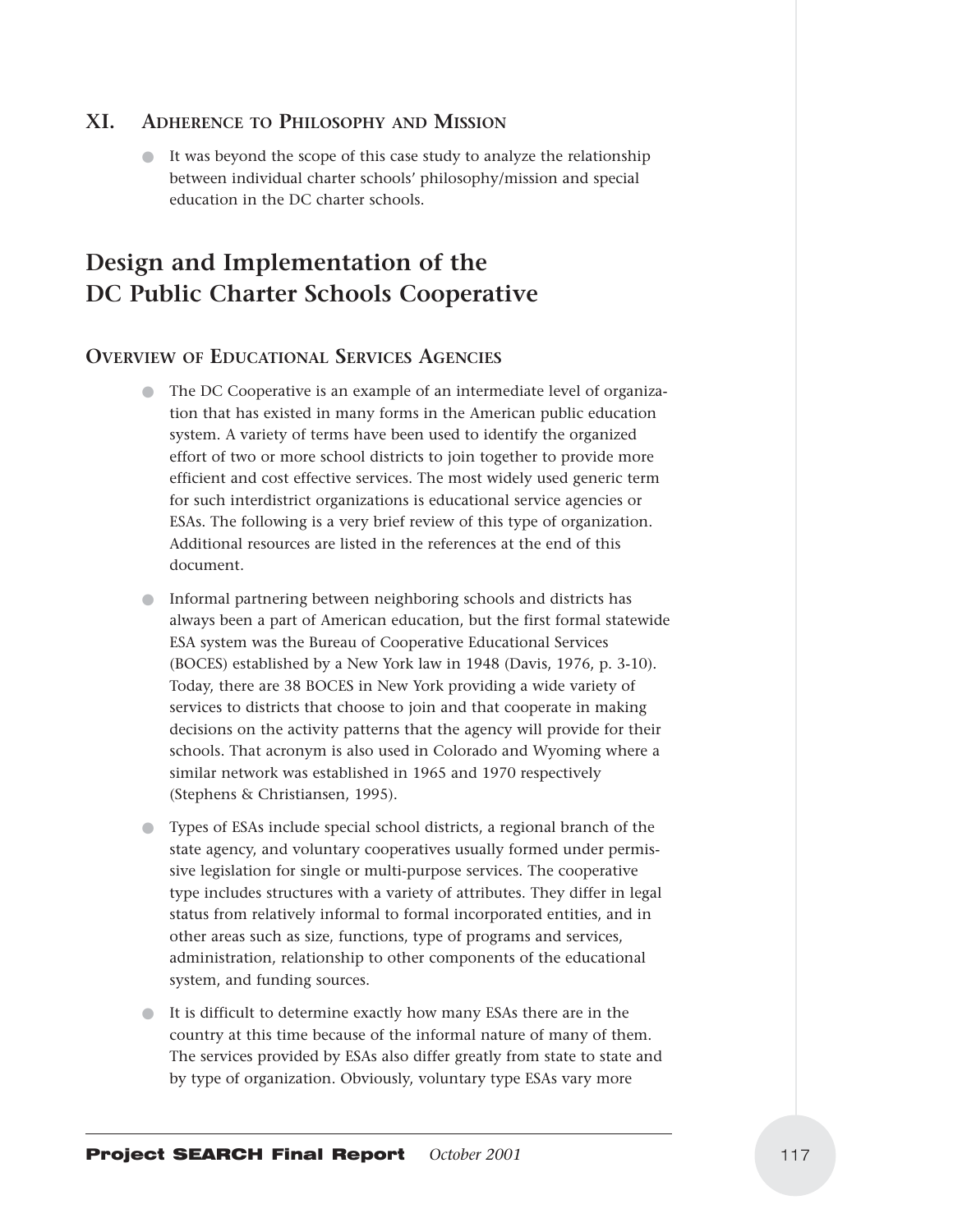## XI. Adherence to Philosophy and Mission

- It was beyond the scope of this case study to analyze the relationship between individual charter schools' philosophy/mission and special education in the DC charter schools.

# Design and Implementation of the DC Public Charter Schools Cooperative

## Overview of Educational Services Agencies

- The DC Cooperative is an example of an intermediate level of organization that has existed in many forms in the American public education system. A variety of terms have been used to identify the organized effort of two or more school districts to join together to provide more efficient and cost effective services. The most widely used generic term for such interdistrict organizations is educational service agencies or ESAs. The following is a very brief review of this type of organization. Additional resources are listed in the references at the end of this document.
- Informal partnering between neighboring schools and districts has always been a part of American education, but the first formal statewide ESA system was the Bureau of Cooperative Educational Services (BOCES) established by a New York law in 1948 (Davis, 1976, p. 3-10). Today, there are 38 BOCES in New York providing a wide variety of services to districts that choose to join and that cooperate in making decisions on the activity patterns that the agency will provide for their schools. That acronym is also used in Colorado and Wyoming where a similar network was established in 1965 and 1970 respectively (Stephens & Christiansen, 1995).
- Types of ESAs include special school districts, a regional branch of the state agency, and voluntary cooperatives usually formed under permissive legislation for single or multi-purpose services. The cooperative type includes structures with a variety of attributes. They differ in legal status from relatively informal to formal incorporated entities, and in other areas such as size, functions, type of programs and services, administration, relationship to other components of the educational system, and funding sources.
- It is difficult to determine exactly how many ESAs there are in the country at this time because of the informal nature of many of them. The services provided by ESAs also differ greatly from state to state and by type of organization. Obviously, voluntary type ESAs vary more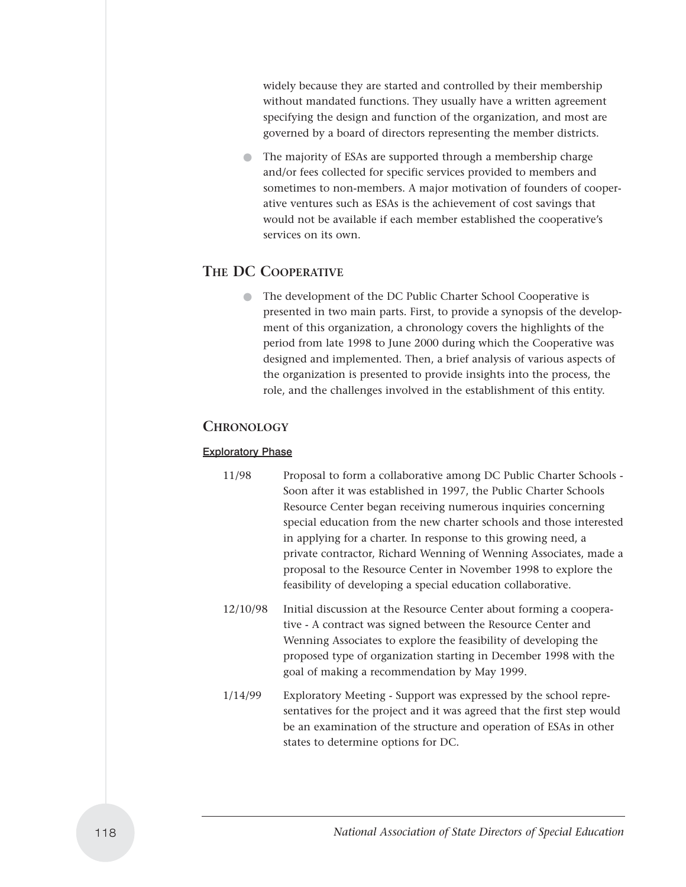widely because they are started and controlled by their membership without mandated functions. They usually have a written agreement specifying the design and function of the organization, and most are governed by a board of directors representing the member districts.

- The majority of ESAs are supported through a membership charge and/or fees collected for specific services provided to members and sometimes to non-members. A major motivation of founders of cooperative ventures such as ESAs is the achievement of cost savings that would not be available if each member established the cooperative's services on its own.

## The DC Cooperative

- The development of the DC Public Charter School Cooperative is presented in two main parts. First, to provide a synopsis of the development of this organization, a chronology covers the highlights of the period from late 1998 to June 2000 during which the Cooperative was designed and implemented. Then, a brief analysis of various aspects of the organization is presented to provide insights into the process, the role, and the challenges involved in the establishment of this entity.

## Chronology

### Exploratory Phase

11/98 Proposal to form a collaborative among DC Public Charter Schools - Soon after it was established in 1997, the Public Charter Schools Resource Center began receiving numerous inquiries concerning special education from the new charter schools and those interested in applying for a charter. In response to this growing need, a private contractor, Richard Wenning of Wenning Associates, made a proposal to the Resource Center in November 1998 to explore the feasibility of developing a special education collaborative.

12/10/98 Initial discussion at the Resource Center about forming a cooperative - A contract was signed between the Resource Center and Wenning Associates to explore the feasibility of developing the proposed type of organization starting in December 1998 with the goal of making a recommendation by May 1999.

1/14/99 Exploratory Meeting - Support was expressed by the school representatives for the project and it was agreed that the first step would be an examination of the structure and operation of ESAs in other states to determine options for DC.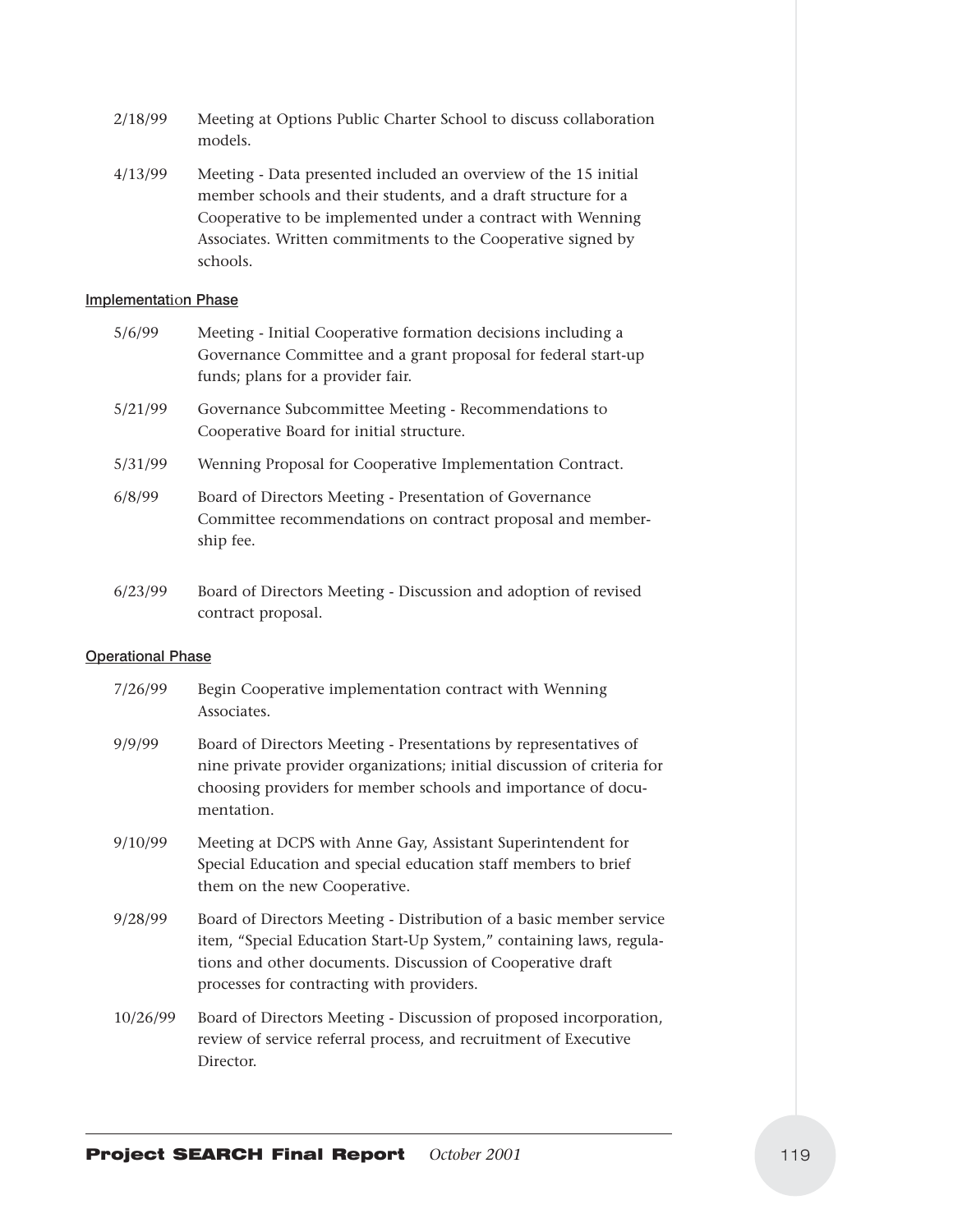2/18/99 Meeting at Options Public Charter School to discuss collaboration models.

4/13/99 Meeting - Data presented included an overview of the 15 initial member schools and their students, and a draft structure for a Cooperative to be implemented under a contract with Wenning Associates. Written commitments to the Cooperative signed by schools.

### Implementation Phase

5/6/99 Meeting - Initial Cooperative formation decisions including a Governance Committee and a grant proposal for federal start-up funds; plans for a provider fair.

5/21/99 Governance Subcommittee Meeting - Recommendations to Cooperative Board for initial structure.

5/31/99 Wenning Proposal for Cooperative Implementation Contract.

6/8/99 Board of Directors Meeting - Presentation of Governance Committee recommendations on contract proposal and membership fee.

6/23/99 Board of Directors Meeting - Discussion and adoption of revised contract proposal.

### Operational Phase

7/26/99 Begin Cooperative implementation contract with Wenning Associates.

9/9/99 Board of Directors Meeting - Presentations by representatives of nine private provider organizations; initial discussion of criteria for choosing providers for member schools and importance of documentation.

9/10/99 Meeting at DCPS with Anne Gay, Assistant Superintendent for Special Education and special education staff members to brief them on the new Cooperative.

9/28/99 Board of Directors Meeting - Distribution of a basic member service item, "Special Education Start-Up System," containing laws, regulations and other documents. Discussion of Cooperative draft processes for contracting with providers.

10/26/99 Board of Directors Meeting - Discussion of proposed incorporation, review of service referral process, and recruitment of Executive Director.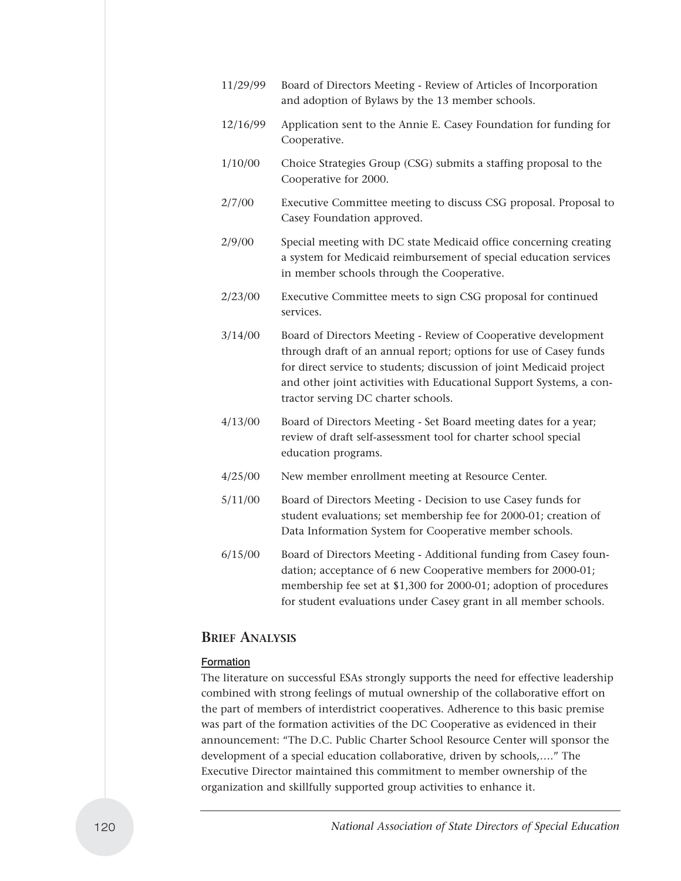11/29/99 Board of Directors Meeting - Review of Articles of Incorporation and adoption of Bylaws by the 13 member schools.

12/16/99 Application sent to the Annie E. Casey Foundation for funding for Cooperative.

1/10/00 Choice Strategies Group (CSG) submits a staffing proposal to the Cooperative for 2000.

2/7/00 Executive Committee meeting to discuss CSG proposal. Proposal to Casey Foundation approved.

2/9/00 Special meeting with DC state Medicaid office concerning creating a system for Medicaid reimbursement of special education services in member schools through the Cooperative.

2/23/00 Executive Committee meets to sign CSG proposal for continued services.

3/14/00 Board of Directors Meeting - Review of Cooperative development through draft of an annual report; options for use of Casey funds for direct service to students; discussion of joint Medicaid project and other joint activities with Educational Support Systems, a contractor serving DC charter schools.

4/13/00 Board of Directors Meeting - Set Board meeting dates for a year; review of draft self-assessment tool for charter school special education programs.

4/25/00 New member enrollment meeting at Resource Center.

5/11/00 Board of Directors Meeting - Decision to use Casey funds for student evaluations; set membership fee for 2000-01; creation of Data Information System for Cooperative member schools.

6/15/00 Board of Directors Meeting - Additional funding from Casey foundation; acceptance of 6 new Cooperative members for 2000-01; membership fee set at $1,300 for 2000-01; adoption of procedures for student evaluations under Casey grant in all member schools.

## Brief Analysis

### Formation

The literature on successful ESAs strongly supports the need for effective leadership combined with strong feelings of mutual ownership of the collaborative effort on the part of members of interdistrict cooperatives. Adherence to this basic premise was part of the formation activities of the DC Cooperative as evidenced in their announcement: "The D.C. Public Charter School Resource Center will sponsor the development of a special education collaborative, driven by schools,…." The Executive Director maintained this commitment to member ownership of the organization and skillfully supported group activities to enhance it.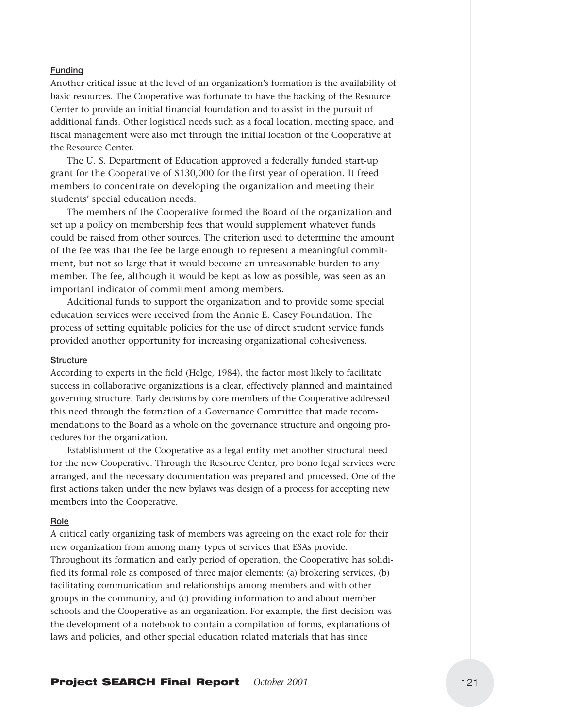#### Funding

Another critical issue at the level of an organization's formation is the availability of basic resources. The Cooperative was fortunate to have the backing of the Resource Center to provide an initial financial foundation and to assist in the pursuit of additional funds. Other logistical needs such as a focal location, meeting space, and fiscal management were also met through the initial location of the Cooperative at the Resource Center.

The U. S. Department of Education approved a federally funded start-up grant for the Cooperative of $130,000 for the first year of operation. It freed members to concentrate on developing the organization and meeting their students' special education needs.

The members of the Cooperative formed the Board of the organization and set up a policy on membership fees that would supplement whatever funds could be raised from other sources. The criterion used to determine the amount of the fee was that the fee be large enough to represent a meaningful commitment, but not so large that it would become an unreasonable burden to any member. The fee, although it would be kept as low as possible, was seen as an important indicator of commitment among members.

Additional funds to support the organization and to provide some special education services were received from the Annie E. Casey Foundation. The process of setting equitable policies for the use of direct student service funds provided another opportunity for increasing organizational cohesiveness.

#### Structure

According to experts in the field (Helge, 1984), the factor most likely to facilitate success in collaborative organizations is a clear, effectively planned and maintained governing structure. Early decisions by core members of the Cooperative addressed this need through the formation of a Governance Committee that made recommendations to the Board as a whole on the governance structure and ongoing procedures for the organization.

Establishment of the Cooperative as a legal entity met another structural need for the new Cooperative. Through the Resource Center, pro bono legal services were arranged, and the necessary documentation was prepared and processed. One of the first actions taken under the new bylaws was design of a process for accepting new members into the Cooperative.

#### Role

A critical early organizing task of members was agreeing on the exact role for their new organization from among many types of services that ESAs provide. Throughout its formation and early period of operation, the Cooperative has solidified its formal role as composed of three major elements: (a) brokering services, (b) facilitating communication and relationships among members and with other groups in the community, and (c) providing information to and about member schools and the Cooperative as an organization. For example, the first decision was the development of a notebook to contain a compilation of forms, explanations of laws and policies, and other special education related materials that has since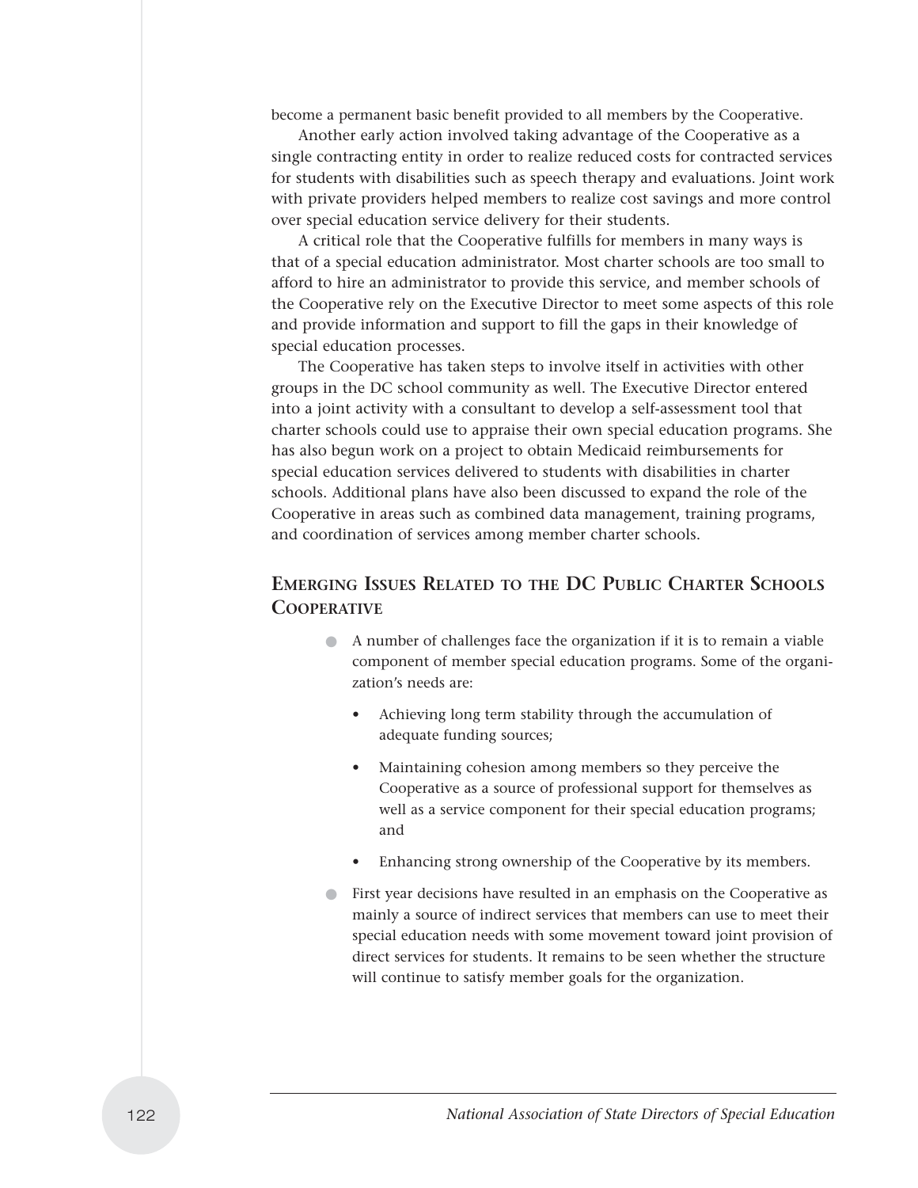become a permanent basic benefit provided to all members by the Cooperative.

Another early action involved taking advantage of the Cooperative as a single contracting entity in order to realize reduced costs for contracted services for students with disabilities such as speech therapy and evaluations. Joint work with private providers helped members to realize cost savings and more control over special education service delivery for their students.

A critical role that the Cooperative fulfills for members in many ways is that of a special education administrator. Most charter schools are too small to afford to hire an administrator to provide this service, and member schools of the Cooperative rely on the Executive Director to meet some aspects of this role and provide information and support to fill the gaps in their knowledge of special education processes.

The Cooperative has taken steps to involve itself in activities with other groups in the DC school community as well. The Executive Director entered into a joint activity with a consultant to develop a self-assessment tool that charter schools could use to appraise their own special education programs. She has also begun work on a project to obtain Medicaid reimbursements for special education services delivered to students with disabilities in charter schools. Additional plans have also been discussed to expand the role of the Cooperative in areas such as combined data management, training programs, and coordination of services among member charter schools.

## Emerging Issues Related to the DC Public Charter Schools Cooperative

- A number of challenges face the organization if it is to remain a viable component of member special education programs. Some of the organization's needs are:
  - Achieving long term stability through the accumulation of adequate funding sources;
  - Maintaining cohesion among members so they perceive the Cooperative as a source of professional support for themselves as well as a service component for their special education programs; and
  - Enhancing strong ownership of the Cooperative by its members.
- First year decisions have resulted in an emphasis on the Cooperative as mainly a source of indirect services that members can use to meet their special education needs with some movement toward joint provision of direct services for students. It remains to be seen whether the structure will continue to satisfy member goals for the organization.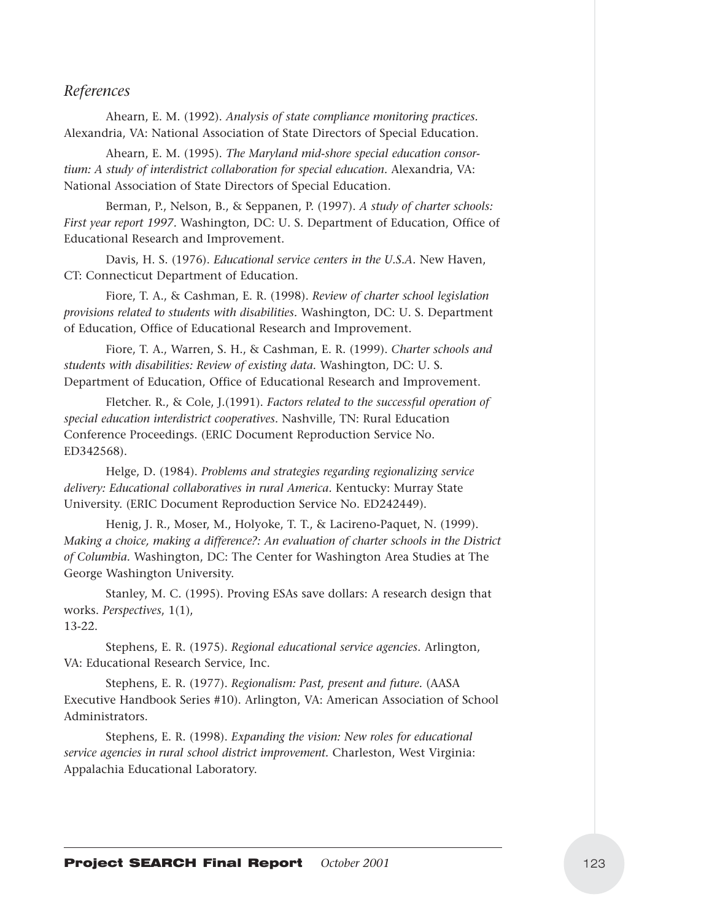## *References*

Ahearn, E. M. (1992). *Analysis of state compliance monitoring practices.* Alexandria, VA: National Association of State Directors of Special Education.

Ahearn, E. M. (1995). *The Maryland mid-shore special education consortium: A study of interdistrict collaboration for special education.* Alexandria, VA: National Association of State Directors of Special Education.

Berman, P., Nelson, B., & Seppanen, P. (1997). *A study of charter schools: First year report 1997.* Washington, DC: U. S. Department of Education, Office of Educational Research and Improvement.

Davis, H. S. (1976). *Educational service centers in the U.S.A.* New Haven, CT: Connecticut Department of Education.

Fiore, T. A., & Cashman, E. R. (1998). *Review of charter school legislation provisions related to students with disabilities.* Washington, DC: U. S. Department of Education, Office of Educational Research and Improvement.

Fiore, T. A., Warren, S. H., & Cashman, E. R. (1999). *Charter schools and students with disabilities: Review of existing data.* Washington, DC: U. S. Department of Education, Office of Educational Research and Improvement.

Fletcher. R., & Cole, J.(1991). *Factors related to the successful operation of special education interdistrict cooperatives.* Nashville, TN: Rural Education Conference Proceedings. (ERIC Document Reproduction Service No. ED342568).

Helge, D. (1984). *Problems and strategies regarding regionalizing service delivery: Educational collaboratives in rural America.* Kentucky: Murray State University. (ERIC Document Reproduction Service No. ED242449).

Henig, J. R., Moser, M., Holyoke, T. T., & Lacireno-Paquet, N. (1999). *Making a choice, making a difference?: An evaluation of charter schools in the District of Columbia.* Washington, DC: The Center for Washington Area Studies at The George Washington University.

Stanley, M. C. (1995). Proving ESAs save dollars: A research design that works. *Perspectives*, 1(1), 13-22.

Stephens, E. R. (1975). *Regional educational service agencies.* Arlington, VA: Educational Research Service, Inc.

Stephens, E. R. (1977). *Regionalism: Past, present and future.* (AASA Executive Handbook Series #10). Arlington, VA: American Association of School Administrators.

Stephens, E. R. (1998). *Expanding the vision: New roles for educational service agencies in rural school district improvement.* Charleston, West Virginia: Appalachia Educational Laboratory.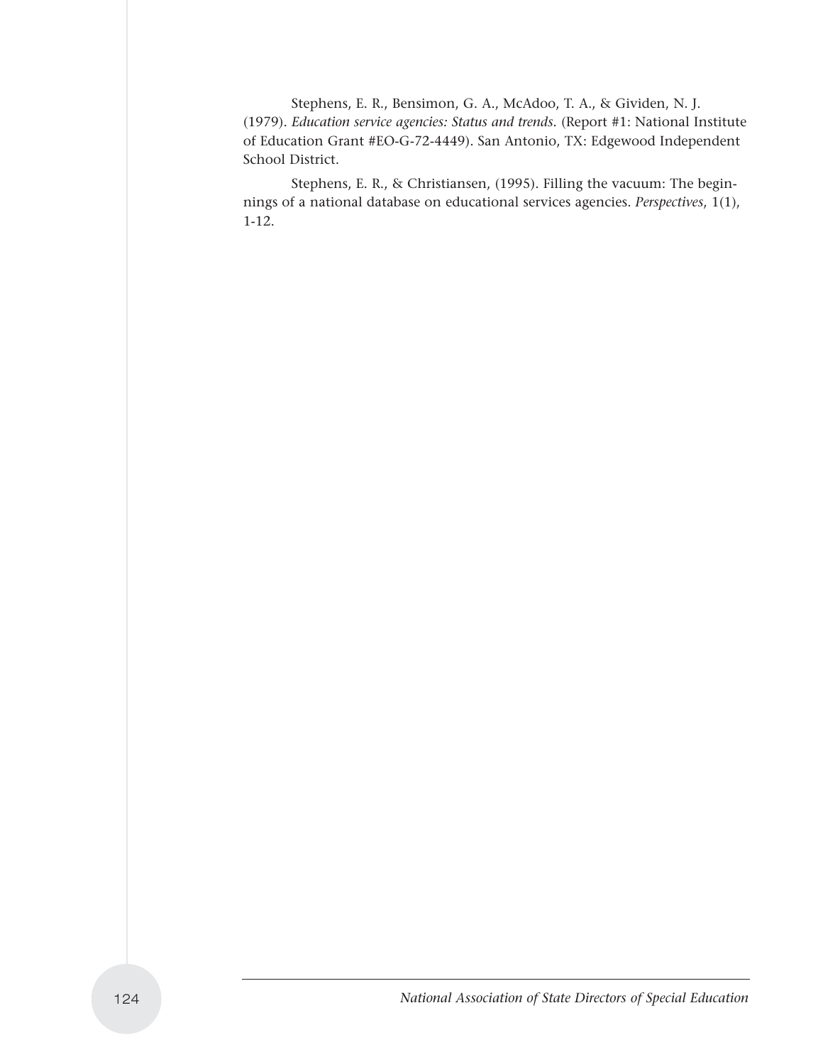Stephens, E. R., Bensimon, G. A., McAdoo, T. A., & Gividen, N. J. (1979). *Education service agencies: Status and trends.* (Report #1: National Institute of Education Grant #EO-G-72-4449). San Antonio, TX: Edgewood Independent School District.

Stephens, E. R., & Christiansen, (1995). Filling the vacuum: The beginnings of a national database on educational services agencies. *Perspectives*, 1(1), 1-12.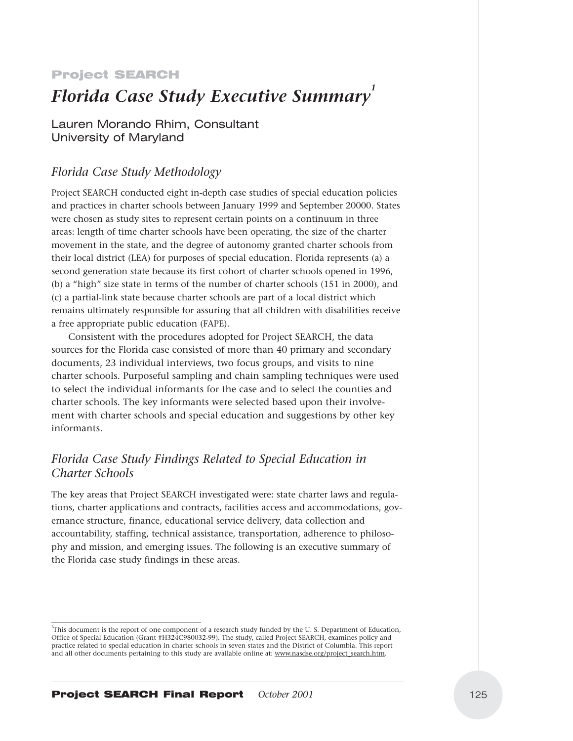**Project SEARCH**

# *Florida Case Study Executive Summary*[1]

Lauren Morando Rhim, Consultant
University of Maryland

## *Florida Case Study Methodology*

Project SEARCH conducted eight in-depth case studies of special education policies and practices in charter schools between January 1999 and September 20000. States were chosen as study sites to represent certain points on a continuum in three areas: length of time charter schools have been operating, the size of the charter movement in the state, and the degree of autonomy granted charter schools from their local district (LEA) for purposes of special education. Florida represents (a) a second generation state because its first cohort of charter schools opened in 1996, (b) a "high" size state in terms of the number of charter schools (151 in 2000), and (c) a partial-link state because charter schools are part of a local district which remains ultimately responsible for assuring that all children with disabilities receive a free appropriate public education (FAPE).

Consistent with the procedures adopted for Project SEARCH, the data sources for the Florida case consisted of more than 40 primary and secondary documents, 23 individual interviews, two focus groups, and visits to nine charter schools. Purposeful sampling and chain sampling techniques were used to select the individual informants for the case and to select the counties and charter schools. The key informants were selected based upon their involvement with charter schools and special education and suggestions by other key informants.

## *Florida Case Study Findings Related to Special Education in Charter Schools*

The key areas that Project SEARCH investigated were: state charter laws and regulations, charter applications and contracts, facilities access and accommodations, governance structure, finance, educational service delivery, data collection and accountability, staffing, technical assistance, transportation, adherence to philosophy and mission, and emerging issues. The following is an executive summary of the Florida case study findings in these areas.

---

[1] This document is the report of one component of a research study funded by the U. S. Department of Education, Office of Special Education (Grant #H324C980032-99). The study, called Project SEARCH, examines policy and practice related to special education in charter schools in seven states and the District of Columbia. This report and all other documents pertaining to this study are available online at: www.nasdse.org/project_search.htm.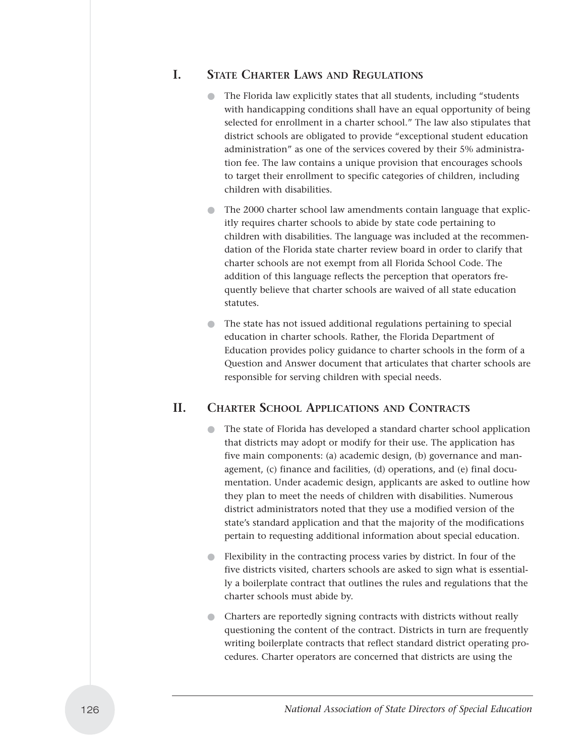## I. State Charter Laws and Regulations

- The Florida law explicitly states that all students, including "students with handicapping conditions shall have an equal opportunity of being selected for enrollment in a charter school." The law also stipulates that district schools are obligated to provide "exceptional student education administration" as one of the services covered by their 5% administration fee. The law contains a unique provision that encourages schools to target their enrollment to specific categories of children, including children with disabilities.
- The 2000 charter school law amendments contain language that explicitly requires charter schools to abide by state code pertaining to children with disabilities. The language was included at the recommendation of the Florida state charter review board in order to clarify that charter schools are not exempt from all Florida School Code. The addition of this language reflects the perception that operators frequently believe that charter schools are waived of all state education statutes.
- The state has not issued additional regulations pertaining to special education in charter schools. Rather, the Florida Department of Education provides policy guidance to charter schools in the form of a Question and Answer document that articulates that charter schools are responsible for serving children with special needs.

## II. Charter School Applications and Contracts

- The state of Florida has developed a standard charter school application that districts may adopt or modify for their use. The application has five main components: (a) academic design, (b) governance and management, (c) finance and facilities, (d) operations, and (e) final documentation. Under academic design, applicants are asked to outline how they plan to meet the needs of children with disabilities. Numerous district administrators noted that they use a modified version of the state's standard application and that the majority of the modifications pertain to requesting additional information about special education.
- Flexibility in the contracting process varies by district. In four of the five districts visited, charters schools are asked to sign what is essentially a boilerplate contract that outlines the rules and regulations that the charter schools must abide by.
- Charters are reportedly signing contracts with districts without really questioning the content of the contract. Districts in turn are frequently writing boilerplate contracts that reflect standard district operating procedures. Charter operators are concerned that districts are using the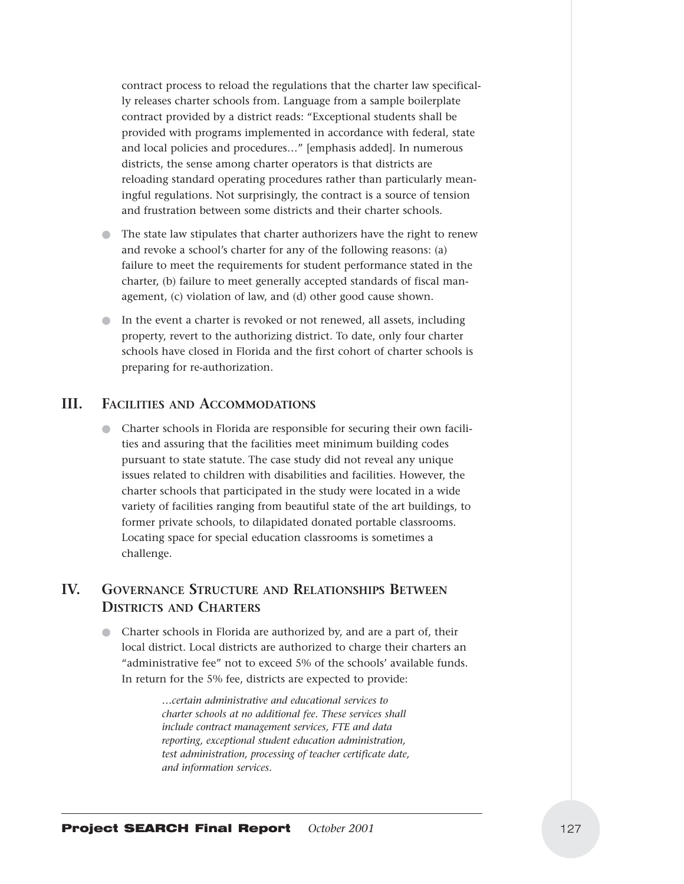contract process to reload the regulations that the charter law specifically releases charter schools from. Language from a sample boilerplate contract provided by a district reads: "Exceptional students shall be provided with programs implemented in accordance with federal, state and local policies and procedures…" [emphasis added]. In numerous districts, the sense among charter operators is that districts are reloading standard operating procedures rather than particularly meaningful regulations. Not surprisingly, the contract is a source of tension and frustration between some districts and their charter schools.

- The state law stipulates that charter authorizers have the right to renew and revoke a school's charter for any of the following reasons: (a) failure to meet the requirements for student performance stated in the charter, (b) failure to meet generally accepted standards of fiscal management, (c) violation of law, and (d) other good cause shown.
- In the event a charter is revoked or not renewed, all assets, including property, revert to the authorizing district. To date, only four charter schools have closed in Florida and the first cohort of charter schools is preparing for re-authorization.

## III. Facilities and Accommodations

- Charter schools in Florida are responsible for securing their own facilities and assuring that the facilities meet minimum building codes pursuant to state statute. The case study did not reveal any unique issues related to children with disabilities and facilities. However, the charter schools that participated in the study were located in a wide variety of facilities ranging from beautiful state of the art buildings, to former private schools, to dilapidated donated portable classrooms. Locating space for special education classrooms is sometimes a challenge.

## IV. Governance Structure and Relationships Between Districts and Charters

- Charter schools in Florida are authorized by, and are a part of, their local district. Local districts are authorized to charge their charters an "administrative fee" not to exceed 5% of the schools' available funds. In return for the 5% fee, districts are expected to provide:

> *…certain administrative and educational services to charter schools at no additional fee. These services shall include contract management services, FTE and data reporting, exceptional student education administration, test administration, processing of teacher certificate date, and information services.*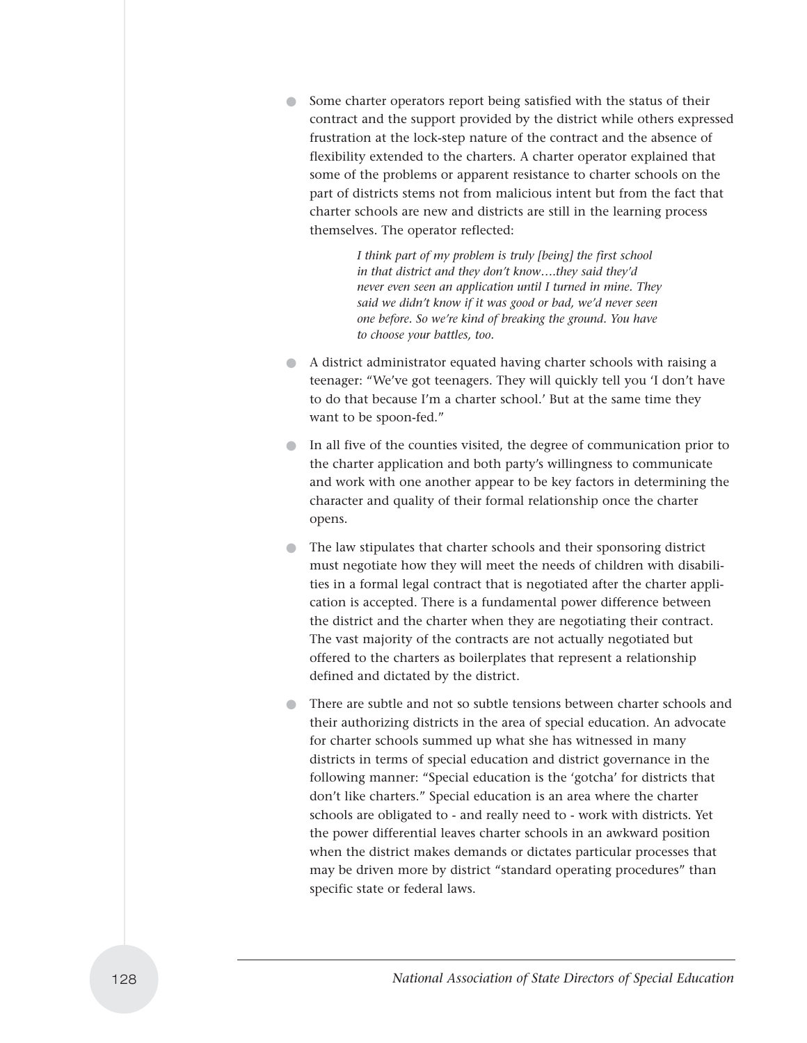- Some charter operators report being satisfied with the status of their contract and the support provided by the district while others expressed frustration at the lock-step nature of the contract and the absence of flexibility extended to the charters. A charter operator explained that some of the problems or apparent resistance to charter schools on the part of districts stems not from malicious intent but from the fact that charter schools are new and districts are still in the learning process themselves. The operator reflected:

  > *I think part of my problem is truly [being] the first school in that district and they don't know….they said they'd never even seen an application until I turned in mine. They said we didn't know if it was good or bad, we'd never seen one before. So we're kind of breaking the ground. You have to choose your battles, too.*

- A district administrator equated having charter schools with raising a teenager: "We've got teenagers. They will quickly tell you 'I don't have to do that because I'm a charter school.' But at the same time they want to be spoon-fed."

- In all five of the counties visited, the degree of communication prior to the charter application and both party's willingness to communicate and work with one another appear to be key factors in determining the character and quality of their formal relationship once the charter opens.

- The law stipulates that charter schools and their sponsoring district must negotiate how they will meet the needs of children with disabilities in a formal legal contract that is negotiated after the charter application is accepted. There is a fundamental power difference between the district and the charter when they are negotiating their contract. The vast majority of the contracts are not actually negotiated but offered to the charters as boilerplates that represent a relationship defined and dictated by the district.

- There are subtle and not so subtle tensions between charter schools and their authorizing districts in the area of special education. An advocate for charter schools summed up what she has witnessed in many districts in terms of special education and district governance in the following manner: "Special education is the 'gotcha' for districts that don't like charters." Special education is an area where the charter schools are obligated to - and really need to - work with districts. Yet the power differential leaves charter schools in an awkward position when the district makes demands or dictates particular processes that may be driven more by district "standard operating procedures" than specific state or federal laws.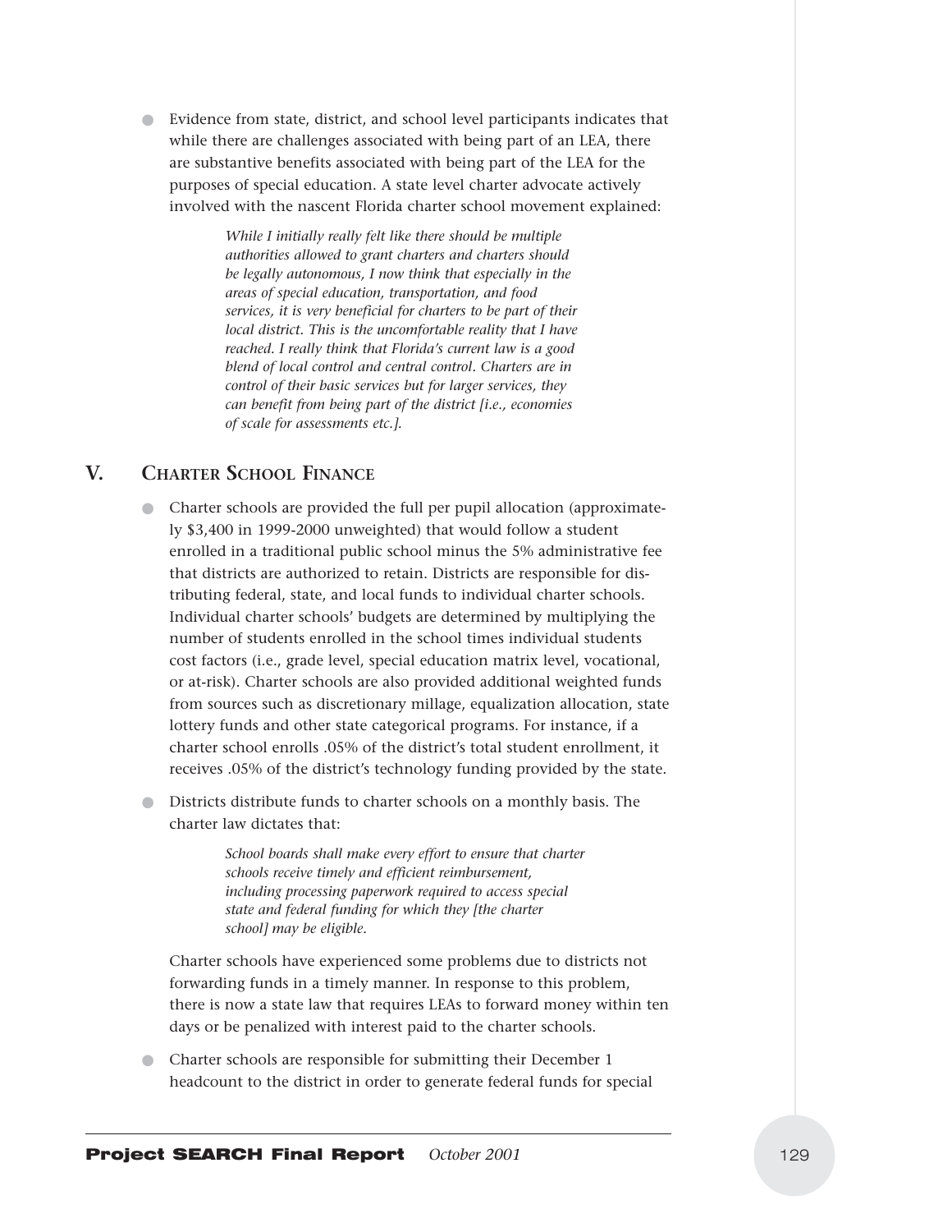- Evidence from state, district, and school level participants indicates that while there are challenges associated with being part of an LEA, there are substantive benefits associated with being part of the LEA for the purposes of special education. A state level charter advocate actively involved with the nascent Florida charter school movement explained:

  > *While I initially really felt like there should be multiple authorities allowed to grant charters and charters should be legally autonomous, I now think that especially in the areas of special education, transportation, and food services, it is very beneficial for charters to be part of their local district. This is the uncomfortable reality that I have reached. I really think that Florida's current law is a good blend of local control and central control. Charters are in control of their basic services but for larger services, they can benefit from being part of the district [i.e., economies of scale for assessments etc.].*

## V. Charter School Finance

- Charter schools are provided the full per pupil allocation (approximately $3,400 in 1999-2000 unweighted) that would follow a student enrolled in a traditional public school minus the 5% administrative fee that districts are authorized to retain. Districts are responsible for distributing federal, state, and local funds to individual charter schools. Individual charter schools' budgets are determined by multiplying the number of students enrolled in the school times individual students cost factors (i.e., grade level, special education matrix level, vocational, or at-risk). Charter schools are also provided additional weighted funds from sources such as discretionary millage, equalization allocation, state lottery funds and other state categorical programs. For instance, if a charter school enrolls .05% of the district's total student enrollment, it receives .05% of the district's technology funding provided by the state.

- Districts distribute funds to charter schools on a monthly basis. The charter law dictates that:

  > *School boards shall make every effort to ensure that charter schools receive timely and efficient reimbursement, including processing paperwork required to access special state and federal funding for which they [the charter school] may be eligible.*

  Charter schools have experienced some problems due to districts not forwarding funds in a timely manner. In response to this problem, there is now a state law that requires LEAs to forward money within ten days or be penalized with interest paid to the charter schools.

- Charter schools are responsible for submitting their December 1 headcount to the district in order to generate federal funds for special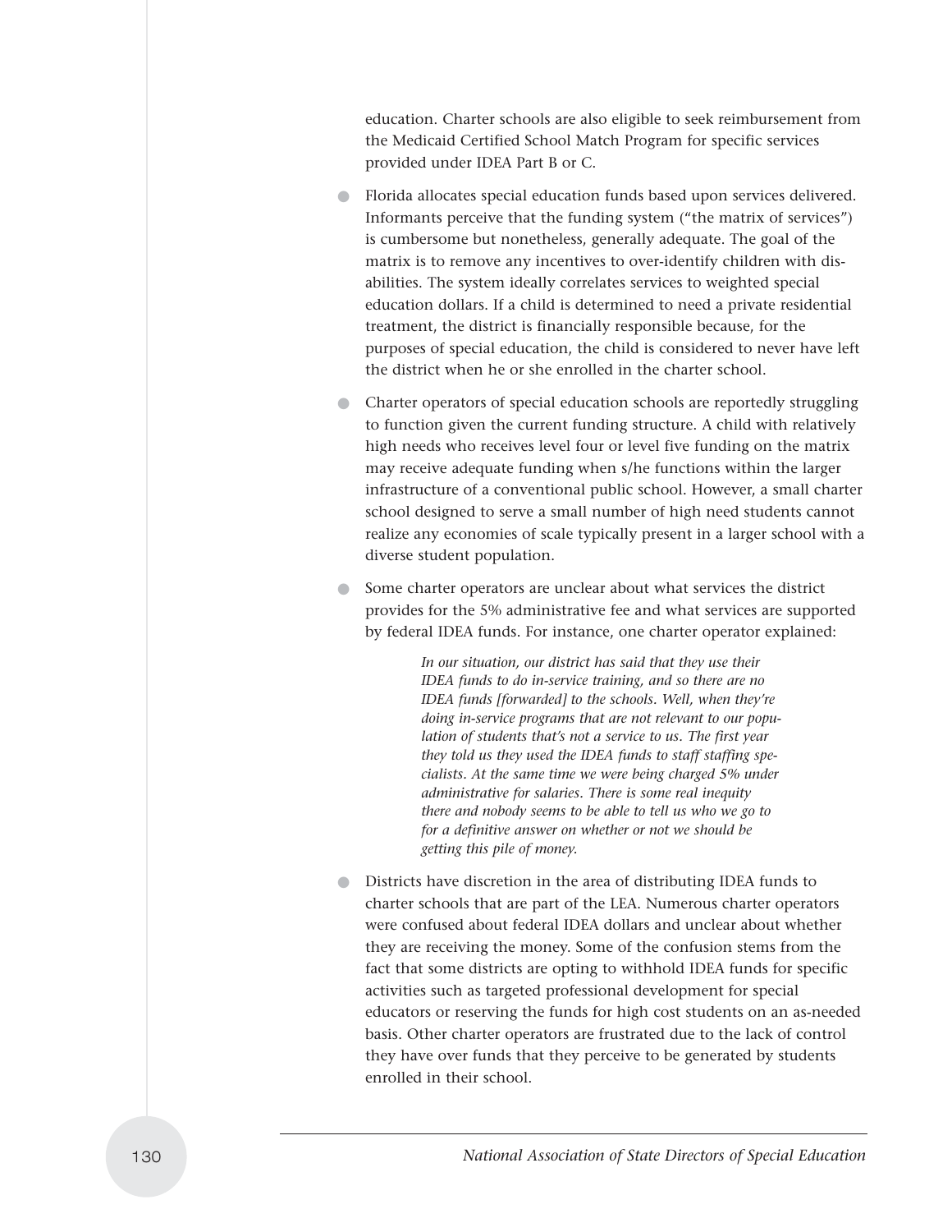education. Charter schools are also eligible to seek reimbursement from the Medicaid Certified School Match Program for specific services provided under IDEA Part B or C.

- Florida allocates special education funds based upon services delivered. Informants perceive that the funding system ("the matrix of services") is cumbersome but nonetheless, generally adequate. The goal of the matrix is to remove any incentives to over-identify children with disabilities. The system ideally correlates services to weighted special education dollars. If a child is determined to need a private residential treatment, the district is financially responsible because, for the purposes of special education, the child is considered to never have left the district when he or she enrolled in the charter school.

- Charter operators of special education schools are reportedly struggling to function given the current funding structure. A child with relatively high needs who receives level four or level five funding on the matrix may receive adequate funding when s/he functions within the larger infrastructure of a conventional public school. However, a small charter school designed to serve a small number of high need students cannot realize any economies of scale typically present in a larger school with a diverse student population.

- Some charter operators are unclear about what services the district provides for the 5% administrative fee and what services are supported by federal IDEA funds. For instance, one charter operator explained:

  > *In our situation, our district has said that they use their IDEA funds to do in-service training, and so there are no IDEA funds [forwarded] to the schools. Well, when they're doing in-service programs that are not relevant to our population of students that's not a service to us. The first year they told us they used the IDEA funds to staff staffing specialists. At the same time we were being charged 5% under administrative for salaries. There is some real inequity there and nobody seems to be able to tell us who we go to for a definitive answer on whether or not we should be getting this pile of money.*

- Districts have discretion in the area of distributing IDEA funds to charter schools that are part of the LEA. Numerous charter operators were confused about federal IDEA dollars and unclear about whether they are receiving the money. Some of the confusion stems from the fact that some districts are opting to withhold IDEA funds for specific activities such as targeted professional development for special educators or reserving the funds for high cost students on an as-needed basis. Other charter operators are frustrated due to the lack of control they have over funds that they perceive to be generated by students enrolled in their school.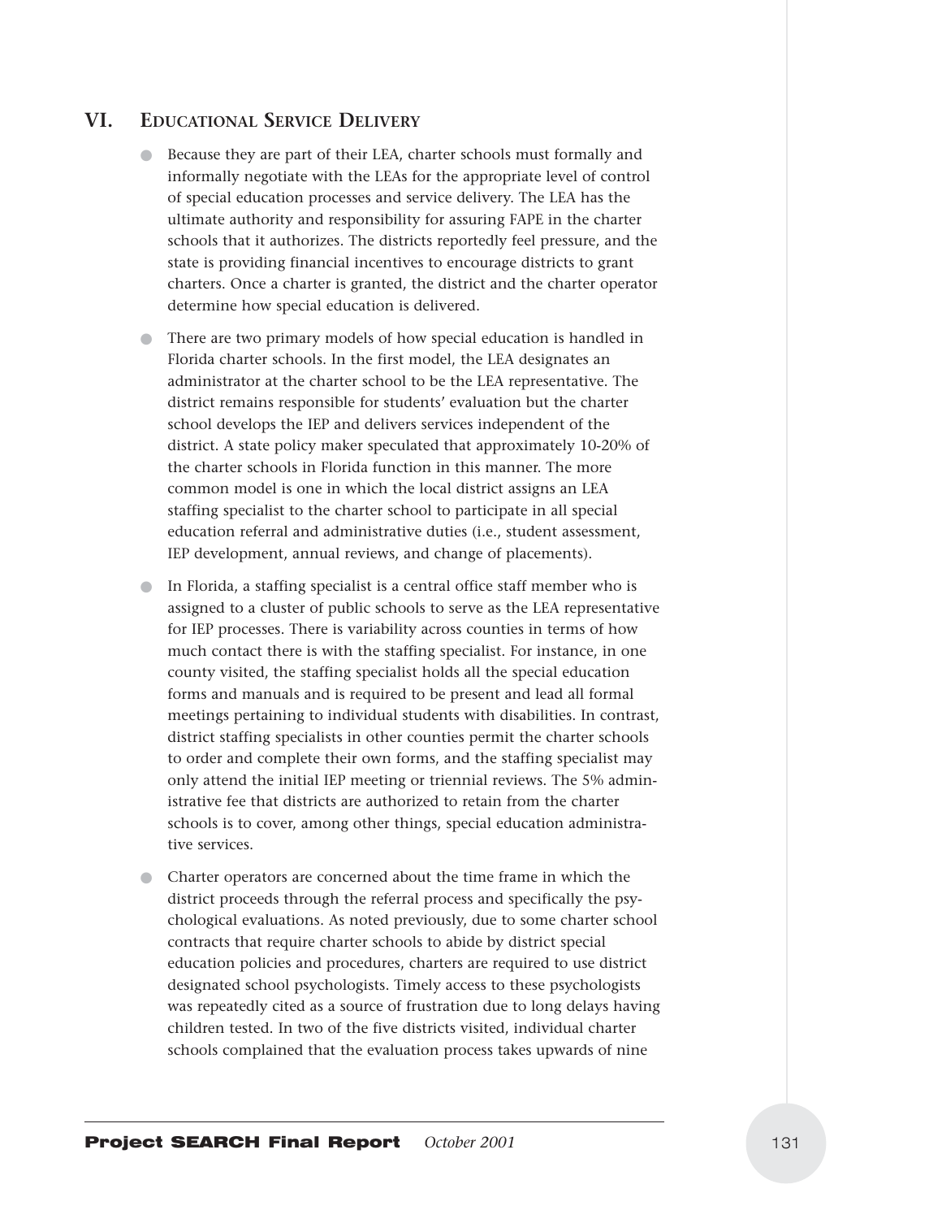## VI. Educational Service Delivery

- Because they are part of their LEA, charter schools must formally and informally negotiate with the LEAs for the appropriate level of control of special education processes and service delivery. The LEA has the ultimate authority and responsibility for assuring FAPE in the charter schools that it authorizes. The districts reportedly feel pressure, and the state is providing financial incentives to encourage districts to grant charters. Once a charter is granted, the district and the charter operator determine how special education is delivered.

- There are two primary models of how special education is handled in Florida charter schools. In the first model, the LEA designates an administrator at the charter school to be the LEA representative. The district remains responsible for students' evaluation but the charter school develops the IEP and delivers services independent of the district. A state policy maker speculated that approximately 10-20% of the charter schools in Florida function in this manner. The more common model is one in which the local district assigns an LEA staffing specialist to the charter school to participate in all special education referral and administrative duties (i.e., student assessment, IEP development, annual reviews, and change of placements).

- In Florida, a staffing specialist is a central office staff member who is assigned to a cluster of public schools to serve as the LEA representative for IEP processes. There is variability across counties in terms of how much contact there is with the staffing specialist. For instance, in one county visited, the staffing specialist holds all the special education forms and manuals and is required to be present and lead all formal meetings pertaining to individual students with disabilities. In contrast, district staffing specialists in other counties permit the charter schools to order and complete their own forms, and the staffing specialist may only attend the initial IEP meeting or triennial reviews. The 5% administrative fee that districts are authorized to retain from the charter schools is to cover, among other things, special education administrative services.

- Charter operators are concerned about the time frame in which the district proceeds through the referral process and specifically the psychological evaluations. As noted previously, due to some charter school contracts that require charter schools to abide by district special education policies and procedures, charters are required to use district designated school psychologists. Timely access to these psychologists was repeatedly cited as a source of frustration due to long delays having children tested. In two of the five districts visited, individual charter schools complained that the evaluation process takes upwards of nine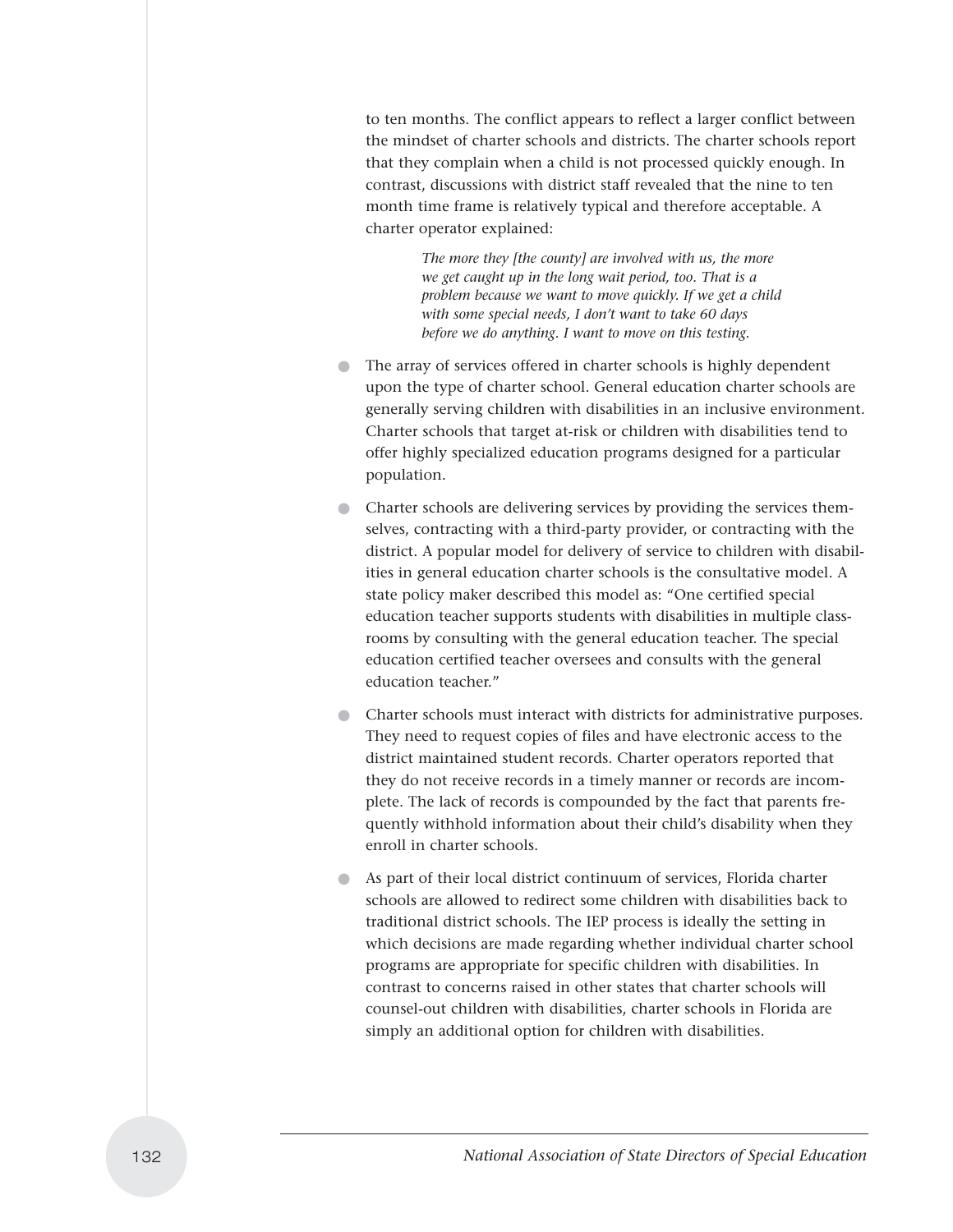to ten months. The conflict appears to reflect a larger conflict between the mindset of charter schools and districts. The charter schools report that they complain when a child is not processed quickly enough. In contrast, discussions with district staff revealed that the nine to ten month time frame is relatively typical and therefore acceptable. A charter operator explained:

> *The more they [the county] are involved with us, the more we get caught up in the long wait period, too. That is a problem because we want to move quickly. If we get a child with some special needs, I don't want to take 60 days before we do anything. I want to move on this testing.*

- The array of services offered in charter schools is highly dependent upon the type of charter school. General education charter schools are generally serving children with disabilities in an inclusive environment. Charter schools that target at-risk or children with disabilities tend to offer highly specialized education programs designed for a particular population.
- Charter schools are delivering services by providing the services themselves, contracting with a third-party provider, or contracting with the district. A popular model for delivery of service to children with disabilities in general education charter schools is the consultative model. A state policy maker described this model as: "One certified special education teacher supports students with disabilities in multiple classrooms by consulting with the general education teacher. The special education certified teacher oversees and consults with the general education teacher."
- Charter schools must interact with districts for administrative purposes. They need to request copies of files and have electronic access to the district maintained student records. Charter operators reported that they do not receive records in a timely manner or records are incomplete. The lack of records is compounded by the fact that parents frequently withhold information about their child's disability when they enroll in charter schools.
- As part of their local district continuum of services, Florida charter schools are allowed to redirect some children with disabilities back to traditional district schools. The IEP process is ideally the setting in which decisions are made regarding whether individual charter school programs are appropriate for specific children with disabilities. In contrast to concerns raised in other states that charter schools will counsel-out children with disabilities, charter schools in Florida are simply an additional option for children with disabilities.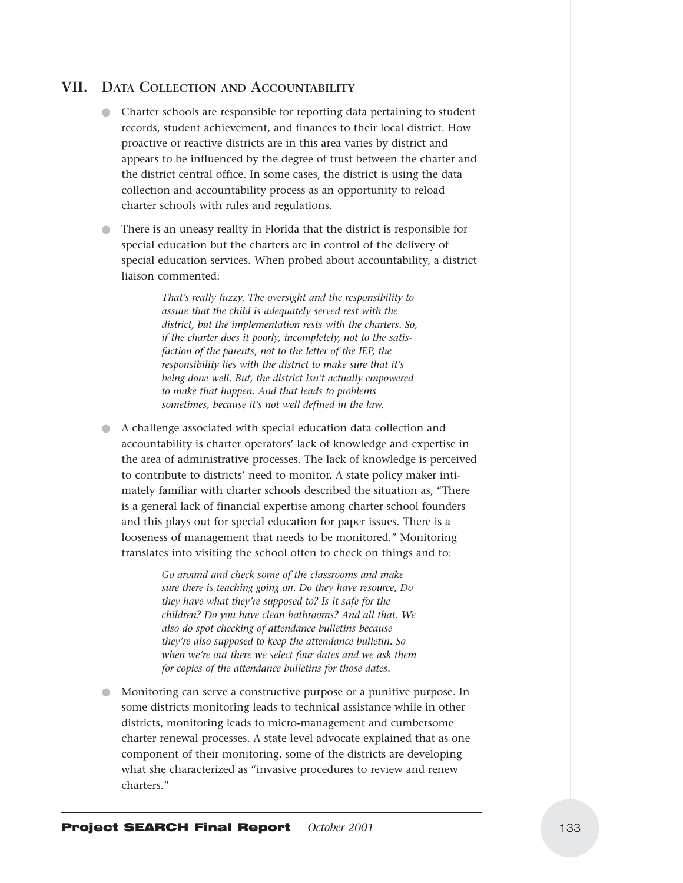## VII. Data Collection and Accountability

- Charter schools are responsible for reporting data pertaining to student records, student achievement, and finances to their local district. How proactive or reactive districts are in this area varies by district and appears to be influenced by the degree of trust between the charter and the district central office. In some cases, the district is using the data collection and accountability process as an opportunity to reload charter schools with rules and regulations.

- There is an uneasy reality in Florida that the district is responsible for special education but the charters are in control of the delivery of special education services. When probed about accountability, a district liaison commented:

  > *That's really fuzzy. The oversight and the responsibility to assure that the child is adequately served rest with the district, but the implementation rests with the charters. So, if the charter does it poorly, incompletely, not to the satisfaction of the parents, not to the letter of the IEP, the responsibility lies with the district to make sure that it's being done well. But, the district isn't actually empowered to make that happen. And that leads to problems sometimes, because it's not well defined in the law.*

- A challenge associated with special education data collection and accountability is charter operators' lack of knowledge and expertise in the area of administrative processes. The lack of knowledge is perceived to contribute to districts' need to monitor. A state policy maker intimately familiar with charter schools described the situation as, "There is a general lack of financial expertise among charter school founders and this plays out for special education for paper issues. There is a looseness of management that needs to be monitored." Monitoring translates into visiting the school often to check on things and to:

  > *Go around and check some of the classrooms and make sure there is teaching going on. Do they have resource, Do they have what they're supposed to? Is it safe for the children? Do you have clean bathrooms? And all that. We also do spot checking of attendance bulletins because they're also supposed to keep the attendance bulletin. So when we're out there we select four dates and we ask them for copies of the attendance bulletins for those dates.*

- Monitoring can serve a constructive purpose or a punitive purpose. In some districts monitoring leads to technical assistance while in other districts, monitoring leads to micro-management and cumbersome charter renewal processes. A state level advocate explained that as one component of their monitoring, some of the districts are developing what she characterized as "invasive procedures to review and renew charters."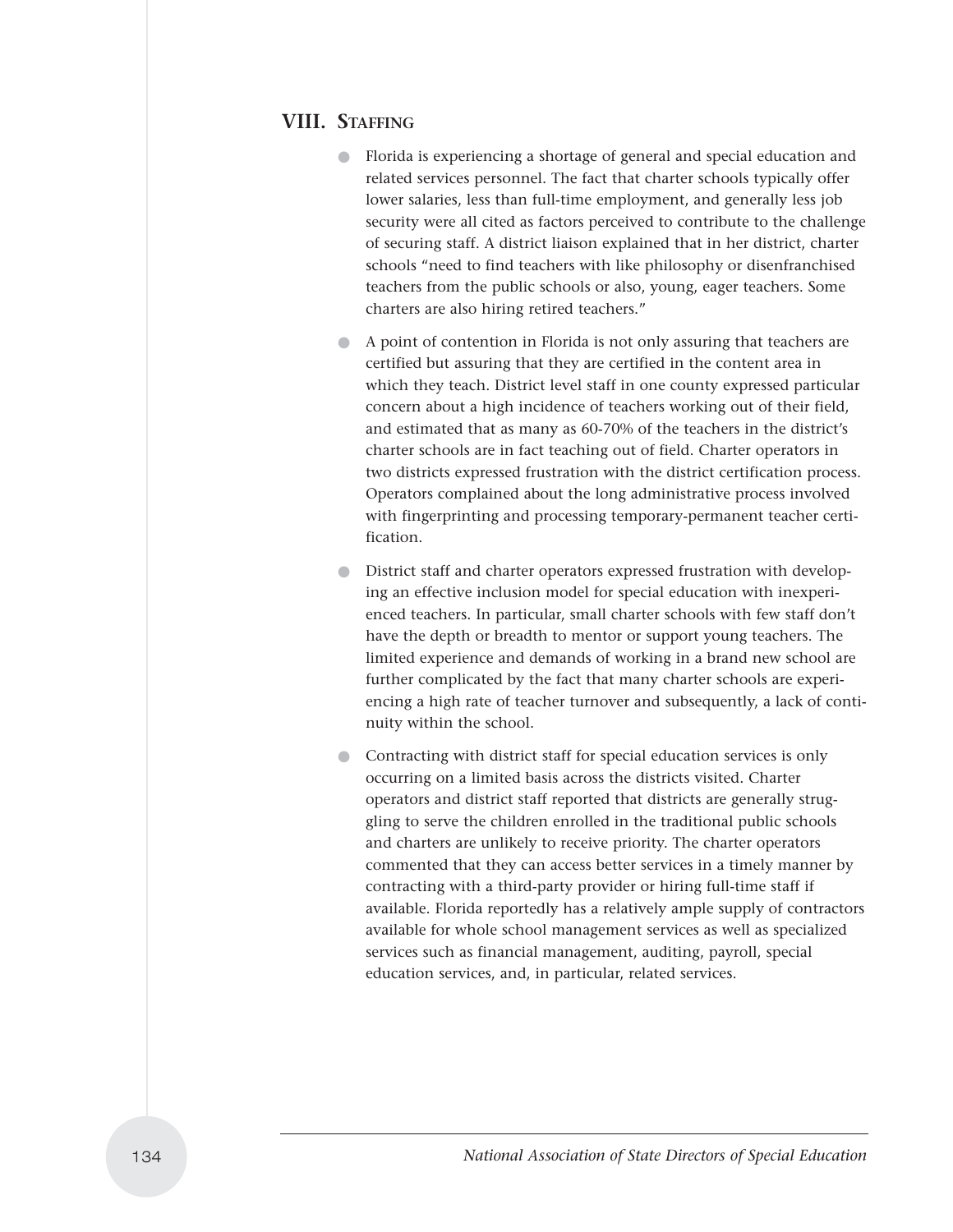## VIII. Staffing

- Florida is experiencing a shortage of general and special education and related services personnel. The fact that charter schools typically offer lower salaries, less than full-time employment, and generally less job security were all cited as factors perceived to contribute to the challenge of securing staff. A district liaison explained that in her district, charter schools "need to find teachers with like philosophy or disenfranchised teachers from the public schools or also, young, eager teachers. Some charters are also hiring retired teachers."

- A point of contention in Florida is not only assuring that teachers are certified but assuring that they are certified in the content area in which they teach. District level staff in one county expressed particular concern about a high incidence of teachers working out of their field, and estimated that as many as 60-70% of the teachers in the district's charter schools are in fact teaching out of field. Charter operators in two districts expressed frustration with the district certification process. Operators complained about the long administrative process involved with fingerprinting and processing temporary-permanent teacher certification.

- District staff and charter operators expressed frustration with developing an effective inclusion model for special education with inexperienced teachers. In particular, small charter schools with few staff don't have the depth or breadth to mentor or support young teachers. The limited experience and demands of working in a brand new school are further complicated by the fact that many charter schools are experiencing a high rate of teacher turnover and subsequently, a lack of continuity within the school.

- Contracting with district staff for special education services is only occurring on a limited basis across the districts visited. Charter operators and district staff reported that districts are generally struggling to serve the children enrolled in the traditional public schools and charters are unlikely to receive priority. The charter operators commented that they can access better services in a timely manner by contracting with a third-party provider or hiring full-time staff if available. Florida reportedly has a relatively ample supply of contractors available for whole school management services as well as specialized services such as financial management, auditing, payroll, special education services, and, in particular, related services.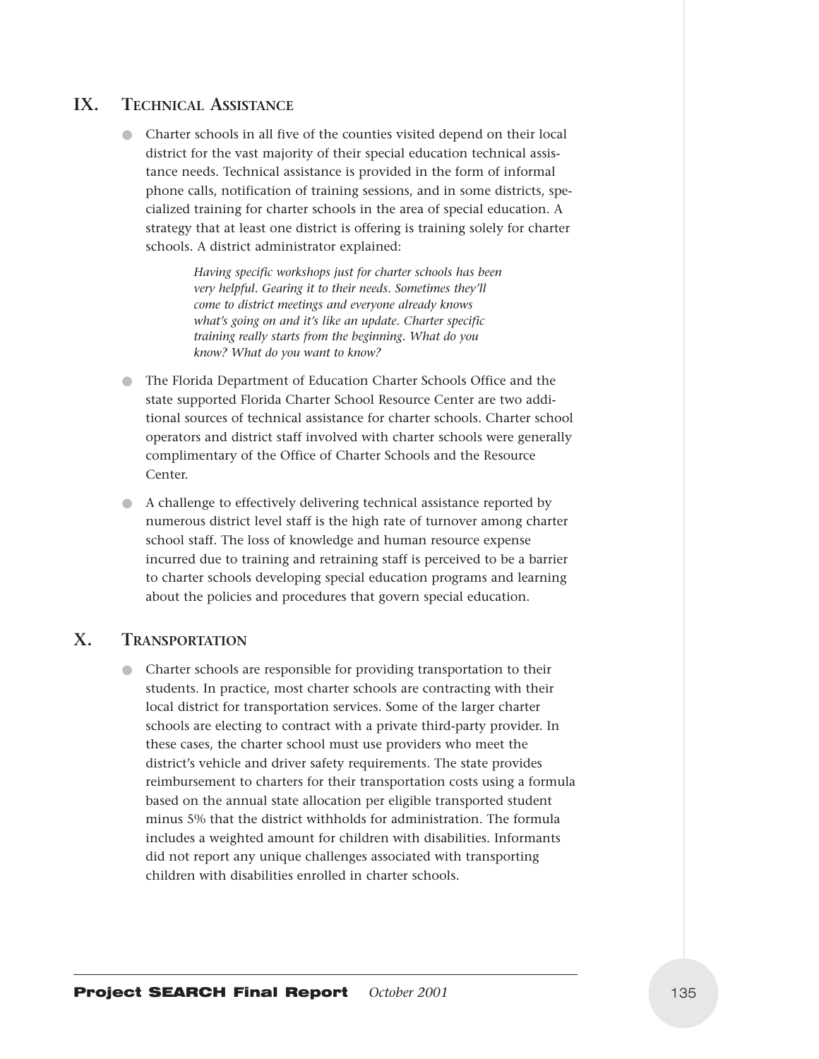## IX. Technical Assistance

- Charter schools in all five of the counties visited depend on their local district for the vast majority of their special education technical assistance needs. Technical assistance is provided in the form of informal phone calls, notification of training sessions, and in some districts, specialized training for charter schools in the area of special education. A strategy that at least one district is offering is training solely for charter schools. A district administrator explained:

  > *Having specific workshops just for charter schools has been very helpful. Gearing it to their needs. Sometimes they'll come to district meetings and everyone already knows what's going on and it's like an update. Charter specific training really starts from the beginning. What do you know? What do you want to know?*

- The Florida Department of Education Charter Schools Office and the state supported Florida Charter School Resource Center are two additional sources of technical assistance for charter schools. Charter school operators and district staff involved with charter schools were generally complimentary of the Office of Charter Schools and the Resource Center.

- A challenge to effectively delivering technical assistance reported by numerous district level staff is the high rate of turnover among charter school staff. The loss of knowledge and human resource expense incurred due to training and retraining staff is perceived to be a barrier to charter schools developing special education programs and learning about the policies and procedures that govern special education.

## X. Transportation

- Charter schools are responsible for providing transportation to their students. In practice, most charter schools are contracting with their local district for transportation services. Some of the larger charter schools are electing to contract with a private third-party provider. In these cases, the charter school must use providers who meet the district's vehicle and driver safety requirements. The state provides reimbursement to charters for their transportation costs using a formula based on the annual state allocation per eligible transported student minus 5% that the district withholds for administration. The formula includes a weighted amount for children with disabilities. Informants did not report any unique challenges associated with transporting children with disabilities enrolled in charter schools.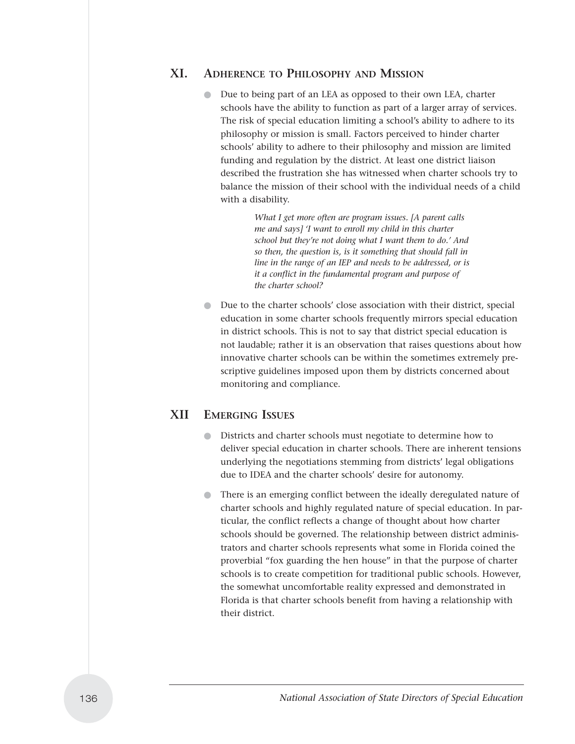## XI. Adherence to Philosophy and Mission

- Due to being part of an LEA as opposed to their own LEA, charter schools have the ability to function as part of a larger array of services. The risk of special education limiting a school's ability to adhere to its philosophy or mission is small. Factors perceived to hinder charter schools' ability to adhere to their philosophy and mission are limited funding and regulation by the district. At least one district liaison described the frustration she has witnessed when charter schools try to balance the mission of their school with the individual needs of a child with a disability.

  > *What I get more often are program issues. [A parent calls me and says] 'I want to enroll my child in this charter school but they're not doing what I want them to do.' And so then, the question is, is it something that should fall in line in the range of an IEP and needs to be addressed, or is it a conflict in the fundamental program and purpose of the charter school?*

- Due to the charter schools' close association with their district, special education in some charter schools frequently mirrors special education in district schools. This is not to say that district special education is not laudable; rather it is an observation that raises questions about how innovative charter schools can be within the sometimes extremely prescriptive guidelines imposed upon them by districts concerned about monitoring and compliance.

## XII Emerging Issues

- Districts and charter schools must negotiate to determine how to deliver special education in charter schools. There are inherent tensions underlying the negotiations stemming from districts' legal obligations due to IDEA and the charter schools' desire for autonomy.

- There is an emerging conflict between the ideally deregulated nature of charter schools and highly regulated nature of special education. In particular, the conflict reflects a change of thought about how charter schools should be governed. The relationship between district administrators and charter schools represents what some in Florida coined the proverbial "fox guarding the hen house" in that the purpose of charter schools is to create competition for traditional public schools. However, the somewhat uncomfortable reality expressed and demonstrated in Florida is that charter schools benefit from having a relationship with their district.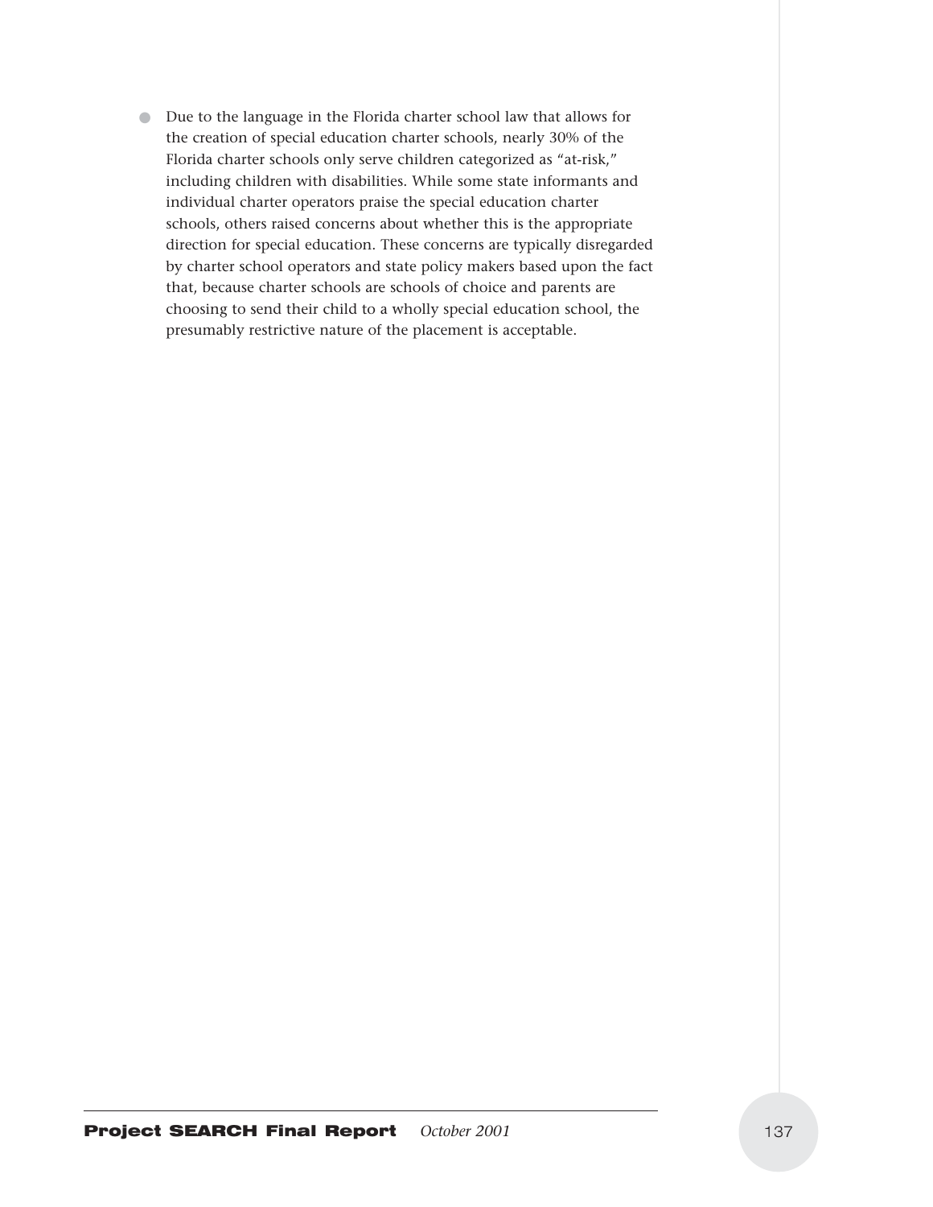- Due to the language in the Florida charter school law that allows for the creation of special education charter schools, nearly 30% of the Florida charter schools only serve children categorized as "at-risk," including children with disabilities. While some state informants and individual charter operators praise the special education charter schools, others raised concerns about whether this is the appropriate direction for special education. These concerns are typically disregarded by charter school operators and state policy makers based upon the fact that, because charter schools are schools of choice and parents are choosing to send their child to a wholly special education school, the presumably restrictive nature of the placement is acceptable.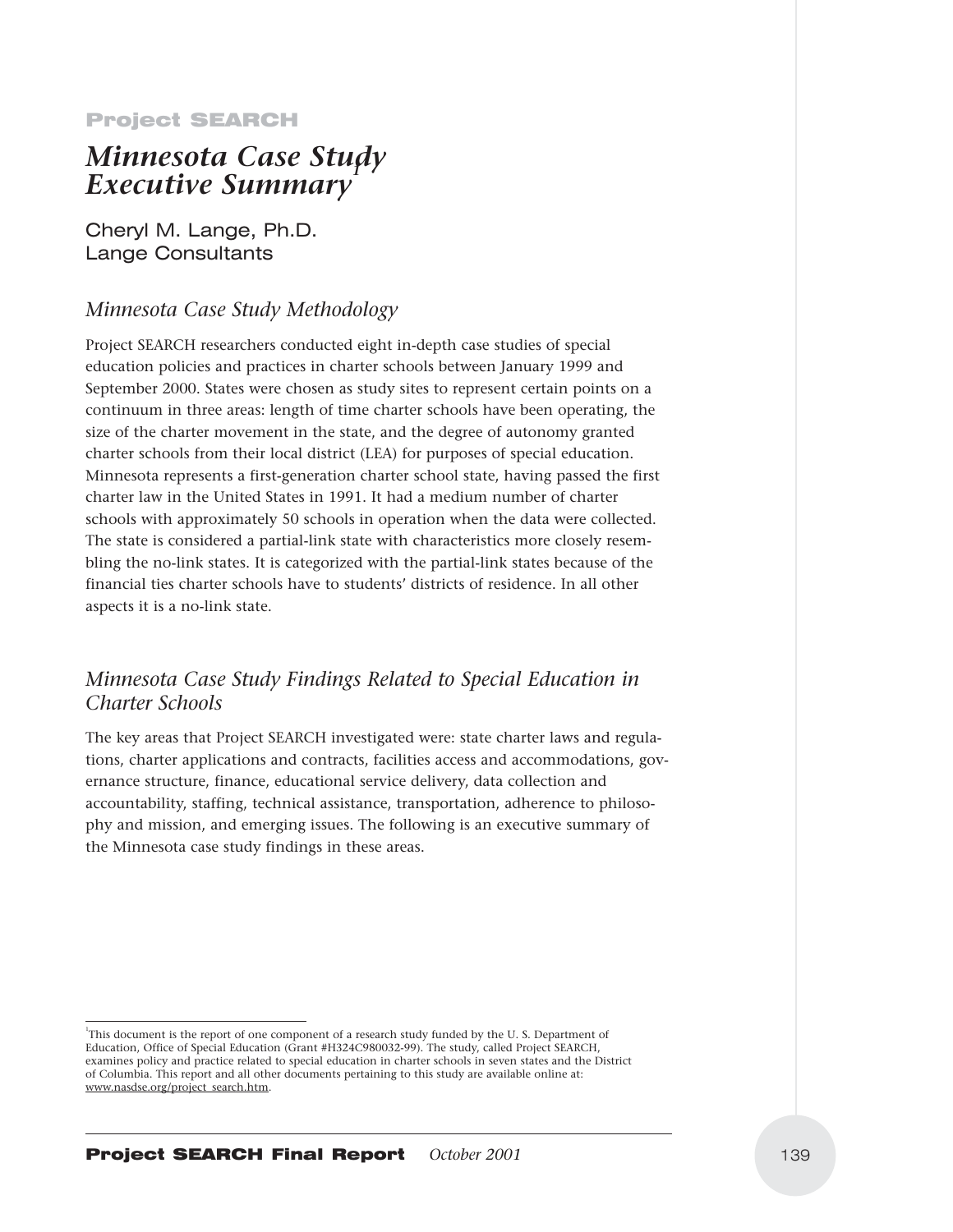**Project SEARCH**

# *Minnesota Case Study Executive Summary*[1]

Cheryl M. Lange, Ph.D.
Lange Consultants

## *Minnesota Case Study Methodology*

Project SEARCH researchers conducted eight in-depth case studies of special education policies and practices in charter schools between January 1999 and September 2000. States were chosen as study sites to represent certain points on a continuum in three areas: length of time charter schools have been operating, the size of the charter movement in the state, and the degree of autonomy granted charter schools from their local district (LEA) for purposes of special education. Minnesota represents a first-generation charter school state, having passed the first charter law in the United States in 1991. It had a medium number of charter schools with approximately 50 schools in operation when the data were collected. The state is considered a partial-link state with characteristics more closely resembling the no-link states. It is categorized with the partial-link states because of the financial ties charter schools have to students' districts of residence. In all other aspects it is a no-link state.

## *Minnesota Case Study Findings Related to Special Education in Charter Schools*

The key areas that Project SEARCH investigated were: state charter laws and regulations, charter applications and contracts, facilities access and accommodations, governance structure, finance, educational service delivery, data collection and accountability, staffing, technical assistance, transportation, adherence to philosophy and mission, and emerging issues. The following is an executive summary of the Minnesota case study findings in these areas.

---

[1] This document is the report of one component of a research study funded by the U. S. Department of Education, Office of Special Education (Grant #H324C980032-99). The study, called Project SEARCH, examines policy and practice related to special education in charter schools in seven states and the District of Columbia. This report and all other documents pertaining to this study are available online at: www.nasdse.org/project_search.htm.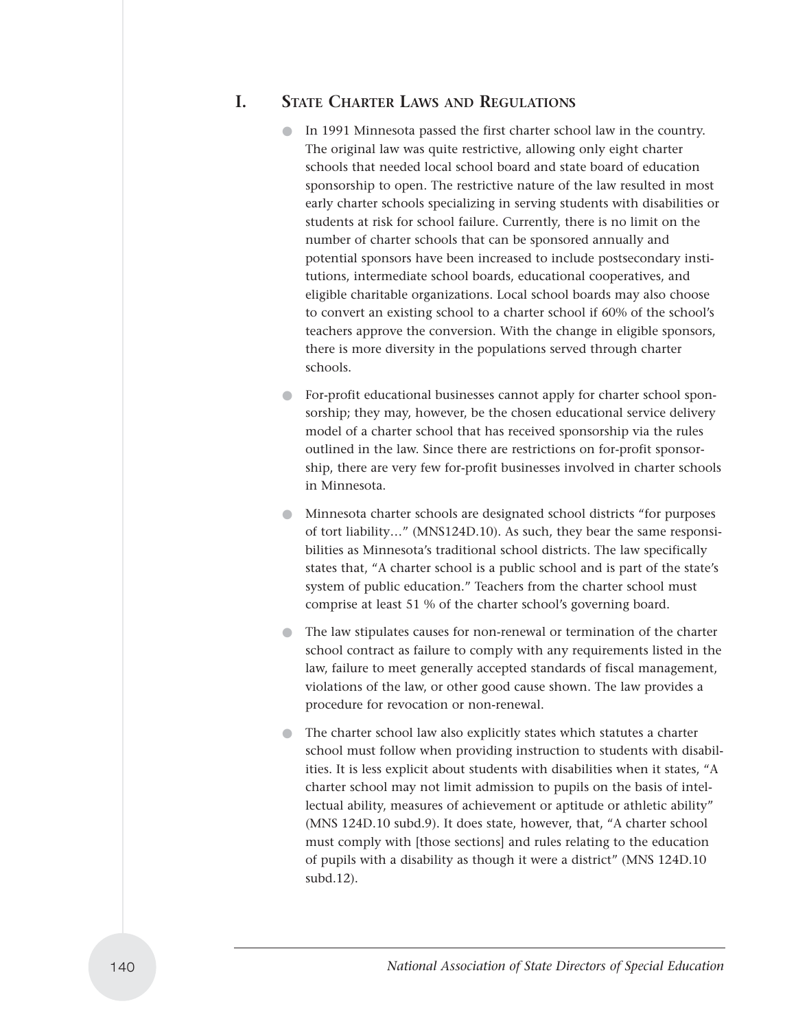## I. State Charter Laws and Regulations

- In 1991 Minnesota passed the first charter school law in the country. The original law was quite restrictive, allowing only eight charter schools that needed local school board and state board of education sponsorship to open. The restrictive nature of the law resulted in most early charter schools specializing in serving students with disabilities or students at risk for school failure. Currently, there is no limit on the number of charter schools that can be sponsored annually and potential sponsors have been increased to include postsecondary institutions, intermediate school boards, educational cooperatives, and eligible charitable organizations. Local school boards may also choose to convert an existing school to a charter school if 60% of the school's teachers approve the conversion. With the change in eligible sponsors, there is more diversity in the populations served through charter schools.
- For-profit educational businesses cannot apply for charter school sponsorship; they may, however, be the chosen educational service delivery model of a charter school that has received sponsorship via the rules outlined in the law. Since there are restrictions on for-profit sponsorship, there are very few for-profit businesses involved in charter schools in Minnesota.
- Minnesota charter schools are designated school districts "for purposes of tort liability…" (MNS124D.10). As such, they bear the same responsibilities as Minnesota's traditional school districts. The law specifically states that, "A charter school is a public school and is part of the state's system of public education." Teachers from the charter school must comprise at least 51 % of the charter school's governing board.
- The law stipulates causes for non-renewal or termination of the charter school contract as failure to comply with any requirements listed in the law, failure to meet generally accepted standards of fiscal management, violations of the law, or other good cause shown. The law provides a procedure for revocation or non-renewal.
- The charter school law also explicitly states which statutes a charter school must follow when providing instruction to students with disabilities. It is less explicit about students with disabilities when it states, "A charter school may not limit admission to pupils on the basis of intellectual ability, measures of achievement or aptitude or athletic ability" (MNS 124D.10 subd.9). It does state, however, that, "A charter school must comply with [those sections] and rules relating to the education of pupils with a disability as though it were a district" (MNS 124D.10 subd.12).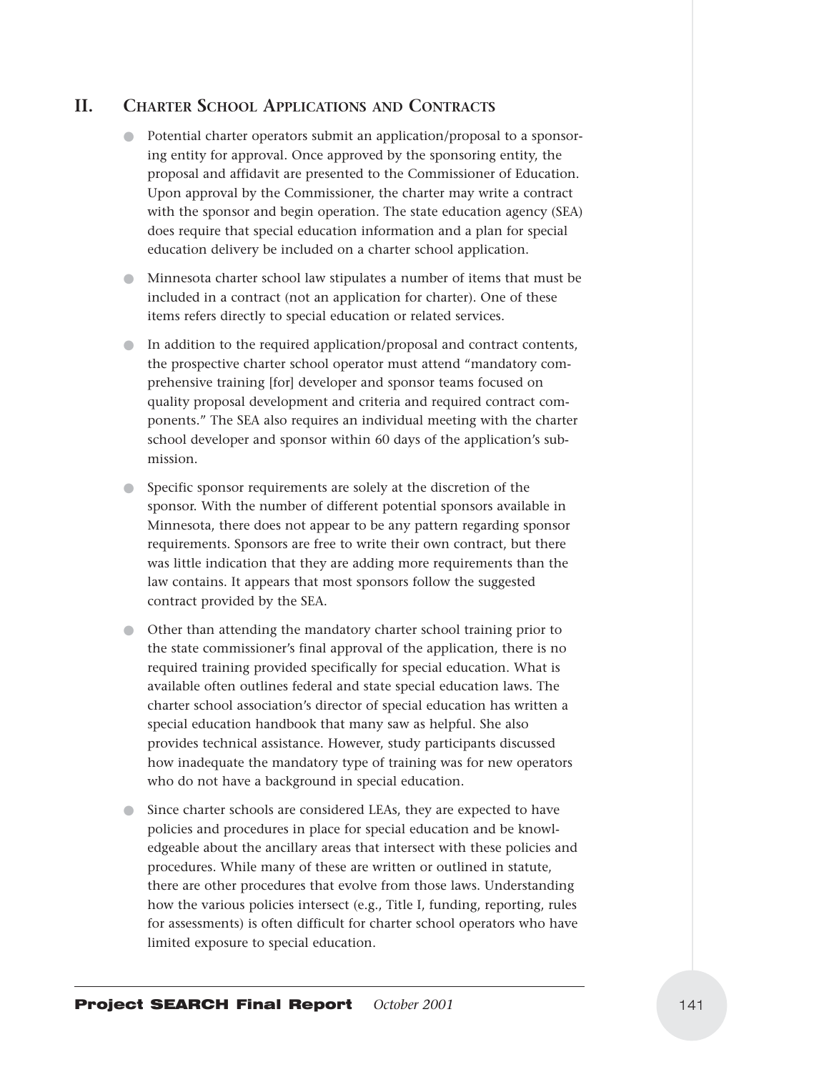## II. Charter School Applications and Contracts

- Potential charter operators submit an application/proposal to a sponsoring entity for approval. Once approved by the sponsoring entity, the proposal and affidavit are presented to the Commissioner of Education. Upon approval by the Commissioner, the charter may write a contract with the sponsor and begin operation. The state education agency (SEA) does require that special education information and a plan for special education delivery be included on a charter school application.
- Minnesota charter school law stipulates a number of items that must be included in a contract (not an application for charter). One of these items refers directly to special education or related services.
- In addition to the required application/proposal and contract contents, the prospective charter school operator must attend "mandatory comprehensive training [for] developer and sponsor teams focused on quality proposal development and criteria and required contract components." The SEA also requires an individual meeting with the charter school developer and sponsor within 60 days of the application's submission.
- Specific sponsor requirements are solely at the discretion of the sponsor. With the number of different potential sponsors available in Minnesota, there does not appear to be any pattern regarding sponsor requirements. Sponsors are free to write their own contract, but there was little indication that they are adding more requirements than the law contains. It appears that most sponsors follow the suggested contract provided by the SEA.
- Other than attending the mandatory charter school training prior to the state commissioner's final approval of the application, there is no required training provided specifically for special education. What is available often outlines federal and state special education laws. The charter school association's director of special education has written a special education handbook that many saw as helpful. She also provides technical assistance. However, study participants discussed how inadequate the mandatory type of training was for new operators who do not have a background in special education.
- Since charter schools are considered LEAs, they are expected to have policies and procedures in place for special education and be knowledgeable about the ancillary areas that intersect with these policies and procedures. While many of these are written or outlined in statute, there are other procedures that evolve from those laws. Understanding how the various policies intersect (e.g., Title I, funding, reporting, rules for assessments) is often difficult for charter school operators who have limited exposure to special education.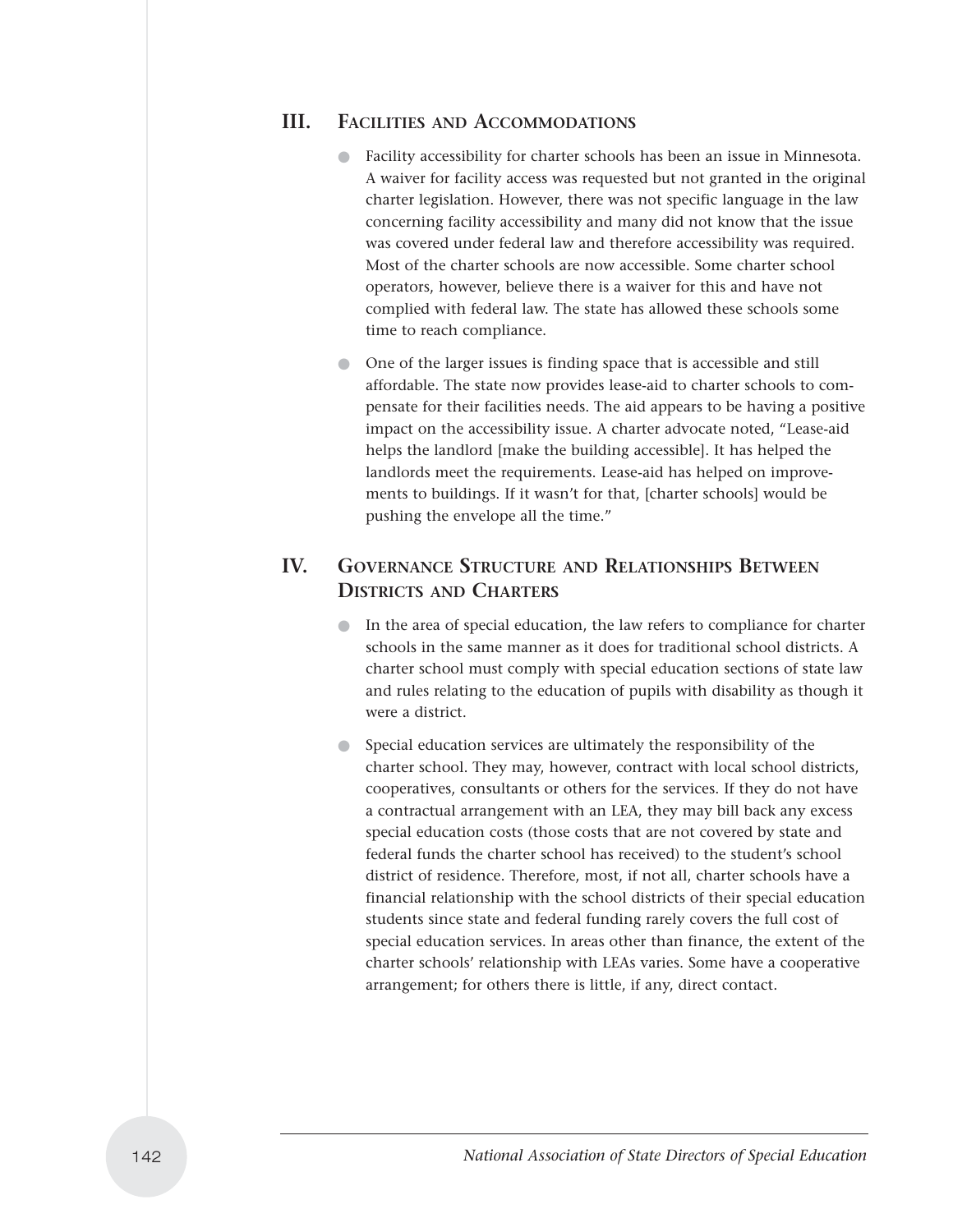## III. Facilities and Accommodations

- Facility accessibility for charter schools has been an issue in Minnesota. A waiver for facility access was requested but not granted in the original charter legislation. However, there was not specific language in the law concerning facility accessibility and many did not know that the issue was covered under federal law and therefore accessibility was required. Most of the charter schools are now accessible. Some charter school operators, however, believe there is a waiver for this and have not complied with federal law. The state has allowed these schools some time to reach compliance.

- One of the larger issues is finding space that is accessible and still affordable. The state now provides lease-aid to charter schools to compensate for their facilities needs. The aid appears to be having a positive impact on the accessibility issue. A charter advocate noted, "Lease-aid helps the landlord [make the building accessible]. It has helped the landlords meet the requirements. Lease-aid has helped on improvements to buildings. If it wasn't for that, [charter schools] would be pushing the envelope all the time."

## IV. Governance Structure and Relationships Between Districts and Charters

- In the area of special education, the law refers to compliance for charter schools in the same manner as it does for traditional school districts. A charter school must comply with special education sections of state law and rules relating to the education of pupils with disability as though it were a district.

- Special education services are ultimately the responsibility of the charter school. They may, however, contract with local school districts, cooperatives, consultants or others for the services. If they do not have a contractual arrangement with an LEA, they may bill back any excess special education costs (those costs that are not covered by state and federal funds the charter school has received) to the student's school district of residence. Therefore, most, if not all, charter schools have a financial relationship with the school districts of their special education students since state and federal funding rarely covers the full cost of special education services. In areas other than finance, the extent of the charter schools' relationship with LEAs varies. Some have a cooperative arrangement; for others there is little, if any, direct contact.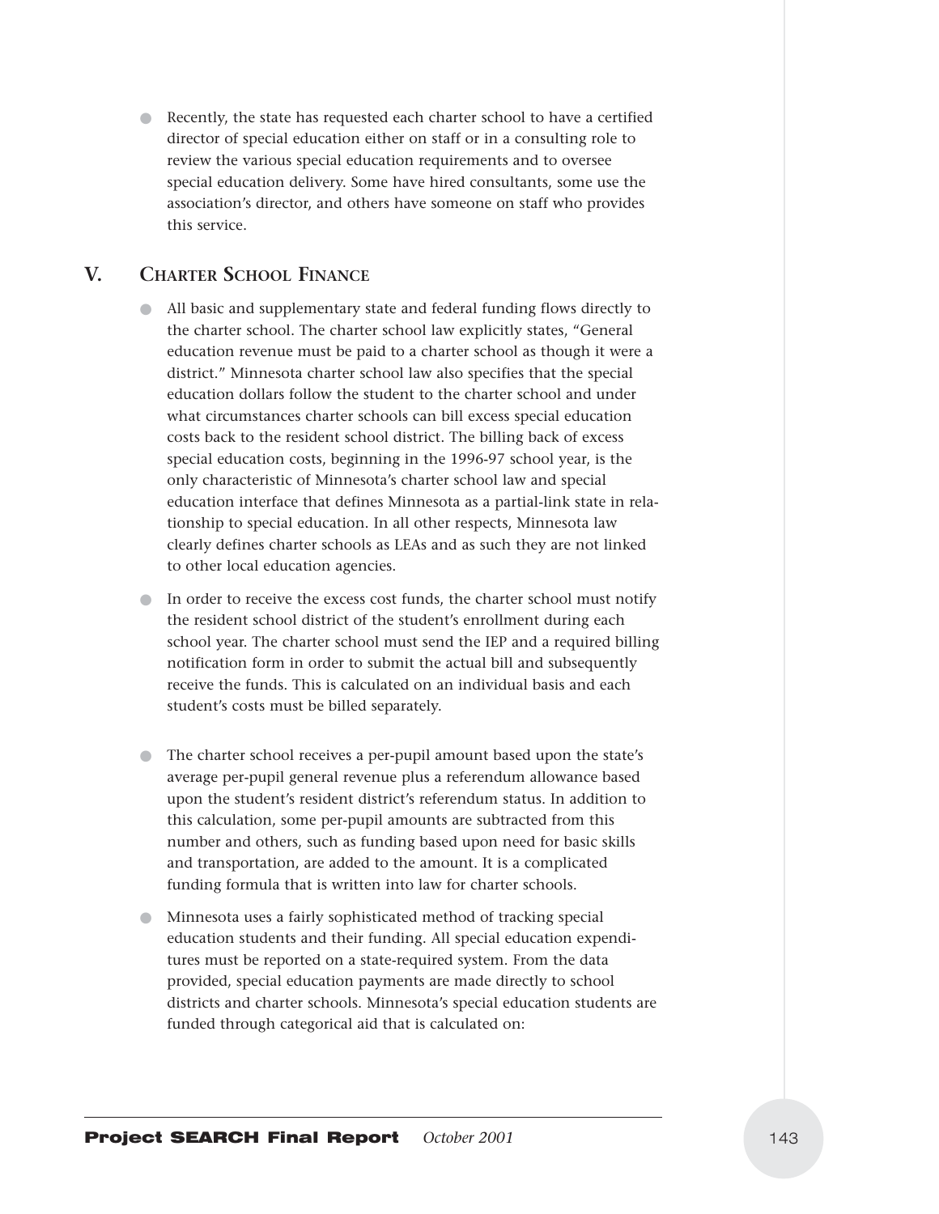- Recently, the state has requested each charter school to have a certified director of special education either on staff or in a consulting role to review the various special education requirements and to oversee special education delivery. Some have hired consultants, some use the association's director, and others have someone on staff who provides this service.

## V. Charter School Finance

- All basic and supplementary state and federal funding flows directly to the charter school. The charter school law explicitly states, "General education revenue must be paid to a charter school as though it were a district." Minnesota charter school law also specifies that the special education dollars follow the student to the charter school and under what circumstances charter schools can bill excess special education costs back to the resident school district. The billing back of excess special education costs, beginning in the 1996-97 school year, is the only characteristic of Minnesota's charter school law and special education interface that defines Minnesota as a partial-link state in relationship to special education. In all other respects, Minnesota law clearly defines charter schools as LEAs and as such they are not linked to other local education agencies.

- In order to receive the excess cost funds, the charter school must notify the resident school district of the student's enrollment during each school year. The charter school must send the IEP and a required billing notification form in order to submit the actual bill and subsequently receive the funds. This is calculated on an individual basis and each student's costs must be billed separately.

- The charter school receives a per-pupil amount based upon the state's average per-pupil general revenue plus a referendum allowance based upon the student's resident district's referendum status. In addition to this calculation, some per-pupil amounts are subtracted from this number and others, such as funding based upon need for basic skills and transportation, are added to the amount. It is a complicated funding formula that is written into law for charter schools.

- Minnesota uses a fairly sophisticated method of tracking special education students and their funding. All special education expenditures must be reported on a state-required system. From the data provided, special education payments are made directly to school districts and charter schools. Minnesota's special education students are funded through categorical aid that is calculated on: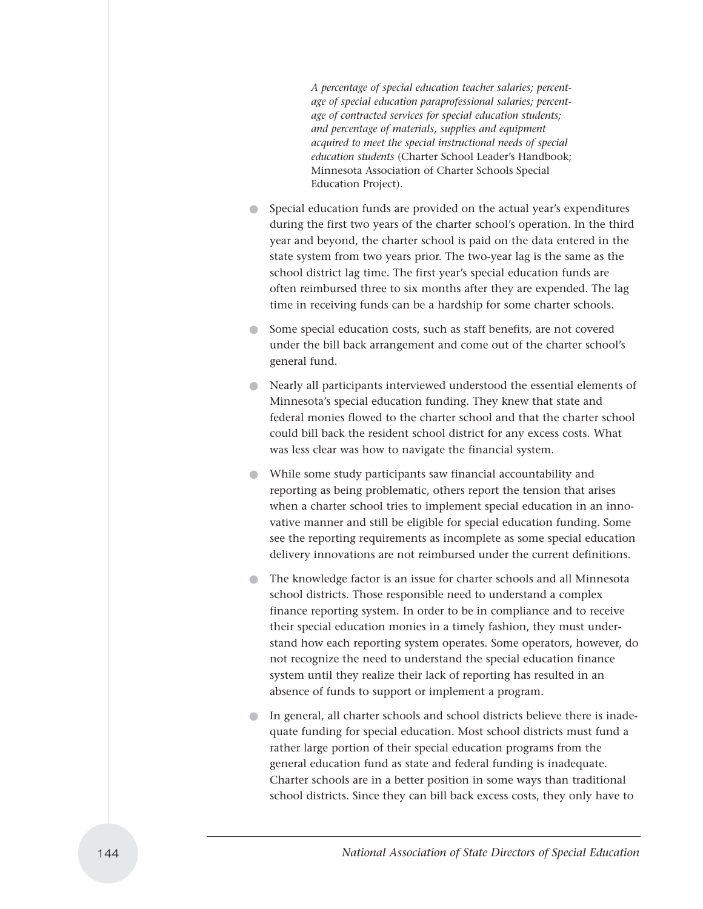*A percentage of special education teacher salaries; percentage of special education paraprofessional salaries; percentage of contracted services for special education students; and percentage of materials, supplies and equipment acquired to meet the special instructional needs of special education students* (Charter School Leader's Handbook; Minnesota Association of Charter Schools Special Education Project).

- Special education funds are provided on the actual year's expenditures during the first two years of the charter school's operation. In the third year and beyond, the charter school is paid on the data entered in the state system from two years prior. The two-year lag is the same as the school district lag time. The first year's special education funds are often reimbursed three to six months after they are expended. The lag time in receiving funds can be a hardship for some charter schools.

- Some special education costs, such as staff benefits, are not covered under the bill back arrangement and come out of the charter school's general fund.

- Nearly all participants interviewed understood the essential elements of Minnesota's special education funding. They knew that state and federal monies flowed to the charter school and that the charter school could bill back the resident school district for any excess costs. What was less clear was how to navigate the financial system.

- While some study participants saw financial accountability and reporting as being problematic, others report the tension that arises when a charter school tries to implement special education in an innovative manner and still be eligible for special education funding. Some see the reporting requirements as incomplete as some special education delivery innovations are not reimbursed under the current definitions.

- The knowledge factor is an issue for charter schools and all Minnesota school districts. Those responsible need to understand a complex finance reporting system. In order to be in compliance and to receive their special education monies in a timely fashion, they must understand how each reporting system operates. Some operators, however, do not recognize the need to understand the special education finance system until they realize their lack of reporting has resulted in an absence of funds to support or implement a program.

- In general, all charter schools and school districts believe there is inadequate funding for special education. Most school districts must fund a rather large portion of their special education programs from the general education fund as state and federal funding is inadequate. Charter schools are in a better position in some ways than traditional school districts. Since they can bill back excess costs, they only have to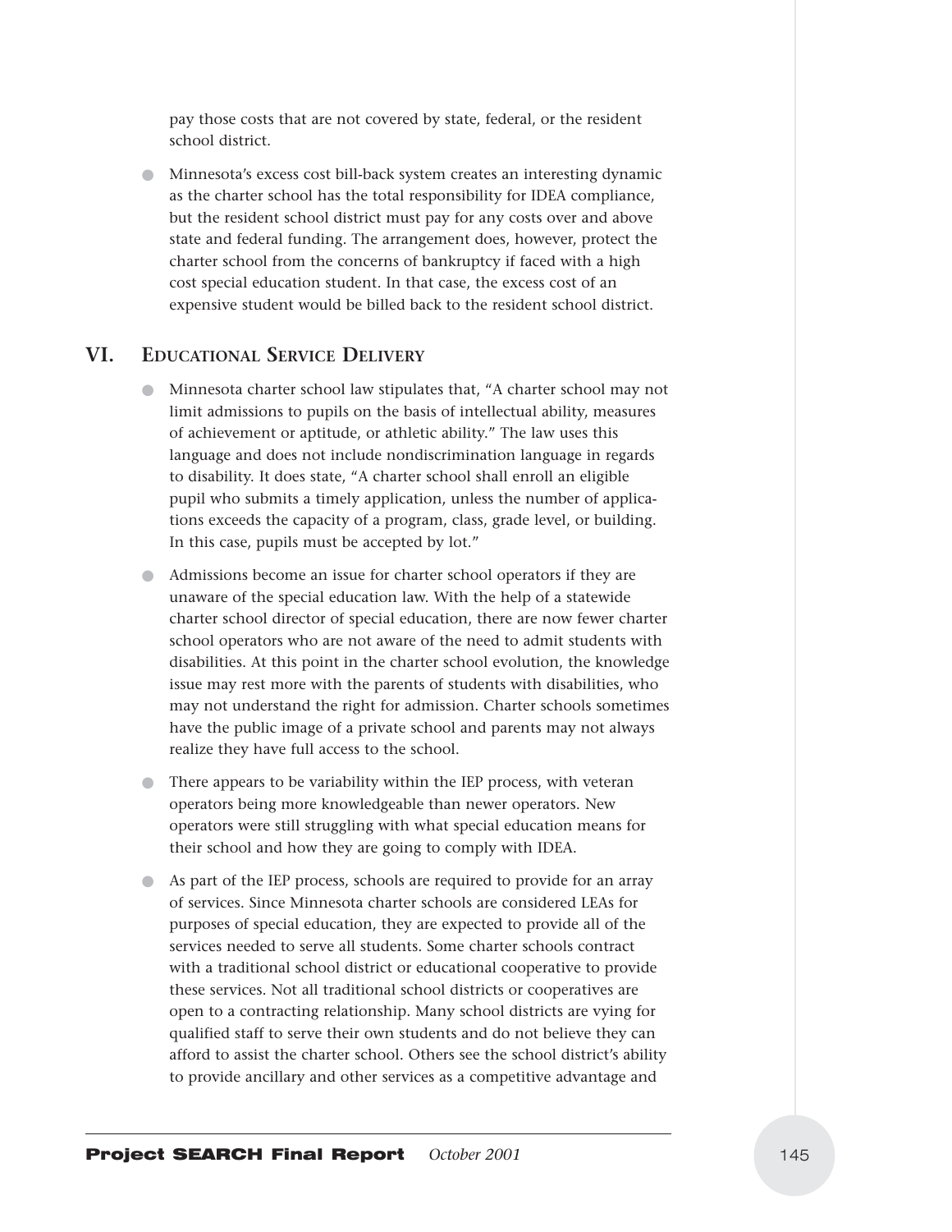pay those costs that are not covered by state, federal, or the resident school district.

- Minnesota's excess cost bill-back system creates an interesting dynamic as the charter school has the total responsibility for IDEA compliance, but the resident school district must pay for any costs over and above state and federal funding. The arrangement does, however, protect the charter school from the concerns of bankruptcy if faced with a high cost special education student. In that case, the excess cost of an expensive student would be billed back to the resident school district.

## VI. Educational Service Delivery

- Minnesota charter school law stipulates that, "A charter school may not limit admissions to pupils on the basis of intellectual ability, measures of achievement or aptitude, or athletic ability." The law uses this language and does not include nondiscrimination language in regards to disability. It does state, "A charter school shall enroll an eligible pupil who submits a timely application, unless the number of applications exceeds the capacity of a program, class, grade level, or building. In this case, pupils must be accepted by lot."
- Admissions become an issue for charter school operators if they are unaware of the special education law. With the help of a statewide charter school director of special education, there are now fewer charter school operators who are not aware of the need to admit students with disabilities. At this point in the charter school evolution, the knowledge issue may rest more with the parents of students with disabilities, who may not understand the right for admission. Charter schools sometimes have the public image of a private school and parents may not always realize they have full access to the school.
- There appears to be variability within the IEP process, with veteran operators being more knowledgeable than newer operators. New operators were still struggling with what special education means for their school and how they are going to comply with IDEA.
- As part of the IEP process, schools are required to provide for an array of services. Since Minnesota charter schools are considered LEAs for purposes of special education, they are expected to provide all of the services needed to serve all students. Some charter schools contract with a traditional school district or educational cooperative to provide these services. Not all traditional school districts or cooperatives are open to a contracting relationship. Many school districts are vying for qualified staff to serve their own students and do not believe they can afford to assist the charter school. Others see the school district's ability to provide ancillary and other services as a competitive advantage and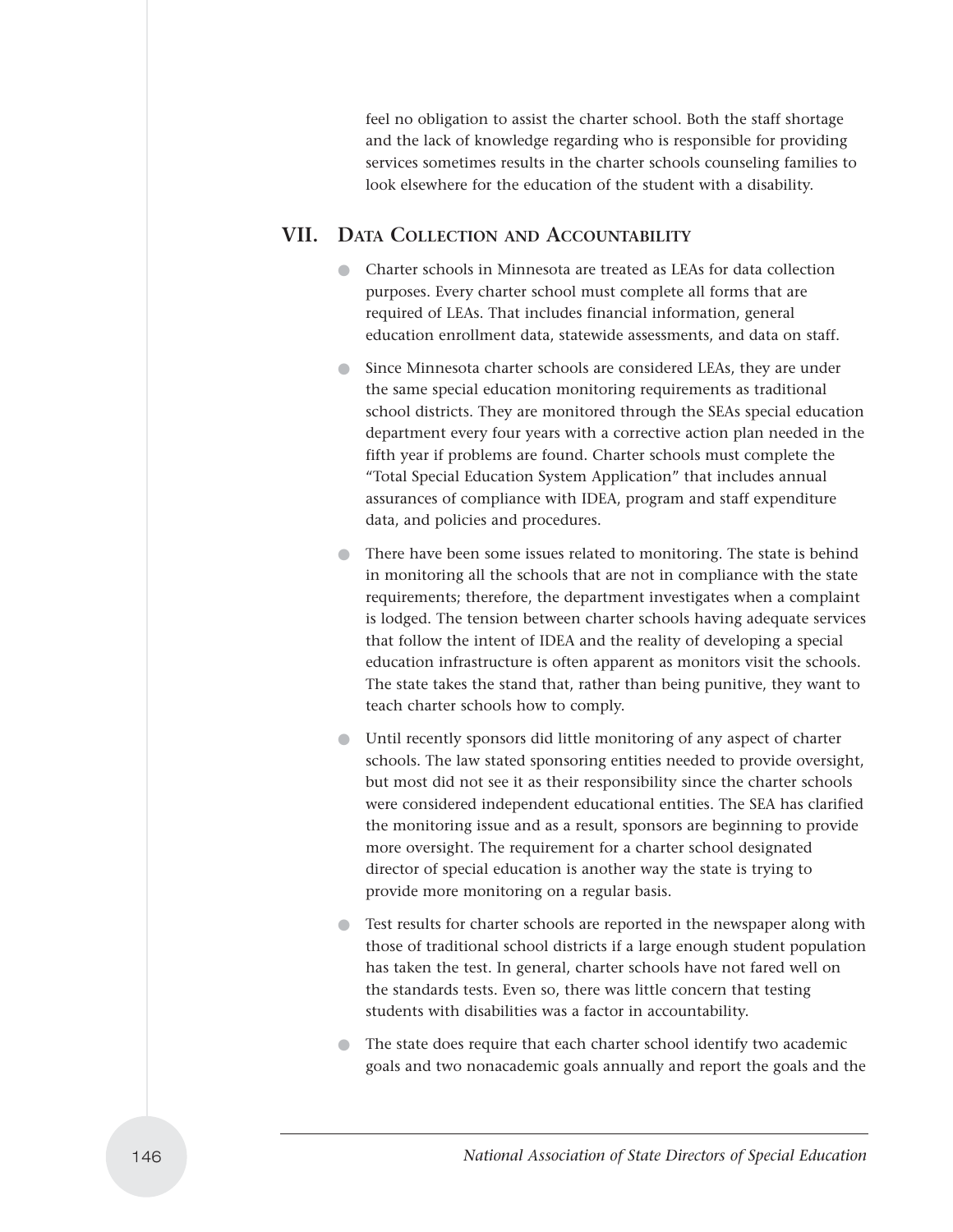feel no obligation to assist the charter school. Both the staff shortage and the lack of knowledge regarding who is responsible for providing services sometimes results in the charter schools counseling families to look elsewhere for the education of the student with a disability.

## VII. Data Collection and Accountability

- Charter schools in Minnesota are treated as LEAs for data collection purposes. Every charter school must complete all forms that are required of LEAs. That includes financial information, general education enrollment data, statewide assessments, and data on staff.
- Since Minnesota charter schools are considered LEAs, they are under the same special education monitoring requirements as traditional school districts. They are monitored through the SEAs special education department every four years with a corrective action plan needed in the fifth year if problems are found. Charter schools must complete the "Total Special Education System Application" that includes annual assurances of compliance with IDEA, program and staff expenditure data, and policies and procedures.
- There have been some issues related to monitoring. The state is behind in monitoring all the schools that are not in compliance with the state requirements; therefore, the department investigates when a complaint is lodged. The tension between charter schools having adequate services that follow the intent of IDEA and the reality of developing a special education infrastructure is often apparent as monitors visit the schools. The state takes the stand that, rather than being punitive, they want to teach charter schools how to comply.
- Until recently sponsors did little monitoring of any aspect of charter schools. The law stated sponsoring entities needed to provide oversight, but most did not see it as their responsibility since the charter schools were considered independent educational entities. The SEA has clarified the monitoring issue and as a result, sponsors are beginning to provide more oversight. The requirement for a charter school designated director of special education is another way the state is trying to provide more monitoring on a regular basis.
- Test results for charter schools are reported in the newspaper along with those of traditional school districts if a large enough student population has taken the test. In general, charter schools have not fared well on the standards tests. Even so, there was little concern that testing students with disabilities was a factor in accountability.
- The state does require that each charter school identify two academic goals and two nonacademic goals annually and report the goals and the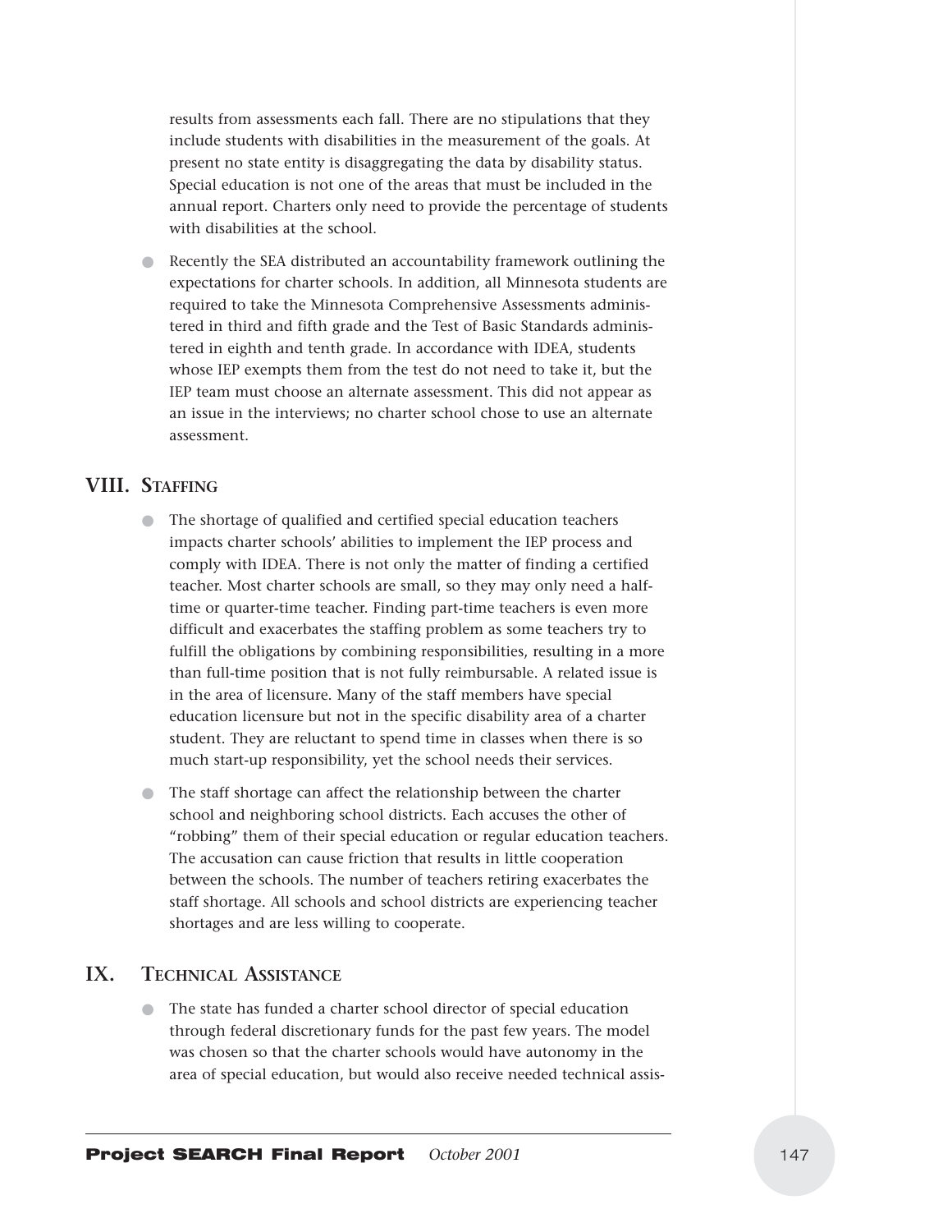results from assessments each fall. There are no stipulations that they include students with disabilities in the measurement of the goals. At present no state entity is disaggregating the data by disability status. Special education is not one of the areas that must be included in the annual report. Charters only need to provide the percentage of students with disabilities at the school.

- Recently the SEA distributed an accountability framework outlining the expectations for charter schools. In addition, all Minnesota students are required to take the Minnesota Comprehensive Assessments administered in third and fifth grade and the Test of Basic Standards administered in eighth and tenth grade. In accordance with IDEA, students whose IEP exempts them from the test do not need to take it, but the IEP team must choose an alternate assessment. This did not appear as an issue in the interviews; no charter school chose to use an alternate assessment.

## VIII. Staffing

- The shortage of qualified and certified special education teachers impacts charter schools' abilities to implement the IEP process and comply with IDEA. There is not only the matter of finding a certified teacher. Most charter schools are small, so they may only need a half-time or quarter-time teacher. Finding part-time teachers is even more difficult and exacerbates the staffing problem as some teachers try to fulfill the obligations by combining responsibilities, resulting in a more than full-time position that is not fully reimbursable. A related issue is in the area of licensure. Many of the staff members have special education licensure but not in the specific disability area of a charter student. They are reluctant to spend time in classes when there is so much start-up responsibility, yet the school needs their services.

- The staff shortage can affect the relationship between the charter school and neighboring school districts. Each accuses the other of "robbing" them of their special education or regular education teachers. The accusation can cause friction that results in little cooperation between the schools. The number of teachers retiring exacerbates the staff shortage. All schools and school districts are experiencing teacher shortages and are less willing to cooperate.

## IX. Technical Assistance

- The state has funded a charter school director of special education through federal discretionary funds for the past few years. The model was chosen so that the charter schools would have autonomy in the area of special education, but would also receive needed technical assis-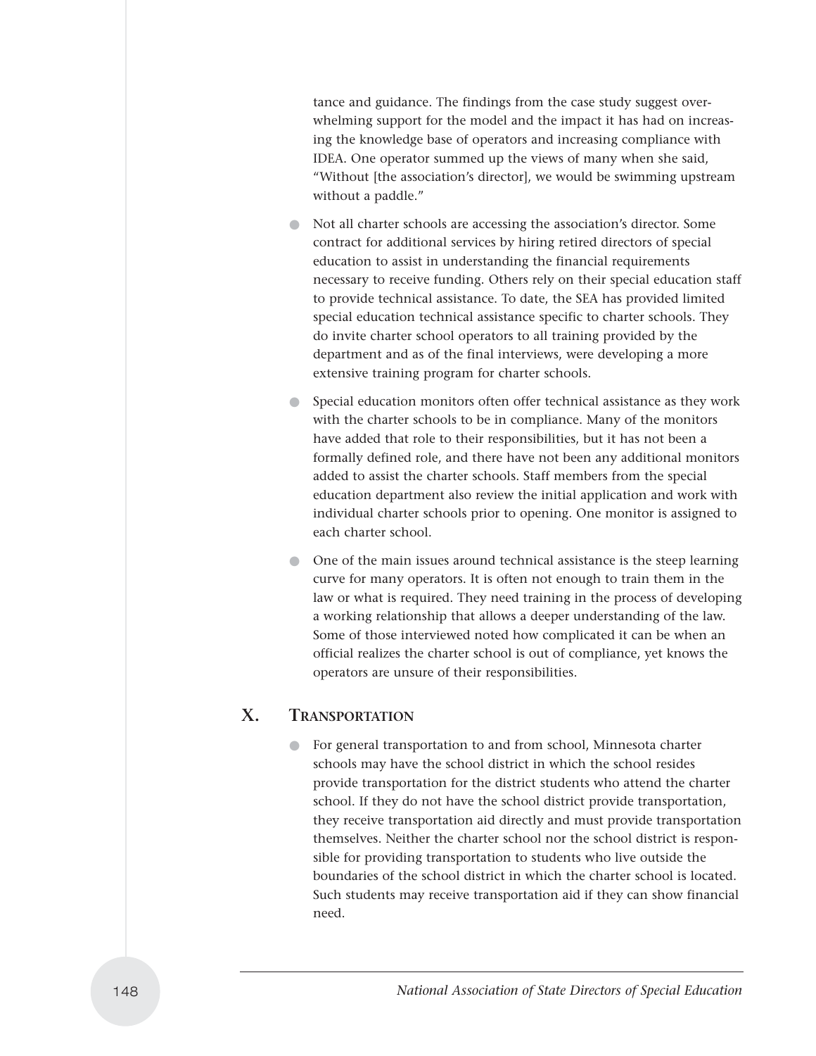tance and guidance. The findings from the case study suggest overwhelming support for the model and the impact it has had on increasing the knowledge base of operators and increasing compliance with IDEA. One operator summed up the views of many when she said, "Without [the association's director], we would be swimming upstream without a paddle."

- Not all charter schools are accessing the association's director. Some contract for additional services by hiring retired directors of special education to assist in understanding the financial requirements necessary to receive funding. Others rely on their special education staff to provide technical assistance. To date, the SEA has provided limited special education technical assistance specific to charter schools. They do invite charter school operators to all training provided by the department and as of the final interviews, were developing a more extensive training program for charter schools.
- Special education monitors often offer technical assistance as they work with the charter schools to be in compliance. Many of the monitors have added that role to their responsibilities, but it has not been a formally defined role, and there have not been any additional monitors added to assist the charter schools. Staff members from the special education department also review the initial application and work with individual charter schools prior to opening. One monitor is assigned to each charter school.
- One of the main issues around technical assistance is the steep learning curve for many operators. It is often not enough to train them in the law or what is required. They need training in the process of developing a working relationship that allows a deeper understanding of the law. Some of those interviewed noted how complicated it can be when an official realizes the charter school is out of compliance, yet knows the operators are unsure of their responsibilities.

## X. Transportation

- For general transportation to and from school, Minnesota charter schools may have the school district in which the school resides provide transportation for the district students who attend the charter school. If they do not have the school district provide transportation, they receive transportation aid directly and must provide transportation themselves. Neither the charter school nor the school district is responsible for providing transportation to students who live outside the boundaries of the school district in which the charter school is located. Such students may receive transportation aid if they can show financial need.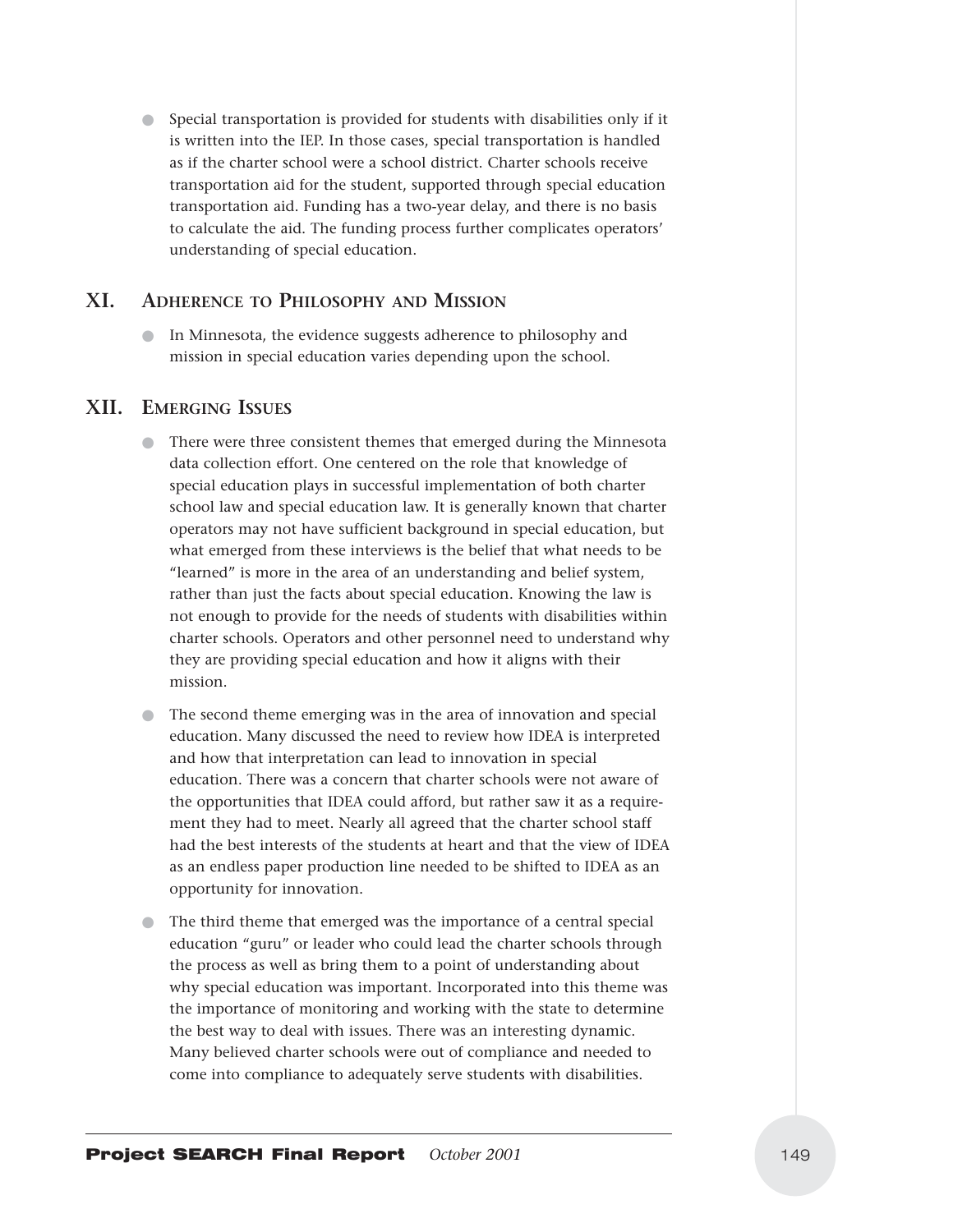- Special transportation is provided for students with disabilities only if it is written into the IEP. In those cases, special transportation is handled as if the charter school were a school district. Charter schools receive transportation aid for the student, supported through special education transportation aid. Funding has a two-year delay, and there is no basis to calculate the aid. The funding process further complicates operators' understanding of special education.

## XI. Adherence to Philosophy and Mission

- In Minnesota, the evidence suggests adherence to philosophy and mission in special education varies depending upon the school.

## XII. Emerging Issues

- There were three consistent themes that emerged during the Minnesota data collection effort. One centered on the role that knowledge of special education plays in successful implementation of both charter school law and special education law. It is generally known that charter operators may not have sufficient background in special education, but what emerged from these interviews is the belief that what needs to be "learned" is more in the area of an understanding and belief system, rather than just the facts about special education. Knowing the law is not enough to provide for the needs of students with disabilities within charter schools. Operators and other personnel need to understand why they are providing special education and how it aligns with their mission.
- The second theme emerging was in the area of innovation and special education. Many discussed the need to review how IDEA is interpreted and how that interpretation can lead to innovation in special education. There was a concern that charter schools were not aware of the opportunities that IDEA could afford, but rather saw it as a requirement they had to meet. Nearly all agreed that the charter school staff had the best interests of the students at heart and that the view of IDEA as an endless paper production line needed to be shifted to IDEA as an opportunity for innovation.
- The third theme that emerged was the importance of a central special education "guru" or leader who could lead the charter schools through the process as well as bring them to a point of understanding about why special education was important. Incorporated into this theme was the importance of monitoring and working with the state to determine the best way to deal with issues. There was an interesting dynamic. Many believed charter schools were out of compliance and needed to come into compliance to adequately serve students with disabilities.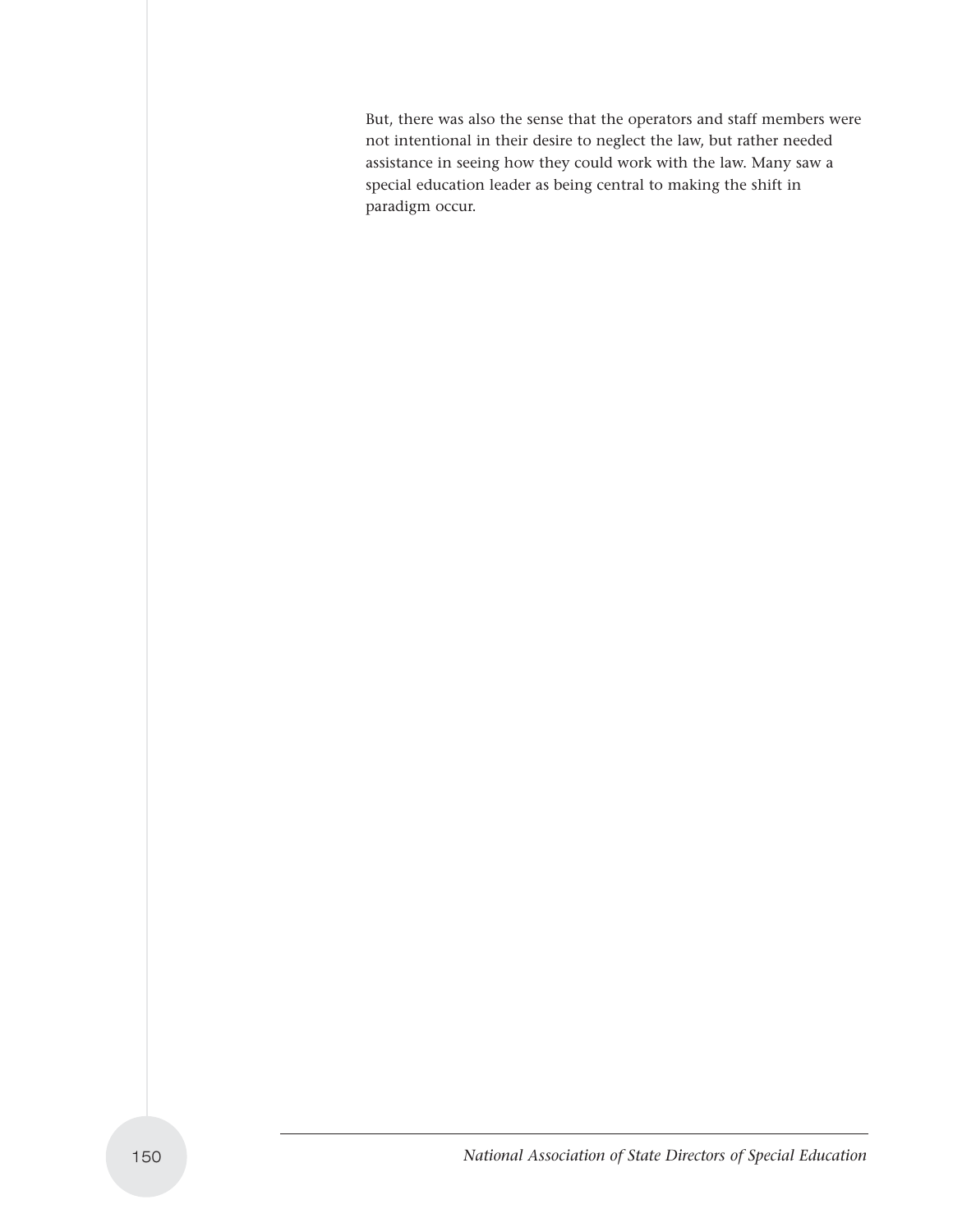But, there was also the sense that the operators and staff members were not intentional in their desire to neglect the law, but rather needed assistance in seeing how they could work with the law. Many saw a special education leader as being central to making the shift in paradigm occur.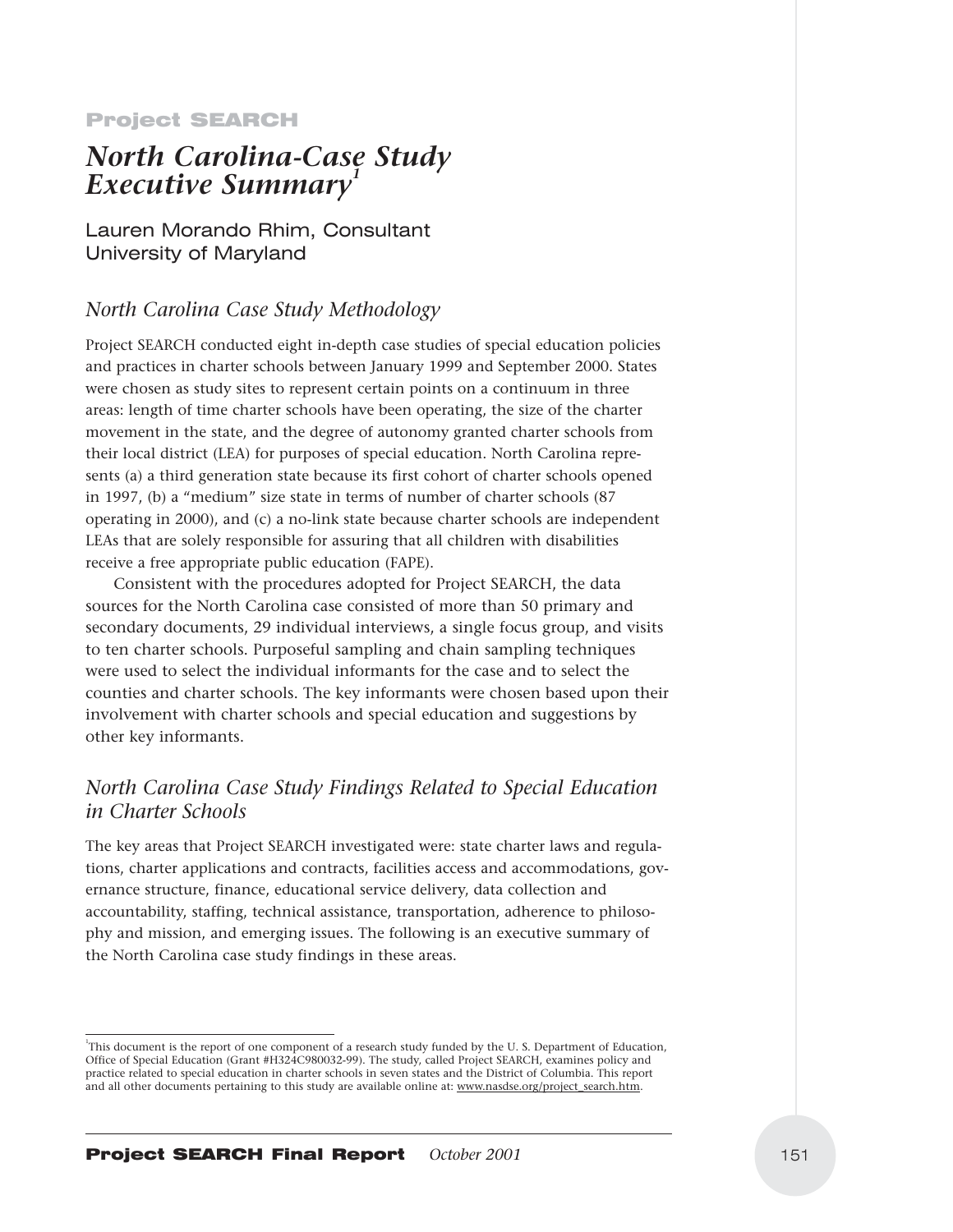**Project SEARCH**

# *North Carolina-Case Study Executive Summary*[1]

Lauren Morando Rhim, Consultant
University of Maryland

## *North Carolina Case Study Methodology*

Project SEARCH conducted eight in-depth case studies of special education policies and practices in charter schools between January 1999 and September 2000. States were chosen as study sites to represent certain points on a continuum in three areas: length of time charter schools have been operating, the size of the charter movement in the state, and the degree of autonomy granted charter schools from their local district (LEA) for purposes of special education. North Carolina represents (a) a third generation state because its first cohort of charter schools opened in 1997, (b) a "medium" size state in terms of number of charter schools (87 operating in 2000), and (c) a no-link state because charter schools are independent LEAs that are solely responsible for assuring that all children with disabilities receive a free appropriate public education (FAPE).

Consistent with the procedures adopted for Project SEARCH, the data sources for the North Carolina case consisted of more than 50 primary and secondary documents, 29 individual interviews, a single focus group, and visits to ten charter schools. Purposeful sampling and chain sampling techniques were used to select the individual informants for the case and to select the counties and charter schools. The key informants were chosen based upon their involvement with charter schools and special education and suggestions by other key informants.

## *North Carolina Case Study Findings Related to Special Education in Charter Schools*

The key areas that Project SEARCH investigated were: state charter laws and regulations, charter applications and contracts, facilities access and accommodations, governance structure, finance, educational service delivery, data collection and accountability, staffing, technical assistance, transportation, adherence to philosophy and mission, and emerging issues. The following is an executive summary of the North Carolina case study findings in these areas.

---

[1] This document is the report of one component of a research study funded by the U. S. Department of Education, Office of Special Education (Grant #H324C980032-99). The study, called Project SEARCH, examines policy and practice related to special education in charter schools in seven states and the District of Columbia. This report and all other documents pertaining to this study are available online at: www.nasdse.org/project_search.htm.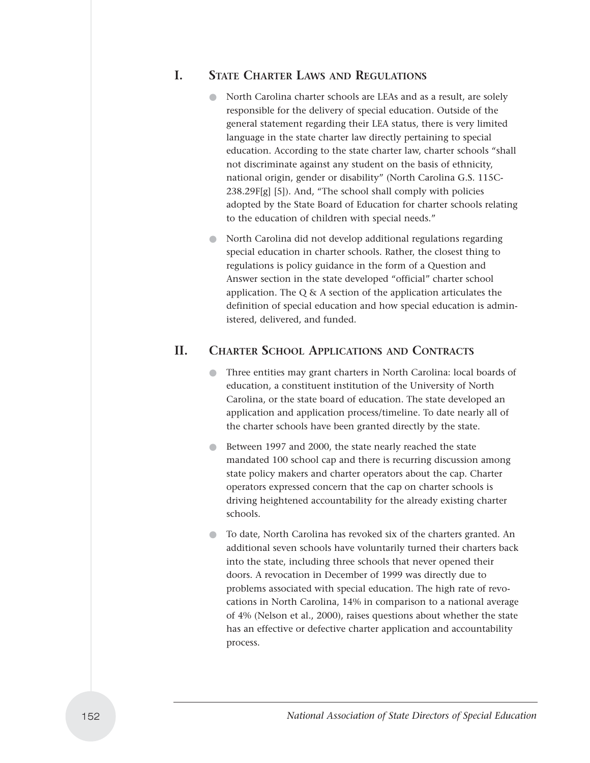## I. State Charter Laws and Regulations

- North Carolina charter schools are LEAs and as a result, are solely responsible for the delivery of special education. Outside of the general statement regarding their LEA status, there is very limited language in the state charter law directly pertaining to special education. According to the state charter law, charter schools "shall not discriminate against any student on the basis of ethnicity, national origin, gender or disability" (North Carolina G.S. 115C-238.29F[g] [5]). And, "The school shall comply with policies adopted by the State Board of Education for charter schools relating to the education of children with special needs."
- North Carolina did not develop additional regulations regarding special education in charter schools. Rather, the closest thing to regulations is policy guidance in the form of a Question and Answer section in the state developed "official" charter school application. The Q & A section of the application articulates the definition of special education and how special education is administered, delivered, and funded.

## II. Charter School Applications and Contracts

- Three entities may grant charters in North Carolina: local boards of education, a constituent institution of the University of North Carolina, or the state board of education. The state developed an application and application process/timeline. To date nearly all of the charter schools have been granted directly by the state.
- Between 1997 and 2000, the state nearly reached the state mandated 100 school cap and there is recurring discussion among state policy makers and charter operators about the cap. Charter operators expressed concern that the cap on charter schools is driving heightened accountability for the already existing charter schools.
- To date, North Carolina has revoked six of the charters granted. An additional seven schools have voluntarily turned their charters back into the state, including three schools that never opened their doors. A revocation in December of 1999 was directly due to problems associated with special education. The high rate of revocations in North Carolina, 14% in comparison to a national average of 4% (Nelson et al., 2000), raises questions about whether the state has an effective or defective charter application and accountability process.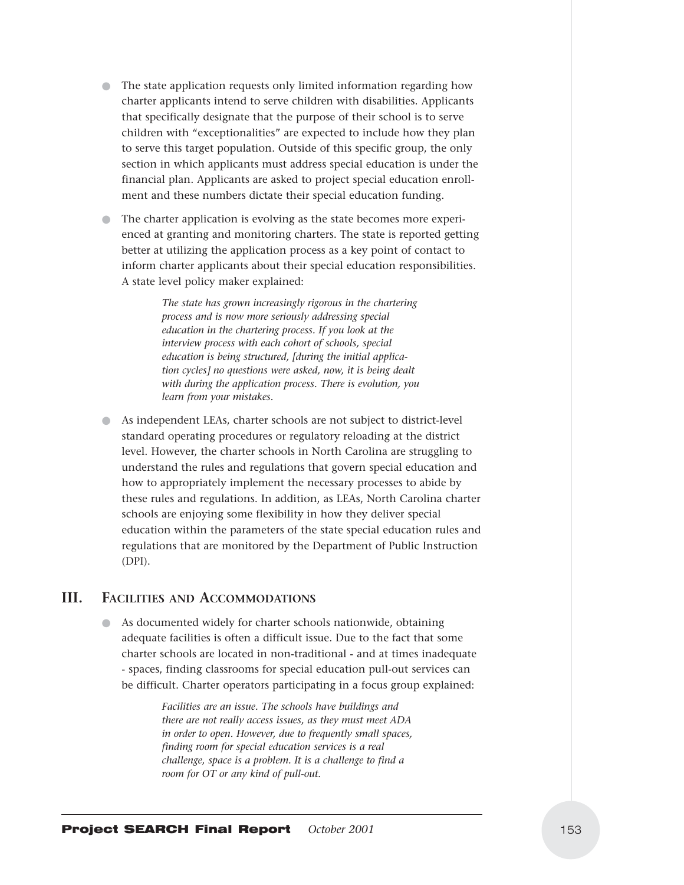- The state application requests only limited information regarding how charter applicants intend to serve children with disabilities. Applicants that specifically designate that the purpose of their school is to serve children with "exceptionalities" are expected to include how they plan to serve this target population. Outside of this specific group, the only section in which applicants must address special education is under the financial plan. Applicants are asked to project special education enrollment and these numbers dictate their special education funding.

- The charter application is evolving as the state becomes more experienced at granting and monitoring charters. The state is reported getting better at utilizing the application process as a key point of contact to inform charter applicants about their special education responsibilities. A state level policy maker explained:

  > *The state has grown increasingly rigorous in the chartering process and is now more seriously addressing special education in the chartering process. If you look at the interview process with each cohort of schools, special education is being structured, [during the initial application cycles] no questions were asked, now, it is being dealt with during the application process. There is evolution, you learn from your mistakes.*

- As independent LEAs, charter schools are not subject to district-level standard operating procedures or regulatory reloading at the district level. However, the charter schools in North Carolina are struggling to understand the rules and regulations that govern special education and how to appropriately implement the necessary processes to abide by these rules and regulations. In addition, as LEAs, North Carolina charter schools are enjoying some flexibility in how they deliver special education within the parameters of the state special education rules and regulations that are monitored by the Department of Public Instruction (DPI).

## III. Facilities and Accommodations

- As documented widely for charter schools nationwide, obtaining adequate facilities is often a difficult issue. Due to the fact that some charter schools are located in non-traditional - and at times inadequate - spaces, finding classrooms for special education pull-out services can be difficult. Charter operators participating in a focus group explained:

  > *Facilities are an issue. The schools have buildings and there are not really access issues, as they must meet ADA in order to open. However, due to frequently small spaces, finding room for special education services is a real challenge, space is a problem. It is a challenge to find a room for OT or any kind of pull-out.*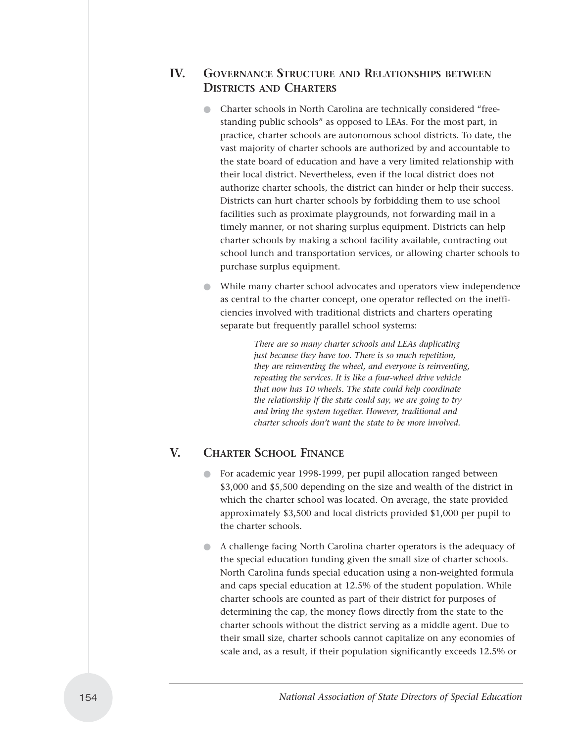## IV. Governance Structure and Relationships between Districts and Charters

- Charter schools in North Carolina are technically considered "free-standing public schools" as opposed to LEAs. For the most part, in practice, charter schools are autonomous school districts. To date, the vast majority of charter schools are authorized by and accountable to the state board of education and have a very limited relationship with their local district. Nevertheless, even if the local district does not authorize charter schools, the district can hinder or help their success. Districts can hurt charter schools by forbidding them to use school facilities such as proximate playgrounds, not forwarding mail in a timely manner, or not sharing surplus equipment. Districts can help charter schools by making a school facility available, contracting out school lunch and transportation services, or allowing charter schools to purchase surplus equipment.

- While many charter school advocates and operators view independence as central to the charter concept, one operator reflected on the inefficiencies involved with traditional districts and charters operating separate but frequently parallel school systems:

  > *There are so many charter schools and LEAs duplicating just because they have too. There is so much repetition, they are reinventing the wheel, and everyone is reinventing, repeating the services. It is like a four-wheel drive vehicle that now has 10 wheels. The state could help coordinate the relationship if the state could say, we are going to try and bring the system together. However, traditional and charter schools don't want the state to be more involved.*

## V. Charter School Finance

- For academic year 1998-1999, per pupil allocation ranged between $3,000 and $5,500 depending on the size and wealth of the district in which the charter school was located. On average, the state provided approximately $3,500 and local districts provided $1,000 per pupil to the charter schools.

- A challenge facing North Carolina charter operators is the adequacy of the special education funding given the small size of charter schools. North Carolina funds special education using a non-weighted formula and caps special education at 12.5% of the student population. While charter schools are counted as part of their district for purposes of determining the cap, the money flows directly from the state to the charter schools without the district serving as a middle agent. Due to their small size, charter schools cannot capitalize on any economies of scale and, as a result, if their population significantly exceeds 12.5% or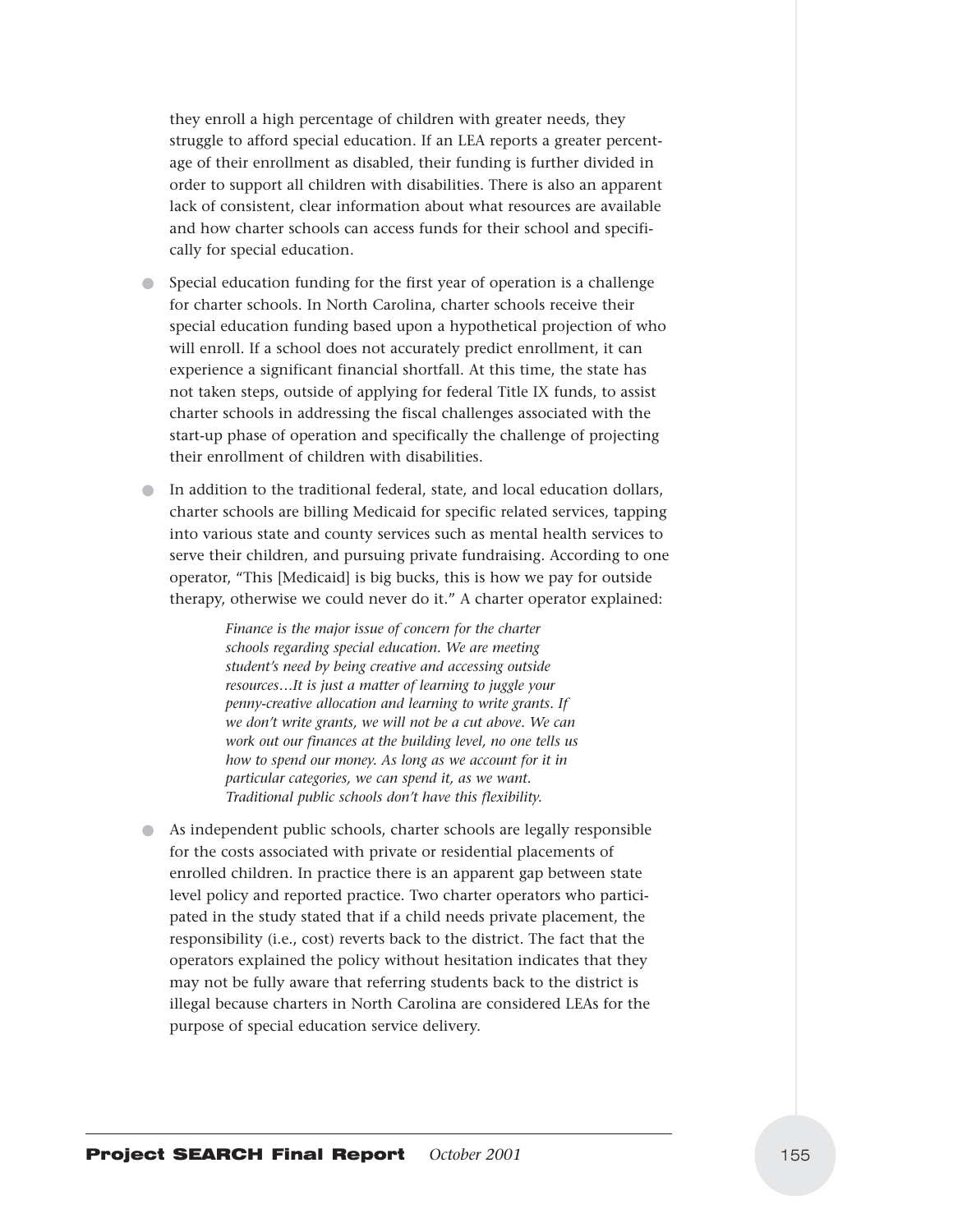they enroll a high percentage of children with greater needs, they struggle to afford special education. If an LEA reports a greater percentage of their enrollment as disabled, their funding is further divided in order to support all children with disabilities. There is also an apparent lack of consistent, clear information about what resources are available and how charter schools can access funds for their school and specifically for special education.

- Special education funding for the first year of operation is a challenge for charter schools. In North Carolina, charter schools receive their special education funding based upon a hypothetical projection of who will enroll. If a school does not accurately predict enrollment, it can experience a significant financial shortfall. At this time, the state has not taken steps, outside of applying for federal Title IX funds, to assist charter schools in addressing the fiscal challenges associated with the start-up phase of operation and specifically the challenge of projecting their enrollment of children with disabilities.

- In addition to the traditional federal, state, and local education dollars, charter schools are billing Medicaid for specific related services, tapping into various state and county services such as mental health services to serve their children, and pursuing private fundraising. According to one operator, "This [Medicaid] is big bucks, this is how we pay for outside therapy, otherwise we could never do it." A charter operator explained:

  > *Finance is the major issue of concern for the charter schools regarding special education. We are meeting student's need by being creative and accessing outside resources…It is just a matter of learning to juggle your penny-creative allocation and learning to write grants. If we don't write grants, we will not be a cut above. We can work out our finances at the building level, no one tells us how to spend our money. As long as we account for it in particular categories, we can spend it, as we want. Traditional public schools don't have this flexibility.*

- As independent public schools, charter schools are legally responsible for the costs associated with private or residential placements of enrolled children. In practice there is an apparent gap between state level policy and reported practice. Two charter operators who participated in the study stated that if a child needs private placement, the responsibility (i.e., cost) reverts back to the district. The fact that the operators explained the policy without hesitation indicates that they may not be fully aware that referring students back to the district is illegal because charters in North Carolina are considered LEAs for the purpose of special education service delivery.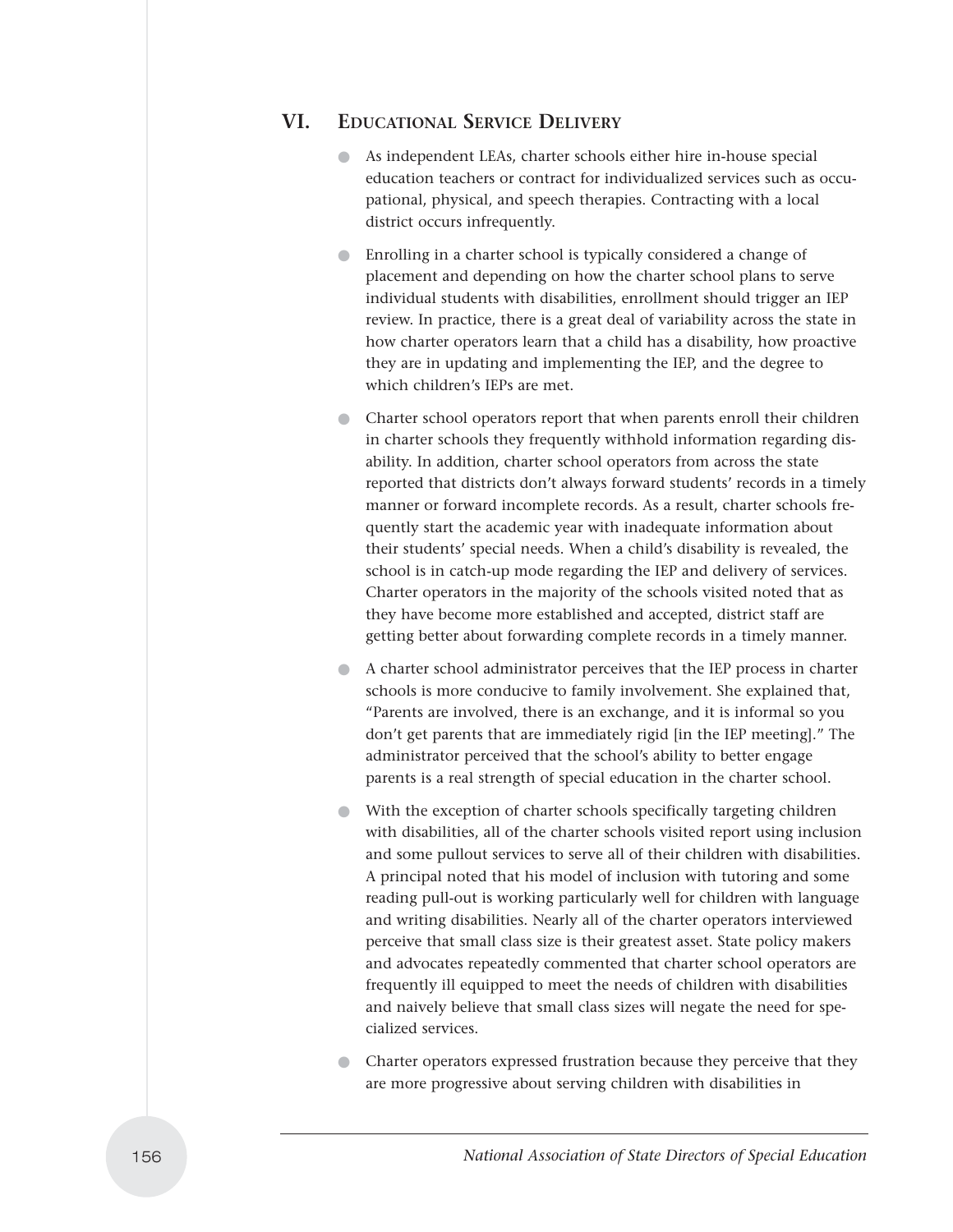## VI. Educational Service Delivery

- As independent LEAs, charter schools either hire in-house special education teachers or contract for individualized services such as occupational, physical, and speech therapies. Contracting with a local district occurs infrequently.
- Enrolling in a charter school is typically considered a change of placement and depending on how the charter school plans to serve individual students with disabilities, enrollment should trigger an IEP review. In practice, there is a great deal of variability across the state in how charter operators learn that a child has a disability, how proactive they are in updating and implementing the IEP, and the degree to which children's IEPs are met.
- Charter school operators report that when parents enroll their children in charter schools they frequently withhold information regarding disability. In addition, charter school operators from across the state reported that districts don't always forward students' records in a timely manner or forward incomplete records. As a result, charter schools frequently start the academic year with inadequate information about their students' special needs. When a child's disability is revealed, the school is in catch-up mode regarding the IEP and delivery of services. Charter operators in the majority of the schools visited noted that as they have become more established and accepted, district staff are getting better about forwarding complete records in a timely manner.
- A charter school administrator perceives that the IEP process in charter schools is more conducive to family involvement. She explained that, "Parents are involved, there is an exchange, and it is informal so you don't get parents that are immediately rigid [in the IEP meeting]." The administrator perceived that the school's ability to better engage parents is a real strength of special education in the charter school.
- With the exception of charter schools specifically targeting children with disabilities, all of the charter schools visited report using inclusion and some pullout services to serve all of their children with disabilities. A principal noted that his model of inclusion with tutoring and some reading pull-out is working particularly well for children with language and writing disabilities. Nearly all of the charter operators interviewed perceive that small class size is their greatest asset. State policy makers and advocates repeatedly commented that charter school operators are frequently ill equipped to meet the needs of children with disabilities and naively believe that small class sizes will negate the need for specialized services.
- Charter operators expressed frustration because they perceive that they are more progressive about serving children with disabilities in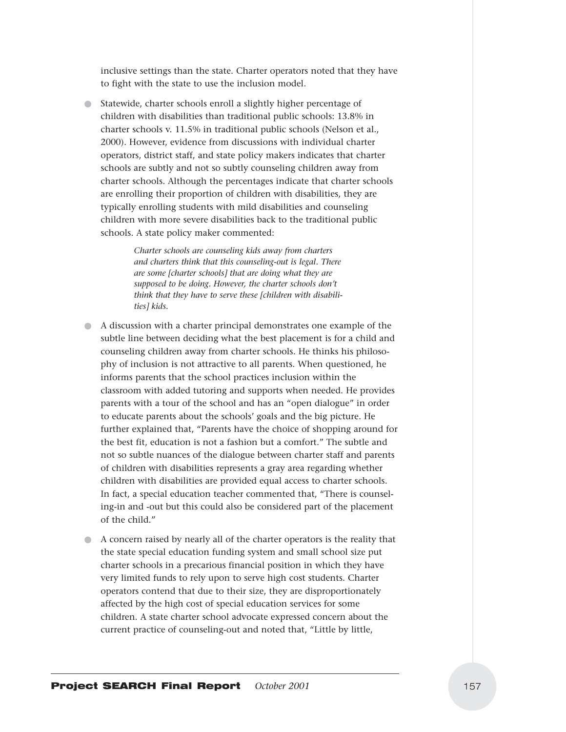inclusive settings than the state. Charter operators noted that they have to fight with the state to use the inclusion model.

- Statewide, charter schools enroll a slightly higher percentage of children with disabilities than traditional public schools: 13.8% in charter schools v. 11.5% in traditional public schools (Nelson et al., 2000). However, evidence from discussions with individual charter operators, district staff, and state policy makers indicates that charter schools are subtly and not so subtly counseling children away from charter schools. Although the percentages indicate that charter schools are enrolling their proportion of children with disabilities, they are typically enrolling students with mild disabilities and counseling children with more severe disabilities back to the traditional public schools. A state policy maker commented:

> *Charter schools are counseling kids away from charters and charters think that this counseling-out is legal. There are some [charter schools] that are doing what they are supposed to be doing. However, the charter schools don't think that they have to serve these [children with disabilities] kids.*

- A discussion with a charter principal demonstrates one example of the subtle line between deciding what the best placement is for a child and counseling children away from charter schools. He thinks his philosophy of inclusion is not attractive to all parents. When questioned, he informs parents that the school practices inclusion within the classroom with added tutoring and supports when needed. He provides parents with a tour of the school and has an "open dialogue" in order to educate parents about the schools' goals and the big picture. He further explained that, "Parents have the choice of shopping around for the best fit, education is not a fashion but a comfort." The subtle and not so subtle nuances of the dialogue between charter staff and parents of children with disabilities represents a gray area regarding whether children with disabilities are provided equal access to charter schools. In fact, a special education teacher commented that, "There is counseling-in and -out but this could also be considered part of the placement of the child."

- A concern raised by nearly all of the charter operators is the reality that the state special education funding system and small school size put charter schools in a precarious financial position in which they have very limited funds to rely upon to serve high cost students. Charter operators contend that due to their size, they are disproportionately affected by the high cost of special education services for some children. A state charter school advocate expressed concern about the current practice of counseling-out and noted that, "Little by little,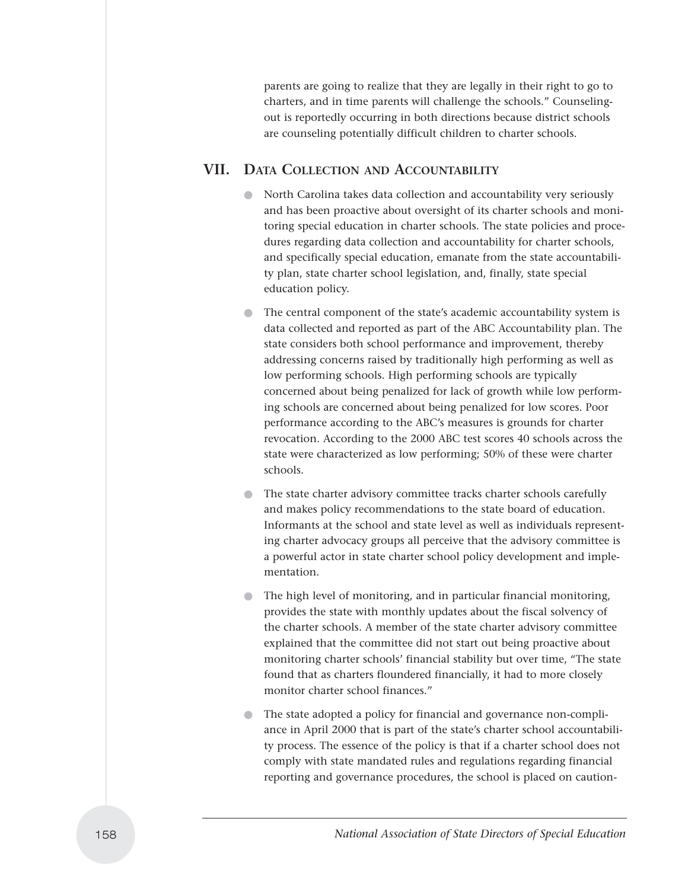parents are going to realize that they are legally in their right to go to charters, and in time parents will challenge the schools." Counseling-out is reportedly occurring in both directions because district schools are counseling potentially difficult children to charter schools.

## VII. Data Collection and Accountability

- North Carolina takes data collection and accountability very seriously and has been proactive about oversight of its charter schools and monitoring special education in charter schools. The state policies and procedures regarding data collection and accountability for charter schools, and specifically special education, emanate from the state accountability plan, state charter school legislation, and, finally, state special education policy.

- The central component of the state's academic accountability system is data collected and reported as part of the ABC Accountability plan. The state considers both school performance and improvement, thereby addressing concerns raised by traditionally high performing as well as low performing schools. High performing schools are typically concerned about being penalized for lack of growth while low performing schools are concerned about being penalized for low scores. Poor performance according to the ABC's measures is grounds for charter revocation. According to the 2000 ABC test scores 40 schools across the state were characterized as low performing; 50% of these were charter schools.

- The state charter advisory committee tracks charter schools carefully and makes policy recommendations to the state board of education. Informants at the school and state level as well as individuals representing charter advocacy groups all perceive that the advisory committee is a powerful actor in state charter school policy development and implementation.

- The high level of monitoring, and in particular financial monitoring, provides the state with monthly updates about the fiscal solvency of the charter schools. A member of the state charter advisory committee explained that the committee did not start out being proactive about monitoring charter schools' financial stability but over time, "The state found that as charters floundered financially, it had to more closely monitor charter school finances."

- The state adopted a policy for financial and governance non-compliance in April 2000 that is part of the state's charter school accountability process. The essence of the policy is that if a charter school does not comply with state mandated rules and regulations regarding financial reporting and governance procedures, the school is placed on caution-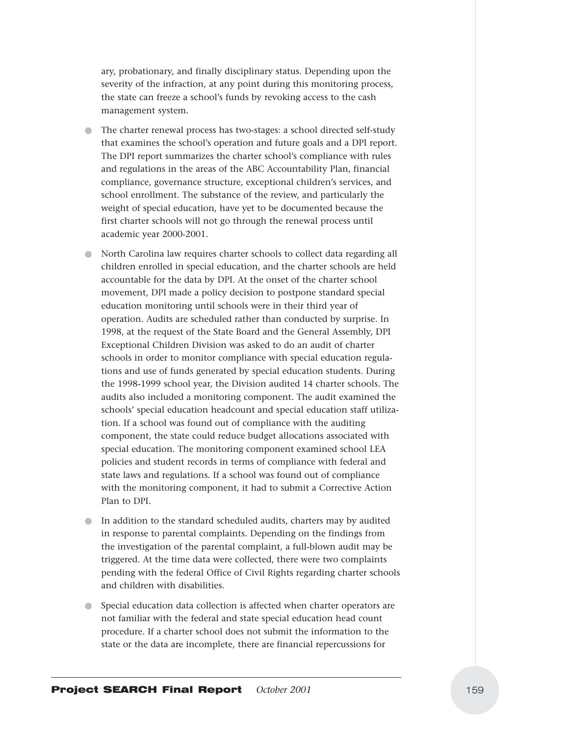ary, probationary, and finally disciplinary status. Depending upon the severity of the infraction, at any point during this monitoring process, the state can freeze a school's funds by revoking access to the cash management system.

- The charter renewal process has two-stages: a school directed self-study that examines the school's operation and future goals and a DPI report. The DPI report summarizes the charter school's compliance with rules and regulations in the areas of the ABC Accountability Plan, financial compliance, governance structure, exceptional children's services, and school enrollment. The substance of the review, and particularly the weight of special education, have yet to be documented because the first charter schools will not go through the renewal process until academic year 2000-2001.

- North Carolina law requires charter schools to collect data regarding all children enrolled in special education, and the charter schools are held accountable for the data by DPI. At the onset of the charter school movement, DPI made a policy decision to postpone standard special education monitoring until schools were in their third year of operation. Audits are scheduled rather than conducted by surprise. In 1998, at the request of the State Board and the General Assembly, DPI Exceptional Children Division was asked to do an audit of charter schools in order to monitor compliance with special education regulations and use of funds generated by special education students. During the 1998-1999 school year, the Division audited 14 charter schools. The audits also included a monitoring component. The audit examined the schools' special education headcount and special education staff utilization. If a school was found out of compliance with the auditing component, the state could reduce budget allocations associated with special education. The monitoring component examined school LEA policies and student records in terms of compliance with federal and state laws and regulations. If a school was found out of compliance with the monitoring component, it had to submit a Corrective Action Plan to DPI.

- In addition to the standard scheduled audits, charters may by audited in response to parental complaints. Depending on the findings from the investigation of the parental complaint, a full-blown audit may be triggered. At the time data were collected, there were two complaints pending with the federal Office of Civil Rights regarding charter schools and children with disabilities.

- Special education data collection is affected when charter operators are not familiar with the federal and state special education head count procedure. If a charter school does not submit the information to the state or the data are incomplete, there are financial repercussions for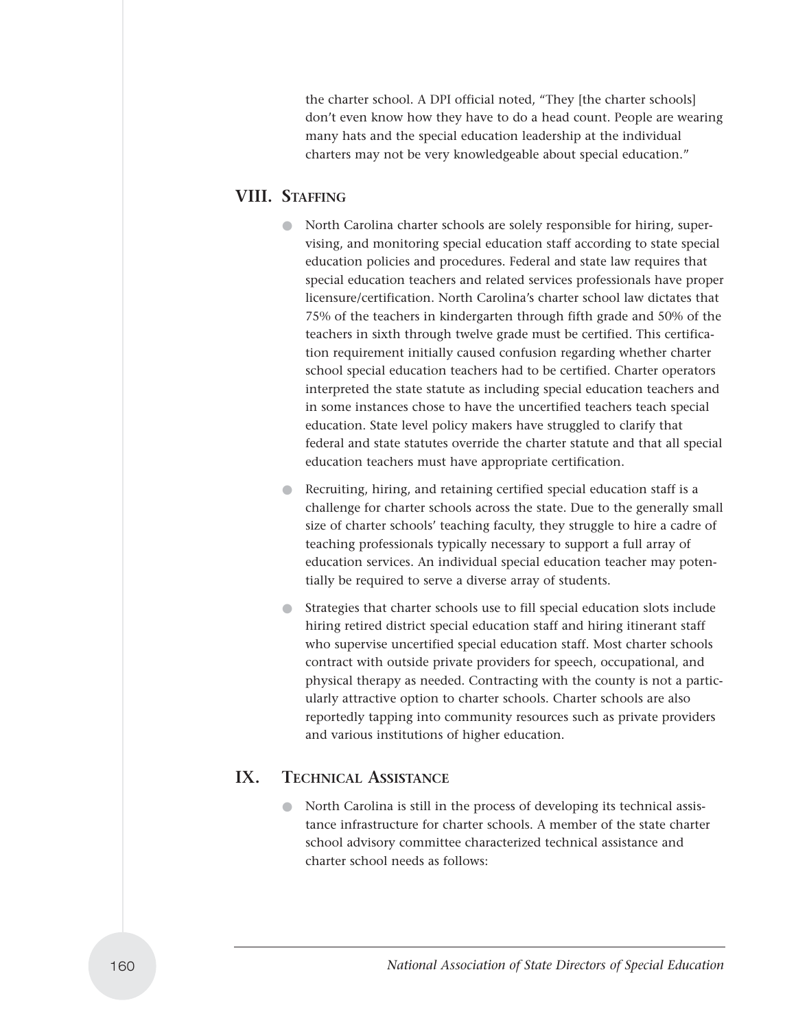the charter school. A DPI official noted, "They [the charter schools] don't even know how they have to do a head count. People are wearing many hats and the special education leadership at the individual charters may not be very knowledgeable about special education."

## VIII. Staffing

- North Carolina charter schools are solely responsible for hiring, supervising, and monitoring special education staff according to state special education policies and procedures. Federal and state law requires that special education teachers and related services professionals have proper licensure/certification. North Carolina's charter school law dictates that 75% of the teachers in kindergarten through fifth grade and 50% of the teachers in sixth through twelve grade must be certified. This certification requirement initially caused confusion regarding whether charter school special education teachers had to be certified. Charter operators interpreted the state statute as including special education teachers and in some instances chose to have the uncertified teachers teach special education. State level policy makers have struggled to clarify that federal and state statutes override the charter statute and that all special education teachers must have appropriate certification.

- Recruiting, hiring, and retaining certified special education staff is a challenge for charter schools across the state. Due to the generally small size of charter schools' teaching faculty, they struggle to hire a cadre of teaching professionals typically necessary to support a full array of education services. An individual special education teacher may potentially be required to serve a diverse array of students.

- Strategies that charter schools use to fill special education slots include hiring retired district special education staff and hiring itinerant staff who supervise uncertified special education staff. Most charter schools contract with outside private providers for speech, occupational, and physical therapy as needed. Contracting with the county is not a particularly attractive option to charter schools. Charter schools are also reportedly tapping into community resources such as private providers and various institutions of higher education.

## IX. Technical Assistance

- North Carolina is still in the process of developing its technical assistance infrastructure for charter schools. A member of the state charter school advisory committee characterized technical assistance and charter school needs as follows: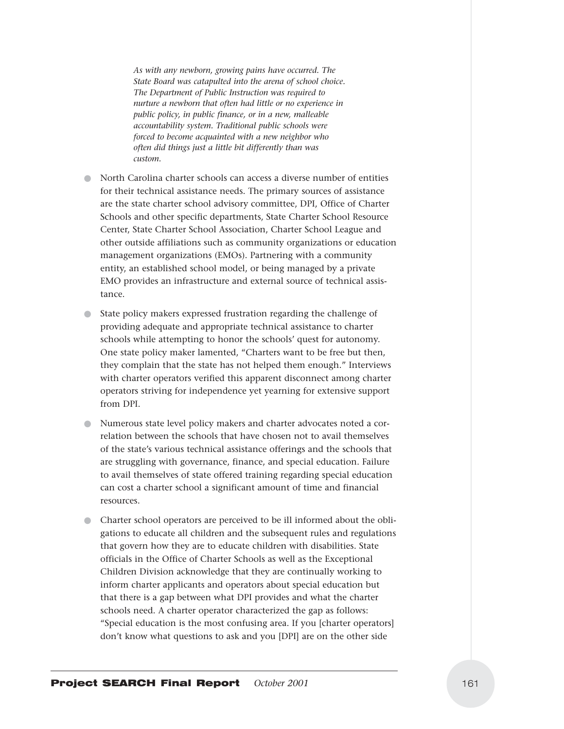> *As with any newborn, growing pains have occurred. The State Board was catapulted into the arena of school choice. The Department of Public Instruction was required to nurture a newborn that often had little or no experience in public policy, in public finance, or in a new, malleable accountability system. Traditional public schools were forced to become acquainted with a new neighbor who often did things just a little bit differently than was custom.*

- North Carolina charter schools can access a diverse number of entities for their technical assistance needs. The primary sources of assistance are the state charter school advisory committee, DPI, Office of Charter Schools and other specific departments, State Charter School Resource Center, State Charter School Association, Charter School League and other outside affiliations such as community organizations or education management organizations (EMOs). Partnering with a community entity, an established school model, or being managed by a private EMO provides an infrastructure and external source of technical assistance.

- State policy makers expressed frustration regarding the challenge of providing adequate and appropriate technical assistance to charter schools while attempting to honor the schools' quest for autonomy. One state policy maker lamented, "Charters want to be free but then, they complain that the state has not helped them enough." Interviews with charter operators verified this apparent disconnect among charter operators striving for independence yet yearning for extensive support from DPI.

- Numerous state level policy makers and charter advocates noted a correlation between the schools that have chosen not to avail themselves of the state's various technical assistance offerings and the schools that are struggling with governance, finance, and special education. Failure to avail themselves of state offered training regarding special education can cost a charter school a significant amount of time and financial resources.

- Charter school operators are perceived to be ill informed about the obligations to educate all children and the subsequent rules and regulations that govern how they are to educate children with disabilities. State officials in the Office of Charter Schools as well as the Exceptional Children Division acknowledge that they are continually working to inform charter applicants and operators about special education but that there is a gap between what DPI provides and what the charter schools need. A charter operator characterized the gap as follows: "Special education is the most confusing area. If you [charter operators] don't know what questions to ask and you [DPI] are on the other side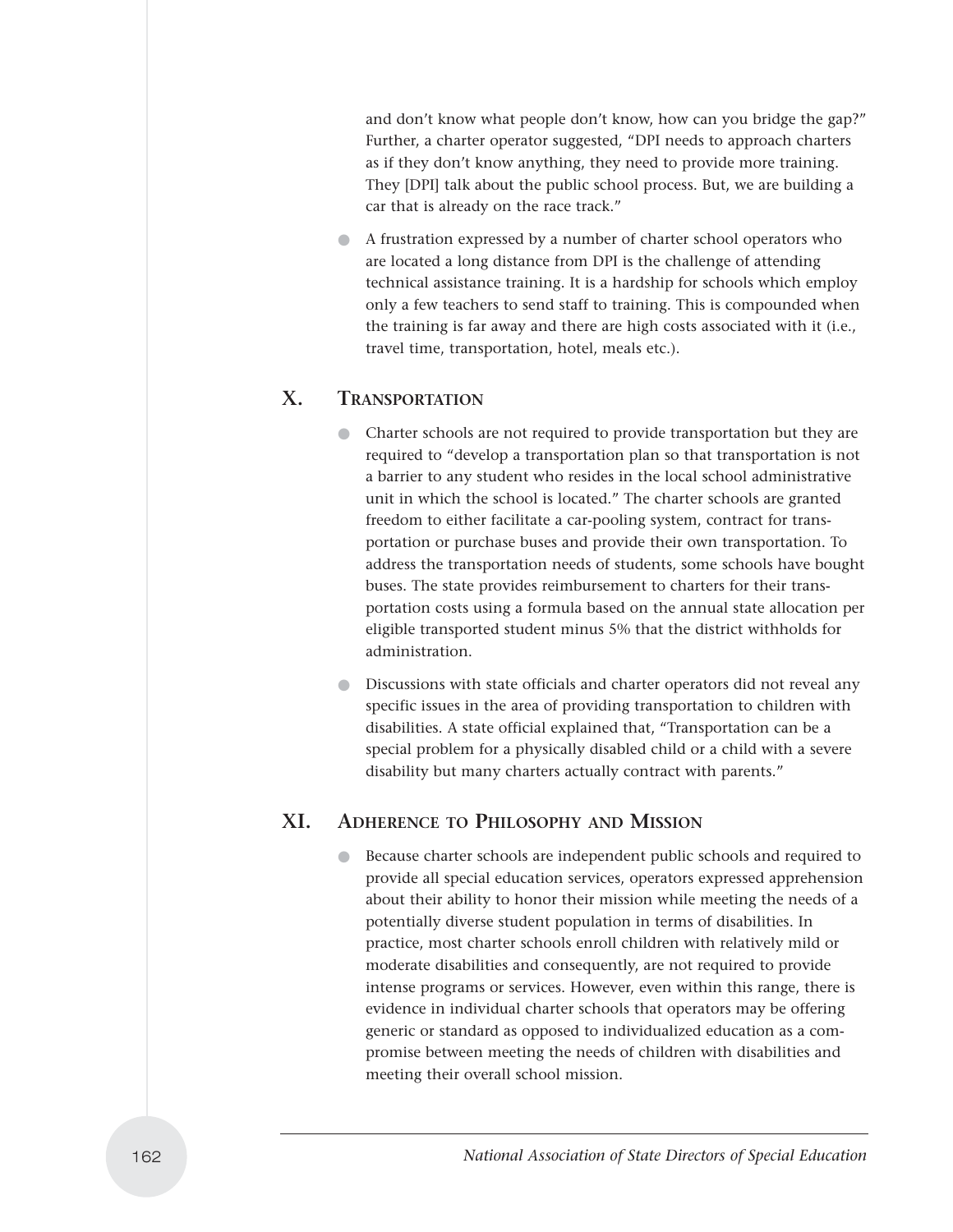and don't know what people don't know, how can you bridge the gap?" Further, a charter operator suggested, "DPI needs to approach charters as if they don't know anything, they need to provide more training. They [DPI] talk about the public school process. But, we are building a car that is already on the race track."

- A frustration expressed by a number of charter school operators who are located a long distance from DPI is the challenge of attending technical assistance training. It is a hardship for schools which employ only a few teachers to send staff to training. This is compounded when the training is far away and there are high costs associated with it (i.e., travel time, transportation, hotel, meals etc.).

## X. Transportation

- Charter schools are not required to provide transportation but they are required to "develop a transportation plan so that transportation is not a barrier to any student who resides in the local school administrative unit in which the school is located." The charter schools are granted freedom to either facilitate a car-pooling system, contract for transportation or purchase buses and provide their own transportation. To address the transportation needs of students, some schools have bought buses. The state provides reimbursement to charters for their transportation costs using a formula based on the annual state allocation per eligible transported student minus 5% that the district withholds for administration.

- Discussions with state officials and charter operators did not reveal any specific issues in the area of providing transportation to children with disabilities. A state official explained that, "Transportation can be a special problem for a physically disabled child or a child with a severe disability but many charters actually contract with parents."

## XI. Adherence to Philosophy and Mission

- Because charter schools are independent public schools and required to provide all special education services, operators expressed apprehension about their ability to honor their mission while meeting the needs of a potentially diverse student population in terms of disabilities. In practice, most charter schools enroll children with relatively mild or moderate disabilities and consequently, are not required to provide intense programs or services. However, even within this range, there is evidence in individual charter schools that operators may be offering generic or standard as opposed to individualized education as a compromise between meeting the needs of children with disabilities and meeting their overall school mission.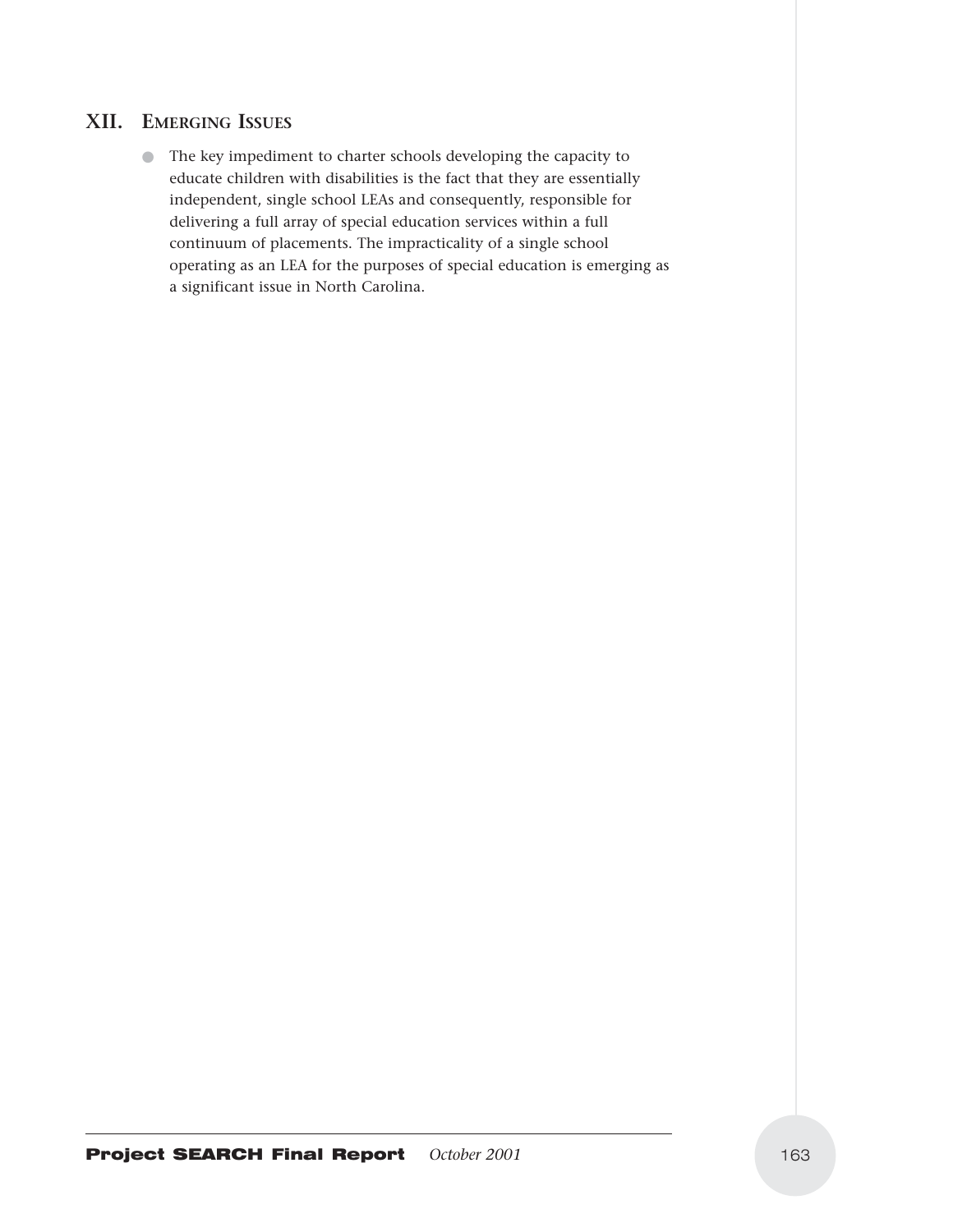## XII. Emerging Issues

- The key impediment to charter schools developing the capacity to educate children with disabilities is the fact that they are essentially independent, single school LEAs and consequently, responsible for delivering a full array of special education services within a full continuum of placements. The impracticality of a single school operating as an LEA for the purposes of special education is emerging as a significant issue in North Carolina.